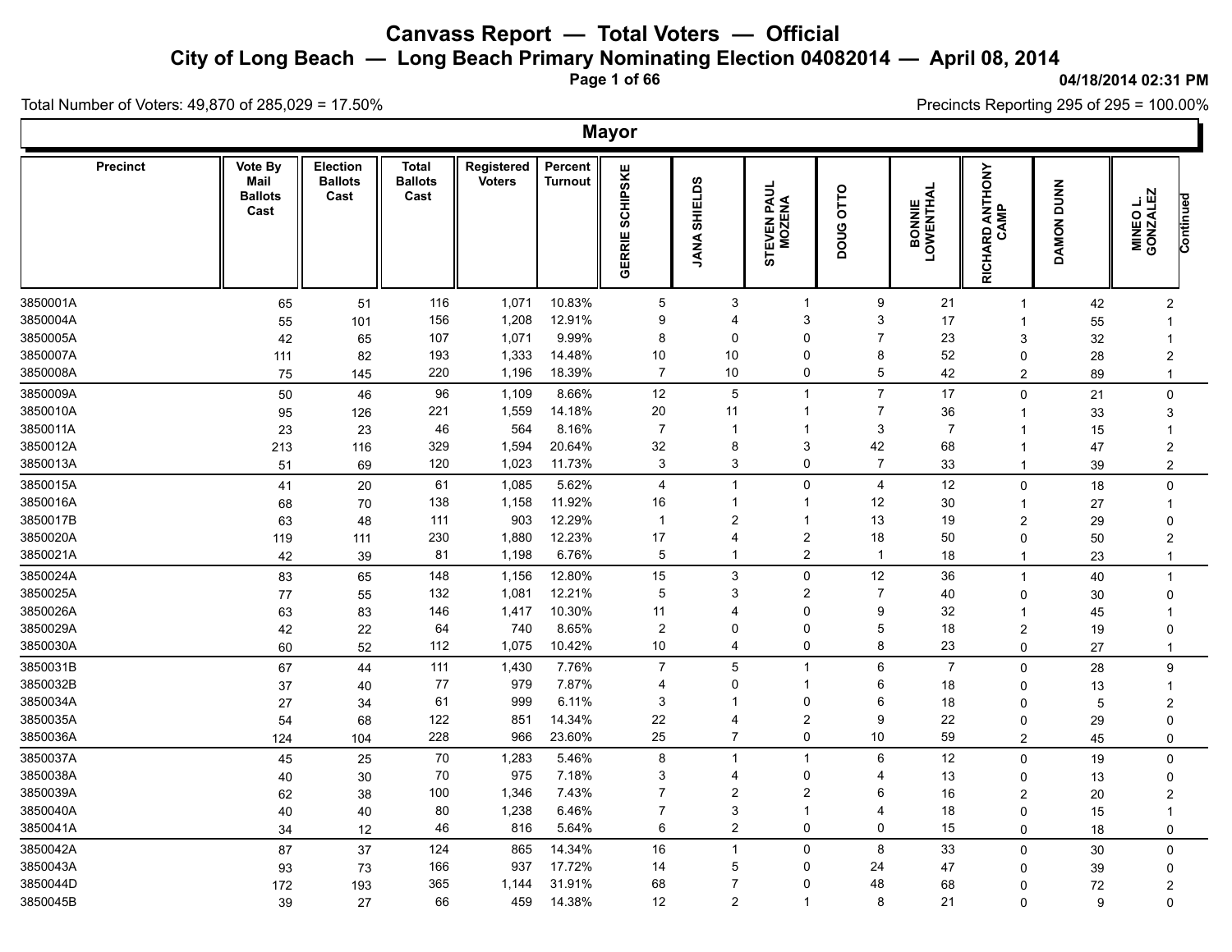# Canvass Report — Total Voters — Official

## City of Long Beach — Long Beach Primary Nominating Election 04082014 — April 08, 2014

04/18/2014 02:31 PM

Total Number of Voters: 49,870 of 285,029 = 17.50%

Precincts Reporting 295 of 295 = 100.00%

### Mayor

| Precinct | Vote By Mail Ballots Cast | Election Ballots Cast | Total Ballots Cast | Registered Voters | Percent Turnout | GERRIE SCHIPSKE | JANA SHIELDS | STEVEN PAUL MOZENA | DOUG OTTO | BONNIE LOWENTHAL | RICHARD ANTHONY CAMP | DAMON DUNN | MINEO L. GONZALEZ |
|---|---|---|---|---|---|---|---|---|---|---|---|---|---|
| 3850001A | 65 | 51 | 116 | 1,071 | 10.83% | 5 | 3 | 1 | 9 | 21 | 1 | 42 | 2 |
| 3850004A | 55 | 101 | 156 | 1,208 | 12.91% | 9 | 4 | 3 | 3 | 17 | 1 | 55 | 1 |
| 3850005A | 42 | 65 | 107 | 1,071 | 9.99% | 8 | 0 | 0 | 7 | 23 | 3 | 32 | 1 |
| 3850007A | 111 | 82 | 193 | 1,333 | 14.48% | 10 | 10 | 0 | 8 | 52 | 0 | 28 | 2 |
| 3850008A | 75 | 145 | 220 | 1,196 | 18.39% | 7 | 10 | 0 | 5 | 42 | 2 | 89 | 1 |
| 3850009A | 50 | 46 | 96 | 1,109 | 8.66% | 12 | 5 | 1 | 7 | 17 | 0 | 21 | 0 |
| 3850010A | 95 | 126 | 221 | 1,559 | 14.18% | 20 | 11 | 1 | 7 | 36 | 1 | 33 | 3 |
| 3850011A | 23 | 23 | 46 | 564 | 8.16% | 7 | 1 | 1 | 3 | 7 | 1 | 15 | 1 |
| 3850012A | 213 | 116 | 329 | 1,594 | 20.64% | 32 | 8 | 3 | 42 | 68 | 1 | 47 | 2 |
| 3850013A | 51 | 69 | 120 | 1,023 | 11.73% | 3 | 3 | 0 | 7 | 33 | 1 | 39 | 2 |
| 3850015A | 41 | 20 | 61 | 1,085 | 5.62% | 4 | 1 | 0 | 4 | 12 | 0 | 18 | 0 |
| 3850016A | 68 | 70 | 138 | 1,158 | 11.92% | 16 | 1 | 1 | 12 | 30 | 1 | 27 | 1 |
| 3850017B | 63 | 48 | 111 | 903 | 12.29% | 1 | 2 | 1 | 13 | 19 | 2 | 29 | 0 |
| 3850020A | 119 | 111 | 230 | 1,880 | 12.23% | 17 | 4 | 2 | 18 | 50 | 0 | 50 | 2 |
| 3850021A | 42 | 39 | 81 | 1,198 | 6.76% | 5 | 1 | 2 | 1 | 18 | 1 | 23 | 1 |
| 3850024A | 83 | 65 | 148 | 1,156 | 12.80% | 15 | 3 | 0 | 12 | 36 | 1 | 40 | 1 |
| 3850025A | 77 | 55 | 132 | 1,081 | 12.21% | 5 | 3 | 2 | 7 | 40 | 0 | 30 | 0 |
| 3850026A | 63 | 83 | 146 | 1,417 | 10.30% | 11 | 4 | 0 | 9 | 32 | 1 | 45 | 1 |
| 3850029A | 42 | 22 | 64 | 740 | 8.65% | 2 | 0 | 0 | 5 | 18 | 2 | 19 | 0 |
| 3850030A | 60 | 52 | 112 | 1,075 | 10.42% | 10 | 4 | 0 | 8 | 23 | 0 | 27 | 1 |
| 3850031B | 67 | 44 | 111 | 1,430 | 7.76% | 7 | 5 | 1 | 6 | 7 | 0 | 28 | 9 |
| 3850032B | 37 | 40 | 77 | 979 | 7.87% | 4 | 0 | 1 | 6 | 18 | 0 | 13 | 1 |
| 3850034A | 27 | 34 | 61 | 999 | 6.11% | 3 | 1 | 0 | 6 | 18 | 0 | 5 | 2 |
| 3850035A | 54 | 68 | 122 | 851 | 14.34% | 22 | 4 | 2 | 9 | 22 | 0 | 29 | 0 |
| 3850036A | 124 | 104 | 228 | 966 | 23.60% | 25 | 7 | 0 | 10 | 59 | 2 | 45 | 0 |
| 3850037A | 45 | 25 | 70 | 1,283 | 5.46% | 8 | 1 | 1 | 6 | 12 | 0 | 19 | 0 |
| 3850038A | 40 | 30 | 70 | 975 | 7.18% | 3 | 4 | 0 | 4 | 13 | 0 | 13 | 0 |
| 3850039A | 62 | 38 | 100 | 1,346 | 7.43% | 7 | 2 | 2 | 6 | 16 | 2 | 20 | 2 |
| 3850040A | 40 | 40 | 80 | 1,238 | 6.46% | 7 | 3 | 1 | 4 | 18 | 0 | 15 | 1 |
| 3850041A | 34 | 12 | 46 | 816 | 5.64% | 6 | 2 | 0 | 0 | 15 | 0 | 18 | 0 |
| 3850042A | 87 | 37 | 124 | 865 | 14.34% | 16 | 1 | 0 | 8 | 33 | 0 | 30 | 0 |
| 3850043A | 93 | 73 | 166 | 937 | 17.72% | 14 | 5 | 0 | 24 | 47 | 0 | 39 | 0 |
| 3850044D | 172 | 193 | 365 | 1,144 | 31.91% | 68 | 7 | 0 | 48 | 68 | 0 | 72 | 2 |
| 3850045B | 39 | 27 | 66 | 459 | 14.38% | 12 | 2 | 1 | 8 | 21 | 0 | 9 | 0 |

Continued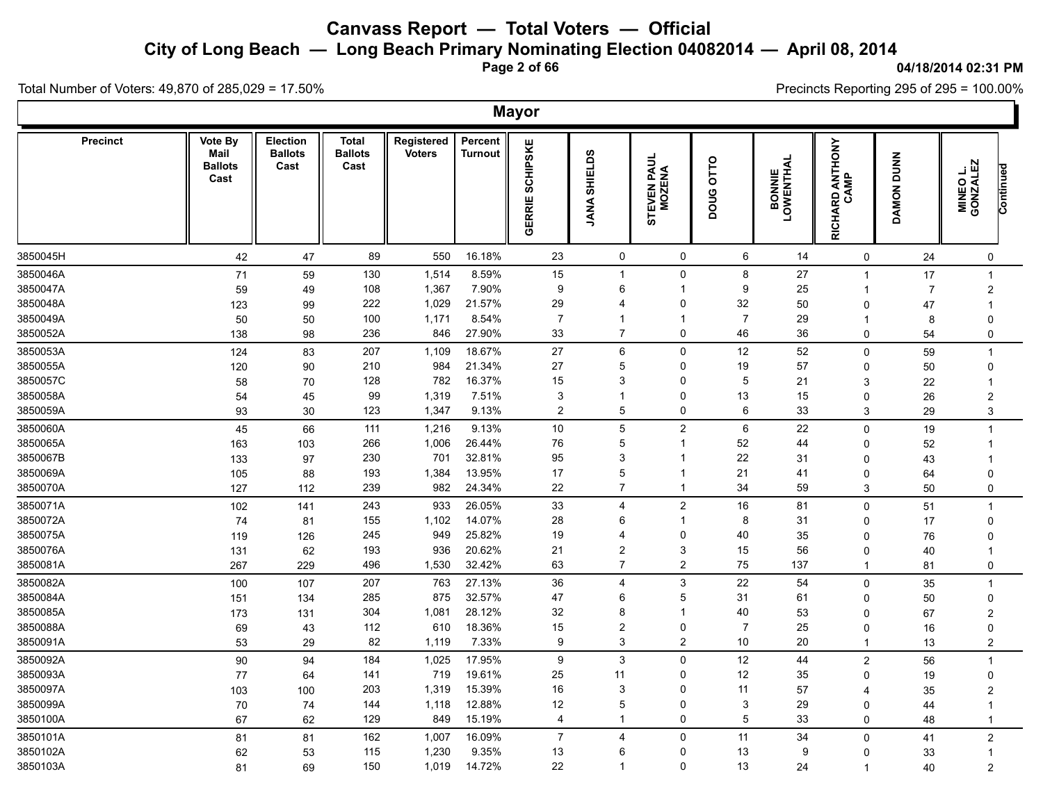# Canvass Report — Total Voters — Official

## City of Long Beach — Long Beach Primary Nominating Election 04082014 — April 08, 2014

04/18/2014 02:31 PM

Total Number of Voters: 49,870 of 285,029 = 17.50%

Precincts Reporting 295 of 295 = 100.00%

### Mayor

| Precinct | Vote By Mail Ballots Cast | Election Ballots Cast | Total Ballots Cast | Registered Voters | Percent Turnout | GERRIE SCHIPSKE | JANA SHIELDS | STEVEN PAUL MOZENA | DOUG OTTO | BONNIE LOWENTHAL | RICHARD ANTHONY CAMP | DAMON DUNN | MINEO L. GONZALEZ | Continued |
|---|---|---|---|---|---|---|---|---|---|---|---|---|---|---|
| 3850045H | 42 | 47 | 89 | 550 | 16.18% | 23 | 0 | 0 | 6 | 14 | 0 | 24 | 0 | |
| 3850046A | 71 | 59 | 130 | 1,514 | 8.59% | 15 | 1 | 0 | 8 | 27 | 1 | 17 | 1 | |
| 3850047A | 59 | 49 | 108 | 1,367 | 7.90% | 9 | 6 | 1 | 9 | 25 | 1 | 7 | 2 | |
| 3850048A | 123 | 99 | 222 | 1,029 | 21.57% | 29 | 4 | 0 | 32 | 50 | 0 | 47 | 1 | |
| 3850049A | 50 | 50 | 100 | 1,171 | 8.54% | 7 | 1 | 1 | 7 | 29 | 1 | 8 | 0 | |
| 3850052A | 138 | 98 | 236 | 846 | 27.90% | 33 | 7 | 0 | 46 | 36 | 0 | 54 | 0 | |
| 3850053A | 124 | 83 | 207 | 1,109 | 18.67% | 27 | 6 | 0 | 12 | 52 | 0 | 59 | 1 | |
| 3850055A | 120 | 90 | 210 | 984 | 21.34% | 27 | 5 | 0 | 19 | 57 | 0 | 50 | 0 | |
| 3850057C | 58 | 70 | 128 | 782 | 16.37% | 15 | 3 | 0 | 5 | 21 | 3 | 22 | 1 | |
| 3850058A | 54 | 45 | 99 | 1,319 | 7.51% | 3 | 1 | 0 | 13 | 15 | 0 | 26 | 2 | |
| 3850059A | 93 | 30 | 123 | 1,347 | 9.13% | 2 | 5 | 0 | 6 | 33 | 3 | 29 | 3 | |
| 3850060A | 45 | 66 | 111 | 1,216 | 9.13% | 10 | 5 | 2 | 6 | 22 | 0 | 19 | 1 | |
| 3850065A | 163 | 103 | 266 | 1,006 | 26.44% | 76 | 5 | 1 | 52 | 44 | 0 | 52 | 1 | |
| 3850067B | 133 | 97 | 230 | 701 | 32.81% | 95 | 3 | 1 | 22 | 31 | 0 | 43 | 1 | |
| 3850069A | 105 | 88 | 193 | 1,384 | 13.95% | 17 | 5 | 1 | 21 | 41 | 0 | 64 | 0 | |
| 3850070A | 127 | 112 | 239 | 982 | 24.34% | 22 | 7 | 1 | 34 | 59 | 3 | 50 | 0 | |
| 3850071A | 102 | 141 | 243 | 933 | 26.05% | 33 | 4 | 2 | 16 | 81 | 0 | 51 | 1 | |
| 3850072A | 74 | 81 | 155 | 1,102 | 14.07% | 28 | 6 | 1 | 8 | 31 | 0 | 17 | 0 | |
| 3850075A | 119 | 126 | 245 | 949 | 25.82% | 19 | 4 | 0 | 40 | 35 | 0 | 76 | 0 | |
| 3850076A | 131 | 62 | 193 | 936 | 20.62% | 21 | 2 | 3 | 15 | 56 | 0 | 40 | 1 | |
| 3850081A | 267 | 229 | 496 | 1,530 | 32.42% | 63 | 7 | 2 | 75 | 137 | 1 | 81 | 0 | |
| 3850082A | 100 | 107 | 207 | 763 | 27.13% | 36 | 4 | 3 | 22 | 54 | 0 | 35 | 1 | |
| 3850084A | 151 | 134 | 285 | 875 | 32.57% | 47 | 6 | 5 | 31 | 61 | 0 | 50 | 0 | |
| 3850085A | 173 | 131 | 304 | 1,081 | 28.12% | 32 | 8 | 1 | 40 | 53 | 0 | 67 | 2 | |
| 3850088A | 69 | 43 | 112 | 610 | 18.36% | 15 | 2 | 0 | 7 | 25 | 0 | 16 | 0 | |
| 3850091A | 53 | 29 | 82 | 1,119 | 7.33% | 9 | 3 | 2 | 10 | 20 | 1 | 13 | 2 | |
| 3850092A | 90 | 94 | 184 | 1,025 | 17.95% | 9 | 3 | 0 | 12 | 44 | 2 | 56 | 1 | |
| 3850093A | 77 | 64 | 141 | 719 | 19.61% | 25 | 11 | 0 | 12 | 35 | 0 | 19 | 0 | |
| 3850097A | 103 | 100 | 203 | 1,319 | 15.39% | 16 | 3 | 0 | 11 | 57 | 4 | 35 | 2 | |
| 3850099A | 70 | 74 | 144 | 1,118 | 12.88% | 12 | 5 | 0 | 3 | 29 | 0 | 44 | 1 | |
| 3850100A | 67 | 62 | 129 | 849 | 15.19% | 4 | 1 | 0 | 5 | 33 | 0 | 48 | 1 | |
| 3850101A | 81 | 81 | 162 | 1,007 | 16.09% | 7 | 4 | 0 | 11 | 34 | 0 | 41 | 2 | |
| 3850102A | 62 | 53 | 115 | 1,230 | 9.35% | 13 | 6 | 0 | 13 | 9 | 0 | 33 | 1 | |
| 3850103A | 81 | 69 | 150 | 1,019 | 14.72% | 22 | 1 | 0 | 13 | 24 | 1 | 40 | 2 | |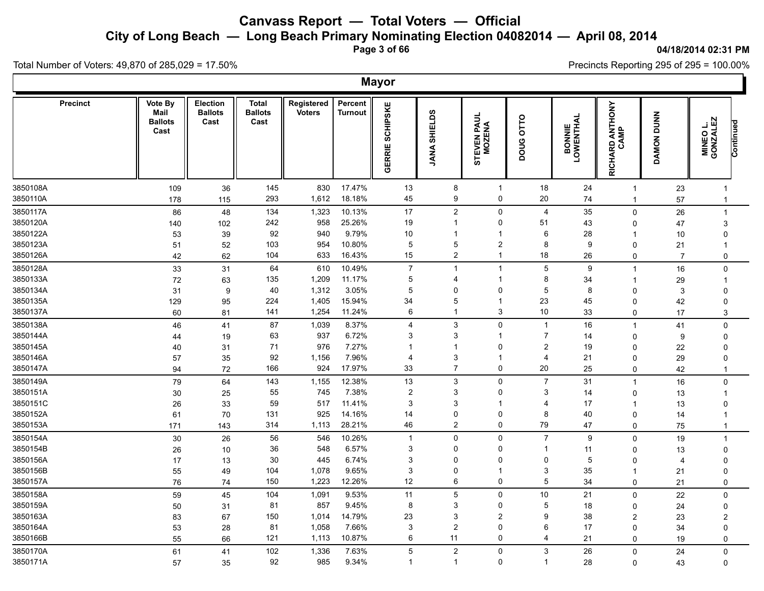# Canvass Report — Total Voters — Official

## City of Long Beach — Long Beach Primary Nominating Election 04082014 — April 08, 2014

04/18/2014 02:31 PM

Total Number of Voters: 49,870 of 285,029 = 17.50%

Precincts Reporting 295 of 295 = 100.00%

### Mayor

| Precinct | Vote By Mail Ballots Cast | Election Ballots Cast | Total Ballots Cast | Registered Voters | Percent Turnout | GERRIE SCHIPSKE | JANA SHIELDS | STEVEN PAUL MOZENA | DOUG OTTO | BONNIE LOWENTHAL | RICHARD ANTHONY CAMP | DAMON DUNN | MINEO L. GONZALEZ | Continued |
|---|---|---|---|---|---|---|---|---|---|---|---|---|---|---|
| 3850108A | 109 | 36 | 145 | 830 | 17.47% | 13 | 8 | 1 | 18 | 24 | 1 | 23 | 1 | |
| 3850110A | 178 | 115 | 293 | 1,612 | 18.18% | 45 | 9 | 0 | 20 | 74 | 1 | 57 | 1 | |
| 3850117A | 86 | 48 | 134 | 1,323 | 10.13% | 17 | 2 | 0 | 4 | 35 | 0 | 26 | 1 | |
| 3850120A | 140 | 102 | 242 | 958 | 25.26% | 19 | 1 | 0 | 51 | 43 | 0 | 47 | 3 | |
| 3850122A | 53 | 39 | 92 | 940 | 9.79% | 10 | 1 | 1 | 6 | 28 | 1 | 10 | 0 | |
| 3850123A | 51 | 52 | 103 | 954 | 10.80% | 5 | 5 | 2 | 8 | 9 | 0 | 21 | 1 | |
| 3850126A | 42 | 62 | 104 | 633 | 16.43% | 15 | 2 | 1 | 18 | 26 | 0 | 7 | 0 | |
| 3850128A | 33 | 31 | 64 | 610 | 10.49% | 7 | 1 | 1 | 5 | 9 | 1 | 16 | 0 | |
| 3850133A | 72 | 63 | 135 | 1,209 | 11.17% | 5 | 4 | 1 | 8 | 34 | 1 | 29 | 1 | |
| 3850134A | 31 | 9 | 40 | 1,312 | 3.05% | 5 | 0 | 0 | 5 | 8 | 0 | 3 | 0 | |
| 3850135A | 129 | 95 | 224 | 1,405 | 15.94% | 34 | 5 | 1 | 23 | 45 | 0 | 42 | 0 | |
| 3850137A | 60 | 81 | 141 | 1,254 | 11.24% | 6 | 1 | 3 | 10 | 33 | 0 | 17 | 3 | |
| 3850138A | 46 | 41 | 87 | 1,039 | 8.37% | 4 | 3 | 0 | 1 | 16 | 1 | 41 | 0 | |
| 3850144A | 44 | 19 | 63 | 937 | 6.72% | 3 | 3 | 1 | 7 | 14 | 0 | 9 | 0 | |
| 3850145A | 40 | 31 | 71 | 976 | 7.27% | 1 | 1 | 0 | 2 | 19 | 0 | 22 | 0 | |
| 3850146A | 57 | 35 | 92 | 1,156 | 7.96% | 4 | 3 | 1 | 4 | 21 | 0 | 29 | 0 | |
| 3850147A | 94 | 72 | 166 | 924 | 17.97% | 33 | 7 | 0 | 20 | 25 | 0 | 42 | 1 | |
| 3850149A | 79 | 64 | 143 | 1,155 | 12.38% | 13 | 3 | 0 | 7 | 31 | 1 | 16 | 0 | |
| 3850151A | 30 | 25 | 55 | 745 | 7.38% | 2 | 3 | 0 | 3 | 14 | 0 | 13 | 1 | |
| 3850151C | 26 | 33 | 59 | 517 | 11.41% | 3 | 3 | 1 | 4 | 17 | 1 | 13 | 0 | |
| 3850152A | 61 | 70 | 131 | 925 | 14.16% | 14 | 0 | 0 | 8 | 40 | 0 | 14 | 1 | |
| 3850153A | 171 | 143 | 314 | 1,113 | 28.21% | 46 | 2 | 0 | 79 | 47 | 0 | 75 | 1 | |
| 3850154A | 30 | 26 | 56 | 546 | 10.26% | 1 | 0 | 0 | 7 | 9 | 0 | 19 | 1 | |
| 3850154B | 26 | 10 | 36 | 548 | 6.57% | 3 | 0 | 0 | 1 | 11 | 0 | 13 | 0 | |
| 3850156A | 17 | 13 | 30 | 445 | 6.74% | 3 | 0 | 0 | 0 | 5 | 0 | 4 | 0 | |
| 3850156B | 55 | 49 | 104 | 1,078 | 9.65% | 3 | 0 | 1 | 3 | 35 | 1 | 21 | 0 | |
| 3850157A | 76 | 74 | 150 | 1,223 | 12.26% | 12 | 6 | 0 | 5 | 34 | 0 | 21 | 0 | |
| 3850158A | 59 | 45 | 104 | 1,091 | 9.53% | 11 | 5 | 0 | 10 | 21 | 0 | 22 | 0 | |
| 3850159A | 50 | 31 | 81 | 857 | 9.45% | 8 | 3 | 0 | 5 | 18 | 0 | 24 | 0 | |
| 3850163A | 83 | 67 | 150 | 1,014 | 14.79% | 23 | 3 | 2 | 9 | 38 | 2 | 23 | 2 | |
| 3850164A | 53 | 28 | 81 | 1,058 | 7.66% | 3 | 2 | 0 | 6 | 17 | 0 | 34 | 0 | |
| 3850166B | 55 | 66 | 121 | 1,113 | 10.87% | 6 | 11 | 0 | 4 | 21 | 0 | 19 | 0 | |
| 3850170A | 61 | 41 | 102 | 1,336 | 7.63% | 5 | 2 | 0 | 3 | 26 | 0 | 24 | 0 | |
| 3850171A | 57 | 35 | 92 | 985 | 9.34% | 1 | 1 | 0 | 1 | 28 | 0 | 43 | 0 | |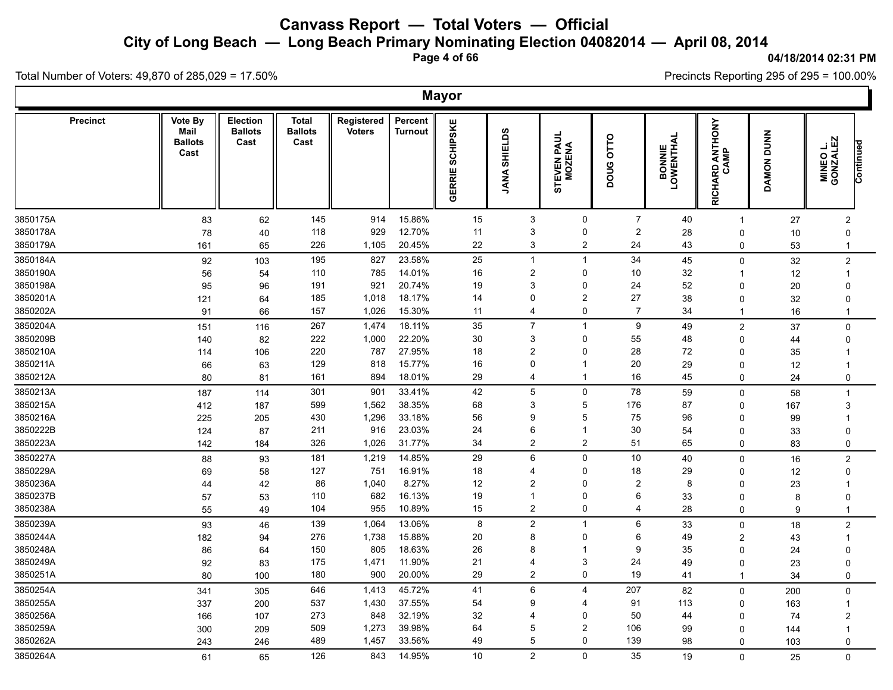# Canvass Report — Total Voters — Official

## City of Long Beach — Long Beach Primary Nominating Election 04082014 — April 08, 2014

04/18/2014 02:31 PM

Total Number of Voters: 49,870 of 285,029 = 17.50%

Precincts Reporting 295 of 295 = 100.00%

### Mayor

| Precinct | Vote By Mail Ballots Cast | Election Ballots Cast | Total Ballots Cast | Registered Voters | Percent Turnout | GERRIE SCHIPSKE | JANA SHIELDS | STEVEN PAUL MOZENA | DOUG OTTO | BONNIE LOWENTHAL | RICHARD ANTHONY CAMP | DAMON DUNN | MINEO L. GONZALEZ | Continued |
|---|---|---|---|---|---|---|---|---|---|---|---|---|---|---|
| 3850175A | 83 | 62 | 145 | 914 | 15.86% | 15 | 3 | 0 | 7 | 40 | 1 | 27 | 2 | |
| 3850178A | 78 | 40 | 118 | 929 | 12.70% | 11 | 3 | 0 | 2 | 28 | 0 | 10 | 0 | |
| 3850179A | 161 | 65 | 226 | 1,105 | 20.45% | 22 | 3 | 2 | 24 | 43 | 0 | 53 | 1 | |
| 3850184A | 92 | 103 | 195 | 827 | 23.58% | 25 | 1 | 1 | 34 | 45 | 0 | 32 | 2 | |
| 3850190A | 56 | 54 | 110 | 785 | 14.01% | 16 | 2 | 0 | 10 | 32 | 1 | 12 | 1 | |
| 3850198A | 95 | 96 | 191 | 921 | 20.74% | 19 | 3 | 0 | 24 | 52 | 0 | 20 | 0 | |
| 3850201A | 121 | 64 | 185 | 1,018 | 18.17% | 14 | 0 | 2 | 27 | 38 | 0 | 32 | 0 | |
| 3850202A | 91 | 66 | 157 | 1,026 | 15.30% | 11 | 4 | 0 | 7 | 34 | 1 | 16 | 1 | |
| 3850204A | 151 | 116 | 267 | 1,474 | 18.11% | 35 | 7 | 1 | 9 | 49 | 2 | 37 | 0 | |
| 3850209B | 140 | 82 | 222 | 1,000 | 22.20% | 30 | 3 | 0 | 55 | 48 | 0 | 44 | 0 | |
| 3850210A | 114 | 106 | 220 | 787 | 27.95% | 18 | 2 | 0 | 28 | 72 | 0 | 35 | 1 | |
| 3850211A | 66 | 63 | 129 | 818 | 15.77% | 16 | 0 | 1 | 20 | 29 | 0 | 12 | 1 | |
| 3850212A | 80 | 81 | 161 | 894 | 18.01% | 29 | 4 | 1 | 16 | 45 | 0 | 24 | 0 | |
| 3850213A | 187 | 114 | 301 | 901 | 33.41% | 42 | 5 | 0 | 78 | 59 | 0 | 58 | 1 | |
| 3850215A | 412 | 187 | 599 | 1,562 | 38.35% | 68 | 3 | 5 | 176 | 87 | 0 | 167 | 3 | |
| 3850216A | 225 | 205 | 430 | 1,296 | 33.18% | 56 | 9 | 5 | 75 | 96 | 0 | 99 | 1 | |
| 3850222B | 124 | 87 | 211 | 916 | 23.03% | 24 | 6 | 1 | 30 | 54 | 0 | 33 | 0 | |
| 3850223A | 142 | 184 | 326 | 1,026 | 31.77% | 34 | 2 | 2 | 51 | 65 | 0 | 83 | 0 | |
| 3850227A | 88 | 93 | 181 | 1,219 | 14.85% | 29 | 6 | 0 | 10 | 40 | 0 | 16 | 2 | |
| 3850229A | 69 | 58 | 127 | 751 | 16.91% | 18 | 4 | 0 | 18 | 29 | 0 | 12 | 0 | |
| 3850236A | 44 | 42 | 86 | 1,040 | 8.27% | 12 | 2 | 0 | 2 | 8 | 0 | 23 | 1 | |
| 3850237B | 57 | 53 | 110 | 682 | 16.13% | 19 | 1 | 0 | 6 | 33 | 0 | 8 | 0 | |
| 3850238A | 55 | 49 | 104 | 955 | 10.89% | 15 | 2 | 0 | 4 | 28 | 0 | 9 | 1 | |
| 3850239A | 93 | 46 | 139 | 1,064 | 13.06% | 8 | 2 | 1 | 6 | 33 | 0 | 18 | 2 | |
| 3850244A | 182 | 94 | 276 | 1,738 | 15.88% | 20 | 8 | 0 | 6 | 49 | 2 | 43 | 1 | |
| 3850248A | 86 | 64 | 150 | 805 | 18.63% | 26 | 8 | 1 | 9 | 35 | 0 | 24 | 0 | |
| 3850249A | 92 | 83 | 175 | 1,471 | 11.90% | 21 | 4 | 3 | 24 | 49 | 0 | 23 | 0 | |
| 3850251A | 80 | 100 | 180 | 900 | 20.00% | 29 | 2 | 0 | 19 | 41 | 1 | 34 | 0 | |
| 3850254A | 341 | 305 | 646 | 1,413 | 45.72% | 41 | 6 | 4 | 207 | 82 | 0 | 200 | 0 | |
| 3850255A | 337 | 200 | 537 | 1,430 | 37.55% | 54 | 9 | 4 | 91 | 113 | 0 | 163 | 1 | |
| 3850256A | 166 | 107 | 273 | 848 | 32.19% | 32 | 4 | 0 | 50 | 44 | 0 | 74 | 2 | |
| 3850259A | 300 | 209 | 509 | 1,273 | 39.98% | 64 | 5 | 2 | 106 | 99 | 0 | 144 | 1 | |
| 3850262A | 243 | 246 | 489 | 1,457 | 33.56% | 49 | 5 | 0 | 139 | 98 | 0 | 103 | 0 | |
| 3850264A | 61 | 65 | 126 | 843 | 14.95% | 10 | 2 | 0 | 35 | 19 | 0 | 25 | 0 | |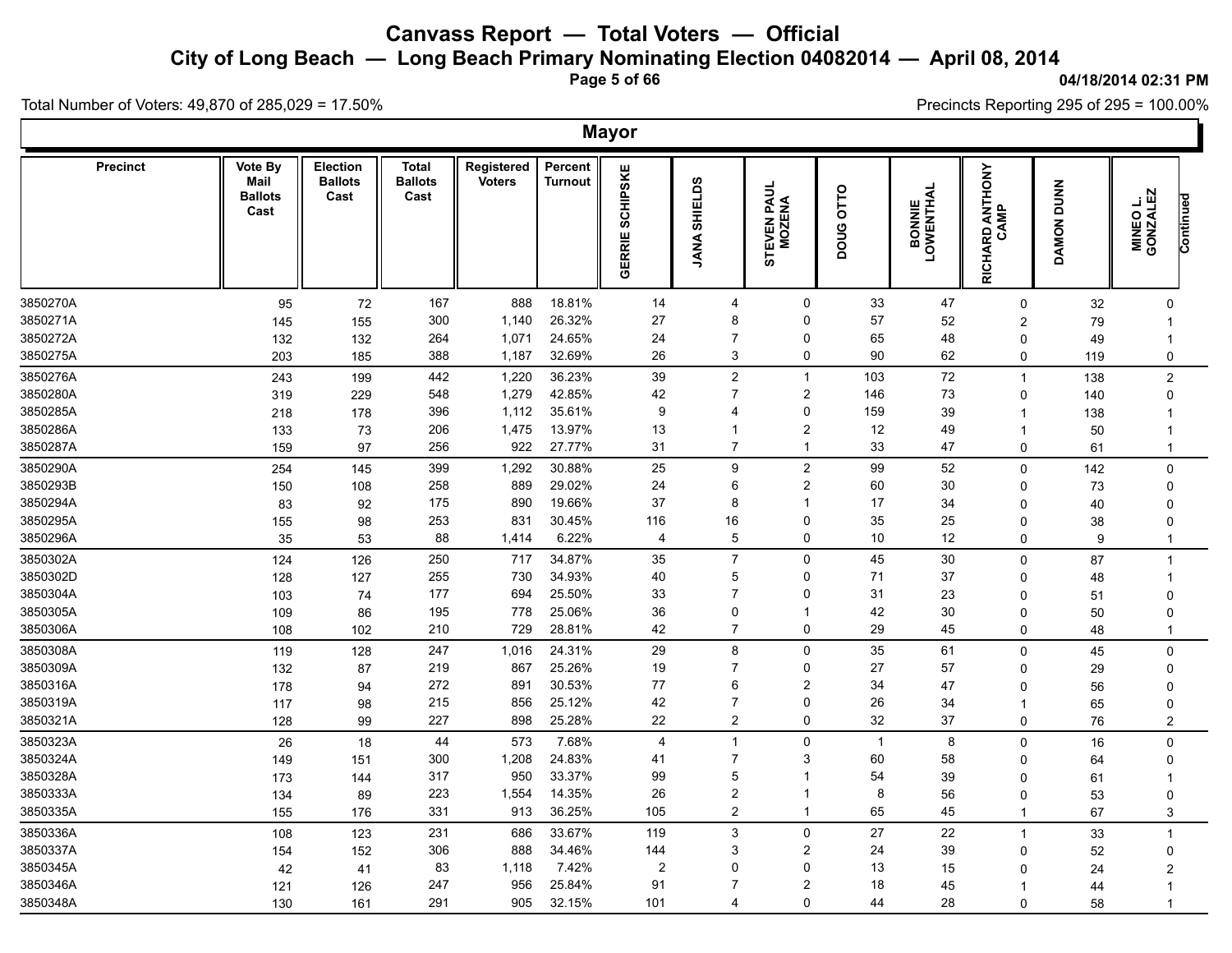# Canvass Report — Total Voters — Official

## City of Long Beach — Long Beach Primary Nominating Election 04082014 — April 08, 2014

04/18/2014 02:31 PM

Total Number of Voters: 49,870 of 285,029 = 17.50%

Precincts Reporting 295 of 295 = 100.00%

### Mayor

| Precinct | Vote By Mail Ballots Cast | Election Ballots Cast | Total Ballots Cast | Registered Voters | Percent Turnout | GERRIE SCHIPSKE | JANA SHIELDS | STEVEN PAUL MOZENA | DOUG OTTO | BONNIE LOWENTHAL | RICHARD ANTHONY CAMP | DAMON DUNN | MINEO L. GONZALEZ | Continued |
|---|---|---|---|---|---|---|---|---|---|---|---|---|---|---|
| 3850270A | 95 | 72 | 167 | 888 | 18.81% | 14 | 4 | 0 | 33 | 47 | 0 | 32 | 0 | |
| 3850271A | 145 | 155 | 300 | 1,140 | 26.32% | 27 | 8 | 0 | 57 | 52 | 2 | 79 | 1 | |
| 3850272A | 132 | 132 | 264 | 1,071 | 24.65% | 24 | 7 | 0 | 65 | 48 | 0 | 49 | 1 | |
| 3850275A | 203 | 185 | 388 | 1,187 | 32.69% | 26 | 3 | 0 | 90 | 62 | 0 | 119 | 0 | |
| 3850276A | 243 | 199 | 442 | 1,220 | 36.23% | 39 | 2 | 1 | 103 | 72 | 1 | 138 | 2 | |
| 3850280A | 319 | 229 | 548 | 1,279 | 42.85% | 42 | 7 | 2 | 146 | 73 | 0 | 140 | 0 | |
| 3850285A | 218 | 178 | 396 | 1,112 | 35.61% | 9 | 4 | 0 | 159 | 39 | 1 | 138 | 1 | |
| 3850286A | 133 | 73 | 206 | 1,475 | 13.97% | 13 | 1 | 2 | 12 | 49 | 1 | 50 | 1 | |
| 3850287A | 159 | 97 | 256 | 922 | 27.77% | 31 | 7 | 1 | 33 | 47 | 0 | 61 | 1 | |
| 3850290A | 254 | 145 | 399 | 1,292 | 30.88% | 25 | 9 | 2 | 99 | 52 | 0 | 142 | 0 | |
| 3850293B | 150 | 108 | 258 | 889 | 29.02% | 24 | 6 | 2 | 60 | 30 | 0 | 73 | 0 | |
| 3850294A | 83 | 92 | 175 | 890 | 19.66% | 37 | 8 | 1 | 17 | 34 | 0 | 40 | 0 | |
| 3850295A | 155 | 98 | 253 | 831 | 30.45% | 116 | 16 | 0 | 35 | 25 | 0 | 38 | 0 | |
| 3850296A | 35 | 53 | 88 | 1,414 | 6.22% | 4 | 5 | 0 | 10 | 12 | 0 | 9 | 1 | |
| 3850302A | 124 | 126 | 250 | 717 | 34.87% | 35 | 7 | 0 | 45 | 30 | 0 | 87 | 1 | |
| 3850302D | 128 | 127 | 255 | 730 | 34.93% | 40 | 5 | 0 | 71 | 37 | 0 | 48 | 1 | |
| 3850304A | 103 | 74 | 177 | 694 | 25.50% | 33 | 7 | 0 | 31 | 23 | 0 | 51 | 0 | |
| 3850305A | 109 | 86 | 195 | 778 | 25.06% | 36 | 0 | 1 | 42 | 30 | 0 | 50 | 0 | |
| 3850306A | 108 | 102 | 210 | 729 | 28.81% | 42 | 7 | 0 | 29 | 45 | 0 | 48 | 1 | |
| 3850308A | 119 | 128 | 247 | 1,016 | 24.31% | 29 | 8 | 0 | 35 | 61 | 0 | 45 | 0 | |
| 3850309A | 132 | 87 | 219 | 867 | 25.26% | 19 | 7 | 0 | 27 | 57 | 0 | 29 | 0 | |
| 3850316A | 178 | 94 | 272 | 891 | 30.53% | 77 | 6 | 2 | 34 | 47 | 0 | 56 | 0 | |
| 3850319A | 117 | 98 | 215 | 856 | 25.12% | 42 | 7 | 0 | 26 | 34 | 1 | 65 | 0 | |
| 3850321A | 128 | 99 | 227 | 898 | 25.28% | 22 | 2 | 0 | 32 | 37 | 0 | 76 | 2 | |
| 3850323A | 26 | 18 | 44 | 573 | 7.68% | 4 | 1 | 0 | 1 | 8 | 0 | 16 | 0 | |
| 3850324A | 149 | 151 | 300 | 1,208 | 24.83% | 41 | 7 | 3 | 60 | 58 | 0 | 64 | 0 | |
| 3850328A | 173 | 144 | 317 | 950 | 33.37% | 99 | 5 | 1 | 54 | 39 | 0 | 61 | 1 | |
| 3850333A | 134 | 89 | 223 | 1,554 | 14.35% | 26 | 2 | 1 | 8 | 56 | 0 | 53 | 0 | |
| 3850335A | 155 | 176 | 331 | 913 | 36.25% | 105 | 2 | 1 | 65 | 45 | 1 | 67 | 3 | |
| 3850336A | 108 | 123 | 231 | 686 | 33.67% | 119 | 3 | 0 | 27 | 22 | 1 | 33 | 1 | |
| 3850337A | 154 | 152 | 306 | 888 | 34.46% | 144 | 3 | 2 | 24 | 39 | 0 | 52 | 0 | |
| 3850345A | 42 | 41 | 83 | 1,118 | 7.42% | 2 | 0 | 0 | 13 | 15 | 0 | 24 | 2 | |
| 3850346A | 121 | 126 | 247 | 956 | 25.84% | 91 | 7 | 2 | 18 | 45 | 1 | 44 | 1 | |
| 3850348A | 130 | 161 | 291 | 905 | 32.15% | 101 | 4 | 0 | 44 | 28 | 0 | 58 | 1 | |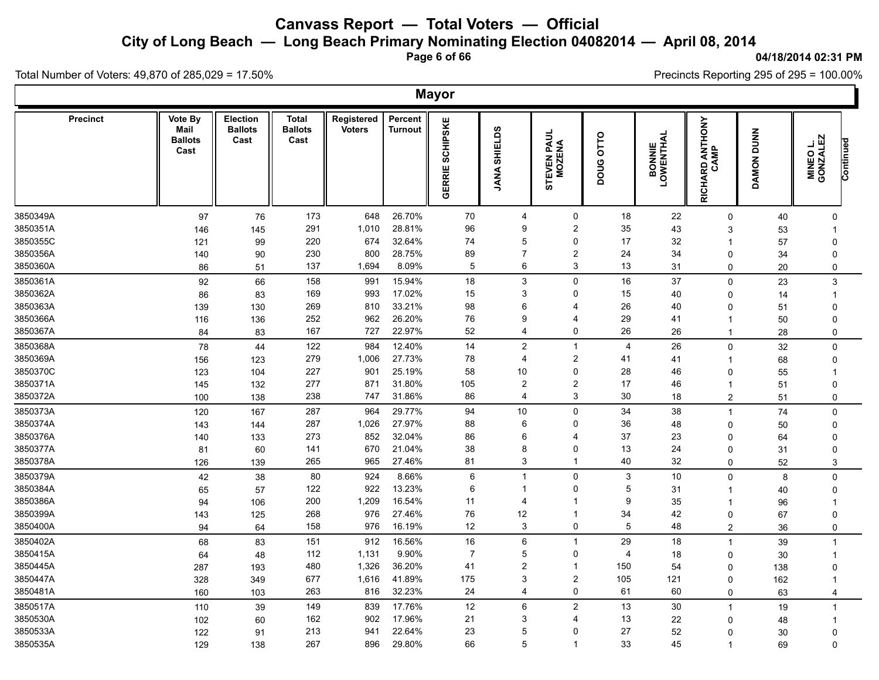# Canvass Report — Total Voters — Official

## City of Long Beach — Long Beach Primary Nominating Election 04082014 — April 08, 2014

04/18/2014 02:31 PM

Total Number of Voters: 49,870 of 285,029 = 17.50%

Precincts Reporting 295 of 295 = 100.00%

### Mayor

| Precinct | Vote By Mail Ballots Cast | Election Ballots Cast | Total Ballots Cast | Registered Voters | Percent Turnout | GERRIE SCHIPSKE | JANA SHIELDS | STEVEN PAUL MOZENA | DOUG OTTO | BONNIE LOWENTHAL | RICHARD ANTHONY CAMP | DAMON DUNN | MINEO L. GONZALEZ | Continued |
|---|---|---|---|---|---|---|---|---|---|---|---|---|---|---|
| 3850349A | 97 | 76 | 173 | 648 | 26.70% | 70 | 4 | 0 | 18 | 22 | 0 | 40 | 0 | |
| 3850351A | 146 | 145 | 291 | 1,010 | 28.81% | 96 | 9 | 2 | 35 | 43 | 3 | 53 | 1 | |
| 3850355C | 121 | 99 | 220 | 674 | 32.64% | 74 | 5 | 0 | 17 | 32 | 1 | 57 | 0 | |
| 3850356A | 140 | 90 | 230 | 800 | 28.75% | 89 | 7 | 2 | 24 | 34 | 0 | 34 | 0 | |
| 3850360A | 86 | 51 | 137 | 1,694 | 8.09% | 5 | 6 | 3 | 13 | 31 | 0 | 20 | 0 | |
| 3850361A | 92 | 66 | 158 | 991 | 15.94% | 18 | 3 | 0 | 16 | 37 | 0 | 23 | 3 | |
| 3850362A | 86 | 83 | 169 | 993 | 17.02% | 15 | 3 | 0 | 15 | 40 | 0 | 14 | 1 | |
| 3850363A | 139 | 130 | 269 | 810 | 33.21% | 98 | 6 | 4 | 26 | 40 | 0 | 51 | 0 | |
| 3850366A | 116 | 136 | 252 | 962 | 26.20% | 76 | 9 | 4 | 29 | 41 | 1 | 50 | 0 | |
| 3850367A | 84 | 83 | 167 | 727 | 22.97% | 52 | 4 | 0 | 26 | 26 | 1 | 28 | 0 | |
| 3850368A | 78 | 44 | 122 | 984 | 12.40% | 14 | 2 | 1 | 4 | 26 | 0 | 32 | 0 | |
| 3850369A | 156 | 123 | 279 | 1,006 | 27.73% | 78 | 4 | 2 | 41 | 41 | 1 | 68 | 0 | |
| 3850370C | 123 | 104 | 227 | 901 | 25.19% | 58 | 10 | 0 | 28 | 46 | 0 | 55 | 1 | |
| 3850371A | 145 | 132 | 277 | 871 | 31.80% | 105 | 2 | 2 | 17 | 46 | 1 | 51 | 0 | |
| 3850372A | 100 | 138 | 238 | 747 | 31.86% | 86 | 4 | 3 | 30 | 18 | 2 | 51 | 0 | |
| 3850373A | 120 | 167 | 287 | 964 | 29.77% | 94 | 10 | 0 | 34 | 38 | 1 | 74 | 0 | |
| 3850374A | 143 | 144 | 287 | 1,026 | 27.97% | 88 | 6 | 0 | 36 | 48 | 0 | 50 | 0 | |
| 3850376A | 140 | 133 | 273 | 852 | 32.04% | 86 | 6 | 4 | 37 | 23 | 0 | 64 | 0 | |
| 3850377A | 81 | 60 | 141 | 670 | 21.04% | 38 | 8 | 0 | 13 | 24 | 0 | 31 | 0 | |
| 3850378A | 126 | 139 | 265 | 965 | 27.46% | 81 | 3 | 1 | 40 | 32 | 0 | 52 | 3 | |
| 3850379A | 42 | 38 | 80 | 924 | 8.66% | 6 | 1 | 0 | 3 | 10 | 0 | 8 | 0 | |
| 3850384A | 65 | 57 | 122 | 922 | 13.23% | 6 | 1 | 0 | 5 | 31 | 1 | 40 | 0 | |
| 3850386A | 94 | 106 | 200 | 1,209 | 16.54% | 11 | 4 | 1 | 9 | 35 | 1 | 96 | 1 | |
| 3850399A | 143 | 125 | 268 | 976 | 27.46% | 76 | 12 | 1 | 34 | 42 | 0 | 67 | 0 | |
| 3850400A | 94 | 64 | 158 | 976 | 16.19% | 12 | 3 | 0 | 5 | 48 | 2 | 36 | 0 | |
| 3850402A | 68 | 83 | 151 | 912 | 16.56% | 16 | 6 | 1 | 29 | 18 | 1 | 39 | 1 | |
| 3850415A | 64 | 48 | 112 | 1,131 | 9.90% | 7 | 5 | 0 | 4 | 18 | 0 | 30 | 1 | |
| 3850445A | 287 | 193 | 480 | 1,326 | 36.20% | 41 | 2 | 1 | 150 | 54 | 0 | 138 | 0 | |
| 3850447A | 328 | 349 | 677 | 1,616 | 41.89% | 175 | 3 | 2 | 105 | 121 | 0 | 162 | 1 | |
| 3850481A | 160 | 103 | 263 | 816 | 32.23% | 24 | 4 | 0 | 61 | 60 | 0 | 63 | 4 | |
| 3850517A | 110 | 39 | 149 | 839 | 17.76% | 12 | 6 | 2 | 13 | 30 | 1 | 19 | 1 | |
| 3850530A | 102 | 60 | 162 | 902 | 17.96% | 21 | 3 | 4 | 13 | 22 | 0 | 48 | 1 | |
| 3850533A | 122 | 91 | 213 | 941 | 22.64% | 23 | 5 | 0 | 27 | 52 | 0 | 30 | 0 | |
| 3850535A | 129 | 138 | 267 | 896 | 29.80% | 66 | 5 | 1 | 33 | 45 | 1 | 69 | 0 | |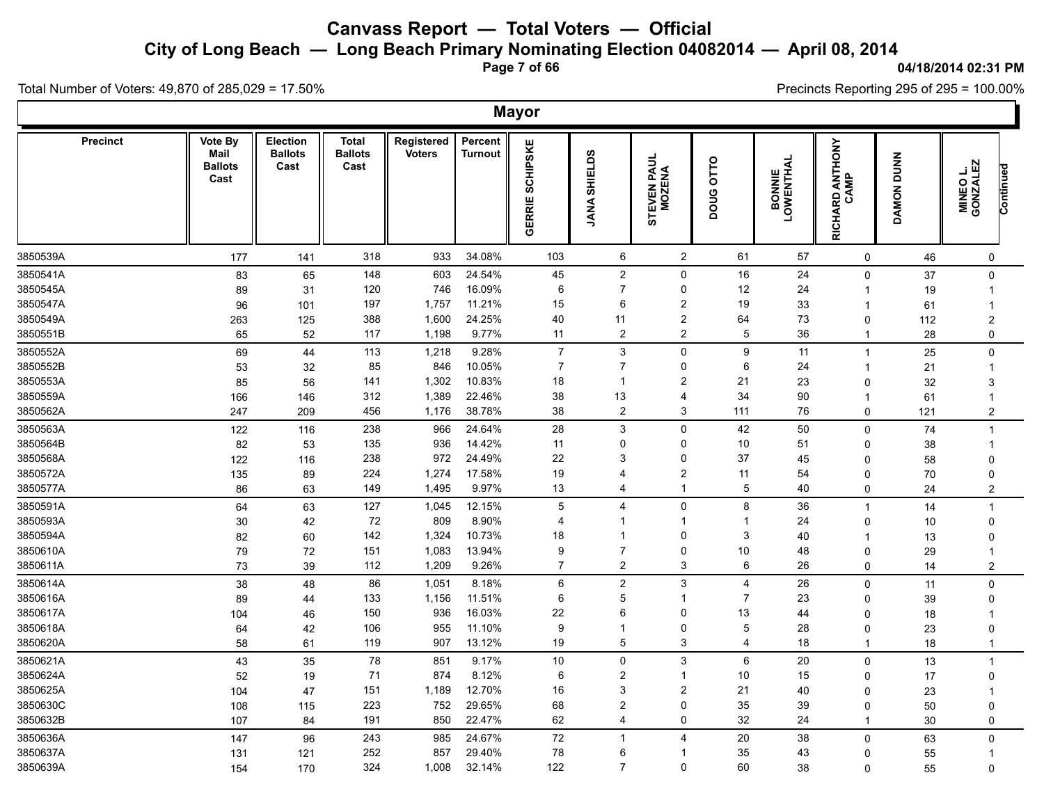# Canvass Report — Total Voters — Official

## City of Long Beach — Long Beach Primary Nominating Election 04082014 — April 08, 2014

Total Number of Voters: 49,870 of 285,029 = 17.50%

Precincts Reporting 295 of 295 = 100.00%

### Mayor

| Precinct | Vote By Mail Ballots Cast | Election Ballots Cast | Total Ballots Cast | Registered Voters | Percent Turnout | GERRIE SCHIPSKE | JANA SHIELDS | STEVEN PAUL MOZENA | DOUG OTTO | BONNIE LOWENTHAL | RICHARD ANTHONY CAMP | DAMON DUNN | MINEO L. GONZALEZ | Continued |
|---|---|---|---|---|---|---|---|---|---|---|---|---|---|---|
| 3850539A | 177 | 141 | 318 | 933 | 34.08% | 103 | 6 | 2 | 61 | 57 | 0 | 46 | 0 | |
| 3850541A | 83 | 65 | 148 | 603 | 24.54% | 45 | 2 | 0 | 16 | 24 | 0 | 37 | 0 | |
| 3850545A | 89 | 31 | 120 | 746 | 16.09% | 6 | 7 | 0 | 12 | 24 | 1 | 19 | 1 | |
| 3850547A | 96 | 101 | 197 | 1,757 | 11.21% | 15 | 6 | 2 | 19 | 33 | 1 | 61 | 1 | |
| 3850549A | 263 | 125 | 388 | 1,600 | 24.25% | 40 | 11 | 2 | 64 | 73 | 0 | 112 | 2 | |
| 3850551B | 65 | 52 | 117 | 1,198 | 9.77% | 11 | 2 | 2 | 5 | 36 | 1 | 28 | 0 | |
| 3850552A | 69 | 44 | 113 | 1,218 | 9.28% | 7 | 3 | 0 | 9 | 11 | 1 | 25 | 0 | |
| 3850552B | 53 | 32 | 85 | 846 | 10.05% | 7 | 7 | 0 | 6 | 24 | 1 | 21 | 1 | |
| 3850553A | 85 | 56 | 141 | 1,302 | 10.83% | 18 | 1 | 2 | 21 | 23 | 0 | 32 | 3 | |
| 3850559A | 166 | 146 | 312 | 1,389 | 22.46% | 38 | 13 | 4 | 34 | 90 | 1 | 61 | 1 | |
| 3850562A | 247 | 209 | 456 | 1,176 | 38.78% | 38 | 2 | 3 | 111 | 76 | 0 | 121 | 2 | |
| 3850563A | 122 | 116 | 238 | 966 | 24.64% | 28 | 3 | 0 | 42 | 50 | 0 | 74 | 1 | |
| 3850564B | 82 | 53 | 135 | 936 | 14.42% | 11 | 0 | 0 | 10 | 51 | 0 | 38 | 1 | |
| 3850568A | 122 | 116 | 238 | 972 | 24.49% | 22 | 3 | 0 | 37 | 45 | 0 | 58 | 0 | |
| 3850572A | 135 | 89 | 224 | 1,274 | 17.58% | 19 | 4 | 2 | 11 | 54 | 0 | 70 | 0 | |
| 3850577A | 86 | 63 | 149 | 1,495 | 9.97% | 13 | 4 | 1 | 5 | 40 | 0 | 24 | 2 | |
| 3850591A | 64 | 63 | 127 | 1,045 | 12.15% | 5 | 4 | 0 | 8 | 36 | 1 | 14 | 1 | |
| 3850593A | 30 | 42 | 72 | 809 | 8.90% | 4 | 1 | 1 | 1 | 24 | 0 | 10 | 0 | |
| 3850594A | 82 | 60 | 142 | 1,324 | 10.73% | 18 | 1 | 0 | 3 | 40 | 1 | 13 | 0 | |
| 3850610A | 79 | 72 | 151 | 1,083 | 13.94% | 9 | 7 | 0 | 10 | 48 | 0 | 29 | 1 | |
| 3850611A | 73 | 39 | 112 | 1,209 | 9.26% | 7 | 2 | 3 | 6 | 26 | 0 | 14 | 2 | |
| 3850614A | 38 | 48 | 86 | 1,051 | 8.18% | 6 | 2 | 3 | 4 | 26 | 0 | 11 | 0 | |
| 3850616A | 89 | 44 | 133 | 1,156 | 11.51% | 6 | 5 | 1 | 7 | 23 | 0 | 39 | 0 | |
| 3850617A | 104 | 46 | 150 | 936 | 16.03% | 22 | 6 | 0 | 13 | 44 | 0 | 18 | 1 | |
| 3850618A | 64 | 42 | 106 | 955 | 11.10% | 9 | 1 | 0 | 5 | 28 | 0 | 23 | 0 | |
| 3850620A | 58 | 61 | 119 | 907 | 13.12% | 19 | 5 | 3 | 4 | 18 | 1 | 18 | 1 | |
| 3850621A | 43 | 35 | 78 | 851 | 9.17% | 10 | 0 | 3 | 6 | 20 | 0 | 13 | 1 | |
| 3850624A | 52 | 19 | 71 | 874 | 8.12% | 6 | 2 | 1 | 10 | 15 | 0 | 17 | 0 | |
| 3850625A | 104 | 47 | 151 | 1,189 | 12.70% | 16 | 3 | 2 | 21 | 40 | 0 | 23 | 1 | |
| 3850630C | 108 | 115 | 223 | 752 | 29.65% | 68 | 2 | 0 | 35 | 39 | 0 | 50 | 0 | |
| 3850632B | 107 | 84 | 191 | 850 | 22.47% | 62 | 4 | 0 | 32 | 24 | 1 | 30 | 0 | |
| 3850636A | 147 | 96 | 243 | 985 | 24.67% | 72 | 1 | 4 | 20 | 38 | 0 | 63 | 0 | |
| 3850637A | 131 | 121 | 252 | 857 | 29.40% | 78 | 6 | 1 | 35 | 43 | 0 | 55 | 1 | |
| 3850639A | 154 | 170 | 324 | 1,008 | 32.14% | 122 | 7 | 0 | 60 | 38 | 0 | 55 | 0 | |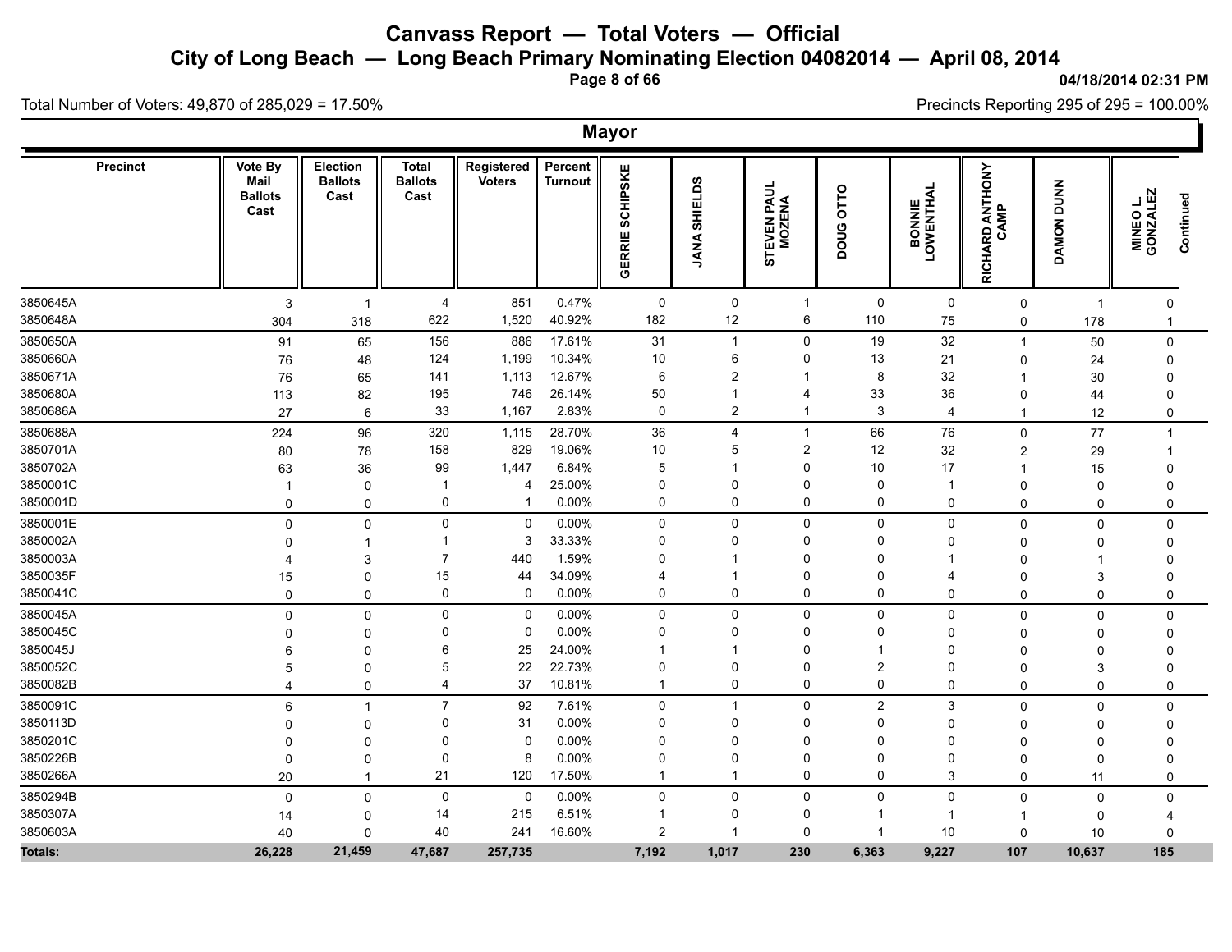# Canvass Report — Total Voters — Official

## City of Long Beach — Long Beach Primary Nominating Election 04082014 — April 08, 2014

04/18/2014 02:31 PM

Total Number of Voters: 49,870 of 285,029 = 17.50%

Precincts Reporting 295 of 295 = 100.00%

### Mayor

| Precinct | Vote By Mail Ballots Cast | Election Ballots Cast | Total Ballots Cast | Registered Voters | Percent Turnout | GERRIE SCHIPSKE | JANA SHIELDS | STEVEN PAUL MOZENA | DOUG OTTO | BONNIE LOWENTHAL | RICHARD ANTHONY CAMP | DAMON DUNN | MINEO L. GONZALEZ | Continued |
|---|---|---|---|---|---|---|---|---|---|---|---|---|---|---|
| 3850645A | 3 | 1 | 4 | 851 | 0.47% | 0 | 0 | 1 | 0 | 0 | 0 | 1 | 0 | |
| 3850648A | 304 | 318 | 622 | 1,520 | 40.92% | 182 | 12 | 6 | 110 | 75 | 0 | 178 | 1 | |
| 3850650A | 91 | 65 | 156 | 886 | 17.61% | 31 | 1 | 0 | 19 | 32 | 1 | 50 | 0 | |
| 3850660A | 76 | 48 | 124 | 1,199 | 10.34% | 10 | 6 | 0 | 13 | 21 | 0 | 24 | 0 | |
| 3850671A | 76 | 65 | 141 | 1,113 | 12.67% | 6 | 2 | 1 | 8 | 32 | 1 | 30 | 0 | |
| 3850680A | 113 | 82 | 195 | 746 | 26.14% | 50 | 1 | 4 | 33 | 36 | 0 | 44 | 0 | |
| 3850686A | 27 | 6 | 33 | 1,167 | 2.83% | 0 | 2 | 1 | 3 | 4 | 1 | 12 | 0 | |
| 3850688A | 224 | 96 | 320 | 1,115 | 28.70% | 36 | 4 | 1 | 66 | 76 | 0 | 77 | 1 | |
| 3850701A | 80 | 78 | 158 | 829 | 19.06% | 10 | 5 | 2 | 12 | 32 | 2 | 29 | 1 | |
| 3850702A | 63 | 36 | 99 | 1,447 | 6.84% | 5 | 1 | 0 | 10 | 17 | 1 | 15 | 0 | |
| 3850001C | 1 | 0 | 1 | 4 | 25.00% | 0 | 0 | 0 | 0 | 1 | 0 | 0 | 0 | |
| 3850001D | 0 | 0 | 0 | 1 | 0.00% | 0 | 0 | 0 | 0 | 0 | 0 | 0 | 0 | |
| 3850001E | 0 | 0 | 0 | 0 | 0.00% | 0 | 0 | 0 | 0 | 0 | 0 | 0 | 0 | |
| 3850002A | 0 | 1 | 1 | 3 | 33.33% | 0 | 0 | 0 | 0 | 0 | 0 | 0 | 0 | |
| 3850003A | 4 | 3 | 7 | 440 | 1.59% | 0 | 1 | 0 | 0 | 1 | 0 | 1 | 0 | |
| 3850035F | 15 | 0 | 15 | 44 | 34.09% | 4 | 1 | 0 | 0 | 4 | 0 | 3 | 0 | |
| 3850041C | 0 | 0 | 0 | 0 | 0.00% | 0 | 0 | 0 | 0 | 0 | 0 | 0 | 0 | |
| 3850045A | 0 | 0 | 0 | 0 | 0.00% | 0 | 0 | 0 | 0 | 0 | 0 | 0 | 0 | |
| 3850045C | 0 | 0 | 0 | 0 | 0.00% | 0 | 0 | 0 | 0 | 0 | 0 | 0 | 0 | |
| 3850045J | 6 | 0 | 6 | 25 | 24.00% | 1 | 1 | 0 | 1 | 0 | 0 | 0 | 0 | |
| 3850052C | 5 | 0 | 5 | 22 | 22.73% | 0 | 0 | 0 | 2 | 0 | 0 | 3 | 0 | |
| 3850082B | 4 | 0 | 4 | 37 | 10.81% | 1 | 0 | 0 | 0 | 0 | 0 | 0 | 0 | |
| 3850091C | 6 | 1 | 7 | 92 | 7.61% | 0 | 1 | 0 | 2 | 3 | 0 | 0 | 0 | |
| 3850113D | 0 | 0 | 0 | 31 | 0.00% | 0 | 0 | 0 | 0 | 0 | 0 | 0 | 0 | |
| 3850201C | 0 | 0 | 0 | 0 | 0.00% | 0 | 0 | 0 | 0 | 0 | 0 | 0 | 0 | |
| 3850226B | 0 | 0 | 0 | 8 | 0.00% | 0 | 0 | 0 | 0 | 0 | 0 | 0 | 0 | |
| 3850266A | 20 | 1 | 21 | 120 | 17.50% | 1 | 1 | 0 | 0 | 3 | 0 | 11 | 0 | |
| 3850294B | 0 | 0 | 0 | 0 | 0.00% | 0 | 0 | 0 | 0 | 0 | 0 | 0 | 0 | |
| 3850307A | 14 | 0 | 14 | 215 | 6.51% | 1 | 0 | 0 | 1 | 1 | 1 | 0 | 4 | |
| 3850603A | 40 | 0 | 40 | 241 | 16.60% | 2 | 1 | 0 | 1 | 10 | 0 | 10 | 0 | |
| **Totals:** | **26,228** | **21,459** | **47,687** | **257,735** | | **7,192** | **1,017** | **230** | **6,363** | **9,227** | **107** | **10,637** | **185** | |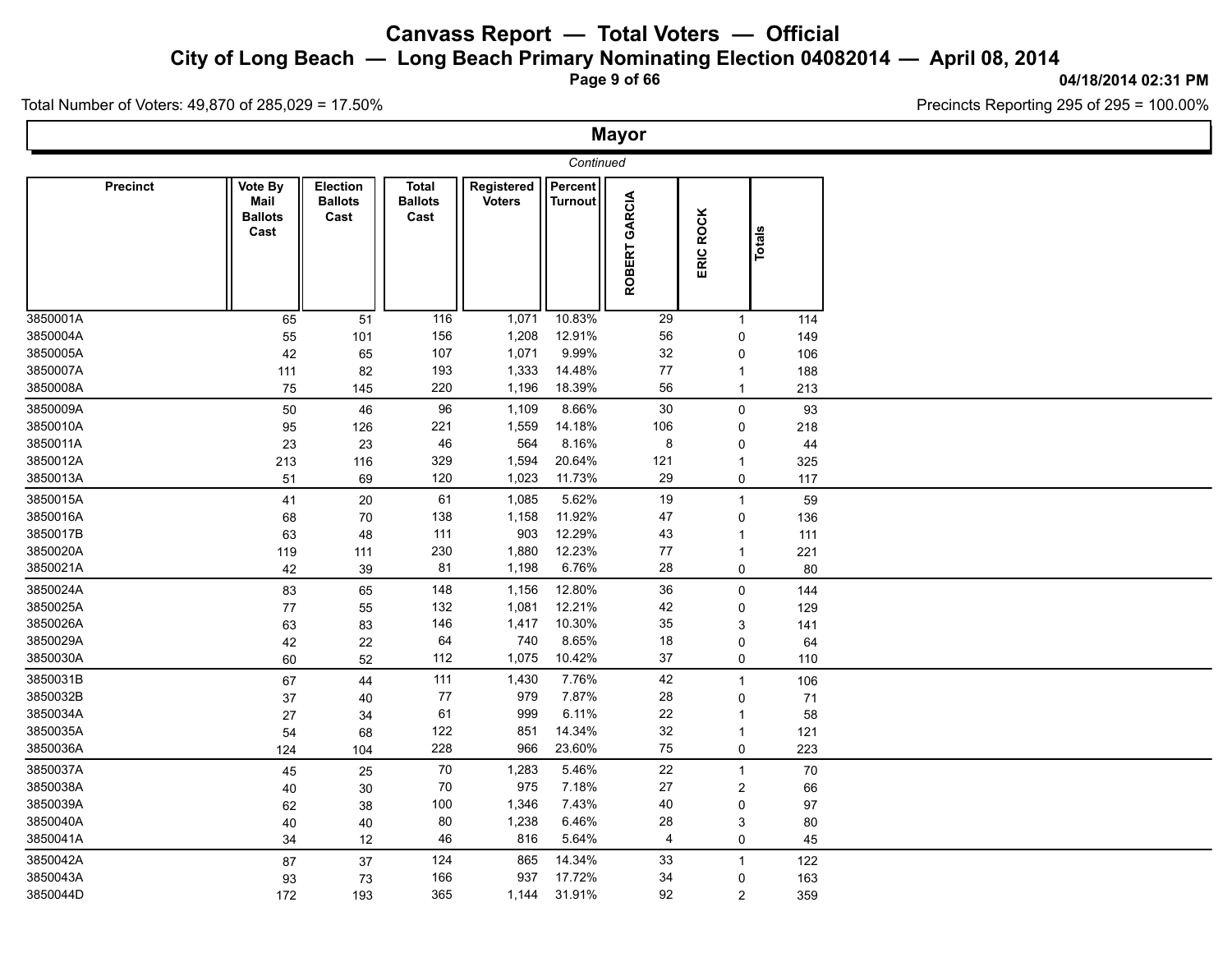# Canvass Report — Total Voters — Official

## City of Long Beach — Long Beach Primary Nominating Election 04082014 — April 08, 2014

04/18/2014 02:31 PM

Total Number of Voters: 49,870 of 285,029 = 17.50%

Precincts Reporting 295 of 295 = 100.00%

### Mayor

*Continued*

| Precinct | Vote By Mail Ballots Cast | Election Ballots Cast | Total Ballots Cast | Registered Voters | Percent Turnout | ROBERT GARCIA | ERIC ROCK | Totals |
|---|---|---|---|---|---|---|---|---|
| 3850001A | 65 | 51 | 116 | 1,071 | 10.83% | 29 | 1 | 114 |
| 3850004A | 55 | 101 | 156 | 1,208 | 12.91% | 56 | 0 | 149 |
| 3850005A | 42 | 65 | 107 | 1,071 | 9.99% | 32 | 0 | 106 |
| 3850007A | 111 | 82 | 193 | 1,333 | 14.48% | 77 | 1 | 188 |
| 3850008A | 75 | 145 | 220 | 1,196 | 18.39% | 56 | 1 | 213 |
| 3850009A | 50 | 46 | 96 | 1,109 | 8.66% | 30 | 0 | 93 |
| 3850010A | 95 | 126 | 221 | 1,559 | 14.18% | 106 | 0 | 218 |
| 3850011A | 23 | 23 | 46 | 564 | 8.16% | 8 | 0 | 44 |
| 3850012A | 213 | 116 | 329 | 1,594 | 20.64% | 121 | 1 | 325 |
| 3850013A | 51 | 69 | 120 | 1,023 | 11.73% | 29 | 0 | 117 |
| 3850015A | 41 | 20 | 61 | 1,085 | 5.62% | 19 | 1 | 59 |
| 3850016A | 68 | 70 | 138 | 1,158 | 11.92% | 47 | 0 | 136 |
| 3850017B | 63 | 48 | 111 | 903 | 12.29% | 43 | 1 | 111 |
| 3850020A | 119 | 111 | 230 | 1,880 | 12.23% | 77 | 1 | 221 |
| 3850021A | 42 | 39 | 81 | 1,198 | 6.76% | 28 | 0 | 80 |
| 3850024A | 83 | 65 | 148 | 1,156 | 12.80% | 36 | 0 | 144 |
| 3850025A | 77 | 55 | 132 | 1,081 | 12.21% | 42 | 0 | 129 |
| 3850026A | 63 | 83 | 146 | 1,417 | 10.30% | 35 | 3 | 141 |
| 3850029A | 42 | 22 | 64 | 740 | 8.65% | 18 | 0 | 64 |
| 3850030A | 60 | 52 | 112 | 1,075 | 10.42% | 37 | 0 | 110 |
| 3850031B | 67 | 44 | 111 | 1,430 | 7.76% | 42 | 1 | 106 |
| 3850032B | 37 | 40 | 77 | 979 | 7.87% | 28 | 0 | 71 |
| 3850034A | 27 | 34 | 61 | 999 | 6.11% | 22 | 1 | 58 |
| 3850035A | 54 | 68 | 122 | 851 | 14.34% | 32 | 1 | 121 |
| 3850036A | 124 | 104 | 228 | 966 | 23.60% | 75 | 0 | 223 |
| 3850037A | 45 | 25 | 70 | 1,283 | 5.46% | 22 | 1 | 70 |
| 3850038A | 40 | 30 | 70 | 975 | 7.18% | 27 | 2 | 66 |
| 3850039A | 62 | 38 | 100 | 1,346 | 7.43% | 40 | 0 | 97 |
| 3850040A | 40 | 40 | 80 | 1,238 | 6.46% | 28 | 3 | 80 |
| 3850041A | 34 | 12 | 46 | 816 | 5.64% | 4 | 0 | 45 |
| 3850042A | 87 | 37 | 124 | 865 | 14.34% | 33 | 1 | 122 |
| 3850043A | 93 | 73 | 166 | 937 | 17.72% | 34 | 0 | 163 |
| 3850044D | 172 | 193 | 365 | 1,144 | 31.91% | 92 | 2 | 359 |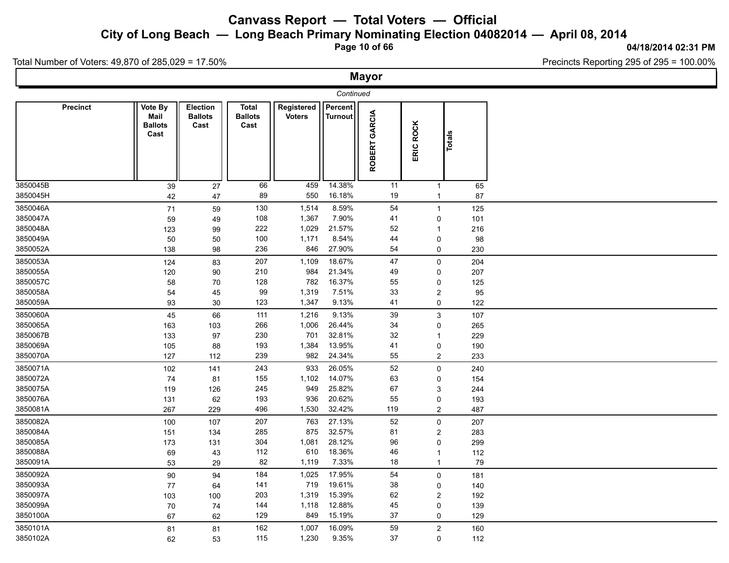# Canvass Report — Total Voters — Official

## City of Long Beach — Long Beach Primary Nominating Election 04082014 — April 08, 2014

04/18/2014 02:31 PM

Total Number of Voters: 49,870 of 285,029 = 17.50%

Precincts Reporting 295 of 295 = 100.00%

## Mayor

*Continued*

| Precinct | Vote By Mail Ballots Cast | Election Ballots Cast | Total Ballots Cast | Registered Voters | Percent Turnout | ROBERT GARCIA | ERIC ROCK | Totals |
|---|---|---|---|---|---|---|---|---|
| 3850045B | 39 | 27 | 66 | 459 | 14.38% | 11 | 1 | 65 |
| 3850045H | 42 | 47 | 89 | 550 | 16.18% | 19 | 1 | 87 |
| 3850046A | 71 | 59 | 130 | 1,514 | 8.59% | 54 | 1 | 125 |
| 3850047A | 59 | 49 | 108 | 1,367 | 7.90% | 41 | 0 | 101 |
| 3850048A | 123 | 99 | 222 | 1,029 | 21.57% | 52 | 1 | 216 |
| 3850049A | 50 | 50 | 100 | 1,171 | 8.54% | 44 | 0 | 98 |
| 3850052A | 138 | 98 | 236 | 846 | 27.90% | 54 | 0 | 230 |
| 3850053A | 124 | 83 | 207 | 1,109 | 18.67% | 47 | 0 | 204 |
| 3850055A | 120 | 90 | 210 | 984 | 21.34% | 49 | 0 | 207 |
| 3850057C | 58 | 70 | 128 | 782 | 16.37% | 55 | 0 | 125 |
| 3850058A | 54 | 45 | 99 | 1,319 | 7.51% | 33 | 2 | 95 |
| 3850059A | 93 | 30 | 123 | 1,347 | 9.13% | 41 | 0 | 122 |
| 3850060A | 45 | 66 | 111 | 1,216 | 9.13% | 39 | 3 | 107 |
| 3850065A | 163 | 103 | 266 | 1,006 | 26.44% | 34 | 0 | 265 |
| 3850067B | 133 | 97 | 230 | 701 | 32.81% | 32 | 1 | 229 |
| 3850069A | 105 | 88 | 193 | 1,384 | 13.95% | 41 | 0 | 190 |
| 3850070A | 127 | 112 | 239 | 982 | 24.34% | 55 | 2 | 233 |
| 3850071A | 102 | 141 | 243 | 933 | 26.05% | 52 | 0 | 240 |
| 3850072A | 74 | 81 | 155 | 1,102 | 14.07% | 63 | 0 | 154 |
| 3850075A | 119 | 126 | 245 | 949 | 25.82% | 67 | 3 | 244 |
| 3850076A | 131 | 62 | 193 | 936 | 20.62% | 55 | 0 | 193 |
| 3850081A | 267 | 229 | 496 | 1,530 | 32.42% | 119 | 2 | 487 |
| 3850082A | 100 | 107 | 207 | 763 | 27.13% | 52 | 0 | 207 |
| 3850084A | 151 | 134 | 285 | 875 | 32.57% | 81 | 2 | 283 |
| 3850085A | 173 | 131 | 304 | 1,081 | 28.12% | 96 | 0 | 299 |
| 3850088A | 69 | 43 | 112 | 610 | 18.36% | 46 | 1 | 112 |
| 3850091A | 53 | 29 | 82 | 1,119 | 7.33% | 18 | 1 | 79 |
| 3850092A | 90 | 94 | 184 | 1,025 | 17.95% | 54 | 0 | 181 |
| 3850093A | 77 | 64 | 141 | 719 | 19.61% | 38 | 0 | 140 |
| 3850097A | 103 | 100 | 203 | 1,319 | 15.39% | 62 | 2 | 192 |
| 3850099A | 70 | 74 | 144 | 1,118 | 12.88% | 45 | 0 | 139 |
| 3850100A | 67 | 62 | 129 | 849 | 15.19% | 37 | 0 | 129 |
| 3850101A | 81 | 81 | 162 | 1,007 | 16.09% | 59 | 2 | 160 |
| 3850102A | 62 | 53 | 115 | 1,230 | 9.35% | 37 | 0 | 112 |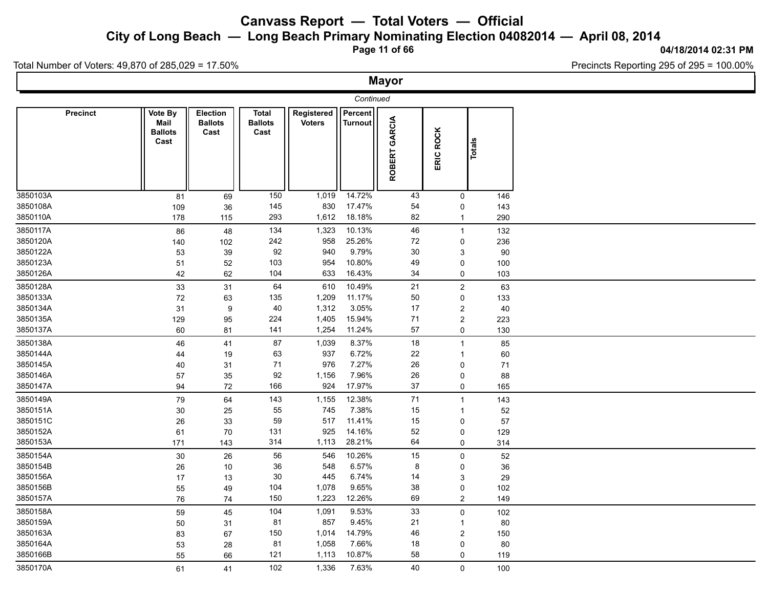# Canvass Report — Total Voters — Official

## City of Long Beach — Long Beach Primary Nominating Election 04082014 — April 08, 2014

04/18/2014 02:31 PM

Total Number of Voters: 49,870 of 285,029 = 17.50%

Precincts Reporting 295 of 295 = 100.00%

### Mayor

*Continued*

| Precinct | Vote By Mail Ballots Cast | Election Ballots Cast | Total Ballots Cast | Registered Voters | Percent Turnout | ROBERT GARCIA | ERIC ROCK | Totals |
|---|---|---|---|---|---|---|---|---|
| 3850103A | 81 | 69 | 150 | 1,019 | 14.72% | 43 | 0 | 146 |
| 3850108A | 109 | 36 | 145 | 830 | 17.47% | 54 | 0 | 143 |
| 3850110A | 178 | 115 | 293 | 1,612 | 18.18% | 82 | 1 | 290 |
| 3850117A | 86 | 48 | 134 | 1,323 | 10.13% | 46 | 1 | 132 |
| 3850120A | 140 | 102 | 242 | 958 | 25.26% | 72 | 0 | 236 |
| 3850122A | 53 | 39 | 92 | 940 | 9.79% | 30 | 3 | 90 |
| 3850123A | 51 | 52 | 103 | 954 | 10.80% | 49 | 0 | 100 |
| 3850126A | 42 | 62 | 104 | 633 | 16.43% | 34 | 0 | 103 |
| 3850128A | 33 | 31 | 64 | 610 | 10.49% | 21 | 2 | 63 |
| 3850133A | 72 | 63 | 135 | 1,209 | 11.17% | 50 | 0 | 133 |
| 3850134A | 31 | 9 | 40 | 1,312 | 3.05% | 17 | 2 | 40 |
| 3850135A | 129 | 95 | 224 | 1,405 | 15.94% | 71 | 2 | 223 |
| 3850137A | 60 | 81 | 141 | 1,254 | 11.24% | 57 | 0 | 130 |
| 3850138A | 46 | 41 | 87 | 1,039 | 8.37% | 18 | 1 | 85 |
| 3850144A | 44 | 19 | 63 | 937 | 6.72% | 22 | 1 | 60 |
| 3850145A | 40 | 31 | 71 | 976 | 7.27% | 26 | 0 | 71 |
| 3850146A | 57 | 35 | 92 | 1,156 | 7.96% | 26 | 0 | 88 |
| 3850147A | 94 | 72 | 166 | 924 | 17.97% | 37 | 0 | 165 |
| 3850149A | 79 | 64 | 143 | 1,155 | 12.38% | 71 | 1 | 143 |
| 3850151A | 30 | 25 | 55 | 745 | 7.38% | 15 | 1 | 52 |
| 3850151C | 26 | 33 | 59 | 517 | 11.41% | 15 | 0 | 57 |
| 3850152A | 61 | 70 | 131 | 925 | 14.16% | 52 | 0 | 129 |
| 3850153A | 171 | 143 | 314 | 1,113 | 28.21% | 64 | 0 | 314 |
| 3850154A | 30 | 26 | 56 | 546 | 10.26% | 15 | 0 | 52 |
| 3850154B | 26 | 10 | 36 | 548 | 6.57% | 8 | 0 | 36 |
| 3850156A | 17 | 13 | 30 | 445 | 6.74% | 14 | 3 | 29 |
| 3850156B | 55 | 49 | 104 | 1,078 | 9.65% | 38 | 0 | 102 |
| 3850157A | 76 | 74 | 150 | 1,223 | 12.26% | 69 | 2 | 149 |
| 3850158A | 59 | 45 | 104 | 1,091 | 9.53% | 33 | 0 | 102 |
| 3850159A | 50 | 31 | 81 | 857 | 9.45% | 21 | 1 | 80 |
| 3850163A | 83 | 67 | 150 | 1,014 | 14.79% | 46 | 2 | 150 |
| 3850164A | 53 | 28 | 81 | 1,058 | 7.66% | 18 | 0 | 80 |
| 3850166B | 55 | 66 | 121 | 1,113 | 10.87% | 58 | 0 | 119 |
| 3850170A | 61 | 41 | 102 | 1,336 | 7.63% | 40 | 0 | 100 |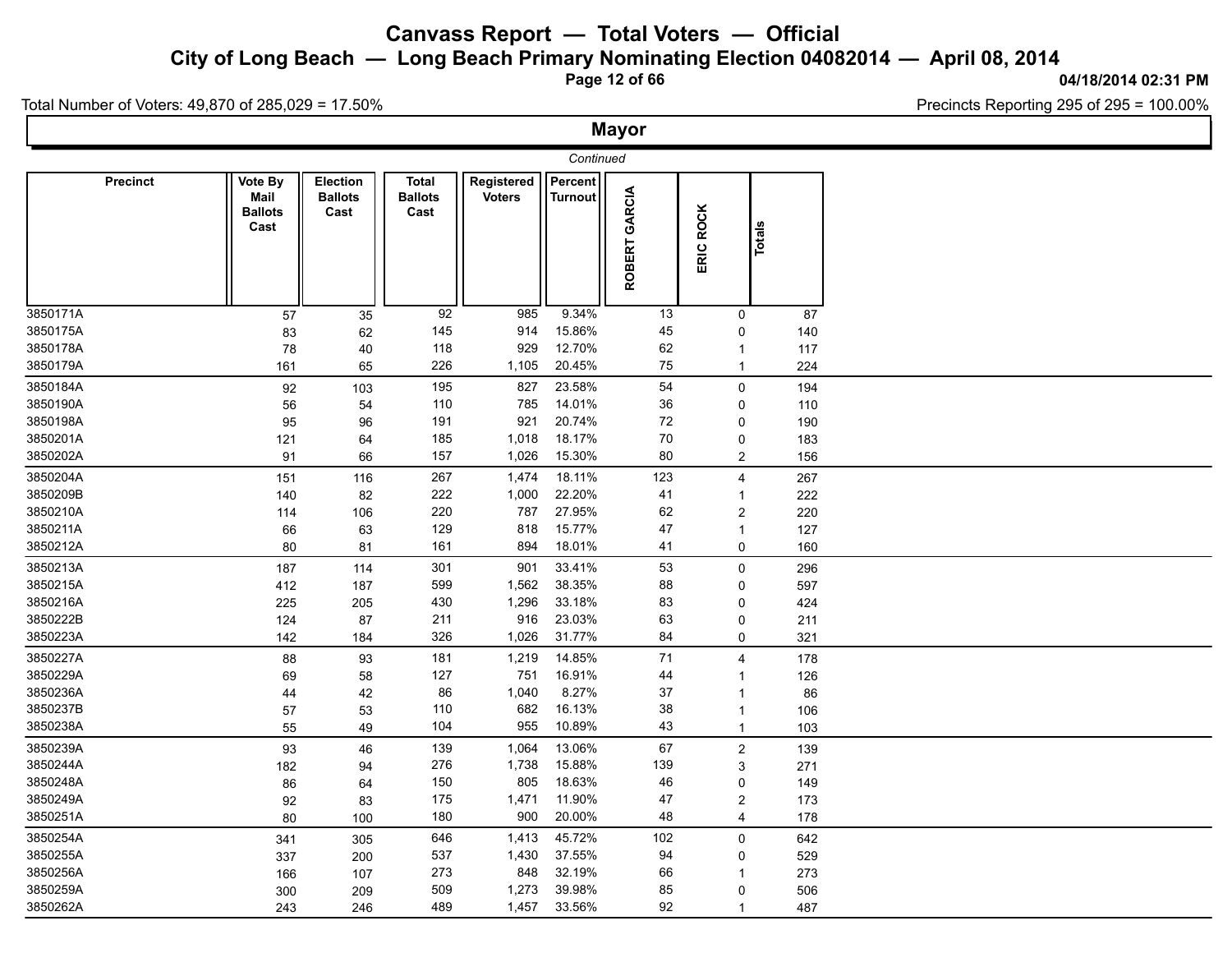# Canvass Report — Total Voters — Official

## City of Long Beach — Long Beach Primary Nominating Election 04082014 — April 08, 2014

04/18/2014 02:31 PM

Total Number of Voters: 49,870 of 285,029 = 17.50%

Precincts Reporting 295 of 295 = 100.00%

### Mayor

*Continued*

| Precinct | Vote By Mail Ballots Cast | Election Ballots Cast | Total Ballots Cast | Registered Voters | Percent Turnout | ROBERT GARCIA | ERIC ROCK | Totals |
|---|---|---|---|---|---|---|---|---|
| 3850171A | 57 | 35 | 92 | 985 | 9.34% | 13 | 0 | 87 |
| 3850175A | 83 | 62 | 145 | 914 | 15.86% | 45 | 0 | 140 |
| 3850178A | 78 | 40 | 118 | 929 | 12.70% | 62 | 1 | 117 |
| 3850179A | 161 | 65 | 226 | 1,105 | 20.45% | 75 | 1 | 224 |
| 3850184A | 92 | 103 | 195 | 827 | 23.58% | 54 | 0 | 194 |
| 3850190A | 56 | 54 | 110 | 785 | 14.01% | 36 | 0 | 110 |
| 3850198A | 95 | 96 | 191 | 921 | 20.74% | 72 | 0 | 190 |
| 3850201A | 121 | 64 | 185 | 1,018 | 18.17% | 70 | 0 | 183 |
| 3850202A | 91 | 66 | 157 | 1,026 | 15.30% | 80 | 2 | 156 |
| 3850204A | 151 | 116 | 267 | 1,474 | 18.11% | 123 | 4 | 267 |
| 3850209B | 140 | 82 | 222 | 1,000 | 22.20% | 41 | 1 | 222 |
| 3850210A | 114 | 106 | 220 | 787 | 27.95% | 62 | 2 | 220 |
| 3850211A | 66 | 63 | 129 | 818 | 15.77% | 47 | 1 | 127 |
| 3850212A | 80 | 81 | 161 | 894 | 18.01% | 41 | 0 | 160 |
| 3850213A | 187 | 114 | 301 | 901 | 33.41% | 53 | 0 | 296 |
| 3850215A | 412 | 187 | 599 | 1,562 | 38.35% | 88 | 0 | 597 |
| 3850216A | 225 | 205 | 430 | 1,296 | 33.18% | 83 | 0 | 424 |
| 3850222B | 124 | 87 | 211 | 916 | 23.03% | 63 | 0 | 211 |
| 3850223A | 142 | 184 | 326 | 1,026 | 31.77% | 84 | 0 | 321 |
| 3850227A | 88 | 93 | 181 | 1,219 | 14.85% | 71 | 4 | 178 |
| 3850229A | 69 | 58 | 127 | 751 | 16.91% | 44 | 1 | 126 |
| 3850236A | 44 | 42 | 86 | 1,040 | 8.27% | 37 | 1 | 86 |
| 3850237B | 57 | 53 | 110 | 682 | 16.13% | 38 | 1 | 106 |
| 3850238A | 55 | 49 | 104 | 955 | 10.89% | 43 | 1 | 103 |
| 3850239A | 93 | 46 | 139 | 1,064 | 13.06% | 67 | 2 | 139 |
| 3850244A | 182 | 94 | 276 | 1,738 | 15.88% | 139 | 3 | 271 |
| 3850248A | 86 | 64 | 150 | 805 | 18.63% | 46 | 0 | 149 |
| 3850249A | 92 | 83 | 175 | 1,471 | 11.90% | 47 | 2 | 173 |
| 3850251A | 80 | 100 | 180 | 900 | 20.00% | 48 | 4 | 178 |
| 3850254A | 341 | 305 | 646 | 1,413 | 45.72% | 102 | 0 | 642 |
| 3850255A | 337 | 200 | 537 | 1,430 | 37.55% | 94 | 0 | 529 |
| 3850256A | 166 | 107 | 273 | 848 | 32.19% | 66 | 1 | 273 |
| 3850259A | 300 | 209 | 509 | 1,273 | 39.98% | 85 | 0 | 506 |
| 3850262A | 243 | 246 | 489 | 1,457 | 33.56% | 92 | 1 | 487 |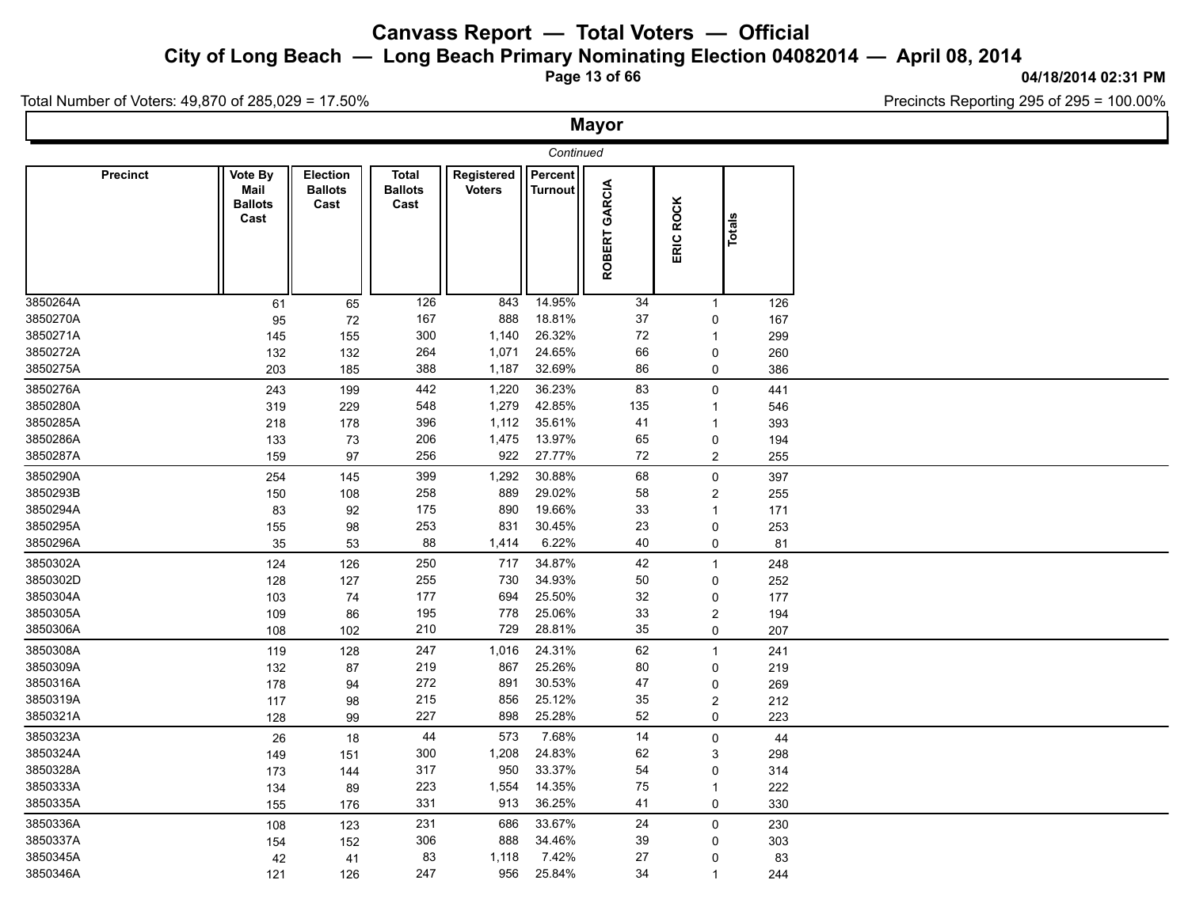# Canvass Report — Total Voters — Official

## City of Long Beach — Long Beach Primary Nominating Election 04082014 — April 08, 2014

04/18/2014 02:31 PM

Total Number of Voters: 49,870 of 285,029 = 17.50%

Precincts Reporting 295 of 295 = 100.00%

## Mayor

*Continued*

| Precinct | Vote By Mail Ballots Cast | Election Ballots Cast | Total Ballots Cast | Registered Voters | Percent Turnout | ROBERT GARCIA | ERIC ROCK | Totals |
|---|---|---|---|---|---|---|---|---|
| 3850264A | 61 | 65 | 126 | 843 | 14.95% | 34 | 1 | 126 |
| 3850270A | 95 | 72 | 167 | 888 | 18.81% | 37 | 0 | 167 |
| 3850271A | 145 | 155 | 300 | 1,140 | 26.32% | 72 | 1 | 299 |
| 3850272A | 132 | 132 | 264 | 1,071 | 24.65% | 66 | 0 | 260 |
| 3850275A | 203 | 185 | 388 | 1,187 | 32.69% | 86 | 0 | 386 |
| 3850276A | 243 | 199 | 442 | 1,220 | 36.23% | 83 | 0 | 441 |
| 3850280A | 319 | 229 | 548 | 1,279 | 42.85% | 135 | 1 | 546 |
| 3850285A | 218 | 178 | 396 | 1,112 | 35.61% | 41 | 1 | 393 |
| 3850286A | 133 | 73 | 206 | 1,475 | 13.97% | 65 | 0 | 194 |
| 3850287A | 159 | 97 | 256 | 922 | 27.77% | 72 | 2 | 255 |
| 3850290A | 254 | 145 | 399 | 1,292 | 30.88% | 68 | 0 | 397 |
| 3850293B | 150 | 108 | 258 | 889 | 29.02% | 58 | 2 | 255 |
| 3850294A | 83 | 92 | 175 | 890 | 19.66% | 33 | 1 | 171 |
| 3850295A | 155 | 98 | 253 | 831 | 30.45% | 23 | 0 | 253 |
| 3850296A | 35 | 53 | 88 | 1,414 | 6.22% | 40 | 0 | 81 |
| 3850302A | 124 | 126 | 250 | 717 | 34.87% | 42 | 1 | 248 |
| 3850302D | 128 | 127 | 255 | 730 | 34.93% | 50 | 0 | 252 |
| 3850304A | 103 | 74 | 177 | 694 | 25.50% | 32 | 0 | 177 |
| 3850305A | 109 | 86 | 195 | 778 | 25.06% | 33 | 2 | 194 |
| 3850306A | 108 | 102 | 210 | 729 | 28.81% | 35 | 0 | 207 |
| 3850308A | 119 | 128 | 247 | 1,016 | 24.31% | 62 | 1 | 241 |
| 3850309A | 132 | 87 | 219 | 867 | 25.26% | 80 | 0 | 219 |
| 3850316A | 178 | 94 | 272 | 891 | 30.53% | 47 | 0 | 269 |
| 3850319A | 117 | 98 | 215 | 856 | 25.12% | 35 | 2 | 212 |
| 3850321A | 128 | 99 | 227 | 898 | 25.28% | 52 | 0 | 223 |
| 3850323A | 26 | 18 | 44 | 573 | 7.68% | 14 | 0 | 44 |
| 3850324A | 149 | 151 | 300 | 1,208 | 24.83% | 62 | 3 | 298 |
| 3850328A | 173 | 144 | 317 | 950 | 33.37% | 54 | 0 | 314 |
| 3850333A | 134 | 89 | 223 | 1,554 | 14.35% | 75 | 1 | 222 |
| 3850335A | 155 | 176 | 331 | 913 | 36.25% | 41 | 0 | 330 |
| 3850336A | 108 | 123 | 231 | 686 | 33.67% | 24 | 0 | 230 |
| 3850337A | 154 | 152 | 306 | 888 | 34.46% | 39 | 0 | 303 |
| 3850345A | 42 | 41 | 83 | 1,118 | 7.42% | 27 | 0 | 83 |
| 3850346A | 121 | 126 | 247 | 956 | 25.84% | 34 | 1 | 244 |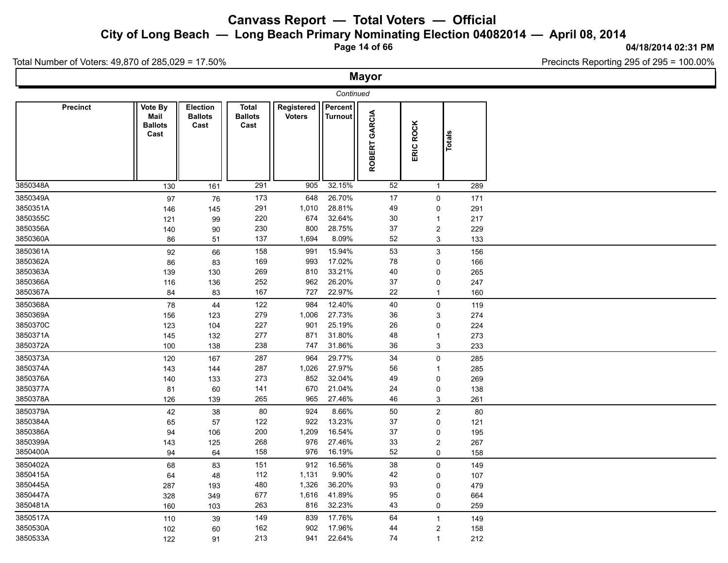# Canvass Report — Total Voters — Official

## City of Long Beach — Long Beach Primary Nominating Election 04082014 — April 08, 2014

04/18/2014 02:31 PM

Total Number of Voters: 49,870 of 285,029 = 17.50%

Precincts Reporting 295 of 295 = 100.00%

## Mayor

*Continued*

| Precinct | Vote By Mail Ballots Cast | Election Ballots Cast | Total Ballots Cast | Registered Voters | Percent Turnout | ROBERT GARCIA | ERIC ROCK | Totals |
|---|---|---|---|---|---|---|---|---|
| 3850348A | 130 | 161 | 291 | 905 | 32.15% | 52 | 1 | 289 |
| 3850349A | 97 | 76 | 173 | 648 | 26.70% | 17 | 0 | 171 |
| 3850351A | 146 | 145 | 291 | 1,010 | 28.81% | 49 | 0 | 291 |
| 3850355C | 121 | 99 | 220 | 674 | 32.64% | 30 | 1 | 217 |
| 3850356A | 140 | 90 | 230 | 800 | 28.75% | 37 | 2 | 229 |
| 3850360A | 86 | 51 | 137 | 1,694 | 8.09% | 52 | 3 | 133 |
| 3850361A | 92 | 66 | 158 | 991 | 15.94% | 53 | 3 | 156 |
| 3850362A | 86 | 83 | 169 | 993 | 17.02% | 78 | 0 | 166 |
| 3850363A | 139 | 130 | 269 | 810 | 33.21% | 40 | 0 | 265 |
| 3850366A | 116 | 136 | 252 | 962 | 26.20% | 37 | 0 | 247 |
| 3850367A | 84 | 83 | 167 | 727 | 22.97% | 22 | 1 | 160 |
| 3850368A | 78 | 44 | 122 | 984 | 12.40% | 40 | 0 | 119 |
| 3850369A | 156 | 123 | 279 | 1,006 | 27.73% | 36 | 3 | 274 |
| 3850370C | 123 | 104 | 227 | 901 | 25.19% | 26 | 0 | 224 |
| 3850371A | 145 | 132 | 277 | 871 | 31.80% | 48 | 1 | 273 |
| 3850372A | 100 | 138 | 238 | 747 | 31.86% | 36 | 3 | 233 |
| 3850373A | 120 | 167 | 287 | 964 | 29.77% | 34 | 0 | 285 |
| 3850374A | 143 | 144 | 287 | 1,026 | 27.97% | 56 | 1 | 285 |
| 3850376A | 140 | 133 | 273 | 852 | 32.04% | 49 | 0 | 269 |
| 3850377A | 81 | 60 | 141 | 670 | 21.04% | 24 | 0 | 138 |
| 3850378A | 126 | 139 | 265 | 965 | 27.46% | 46 | 3 | 261 |
| 3850379A | 42 | 38 | 80 | 924 | 8.66% | 50 | 2 | 80 |
| 3850384A | 65 | 57 | 122 | 922 | 13.23% | 37 | 0 | 121 |
| 3850386A | 94 | 106 | 200 | 1,209 | 16.54% | 37 | 0 | 195 |
| 3850399A | 143 | 125 | 268 | 976 | 27.46% | 33 | 2 | 267 |
| 3850400A | 94 | 64 | 158 | 976 | 16.19% | 52 | 0 | 158 |
| 3850402A | 68 | 83 | 151 | 912 | 16.56% | 38 | 0 | 149 |
| 3850415A | 64 | 48 | 112 | 1,131 | 9.90% | 42 | 0 | 107 |
| 3850445A | 287 | 193 | 480 | 1,326 | 36.20% | 93 | 0 | 479 |
| 3850447A | 328 | 349 | 677 | 1,616 | 41.89% | 95 | 0 | 664 |
| 3850481A | 160 | 103 | 263 | 816 | 32.23% | 43 | 0 | 259 |
| 3850517A | 110 | 39 | 149 | 839 | 17.76% | 64 | 1 | 149 |
| 3850530A | 102 | 60 | 162 | 902 | 17.96% | 44 | 2 | 158 |
| 3850533A | 122 | 91 | 213 | 941 | 22.64% | 74 | 1 | 212 |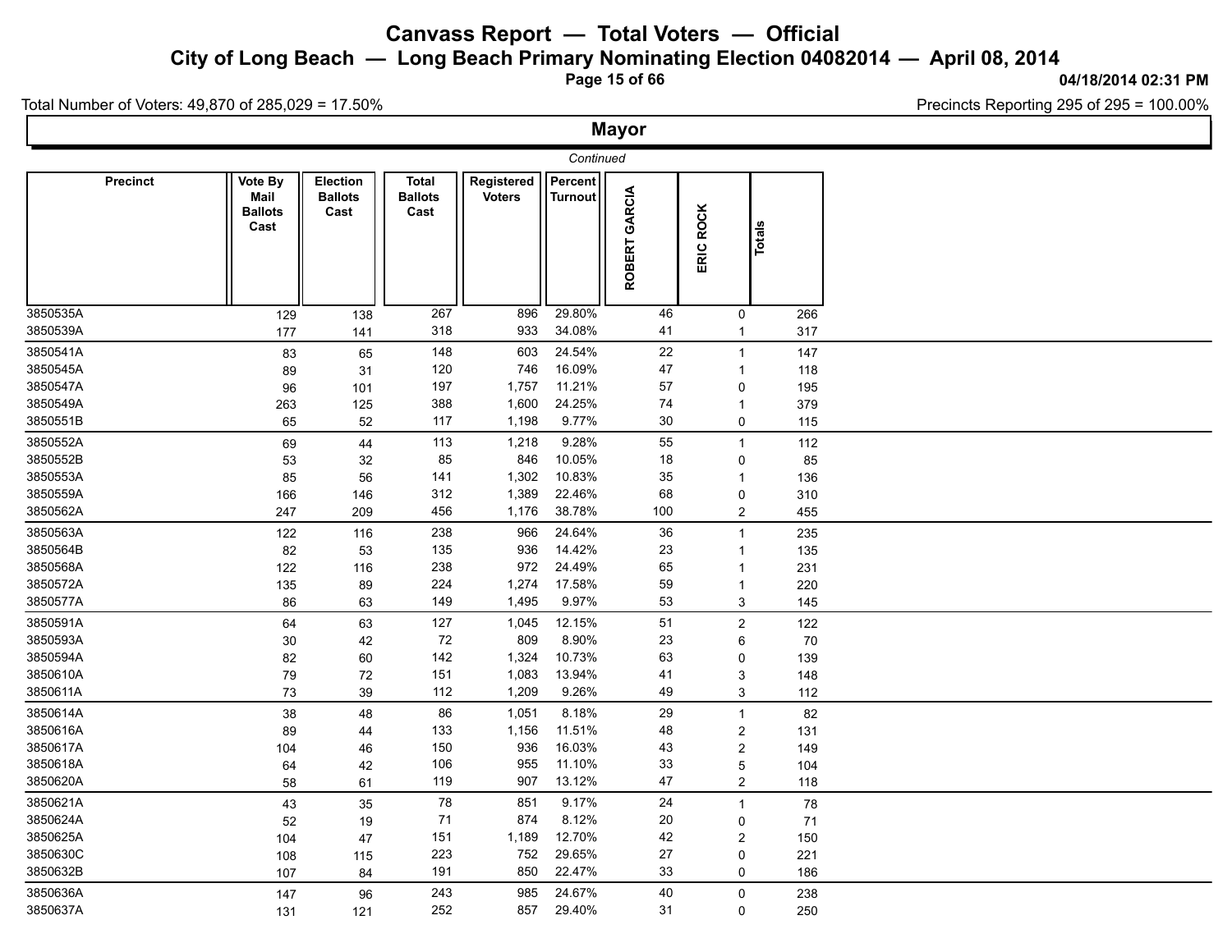# Canvass Report — Total Voters — Official

## City of Long Beach — Long Beach Primary Nominating Election 04082014 — April 08, 2014

04/18/2014 02:31 PM

Total Number of Voters: 49,870 of 285,029 = 17.50%

Precincts Reporting 295 of 295 = 100.00%

## Mayor

*Continued*

| Precinct | Vote By Mail Ballots Cast | Election Ballots Cast | Total Ballots Cast | Registered Voters | Percent Turnout | ROBERT GARCIA | ERIC ROCK | Totals |
|---|---|---|---|---|---|---|---|---|
| 3850535A | 129 | 138 | 267 | 896 | 29.80% | 46 | 0 | 266 |
| 3850539A | 177 | 141 | 318 | 933 | 34.08% | 41 | 1 | 317 |
| 3850541A | 83 | 65 | 148 | 603 | 24.54% | 22 | 1 | 147 |
| 3850545A | 89 | 31 | 120 | 746 | 16.09% | 47 | 1 | 118 |
| 3850547A | 96 | 101 | 197 | 1,757 | 11.21% | 57 | 0 | 195 |
| 3850549A | 263 | 125 | 388 | 1,600 | 24.25% | 74 | 1 | 379 |
| 3850551B | 65 | 52 | 117 | 1,198 | 9.77% | 30 | 0 | 115 |
| 3850552A | 69 | 44 | 113 | 1,218 | 9.28% | 55 | 1 | 112 |
| 3850552B | 53 | 32 | 85 | 846 | 10.05% | 18 | 0 | 85 |
| 3850553A | 85 | 56 | 141 | 1,302 | 10.83% | 35 | 1 | 136 |
| 3850559A | 166 | 146 | 312 | 1,389 | 22.46% | 68 | 0 | 310 |
| 3850562A | 247 | 209 | 456 | 1,176 | 38.78% | 100 | 2 | 455 |
| 3850563A | 122 | 116 | 238 | 966 | 24.64% | 36 | 1 | 235 |
| 3850564B | 82 | 53 | 135 | 936 | 14.42% | 23 | 1 | 135 |
| 3850568A | 122 | 116 | 238 | 972 | 24.49% | 65 | 1 | 231 |
| 3850572A | 135 | 89 | 224 | 1,274 | 17.58% | 59 | 1 | 220 |
| 3850577A | 86 | 63 | 149 | 1,495 | 9.97% | 53 | 3 | 145 |
| 3850591A | 64 | 63 | 127 | 1,045 | 12.15% | 51 | 2 | 122 |
| 3850593A | 30 | 42 | 72 | 809 | 8.90% | 23 | 6 | 70 |
| 3850594A | 82 | 60 | 142 | 1,324 | 10.73% | 63 | 0 | 139 |
| 3850610A | 79 | 72 | 151 | 1,083 | 13.94% | 41 | 3 | 148 |
| 3850611A | 73 | 39 | 112 | 1,209 | 9.26% | 49 | 3 | 112 |
| 3850614A | 38 | 48 | 86 | 1,051 | 8.18% | 29 | 1 | 82 |
| 3850616A | 89 | 44 | 133 | 1,156 | 11.51% | 48 | 2 | 131 |
| 3850617A | 104 | 46 | 150 | 936 | 16.03% | 43 | 2 | 149 |
| 3850618A | 64 | 42 | 106 | 955 | 11.10% | 33 | 5 | 104 |
| 3850620A | 58 | 61 | 119 | 907 | 13.12% | 47 | 2 | 118 |
| 3850621A | 43 | 35 | 78 | 851 | 9.17% | 24 | 1 | 78 |
| 3850624A | 52 | 19 | 71 | 874 | 8.12% | 20 | 0 | 71 |
| 3850625A | 104 | 47 | 151 | 1,189 | 12.70% | 42 | 2 | 150 |
| 3850630C | 108 | 115 | 223 | 752 | 29.65% | 27 | 0 | 221 |
| 3850632B | 107 | 84 | 191 | 850 | 22.47% | 33 | 0 | 186 |
| 3850636A | 147 | 96 | 243 | 985 | 24.67% | 40 | 0 | 238 |
| 3850637A | 131 | 121 | 252 | 857 | 29.40% | 31 | 0 | 250 |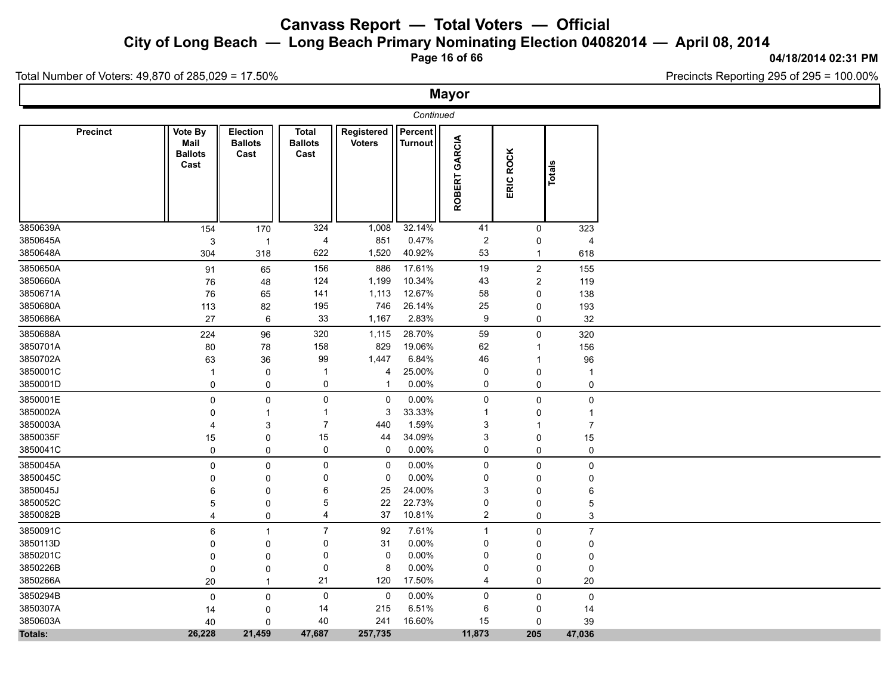# Canvass Report — Total Voters — Official

## City of Long Beach — Long Beach Primary Nominating Election 04082014 — April 08, 2014

04/18/2014 02:31 PM

Total Number of Voters: 49,870 of 285,029 = 17.50%

Precincts Reporting 295 of 295 = 100.00%

### Mayor

*Continued*

| Precinct | Vote By Mail Ballots Cast | Election Ballots Cast | Total Ballots Cast | Registered Voters | Percent Turnout | ROBERT GARCIA | ERIC ROCK | Totals |
|---|---|---|---|---|---|---|---|---|
| 3850639A | 154 | 170 | 324 | 1,008 | 32.14% | 41 | 0 | 323 |
| 3850645A | 3 | 1 | 4 | 851 | 0.47% | 2 | 0 | 4 |
| 3850648A | 304 | 318 | 622 | 1,520 | 40.92% | 53 | 1 | 618 |
| 3850650A | 91 | 65 | 156 | 886 | 17.61% | 19 | 2 | 155 |
| 3850660A | 76 | 48 | 124 | 1,199 | 10.34% | 43 | 2 | 119 |
| 3850671A | 76 | 65 | 141 | 1,113 | 12.67% | 58 | 0 | 138 |
| 3850680A | 113 | 82 | 195 | 746 | 26.14% | 25 | 0 | 193 |
| 3850686A | 27 | 6 | 33 | 1,167 | 2.83% | 9 | 0 | 32 |
| 3850688A | 224 | 96 | 320 | 1,115 | 28.70% | 59 | 0 | 320 |
| 3850701A | 80 | 78 | 158 | 829 | 19.06% | 62 | 1 | 156 |
| 3850702A | 63 | 36 | 99 | 1,447 | 6.84% | 46 | 1 | 96 |
| 3850001C | 1 | 0 | 1 | 4 | 25.00% | 0 | 0 | 1 |
| 3850001D | 0 | 0 | 0 | 1 | 0.00% | 0 | 0 | 0 |
| 3850001E | 0 | 0 | 0 | 0 | 0.00% | 0 | 0 | 0 |
| 3850002A | 0 | 1 | 1 | 3 | 33.33% | 1 | 0 | 1 |
| 3850003A | 4 | 3 | 7 | 440 | 1.59% | 3 | 1 | 7 |
| 3850035F | 15 | 0 | 15 | 44 | 34.09% | 3 | 0 | 15 |
| 3850041C | 0 | 0 | 0 | 0 | 0.00% | 0 | 0 | 0 |
| 3850045A | 0 | 0 | 0 | 0 | 0.00% | 0 | 0 | 0 |
| 3850045C | 0 | 0 | 0 | 0 | 0.00% | 0 | 0 | 0 |
| 3850045J | 6 | 0 | 6 | 25 | 24.00% | 3 | 0 | 6 |
| 3850052C | 5 | 0 | 5 | 22 | 22.73% | 0 | 0 | 5 |
| 3850082B | 4 | 0 | 4 | 37 | 10.81% | 2 | 0 | 3 |
| 3850091C | 6 | 1 | 7 | 92 | 7.61% | 1 | 0 | 7 |
| 3850113D | 0 | 0 | 0 | 31 | 0.00% | 0 | 0 | 0 |
| 3850201C | 0 | 0 | 0 | 0 | 0.00% | 0 | 0 | 0 |
| 3850226B | 0 | 0 | 0 | 8 | 0.00% | 0 | 0 | 0 |
| 3850266A | 20 | 1 | 21 | 120 | 17.50% | 4 | 0 | 20 |
| 3850294B | 0 | 0 | 0 | 0 | 0.00% | 0 | 0 | 0 |
| 3850307A | 14 | 0 | 14 | 215 | 6.51% | 6 | 0 | 14 |
| 3850603A | 40 | 0 | 40 | 241 | 16.60% | 15 | 0 | 39 |
| **Totals:** | **26,228** | **21,459** | **47,687** | **257,735** | | **11,873** | **205** | **47,036** |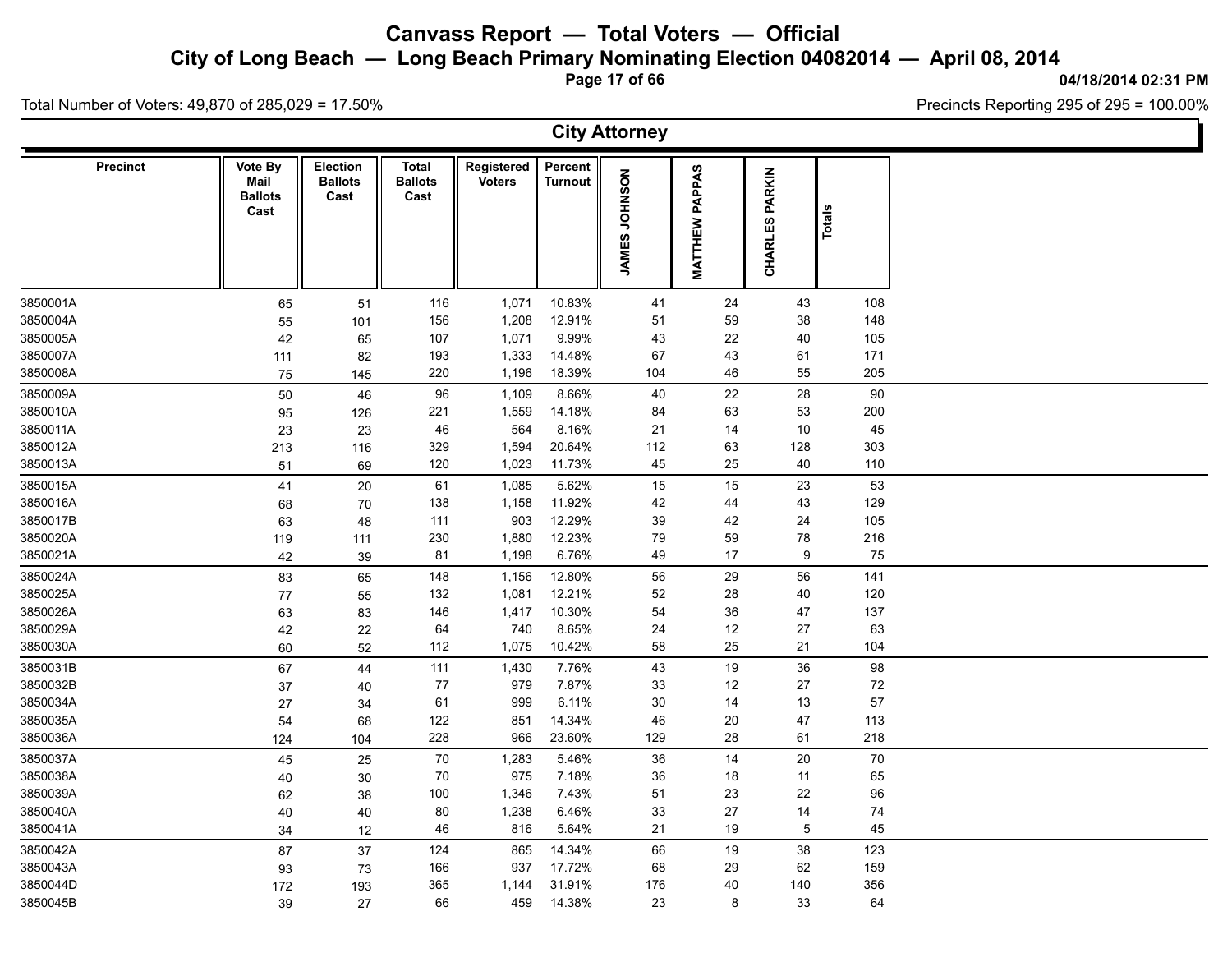# Canvass Report — Total Voters — Official

## City of Long Beach — Long Beach Primary Nominating Election 04082014 — April 08, 2014

04/18/2014 02:31 PM

Total Number of Voters: 49,870 of 285,029 = 17.50%

Precincts Reporting 295 of 295 = 100.00%

### City Attorney

| Precinct | Vote By Mail Ballots Cast | Election Ballots Cast | Total Ballots Cast | Registered Voters | Percent Turnout | JAMES JOHNSON | MATTHEW PAPPAS | CHARLES PARKIN | Totals |
|---|---|---|---|---|---|---|---|---|---|
| 3850001A | 65 | 51 | 116 | 1,071 | 10.83% | 41 | 24 | 43 | 108 |
| 3850004A | 55 | 101 | 156 | 1,208 | 12.91% | 51 | 59 | 38 | 148 |
| 3850005A | 42 | 65 | 107 | 1,071 | 9.99% | 43 | 22 | 40 | 105 |
| 3850007A | 111 | 82 | 193 | 1,333 | 14.48% | 67 | 43 | 61 | 171 |
| 3850008A | 75 | 145 | 220 | 1,196 | 18.39% | 104 | 46 | 55 | 205 |
| 3850009A | 50 | 46 | 96 | 1,109 | 8.66% | 40 | 22 | 28 | 90 |
| 3850010A | 95 | 126 | 221 | 1,559 | 14.18% | 84 | 63 | 53 | 200 |
| 3850011A | 23 | 23 | 46 | 564 | 8.16% | 21 | 14 | 10 | 45 |
| 3850012A | 213 | 116 | 329 | 1,594 | 20.64% | 112 | 63 | 128 | 303 |
| 3850013A | 51 | 69 | 120 | 1,023 | 11.73% | 45 | 25 | 40 | 110 |
| 3850015A | 41 | 20 | 61 | 1,085 | 5.62% | 15 | 15 | 23 | 53 |
| 3850016A | 68 | 70 | 138 | 1,158 | 11.92% | 42 | 44 | 43 | 129 |
| 3850017B | 63 | 48 | 111 | 903 | 12.29% | 39 | 42 | 24 | 105 |
| 3850020A | 119 | 111 | 230 | 1,880 | 12.23% | 79 | 59 | 78 | 216 |
| 3850021A | 42 | 39 | 81 | 1,198 | 6.76% | 49 | 17 | 9 | 75 |
| 3850024A | 83 | 65 | 148 | 1,156 | 12.80% | 56 | 29 | 56 | 141 |
| 3850025A | 77 | 55 | 132 | 1,081 | 12.21% | 52 | 28 | 40 | 120 |
| 3850026A | 63 | 83 | 146 | 1,417 | 10.30% | 54 | 36 | 47 | 137 |
| 3850029A | 42 | 22 | 64 | 740 | 8.65% | 24 | 12 | 27 | 63 |
| 3850030A | 60 | 52 | 112 | 1,075 | 10.42% | 58 | 25 | 21 | 104 |
| 3850031B | 67 | 44 | 111 | 1,430 | 7.76% | 43 | 19 | 36 | 98 |
| 3850032B | 37 | 40 | 77 | 979 | 7.87% | 33 | 12 | 27 | 72 |
| 3850034A | 27 | 34 | 61 | 999 | 6.11% | 30 | 14 | 13 | 57 |
| 3850035A | 54 | 68 | 122 | 851 | 14.34% | 46 | 20 | 47 | 113 |
| 3850036A | 124 | 104 | 228 | 966 | 23.60% | 129 | 28 | 61 | 218 |
| 3850037A | 45 | 25 | 70 | 1,283 | 5.46% | 36 | 14 | 20 | 70 |
| 3850038A | 40 | 30 | 70 | 975 | 7.18% | 36 | 18 | 11 | 65 |
| 3850039A | 62 | 38 | 100 | 1,346 | 7.43% | 51 | 23 | 22 | 96 |
| 3850040A | 40 | 40 | 80 | 1,238 | 6.46% | 33 | 27 | 14 | 74 |
| 3850041A | 34 | 12 | 46 | 816 | 5.64% | 21 | 19 | 5 | 45 |
| 3850042A | 87 | 37 | 124 | 865 | 14.34% | 66 | 19 | 38 | 123 |
| 3850043A | 93 | 73 | 166 | 937 | 17.72% | 68 | 29 | 62 | 159 |
| 3850044D | 172 | 193 | 365 | 1,144 | 31.91% | 176 | 40 | 140 | 356 |
| 3850045B | 39 | 27 | 66 | 459 | 14.38% | 23 | 8 | 33 | 64 |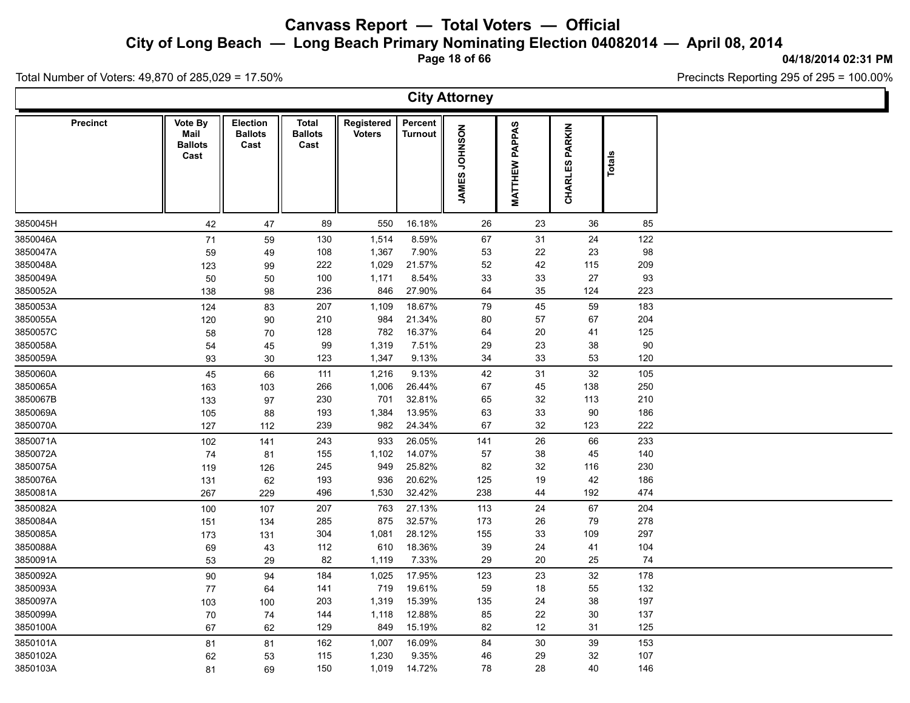# Canvass Report — Total Voters — Official

## City of Long Beach — Long Beach Primary Nominating Election 04082014 — April 08, 2014

04/18/2014 02:31 PM

Total Number of Voters: 49,870 of 285,029 = 17.50%

Precincts Reporting 295 of 295 = 100.00%

### City Attorney

| Precinct | Vote By Mail Ballots Cast | Election Ballots Cast | Total Ballots Cast | Registered Voters | Percent Turnout | JAMES JOHNSON | MATTHEW PAPPAS | CHARLES PARKIN | Totals |
|---|---|---|---|---|---|---|---|---|---|
| 3850045H | 42 | 47 | 89 | 550 | 16.18% | 26 | 23 | 36 | 85 |
| 3850046A | 71 | 59 | 130 | 1,514 | 8.59% | 67 | 31 | 24 | 122 |
| 3850047A | 59 | 49 | 108 | 1,367 | 7.90% | 53 | 22 | 23 | 98 |
| 3850048A | 123 | 99 | 222 | 1,029 | 21.57% | 52 | 42 | 115 | 209 |
| 3850049A | 50 | 50 | 100 | 1,171 | 8.54% | 33 | 33 | 27 | 93 |
| 3850052A | 138 | 98 | 236 | 846 | 27.90% | 64 | 35 | 124 | 223 |
| 3850053A | 124 | 83 | 207 | 1,109 | 18.67% | 79 | 45 | 59 | 183 |
| 3850055A | 120 | 90 | 210 | 984 | 21.34% | 80 | 57 | 67 | 204 |
| 3850057C | 58 | 70 | 128 | 782 | 16.37% | 64 | 20 | 41 | 125 |
| 3850058A | 54 | 45 | 99 | 1,319 | 7.51% | 29 | 23 | 38 | 90 |
| 3850059A | 93 | 30 | 123 | 1,347 | 9.13% | 34 | 33 | 53 | 120 |
| 3850060A | 45 | 66 | 111 | 1,216 | 9.13% | 42 | 31 | 32 | 105 |
| 3850065A | 163 | 103 | 266 | 1,006 | 26.44% | 67 | 45 | 138 | 250 |
| 3850067B | 133 | 97 | 230 | 701 | 32.81% | 65 | 32 | 113 | 210 |
| 3850069A | 105 | 88 | 193 | 1,384 | 13.95% | 63 | 33 | 90 | 186 |
| 3850070A | 127 | 112 | 239 | 982 | 24.34% | 67 | 32 | 123 | 222 |
| 3850071A | 102 | 141 | 243 | 933 | 26.05% | 141 | 26 | 66 | 233 |
| 3850072A | 74 | 81 | 155 | 1,102 | 14.07% | 57 | 38 | 45 | 140 |
| 3850075A | 119 | 126 | 245 | 949 | 25.82% | 82 | 32 | 116 | 230 |
| 3850076A | 131 | 62 | 193 | 936 | 20.62% | 125 | 19 | 42 | 186 |
| 3850081A | 267 | 229 | 496 | 1,530 | 32.42% | 238 | 44 | 192 | 474 |
| 3850082A | 100 | 107 | 207 | 763 | 27.13% | 113 | 24 | 67 | 204 |
| 3850084A | 151 | 134 | 285 | 875 | 32.57% | 173 | 26 | 79 | 278 |
| 3850085A | 173 | 131 | 304 | 1,081 | 28.12% | 155 | 33 | 109 | 297 |
| 3850088A | 69 | 43 | 112 | 610 | 18.36% | 39 | 24 | 41 | 104 |
| 3850091A | 53 | 29 | 82 | 1,119 | 7.33% | 29 | 20 | 25 | 74 |
| 3850092A | 90 | 94 | 184 | 1,025 | 17.95% | 123 | 23 | 32 | 178 |
| 3850093A | 77 | 64 | 141 | 719 | 19.61% | 59 | 18 | 55 | 132 |
| 3850097A | 103 | 100 | 203 | 1,319 | 15.39% | 135 | 24 | 38 | 197 |
| 3850099A | 70 | 74 | 144 | 1,118 | 12.88% | 85 | 22 | 30 | 137 |
| 3850100A | 67 | 62 | 129 | 849 | 15.19% | 82 | 12 | 31 | 125 |
| 3850101A | 81 | 81 | 162 | 1,007 | 16.09% | 84 | 30 | 39 | 153 |
| 3850102A | 62 | 53 | 115 | 1,230 | 9.35% | 46 | 29 | 32 | 107 |
| 3850103A | 81 | 69 | 150 | 1,019 | 14.72% | 78 | 28 | 40 | 146 |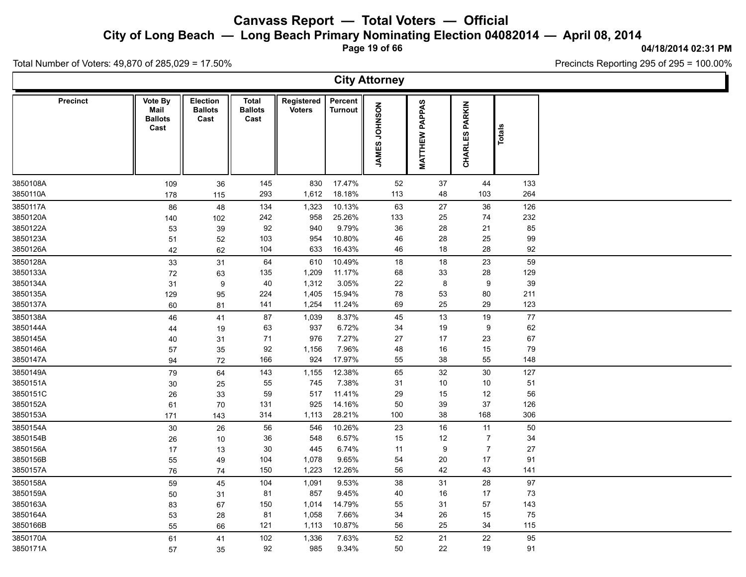# Canvass Report — Total Voters — Official

## City of Long Beach — Long Beach Primary Nominating Election 04082014 — April 08, 2014

04/18/2014 02:31 PM

Total Number of Voters: 49,870 of 285,029 = 17.50%

Precincts Reporting 295 of 295 = 100.00%

### City Attorney

| Precinct | Vote By Mail Ballots Cast | Election Ballots Cast | Total Ballots Cast | Registered Voters | Percent Turnout | JAMES JOHNSON | MATTHEW PAPPAS | CHARLES PARKIN | Totals |
|---|---|---|---|---|---|---|---|---|---|
| 3850108A | 109 | 36 | 145 | 830 | 17.47% | 52 | 37 | 44 | 133 |
| 3850110A | 178 | 115 | 293 | 1,612 | 18.18% | 113 | 48 | 103 | 264 |
| 3850117A | 86 | 48 | 134 | 1,323 | 10.13% | 63 | 27 | 36 | 126 |
| 3850120A | 140 | 102 | 242 | 958 | 25.26% | 133 | 25 | 74 | 232 |
| 3850122A | 53 | 39 | 92 | 940 | 9.79% | 36 | 28 | 21 | 85 |
| 3850123A | 51 | 52 | 103 | 954 | 10.80% | 46 | 28 | 25 | 99 |
| 3850126A | 42 | 62 | 104 | 633 | 16.43% | 46 | 18 | 28 | 92 |
| 3850128A | 33 | 31 | 64 | 610 | 10.49% | 18 | 18 | 23 | 59 |
| 3850133A | 72 | 63 | 135 | 1,209 | 11.17% | 68 | 33 | 28 | 129 |
| 3850134A | 31 | 9 | 40 | 1,312 | 3.05% | 22 | 8 | 9 | 39 |
| 3850135A | 129 | 95 | 224 | 1,405 | 15.94% | 78 | 53 | 80 | 211 |
| 3850137A | 60 | 81 | 141 | 1,254 | 11.24% | 69 | 25 | 29 | 123 |
| 3850138A | 46 | 41 | 87 | 1,039 | 8.37% | 45 | 13 | 19 | 77 |
| 3850144A | 44 | 19 | 63 | 937 | 6.72% | 34 | 19 | 9 | 62 |
| 3850145A | 40 | 31 | 71 | 976 | 7.27% | 27 | 17 | 23 | 67 |
| 3850146A | 57 | 35 | 92 | 1,156 | 7.96% | 48 | 16 | 15 | 79 |
| 3850147A | 94 | 72 | 166 | 924 | 17.97% | 55 | 38 | 55 | 148 |
| 3850149A | 79 | 64 | 143 | 1,155 | 12.38% | 65 | 32 | 30 | 127 |
| 3850151A | 30 | 25 | 55 | 745 | 7.38% | 31 | 10 | 10 | 51 |
| 3850151C | 26 | 33 | 59 | 517 | 11.41% | 29 | 15 | 12 | 56 |
| 3850152A | 61 | 70 | 131 | 925 | 14.16% | 50 | 39 | 37 | 126 |
| 3850153A | 171 | 143 | 314 | 1,113 | 28.21% | 100 | 38 | 168 | 306 |
| 3850154A | 30 | 26 | 56 | 546 | 10.26% | 23 | 16 | 11 | 50 |
| 3850154B | 26 | 10 | 36 | 548 | 6.57% | 15 | 12 | 7 | 34 |
| 3850156A | 17 | 13 | 30 | 445 | 6.74% | 11 | 9 | 7 | 27 |
| 3850156B | 55 | 49 | 104 | 1,078 | 9.65% | 54 | 20 | 17 | 91 |
| 3850157A | 76 | 74 | 150 | 1,223 | 12.26% | 56 | 42 | 43 | 141 |
| 3850158A | 59 | 45 | 104 | 1,091 | 9.53% | 38 | 31 | 28 | 97 |
| 3850159A | 50 | 31 | 81 | 857 | 9.45% | 40 | 16 | 17 | 73 |
| 3850163A | 83 | 67 | 150 | 1,014 | 14.79% | 55 | 31 | 57 | 143 |
| 3850164A | 53 | 28 | 81 | 1,058 | 7.66% | 34 | 26 | 15 | 75 |
| 3850166B | 55 | 66 | 121 | 1,113 | 10.87% | 56 | 25 | 34 | 115 |
| 3850170A | 61 | 41 | 102 | 1,336 | 7.63% | 52 | 21 | 22 | 95 |
| 3850171A | 57 | 35 | 92 | 985 | 9.34% | 50 | 22 | 19 | 91 |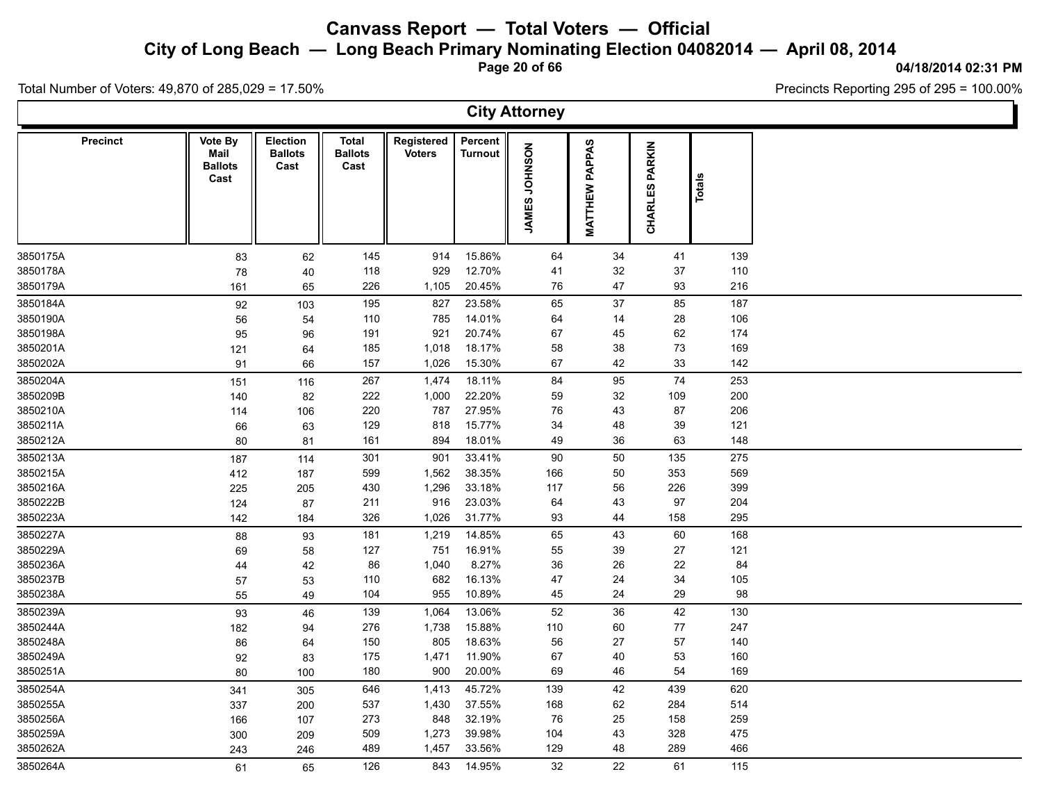# Canvass Report — Total Voters — Official

## City of Long Beach — Long Beach Primary Nominating Election 04082014 — April 08, 2014

04/18/2014 02:31 PM

Total Number of Voters: 49,870 of 285,029 = 17.50%

Precincts Reporting 295 of 295 = 100.00%

### City Attorney

| Precinct | Vote By Mail Ballots Cast | Election Ballots Cast | Total Ballots Cast | Registered Voters | Percent Turnout | JAMES JOHNSON | MATTHEW PAPPAS | CHARLES PARKIN | Totals |
|---|---|---|---|---|---|---|---|---|---|
| 3850175A | 83 | 62 | 145 | 914 | 15.86% | 64 | 34 | 41 | 139 |
| 3850178A | 78 | 40 | 118 | 929 | 12.70% | 41 | 32 | 37 | 110 |
| 3850179A | 161 | 65 | 226 | 1,105 | 20.45% | 76 | 47 | 93 | 216 |
| 3850184A | 92 | 103 | 195 | 827 | 23.58% | 65 | 37 | 85 | 187 |
| 3850190A | 56 | 54 | 110 | 785 | 14.01% | 64 | 14 | 28 | 106 |
| 3850198A | 95 | 96 | 191 | 921 | 20.74% | 67 | 45 | 62 | 174 |
| 3850201A | 121 | 64 | 185 | 1,018 | 18.17% | 58 | 38 | 73 | 169 |
| 3850202A | 91 | 66 | 157 | 1,026 | 15.30% | 67 | 42 | 33 | 142 |
| 3850204A | 151 | 116 | 267 | 1,474 | 18.11% | 84 | 95 | 74 | 253 |
| 3850209B | 140 | 82 | 222 | 1,000 | 22.20% | 59 | 32 | 109 | 200 |
| 3850210A | 114 | 106 | 220 | 787 | 27.95% | 76 | 43 | 87 | 206 |
| 3850211A | 66 | 63 | 129 | 818 | 15.77% | 34 | 48 | 39 | 121 |
| 3850212A | 80 | 81 | 161 | 894 | 18.01% | 49 | 36 | 63 | 148 |
| 3850213A | 187 | 114 | 301 | 901 | 33.41% | 90 | 50 | 135 | 275 |
| 3850215A | 412 | 187 | 599 | 1,562 | 38.35% | 166 | 50 | 353 | 569 |
| 3850216A | 225 | 205 | 430 | 1,296 | 33.18% | 117 | 56 | 226 | 399 |
| 3850222B | 124 | 87 | 211 | 916 | 23.03% | 64 | 43 | 97 | 204 |
| 3850223A | 142 | 184 | 326 | 1,026 | 31.77% | 93 | 44 | 158 | 295 |
| 3850227A | 88 | 93 | 181 | 1,219 | 14.85% | 65 | 43 | 60 | 168 |
| 3850229A | 69 | 58 | 127 | 751 | 16.91% | 55 | 39 | 27 | 121 |
| 3850236A | 44 | 42 | 86 | 1,040 | 8.27% | 36 | 26 | 22 | 84 |
| 3850237B | 57 | 53 | 110 | 682 | 16.13% | 47 | 24 | 34 | 105 |
| 3850238A | 55 | 49 | 104 | 955 | 10.89% | 45 | 24 | 29 | 98 |
| 3850239A | 93 | 46 | 139 | 1,064 | 13.06% | 52 | 36 | 42 | 130 |
| 3850244A | 182 | 94 | 276 | 1,738 | 15.88% | 110 | 60 | 77 | 247 |
| 3850248A | 86 | 64 | 150 | 805 | 18.63% | 56 | 27 | 57 | 140 |
| 3850249A | 92 | 83 | 175 | 1,471 | 11.90% | 67 | 40 | 53 | 160 |
| 3850251A | 80 | 100 | 180 | 900 | 20.00% | 69 | 46 | 54 | 169 |
| 3850254A | 341 | 305 | 646 | 1,413 | 45.72% | 139 | 42 | 439 | 620 |
| 3850255A | 337 | 200 | 537 | 1,430 | 37.55% | 168 | 62 | 284 | 514 |
| 3850256A | 166 | 107 | 273 | 848 | 32.19% | 76 | 25 | 158 | 259 |
| 3850259A | 300 | 209 | 509 | 1,273 | 39.98% | 104 | 43 | 328 | 475 |
| 3850262A | 243 | 246 | 489 | 1,457 | 33.56% | 129 | 48 | 289 | 466 |
| 3850264A | 61 | 65 | 126 | 843 | 14.95% | 32 | 22 | 61 | 115 |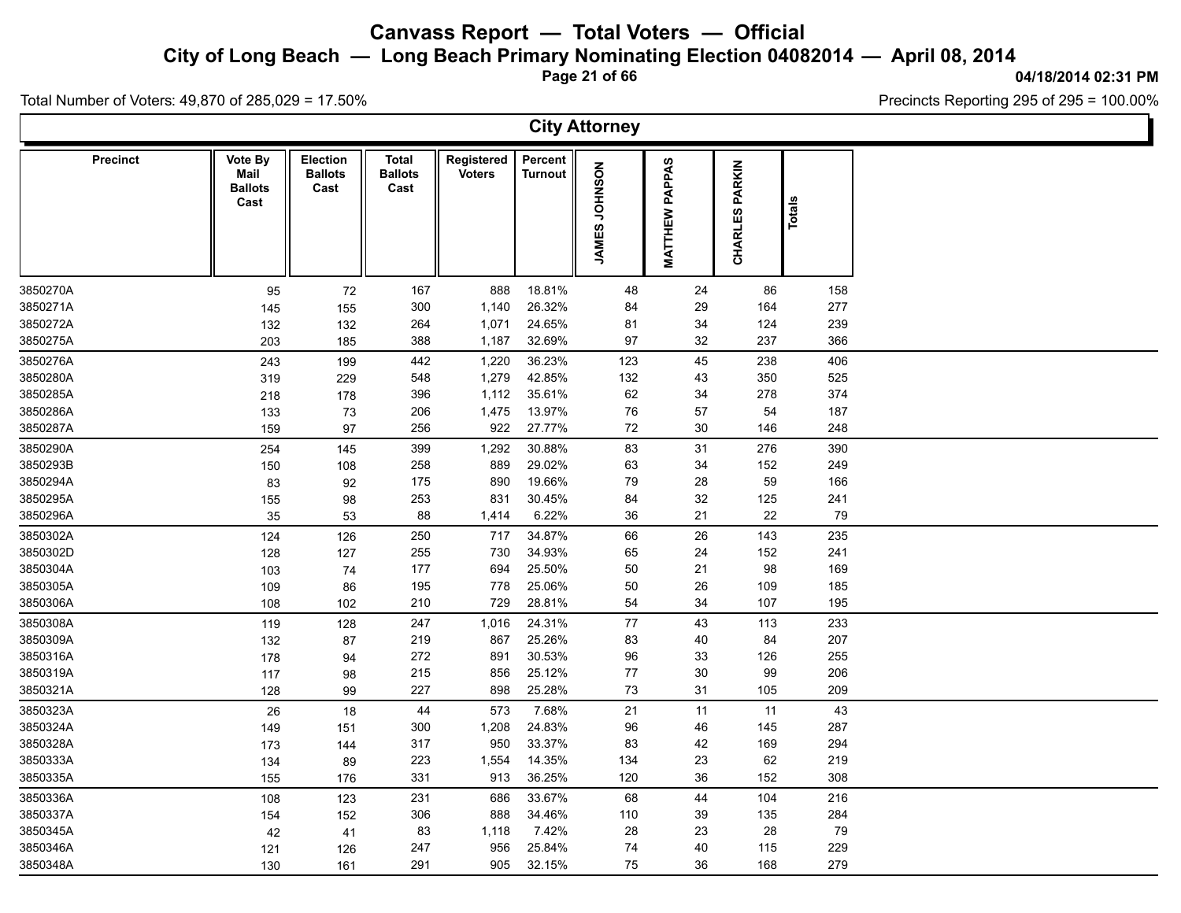# Canvass Report — Total Voters — Official

## City of Long Beach — Long Beach Primary Nominating Election 04082014 — April 08, 2014

04/18/2014 02:31 PM

Total Number of Voters: 49,870 of 285,029 = 17.50%

Precincts Reporting 295 of 295 = 100.00%

### City Attorney

| Precinct | Vote By Mail Ballots Cast | Election Ballots Cast | Total Ballots Cast | Registered Voters | Percent Turnout | JAMES JOHNSON | MATTHEW PAPPAS | CHARLES PARKIN | Totals |
|---|---|---|---|---|---|---|---|---|---|
| 3850270A | 95 | 72 | 167 | 888 | 18.81% | 48 | 24 | 86 | 158 |
| 3850271A | 145 | 155 | 300 | 1,140 | 26.32% | 84 | 29 | 164 | 277 |
| 3850272A | 132 | 132 | 264 | 1,071 | 24.65% | 81 | 34 | 124 | 239 |
| 3850275A | 203 | 185 | 388 | 1,187 | 32.69% | 97 | 32 | 237 | 366 |
| 3850276A | 243 | 199 | 442 | 1,220 | 36.23% | 123 | 45 | 238 | 406 |
| 3850280A | 319 | 229 | 548 | 1,279 | 42.85% | 132 | 43 | 350 | 525 |
| 3850285A | 218 | 178 | 396 | 1,112 | 35.61% | 62 | 34 | 278 | 374 |
| 3850286A | 133 | 73 | 206 | 1,475 | 13.97% | 76 | 57 | 54 | 187 |
| 3850287A | 159 | 97 | 256 | 922 | 27.77% | 72 | 30 | 146 | 248 |
| 3850290A | 254 | 145 | 399 | 1,292 | 30.88% | 83 | 31 | 276 | 390 |
| 3850293B | 150 | 108 | 258 | 889 | 29.02% | 63 | 34 | 152 | 249 |
| 3850294A | 83 | 92 | 175 | 890 | 19.66% | 79 | 28 | 59 | 166 |
| 3850295A | 155 | 98 | 253 | 831 | 30.45% | 84 | 32 | 125 | 241 |
| 3850296A | 35 | 53 | 88 | 1,414 | 6.22% | 36 | 21 | 22 | 79 |
| 3850302A | 124 | 126 | 250 | 717 | 34.87% | 66 | 26 | 143 | 235 |
| 3850302D | 128 | 127 | 255 | 730 | 34.93% | 65 | 24 | 152 | 241 |
| 3850304A | 103 | 74 | 177 | 694 | 25.50% | 50 | 21 | 98 | 169 |
| 3850305A | 109 | 86 | 195 | 778 | 25.06% | 50 | 26 | 109 | 185 |
| 3850306A | 108 | 102 | 210 | 729 | 28.81% | 54 | 34 | 107 | 195 |
| 3850308A | 119 | 128 | 247 | 1,016 | 24.31% | 77 | 43 | 113 | 233 |
| 3850309A | 132 | 87 | 219 | 867 | 25.26% | 83 | 40 | 84 | 207 |
| 3850316A | 178 | 94 | 272 | 891 | 30.53% | 96 | 33 | 126 | 255 |
| 3850319A | 117 | 98 | 215 | 856 | 25.12% | 77 | 30 | 99 | 206 |
| 3850321A | 128 | 99 | 227 | 898 | 25.28% | 73 | 31 | 105 | 209 |
| 3850323A | 26 | 18 | 44 | 573 | 7.68% | 21 | 11 | 11 | 43 |
| 3850324A | 149 | 151 | 300 | 1,208 | 24.83% | 96 | 46 | 145 | 287 |
| 3850328A | 173 | 144 | 317 | 950 | 33.37% | 83 | 42 | 169 | 294 |
| 3850333A | 134 | 89 | 223 | 1,554 | 14.35% | 134 | 23 | 62 | 219 |
| 3850335A | 155 | 176 | 331 | 913 | 36.25% | 120 | 36 | 152 | 308 |
| 3850336A | 108 | 123 | 231 | 686 | 33.67% | 68 | 44 | 104 | 216 |
| 3850337A | 154 | 152 | 306 | 888 | 34.46% | 110 | 39 | 135 | 284 |
| 3850345A | 42 | 41 | 83 | 1,118 | 7.42% | 28 | 23 | 28 | 79 |
| 3850346A | 121 | 126 | 247 | 956 | 25.84% | 74 | 40 | 115 | 229 |
| 3850348A | 130 | 161 | 291 | 905 | 32.15% | 75 | 36 | 168 | 279 |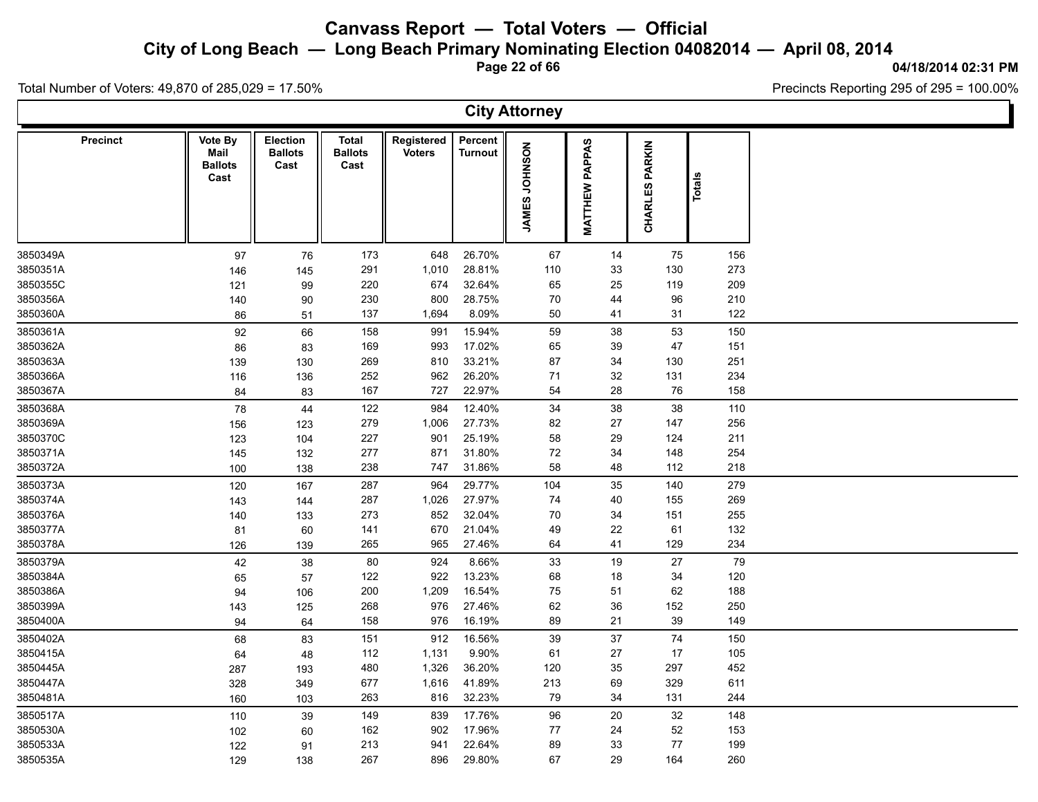# Canvass Report — Total Voters — Official

## City of Long Beach — Long Beach Primary Nominating Election 04082014 — April 08, 2014

04/18/2014 02:31 PM

Total Number of Voters: 49,870 of 285,029 = 17.50%

Precincts Reporting 295 of 295 = 100.00%

### City Attorney

| Precinct | Vote By Mail Ballots Cast | Election Ballots Cast | Total Ballots Cast | Registered Voters | Percent Turnout | JAMES JOHNSON | MATTHEW PAPPAS | CHARLES PARKIN | Totals |
|---|---|---|---|---|---|---|---|---|---|
| 3850349A | 97 | 76 | 173 | 648 | 26.70% | 67 | 14 | 75 | 156 |
| 3850351A | 146 | 145 | 291 | 1,010 | 28.81% | 110 | 33 | 130 | 273 |
| 3850355C | 121 | 99 | 220 | 674 | 32.64% | 65 | 25 | 119 | 209 |
| 3850356A | 140 | 90 | 230 | 800 | 28.75% | 70 | 44 | 96 | 210 |
| 3850360A | 86 | 51 | 137 | 1,694 | 8.09% | 50 | 41 | 31 | 122 |
| 3850361A | 92 | 66 | 158 | 991 | 15.94% | 59 | 38 | 53 | 150 |
| 3850362A | 86 | 83 | 169 | 993 | 17.02% | 65 | 39 | 47 | 151 |
| 3850363A | 139 | 130 | 269 | 810 | 33.21% | 87 | 34 | 130 | 251 |
| 3850366A | 116 | 136 | 252 | 962 | 26.20% | 71 | 32 | 131 | 234 |
| 3850367A | 84 | 83 | 167 | 727 | 22.97% | 54 | 28 | 76 | 158 |
| 3850368A | 78 | 44 | 122 | 984 | 12.40% | 34 | 38 | 38 | 110 |
| 3850369A | 156 | 123 | 279 | 1,006 | 27.73% | 82 | 27 | 147 | 256 |
| 3850370C | 123 | 104 | 227 | 901 | 25.19% | 58 | 29 | 124 | 211 |
| 3850371A | 145 | 132 | 277 | 871 | 31.80% | 72 | 34 | 148 | 254 |
| 3850372A | 100 | 138 | 238 | 747 | 31.86% | 58 | 48 | 112 | 218 |
| 3850373A | 120 | 167 | 287 | 964 | 29.77% | 104 | 35 | 140 | 279 |
| 3850374A | 143 | 144 | 287 | 1,026 | 27.97% | 74 | 40 | 155 | 269 |
| 3850376A | 140 | 133 | 273 | 852 | 32.04% | 70 | 34 | 151 | 255 |
| 3850377A | 81 | 60 | 141 | 670 | 21.04% | 49 | 22 | 61 | 132 |
| 3850378A | 126 | 139 | 265 | 965 | 27.46% | 64 | 41 | 129 | 234 |
| 3850379A | 42 | 38 | 80 | 924 | 8.66% | 33 | 19 | 27 | 79 |
| 3850384A | 65 | 57 | 122 | 922 | 13.23% | 68 | 18 | 34 | 120 |
| 3850386A | 94 | 106 | 200 | 1,209 | 16.54% | 75 | 51 | 62 | 188 |
| 3850399A | 143 | 125 | 268 | 976 | 27.46% | 62 | 36 | 152 | 250 |
| 3850400A | 94 | 64 | 158 | 976 | 16.19% | 89 | 21 | 39 | 149 |
| 3850402A | 68 | 83 | 151 | 912 | 16.56% | 39 | 37 | 74 | 150 |
| 3850415A | 64 | 48 | 112 | 1,131 | 9.90% | 61 | 27 | 17 | 105 |
| 3850445A | 287 | 193 | 480 | 1,326 | 36.20% | 120 | 35 | 297 | 452 |
| 3850447A | 328 | 349 | 677 | 1,616 | 41.89% | 213 | 69 | 329 | 611 |
| 3850481A | 160 | 103 | 263 | 816 | 32.23% | 79 | 34 | 131 | 244 |
| 3850517A | 110 | 39 | 149 | 839 | 17.76% | 96 | 20 | 32 | 148 |
| 3850530A | 102 | 60 | 162 | 902 | 17.96% | 77 | 24 | 52 | 153 |
| 3850533A | 122 | 91 | 213 | 941 | 22.64% | 89 | 33 | 77 | 199 |
| 3850535A | 129 | 138 | 267 | 896 | 29.80% | 67 | 29 | 164 | 260 |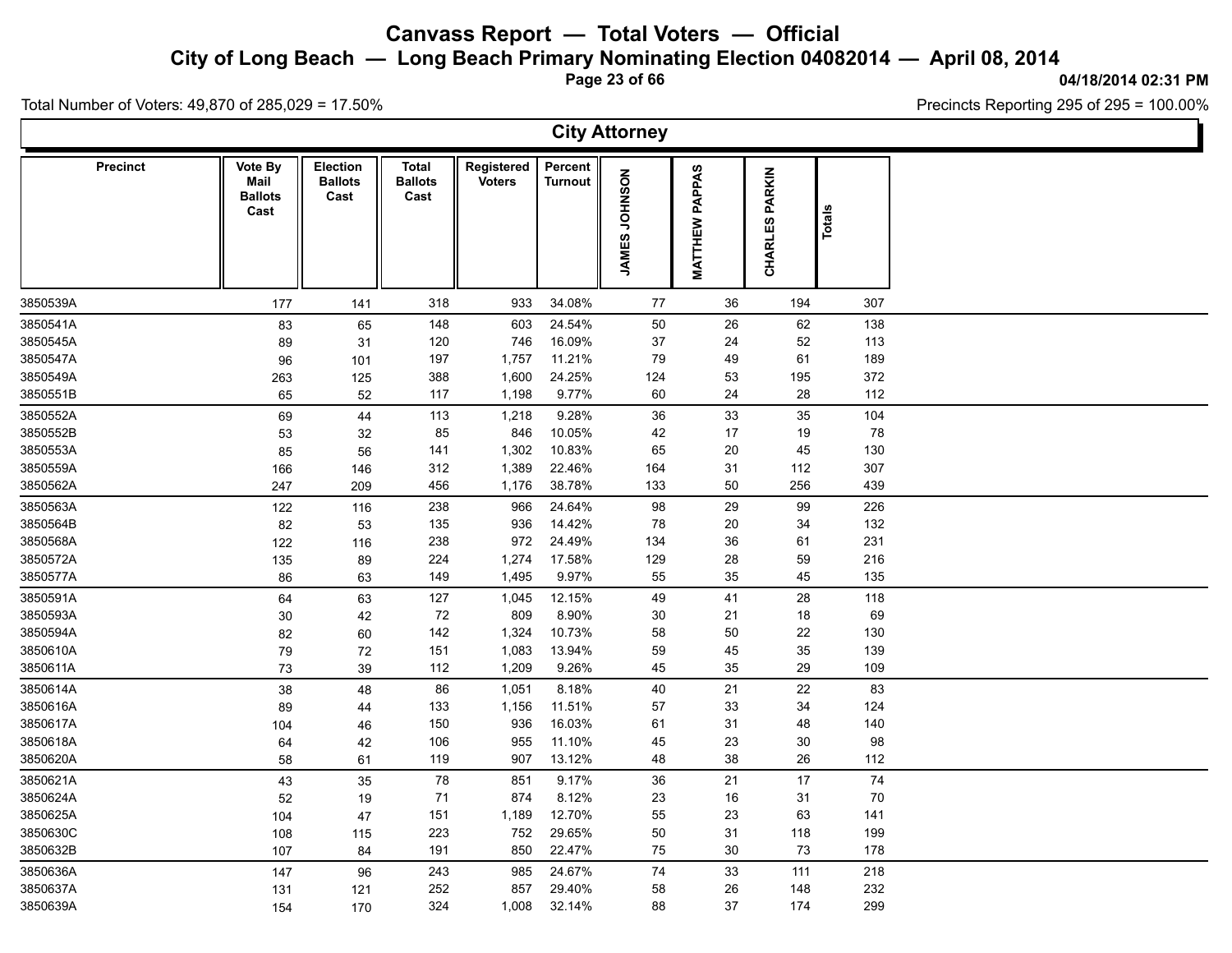# Canvass Report — Total Voters — Official

## City of Long Beach — Long Beach Primary Nominating Election 04082014 — April 08, 2014

04/18/2014 02:31 PM

Total Number of Voters: 49,870 of 285,029 = 17.50%

Precincts Reporting 295 of 295 = 100.00%

### City Attorney

| Precinct | Vote By Mail Ballots Cast | Election Ballots Cast | Total Ballots Cast | Registered Voters | Percent Turnout | JAMES JOHNSON | MATTHEW PAPPAS | CHARLES PARKIN | Totals |
|---|---|---|---|---|---|---|---|---|---|
| 3850539A | 177 | 141 | 318 | 933 | 34.08% | 77 | 36 | 194 | 307 |
| 3850541A | 83 | 65 | 148 | 603 | 24.54% | 50 | 26 | 62 | 138 |
| 3850545A | 89 | 31 | 120 | 746 | 16.09% | 37 | 24 | 52 | 113 |
| 3850547A | 96 | 101 | 197 | 1,757 | 11.21% | 79 | 49 | 61 | 189 |
| 3850549A | 263 | 125 | 388 | 1,600 | 24.25% | 124 | 53 | 195 | 372 |
| 3850551B | 65 | 52 | 117 | 1,198 | 9.77% | 60 | 24 | 28 | 112 |
| 3850552A | 69 | 44 | 113 | 1,218 | 9.28% | 36 | 33 | 35 | 104 |
| 3850552B | 53 | 32 | 85 | 846 | 10.05% | 42 | 17 | 19 | 78 |
| 3850553A | 85 | 56 | 141 | 1,302 | 10.83% | 65 | 20 | 45 | 130 |
| 3850559A | 166 | 146 | 312 | 1,389 | 22.46% | 164 | 31 | 112 | 307 |
| 3850562A | 247 | 209 | 456 | 1,176 | 38.78% | 133 | 50 | 256 | 439 |
| 3850563A | 122 | 116 | 238 | 966 | 24.64% | 98 | 29 | 99 | 226 |
| 3850564B | 82 | 53 | 135 | 936 | 14.42% | 78 | 20 | 34 | 132 |
| 3850568A | 122 | 116 | 238 | 972 | 24.49% | 134 | 36 | 61 | 231 |
| 3850572A | 135 | 89 | 224 | 1,274 | 17.58% | 129 | 28 | 59 | 216 |
| 3850577A | 86 | 63 | 149 | 1,495 | 9.97% | 55 | 35 | 45 | 135 |
| 3850591A | 64 | 63 | 127 | 1,045 | 12.15% | 49 | 41 | 28 | 118 |
| 3850593A | 30 | 42 | 72 | 809 | 8.90% | 30 | 21 | 18 | 69 |
| 3850594A | 82 | 60 | 142 | 1,324 | 10.73% | 58 | 50 | 22 | 130 |
| 3850610A | 79 | 72 | 151 | 1,083 | 13.94% | 59 | 45 | 35 | 139 |
| 3850611A | 73 | 39 | 112 | 1,209 | 9.26% | 45 | 35 | 29 | 109 |
| 3850614A | 38 | 48 | 86 | 1,051 | 8.18% | 40 | 21 | 22 | 83 |
| 3850616A | 89 | 44 | 133 | 1,156 | 11.51% | 57 | 33 | 34 | 124 |
| 3850617A | 104 | 46 | 150 | 936 | 16.03% | 61 | 31 | 48 | 140 |
| 3850618A | 64 | 42 | 106 | 955 | 11.10% | 45 | 23 | 30 | 98 |
| 3850620A | 58 | 61 | 119 | 907 | 13.12% | 48 | 38 | 26 | 112 |
| 3850621A | 43 | 35 | 78 | 851 | 9.17% | 36 | 21 | 17 | 74 |
| 3850624A | 52 | 19 | 71 | 874 | 8.12% | 23 | 16 | 31 | 70 |
| 3850625A | 104 | 47 | 151 | 1,189 | 12.70% | 55 | 23 | 63 | 141 |
| 3850630C | 108 | 115 | 223 | 752 | 29.65% | 50 | 31 | 118 | 199 |
| 3850632B | 107 | 84 | 191 | 850 | 22.47% | 75 | 30 | 73 | 178 |
| 3850636A | 147 | 96 | 243 | 985 | 24.67% | 74 | 33 | 111 | 218 |
| 3850637A | 131 | 121 | 252 | 857 | 29.40% | 58 | 26 | 148 | 232 |
| 3850639A | 154 | 170 | 324 | 1,008 | 32.14% | 88 | 37 | 174 | 299 |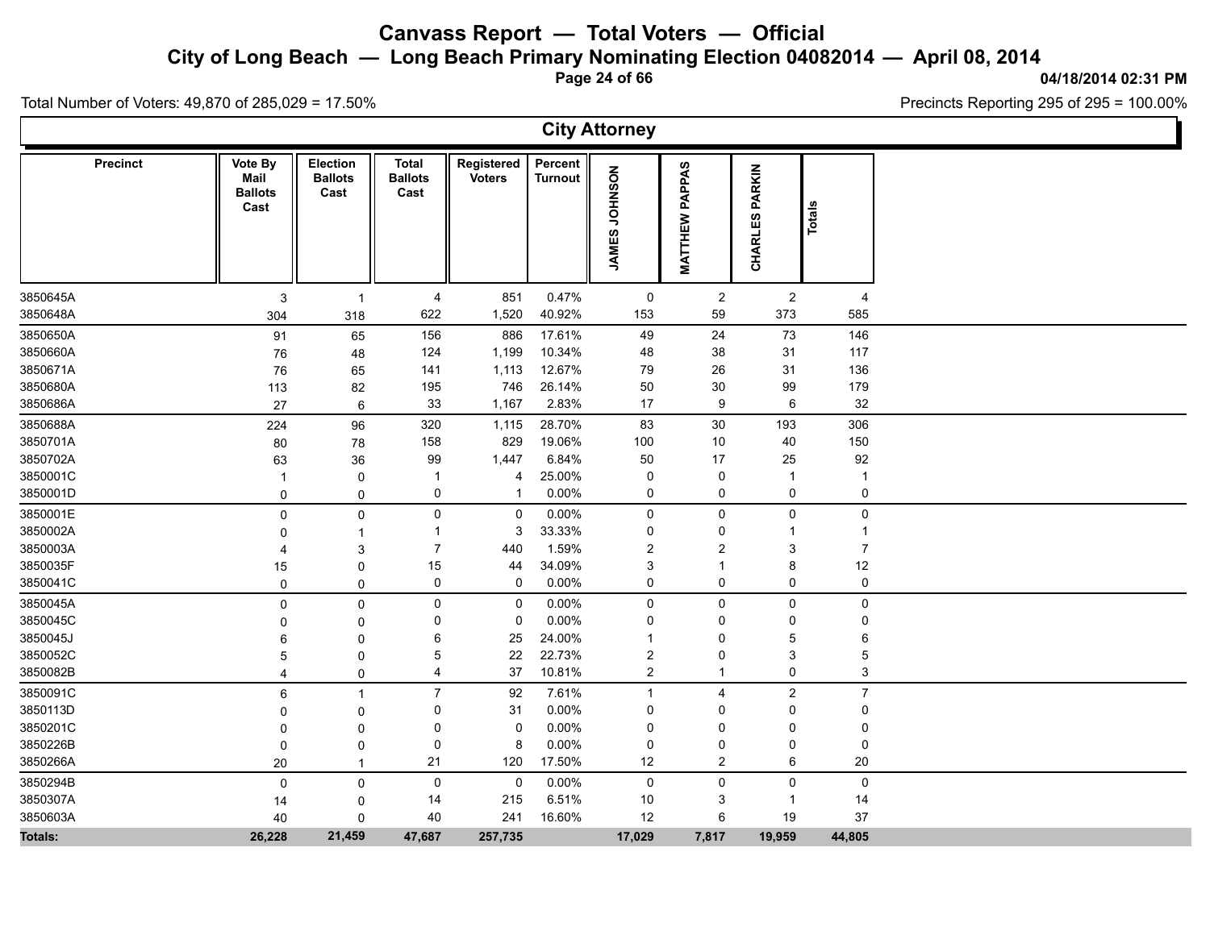# Canvass Report — Total Voters — Official

## City of Long Beach — Long Beach Primary Nominating Election 04082014 — April 08, 2014

04/18/2014 02:31 PM

Total Number of Voters: 49,870 of 285,029 = 17.50%

Precincts Reporting 295 of 295 = 100.00%

### City Attorney

| Precinct | Vote By Mail Ballots Cast | Election Ballots Cast | Total Ballots Cast | Registered Voters | Percent Turnout | JAMES JOHNSON | MATTHEW PAPPAS | CHARLES PARKIN | Totals |
|---|---|---|---|---|---|---|---|---|---|
| 3850645A | 3 | 1 | 4 | 851 | 0.47% | 0 | 2 | 2 | 4 |
| 3850648A | 304 | 318 | 622 | 1,520 | 40.92% | 153 | 59 | 373 | 585 |
| 3850650A | 91 | 65 | 156 | 886 | 17.61% | 49 | 24 | 73 | 146 |
| 3850660A | 76 | 48 | 124 | 1,199 | 10.34% | 48 | 38 | 31 | 117 |
| 3850671A | 76 | 65 | 141 | 1,113 | 12.67% | 79 | 26 | 31 | 136 |
| 3850680A | 113 | 82 | 195 | 746 | 26.14% | 50 | 30 | 99 | 179 |
| 3850686A | 27 | 6 | 33 | 1,167 | 2.83% | 17 | 9 | 6 | 32 |
| 3850688A | 224 | 96 | 320 | 1,115 | 28.70% | 83 | 30 | 193 | 306 |
| 3850701A | 80 | 78 | 158 | 829 | 19.06% | 100 | 10 | 40 | 150 |
| 3850702A | 63 | 36 | 99 | 1,447 | 6.84% | 50 | 17 | 25 | 92 |
| 3850001C | 1 | 0 | 1 | 4 | 25.00% | 0 | 0 | 1 | 1 |
| 3850001D | 0 | 0 | 0 | 1 | 0.00% | 0 | 0 | 0 | 0 |
| 3850001E | 0 | 0 | 0 | 0 | 0.00% | 0 | 0 | 0 | 0 |
| 3850002A | 0 | 1 | 1 | 3 | 33.33% | 0 | 0 | 1 | 1 |
| 3850003A | 4 | 3 | 7 | 440 | 1.59% | 2 | 2 | 3 | 7 |
| 3850035F | 15 | 0 | 15 | 44 | 34.09% | 3 | 1 | 8 | 12 |
| 3850041C | 0 | 0 | 0 | 0 | 0.00% | 0 | 0 | 0 | 0 |
| 3850045A | 0 | 0 | 0 | 0 | 0.00% | 0 | 0 | 0 | 0 |
| 3850045C | 0 | 0 | 0 | 0 | 0.00% | 0 | 0 | 0 | 0 |
| 3850045J | 6 | 0 | 6 | 25 | 24.00% | 1 | 0 | 5 | 6 |
| 3850052C | 5 | 0 | 5 | 22 | 22.73% | 2 | 0 | 3 | 5 |
| 3850082B | 4 | 0 | 4 | 37 | 10.81% | 2 | 1 | 0 | 3 |
| 3850091C | 6 | 1 | 7 | 92 | 7.61% | 1 | 4 | 2 | 7 |
| 3850113D | 0 | 0 | 0 | 31 | 0.00% | 0 | 0 | 0 | 0 |
| 3850201C | 0 | 0 | 0 | 0 | 0.00% | 0 | 0 | 0 | 0 |
| 3850226B | 0 | 0 | 0 | 8 | 0.00% | 0 | 0 | 0 | 0 |
| 3850266A | 20 | 1 | 21 | 120 | 17.50% | 12 | 2 | 6 | 20 |
| 3850294B | 0 | 0 | 0 | 0 | 0.00% | 0 | 0 | 0 | 0 |
| 3850307A | 14 | 0 | 14 | 215 | 6.51% | 10 | 3 | 1 | 14 |
| 3850603A | 40 | 0 | 40 | 241 | 16.60% | 12 | 6 | 19 | 37 |
| **Totals:** | **26,228** | **21,459** | **47,687** | **257,735** | | **17,029** | **7,817** | **19,959** | **44,805** |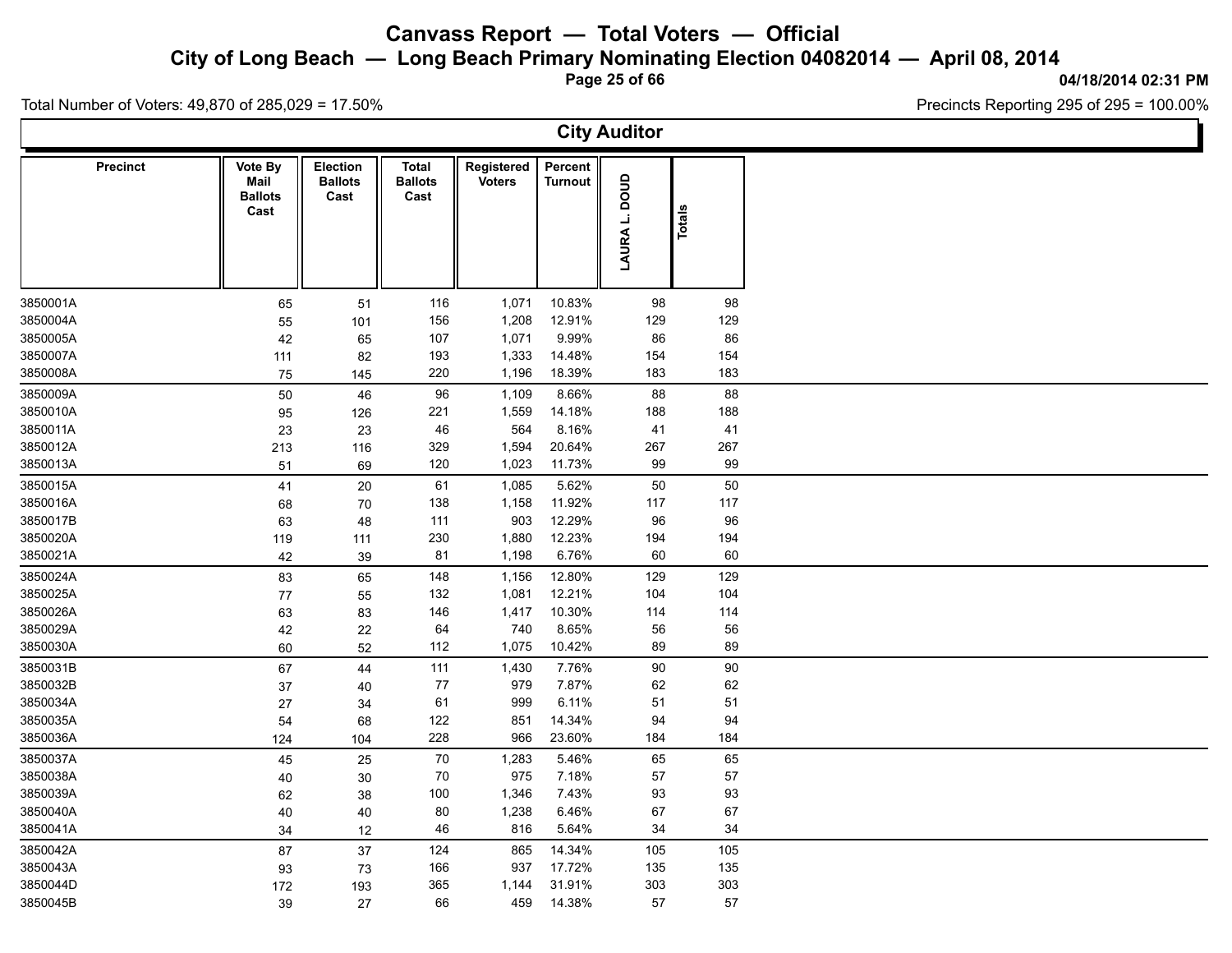# Canvass Report — Total Voters — Official

## City of Long Beach — Long Beach Primary Nominating Election 04082014 — April 08, 2014

04/18/2014 02:31 PM

Total Number of Voters: 49,870 of 285,029 = 17.50%

Precincts Reporting 295 of 295 = 100.00%

### City Auditor

| Precinct | Vote By Mail Ballots Cast | Election Ballots Cast | Total Ballots Cast | Registered Voters | Percent Turnout | LAURA L. DOUD | Totals |
|---|---|---|---|---|---|---|---|
| 3850001A | 65 | 51 | 116 | 1,071 | 10.83% | 98 | 98 |
| 3850004A | 55 | 101 | 156 | 1,208 | 12.91% | 129 | 129 |
| 3850005A | 42 | 65 | 107 | 1,071 | 9.99% | 86 | 86 |
| 3850007A | 111 | 82 | 193 | 1,333 | 14.48% | 154 | 154 |
| 3850008A | 75 | 145 | 220 | 1,196 | 18.39% | 183 | 183 |
| 3850009A | 50 | 46 | 96 | 1,109 | 8.66% | 88 | 88 |
| 3850010A | 95 | 126 | 221 | 1,559 | 14.18% | 188 | 188 |
| 3850011A | 23 | 23 | 46 | 564 | 8.16% | 41 | 41 |
| 3850012A | 213 | 116 | 329 | 1,594 | 20.64% | 267 | 267 |
| 3850013A | 51 | 69 | 120 | 1,023 | 11.73% | 99 | 99 |
| 3850015A | 41 | 20 | 61 | 1,085 | 5.62% | 50 | 50 |
| 3850016A | 68 | 70 | 138 | 1,158 | 11.92% | 117 | 117 |
| 3850017B | 63 | 48 | 111 | 903 | 12.29% | 96 | 96 |
| 3850020A | 119 | 111 | 230 | 1,880 | 12.23% | 194 | 194 |
| 3850021A | 42 | 39 | 81 | 1,198 | 6.76% | 60 | 60 |
| 3850024A | 83 | 65 | 148 | 1,156 | 12.80% | 129 | 129 |
| 3850025A | 77 | 55 | 132 | 1,081 | 12.21% | 104 | 104 |
| 3850026A | 63 | 83 | 146 | 1,417 | 10.30% | 114 | 114 |
| 3850029A | 42 | 22 | 64 | 740 | 8.65% | 56 | 56 |
| 3850030A | 60 | 52 | 112 | 1,075 | 10.42% | 89 | 89 |
| 3850031B | 67 | 44 | 111 | 1,430 | 7.76% | 90 | 90 |
| 3850032B | 37 | 40 | 77 | 979 | 7.87% | 62 | 62 |
| 3850034A | 27 | 34 | 61 | 999 | 6.11% | 51 | 51 |
| 3850035A | 54 | 68 | 122 | 851 | 14.34% | 94 | 94 |
| 3850036A | 124 | 104 | 228 | 966 | 23.60% | 184 | 184 |
| 3850037A | 45 | 25 | 70 | 1,283 | 5.46% | 65 | 65 |
| 3850038A | 40 | 30 | 70 | 975 | 7.18% | 57 | 57 |
| 3850039A | 62 | 38 | 100 | 1,346 | 7.43% | 93 | 93 |
| 3850040A | 40 | 40 | 80 | 1,238 | 6.46% | 67 | 67 |
| 3850041A | 34 | 12 | 46 | 816 | 5.64% | 34 | 34 |
| 3850042A | 87 | 37 | 124 | 865 | 14.34% | 105 | 105 |
| 3850043A | 93 | 73 | 166 | 937 | 17.72% | 135 | 135 |
| 3850044D | 172 | 193 | 365 | 1,144 | 31.91% | 303 | 303 |
| 3850045B | 39 | 27 | 66 | 459 | 14.38% | 57 | 57 |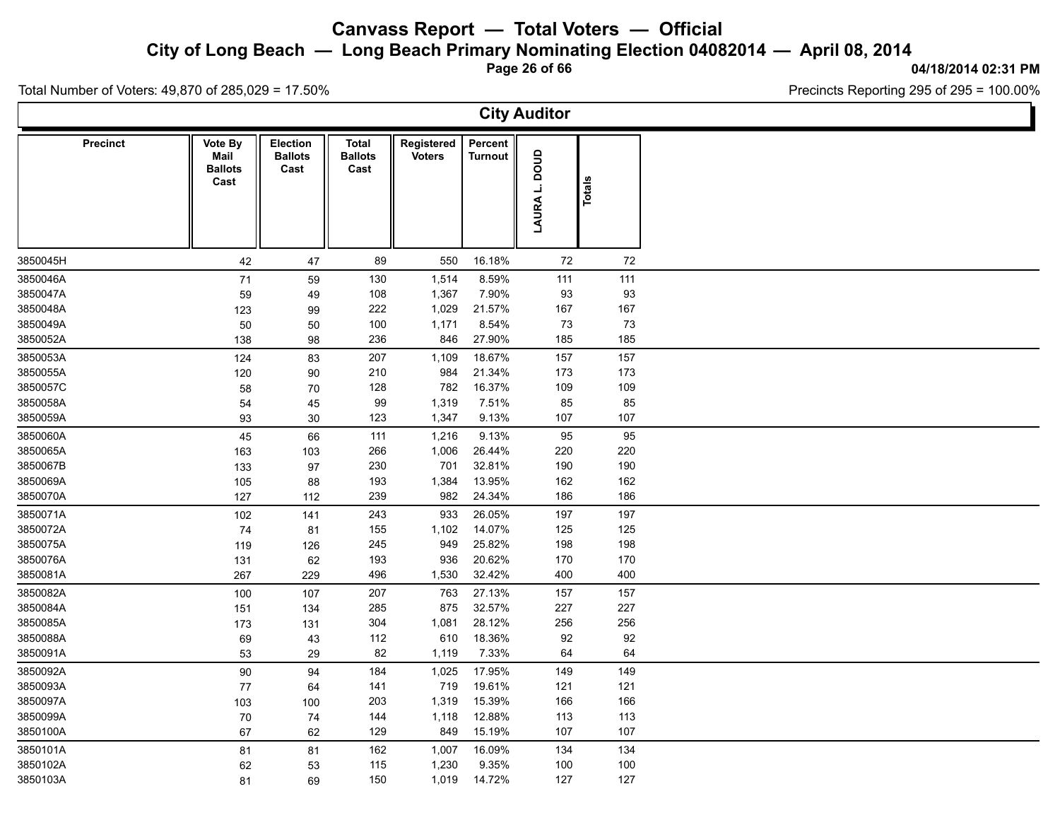# Canvass Report — Total Voters — Official

## City of Long Beach — Long Beach Primary Nominating Election 04082014 — April 08, 2014

04/18/2014 02:31 PM

Total Number of Voters: 49,870 of 285,029 = 17.50%

Precincts Reporting 295 of 295 = 100.00%

### City Auditor

| Precinct | Vote By Mail Ballots Cast | Election Ballots Cast | Total Ballots Cast | Registered Voters | Percent Turnout | LAURA L. DOUD | Totals |
|---|---|---|---|---|---|---|---|
| 3850045H | 42 | 47 | 89 | 550 | 16.18% | 72 | 72 |
| 3850046A | 71 | 59 | 130 | 1,514 | 8.59% | 111 | 111 |
| 3850047A | 59 | 49 | 108 | 1,367 | 7.90% | 93 | 93 |
| 3850048A | 123 | 99 | 222 | 1,029 | 21.57% | 167 | 167 |
| 3850049A | 50 | 50 | 100 | 1,171 | 8.54% | 73 | 73 |
| 3850052A | 138 | 98 | 236 | 846 | 27.90% | 185 | 185 |
| 3850053A | 124 | 83 | 207 | 1,109 | 18.67% | 157 | 157 |
| 3850055A | 120 | 90 | 210 | 984 | 21.34% | 173 | 173 |
| 3850057C | 58 | 70 | 128 | 782 | 16.37% | 109 | 109 |
| 3850058A | 54 | 45 | 99 | 1,319 | 7.51% | 85 | 85 |
| 3850059A | 93 | 30 | 123 | 1,347 | 9.13% | 107 | 107 |
| 3850060A | 45 | 66 | 111 | 1,216 | 9.13% | 95 | 95 |
| 3850065A | 163 | 103 | 266 | 1,006 | 26.44% | 220 | 220 |
| 3850067B | 133 | 97 | 230 | 701 | 32.81% | 190 | 190 |
| 3850069A | 105 | 88 | 193 | 1,384 | 13.95% | 162 | 162 |
| 3850070A | 127 | 112 | 239 | 982 | 24.34% | 186 | 186 |
| 3850071A | 102 | 141 | 243 | 933 | 26.05% | 197 | 197 |
| 3850072A | 74 | 81 | 155 | 1,102 | 14.07% | 125 | 125 |
| 3850075A | 119 | 126 | 245 | 949 | 25.82% | 198 | 198 |
| 3850076A | 131 | 62 | 193 | 936 | 20.62% | 170 | 170 |
| 3850081A | 267 | 229 | 496 | 1,530 | 32.42% | 400 | 400 |
| 3850082A | 100 | 107 | 207 | 763 | 27.13% | 157 | 157 |
| 3850084A | 151 | 134 | 285 | 875 | 32.57% | 227 | 227 |
| 3850085A | 173 | 131 | 304 | 1,081 | 28.12% | 256 | 256 |
| 3850088A | 69 | 43 | 112 | 610 | 18.36% | 92 | 92 |
| 3850091A | 53 | 29 | 82 | 1,119 | 7.33% | 64 | 64 |
| 3850092A | 90 | 94 | 184 | 1,025 | 17.95% | 149 | 149 |
| 3850093A | 77 | 64 | 141 | 719 | 19.61% | 121 | 121 |
| 3850097A | 103 | 100 | 203 | 1,319 | 15.39% | 166 | 166 |
| 3850099A | 70 | 74 | 144 | 1,118 | 12.88% | 113 | 113 |
| 3850100A | 67 | 62 | 129 | 849 | 15.19% | 107 | 107 |
| 3850101A | 81 | 81 | 162 | 1,007 | 16.09% | 134 | 134 |
| 3850102A | 62 | 53 | 115 | 1,230 | 9.35% | 100 | 100 |
| 3850103A | 81 | 69 | 150 | 1,019 | 14.72% | 127 | 127 |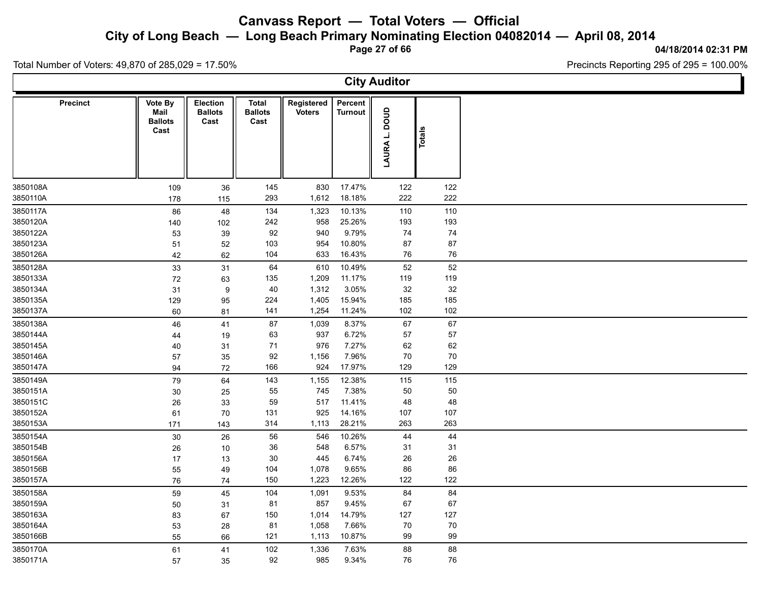# Canvass Report — Total Voters — Official

## City of Long Beach — Long Beach Primary Nominating Election 04082014 — April 08, 2014

04/18/2014 02:31 PM

Total Number of Voters: 49,870 of 285,029 = 17.50%

Precincts Reporting 295 of 295 = 100.00%

### City Auditor

| Precinct | Vote By Mail Ballots Cast | Election Ballots Cast | Total Ballots Cast | Registered Voters | Percent Turnout | LAURA L. DOUD | Totals |
|---|---|---|---|---|---|---|---|
| 3850108A | 109 | 36 | 145 | 830 | 17.47% | 122 | 122 |
| 3850110A | 178 | 115 | 293 | 1,612 | 18.18% | 222 | 222 |
| 3850117A | 86 | 48 | 134 | 1,323 | 10.13% | 110 | 110 |
| 3850120A | 140 | 102 | 242 | 958 | 25.26% | 193 | 193 |
| 3850122A | 53 | 39 | 92 | 940 | 9.79% | 74 | 74 |
| 3850123A | 51 | 52 | 103 | 954 | 10.80% | 87 | 87 |
| 3850126A | 42 | 62 | 104 | 633 | 16.43% | 76 | 76 |
| 3850128A | 33 | 31 | 64 | 610 | 10.49% | 52 | 52 |
| 3850133A | 72 | 63 | 135 | 1,209 | 11.17% | 119 | 119 |
| 3850134A | 31 | 9 | 40 | 1,312 | 3.05% | 32 | 32 |
| 3850135A | 129 | 95 | 224 | 1,405 | 15.94% | 185 | 185 |
| 3850137A | 60 | 81 | 141 | 1,254 | 11.24% | 102 | 102 |
| 3850138A | 46 | 41 | 87 | 1,039 | 8.37% | 67 | 67 |
| 3850144A | 44 | 19 | 63 | 937 | 6.72% | 57 | 57 |
| 3850145A | 40 | 31 | 71 | 976 | 7.27% | 62 | 62 |
| 3850146A | 57 | 35 | 92 | 1,156 | 7.96% | 70 | 70 |
| 3850147A | 94 | 72 | 166 | 924 | 17.97% | 129 | 129 |
| 3850149A | 79 | 64 | 143 | 1,155 | 12.38% | 115 | 115 |
| 3850151A | 30 | 25 | 55 | 745 | 7.38% | 50 | 50 |
| 3850151C | 26 | 33 | 59 | 517 | 11.41% | 48 | 48 |
| 3850152A | 61 | 70 | 131 | 925 | 14.16% | 107 | 107 |
| 3850153A | 171 | 143 | 314 | 1,113 | 28.21% | 263 | 263 |
| 3850154A | 30 | 26 | 56 | 546 | 10.26% | 44 | 44 |
| 3850154B | 26 | 10 | 36 | 548 | 6.57% | 31 | 31 |
| 3850156A | 17 | 13 | 30 | 445 | 6.74% | 26 | 26 |
| 3850156B | 55 | 49 | 104 | 1,078 | 9.65% | 86 | 86 |
| 3850157A | 76 | 74 | 150 | 1,223 | 12.26% | 122 | 122 |
| 3850158A | 59 | 45 | 104 | 1,091 | 9.53% | 84 | 84 |
| 3850159A | 50 | 31 | 81 | 857 | 9.45% | 67 | 67 |
| 3850163A | 83 | 67 | 150 | 1,014 | 14.79% | 127 | 127 |
| 3850164A | 53 | 28 | 81 | 1,058 | 7.66% | 70 | 70 |
| 3850166B | 55 | 66 | 121 | 1,113 | 10.87% | 99 | 99 |
| 3850170A | 61 | 41 | 102 | 1,336 | 7.63% | 88 | 88 |
| 3850171A | 57 | 35 | 92 | 985 | 9.34% | 76 | 76 |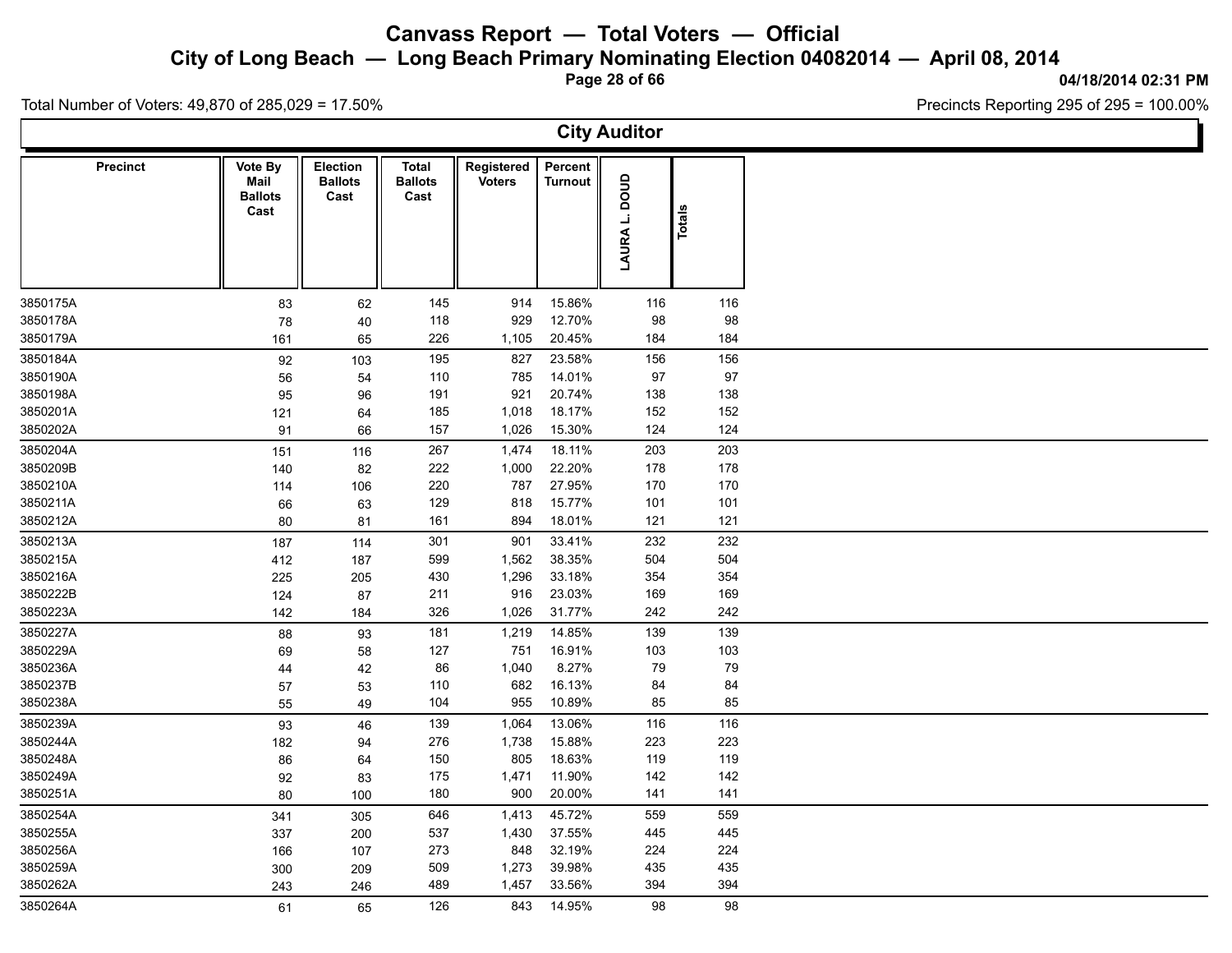# Canvass Report — Total Voters — Official

## City of Long Beach — Long Beach Primary Nominating Election 04082014 — April 08, 2014

04/18/2014 02:31 PM

Total Number of Voters: 49,870 of 285,029 = 17.50%

Precincts Reporting 295 of 295 = 100.00%

### City Auditor

| Precinct | Vote By Mail Ballots Cast | Election Ballots Cast | Total Ballots Cast | Registered Voters | Percent Turnout | LAURA L. DOUD | Totals |
|---|---|---|---|---|---|---|---|
| 3850175A | 83 | 62 | 145 | 914 | 15.86% | 116 | 116 |
| 3850178A | 78 | 40 | 118 | 929 | 12.70% | 98 | 98 |
| 3850179A | 161 | 65 | 226 | 1,105 | 20.45% | 184 | 184 |
| 3850184A | 92 | 103 | 195 | 827 | 23.58% | 156 | 156 |
| 3850190A | 56 | 54 | 110 | 785 | 14.01% | 97 | 97 |
| 3850198A | 95 | 96 | 191 | 921 | 20.74% | 138 | 138 |
| 3850201A | 121 | 64 | 185 | 1,018 | 18.17% | 152 | 152 |
| 3850202A | 91 | 66 | 157 | 1,026 | 15.30% | 124 | 124 |
| 3850204A | 151 | 116 | 267 | 1,474 | 18.11% | 203 | 203 |
| 3850209B | 140 | 82 | 222 | 1,000 | 22.20% | 178 | 178 |
| 3850210A | 114 | 106 | 220 | 787 | 27.95% | 170 | 170 |
| 3850211A | 66 | 63 | 129 | 818 | 15.77% | 101 | 101 |
| 3850212A | 80 | 81 | 161 | 894 | 18.01% | 121 | 121 |
| 3850213A | 187 | 114 | 301 | 901 | 33.41% | 232 | 232 |
| 3850215A | 412 | 187 | 599 | 1,562 | 38.35% | 504 | 504 |
| 3850216A | 225 | 205 | 430 | 1,296 | 33.18% | 354 | 354 |
| 3850222B | 124 | 87 | 211 | 916 | 23.03% | 169 | 169 |
| 3850223A | 142 | 184 | 326 | 1,026 | 31.77% | 242 | 242 |
| 3850227A | 88 | 93 | 181 | 1,219 | 14.85% | 139 | 139 |
| 3850229A | 69 | 58 | 127 | 751 | 16.91% | 103 | 103 |
| 3850236A | 44 | 42 | 86 | 1,040 | 8.27% | 79 | 79 |
| 3850237B | 57 | 53 | 110 | 682 | 16.13% | 84 | 84 |
| 3850238A | 55 | 49 | 104 | 955 | 10.89% | 85 | 85 |
| 3850239A | 93 | 46 | 139 | 1,064 | 13.06% | 116 | 116 |
| 3850244A | 182 | 94 | 276 | 1,738 | 15.88% | 223 | 223 |
| 3850248A | 86 | 64 | 150 | 805 | 18.63% | 119 | 119 |
| 3850249A | 92 | 83 | 175 | 1,471 | 11.90% | 142 | 142 |
| 3850251A | 80 | 100 | 180 | 900 | 20.00% | 141 | 141 |
| 3850254A | 341 | 305 | 646 | 1,413 | 45.72% | 559 | 559 |
| 3850255A | 337 | 200 | 537 | 1,430 | 37.55% | 445 | 445 |
| 3850256A | 166 | 107 | 273 | 848 | 32.19% | 224 | 224 |
| 3850259A | 300 | 209 | 509 | 1,273 | 39.98% | 435 | 435 |
| 3850262A | 243 | 246 | 489 | 1,457 | 33.56% | 394 | 394 |
| 3850264A | 61 | 65 | 126 | 843 | 14.95% | 98 | 98 |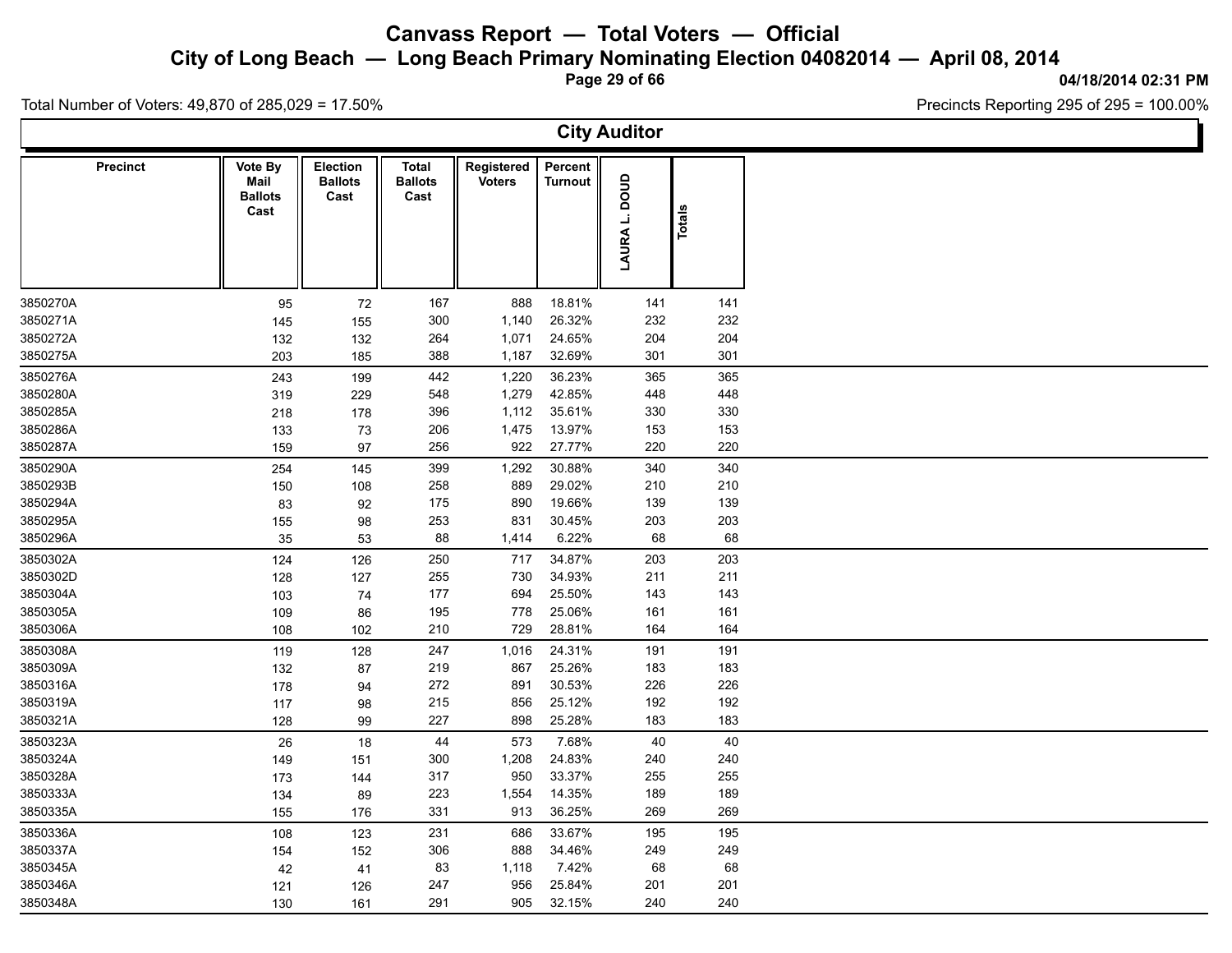# Canvass Report — Total Voters — Official

## City of Long Beach — Long Beach Primary Nominating Election 04082014 — April 08, 2014

04/18/2014 02:31 PM

Total Number of Voters: 49,870 of 285,029 = 17.50%

Precincts Reporting 295 of 295 = 100.00%

### City Auditor

| Precinct | Vote By Mail Ballots Cast | Election Ballots Cast | Total Ballots Cast | Registered Voters | Percent Turnout | LAURA L. DOUD | Totals |
|---|---|---|---|---|---|---|---|
| 3850270A | 95 | 72 | 167 | 888 | 18.81% | 141 | 141 |
| 3850271A | 145 | 155 | 300 | 1,140 | 26.32% | 232 | 232 |
| 3850272A | 132 | 132 | 264 | 1,071 | 24.65% | 204 | 204 |
| 3850275A | 203 | 185 | 388 | 1,187 | 32.69% | 301 | 301 |
| 3850276A | 243 | 199 | 442 | 1,220 | 36.23% | 365 | 365 |
| 3850280A | 319 | 229 | 548 | 1,279 | 42.85% | 448 | 448 |
| 3850285A | 218 | 178 | 396 | 1,112 | 35.61% | 330 | 330 |
| 3850286A | 133 | 73 | 206 | 1,475 | 13.97% | 153 | 153 |
| 3850287A | 159 | 97 | 256 | 922 | 27.77% | 220 | 220 |
| 3850290A | 254 | 145 | 399 | 1,292 | 30.88% | 340 | 340 |
| 3850293B | 150 | 108 | 258 | 889 | 29.02% | 210 | 210 |
| 3850294A | 83 | 92 | 175 | 890 | 19.66% | 139 | 139 |
| 3850295A | 155 | 98 | 253 | 831 | 30.45% | 203 | 203 |
| 3850296A | 35 | 53 | 88 | 1,414 | 6.22% | 68 | 68 |
| 3850302A | 124 | 126 | 250 | 717 | 34.87% | 203 | 203 |
| 3850302D | 128 | 127 | 255 | 730 | 34.93% | 211 | 211 |
| 3850304A | 103 | 74 | 177 | 694 | 25.50% | 143 | 143 |
| 3850305A | 109 | 86 | 195 | 778 | 25.06% | 161 | 161 |
| 3850306A | 108 | 102 | 210 | 729 | 28.81% | 164 | 164 |
| 3850308A | 119 | 128 | 247 | 1,016 | 24.31% | 191 | 191 |
| 3850309A | 132 | 87 | 219 | 867 | 25.26% | 183 | 183 |
| 3850316A | 178 | 94 | 272 | 891 | 30.53% | 226 | 226 |
| 3850319A | 117 | 98 | 215 | 856 | 25.12% | 192 | 192 |
| 3850321A | 128 | 99 | 227 | 898 | 25.28% | 183 | 183 |
| 3850323A | 26 | 18 | 44 | 573 | 7.68% | 40 | 40 |
| 3850324A | 149 | 151 | 300 | 1,208 | 24.83% | 240 | 240 |
| 3850328A | 173 | 144 | 317 | 950 | 33.37% | 255 | 255 |
| 3850333A | 134 | 89 | 223 | 1,554 | 14.35% | 189 | 189 |
| 3850335A | 155 | 176 | 331 | 913 | 36.25% | 269 | 269 |
| 3850336A | 108 | 123 | 231 | 686 | 33.67% | 195 | 195 |
| 3850337A | 154 | 152 | 306 | 888 | 34.46% | 249 | 249 |
| 3850345A | 42 | 41 | 83 | 1,118 | 7.42% | 68 | 68 |
| 3850346A | 121 | 126 | 247 | 956 | 25.84% | 201 | 201 |
| 3850348A | 130 | 161 | 291 | 905 | 32.15% | 240 | 240 |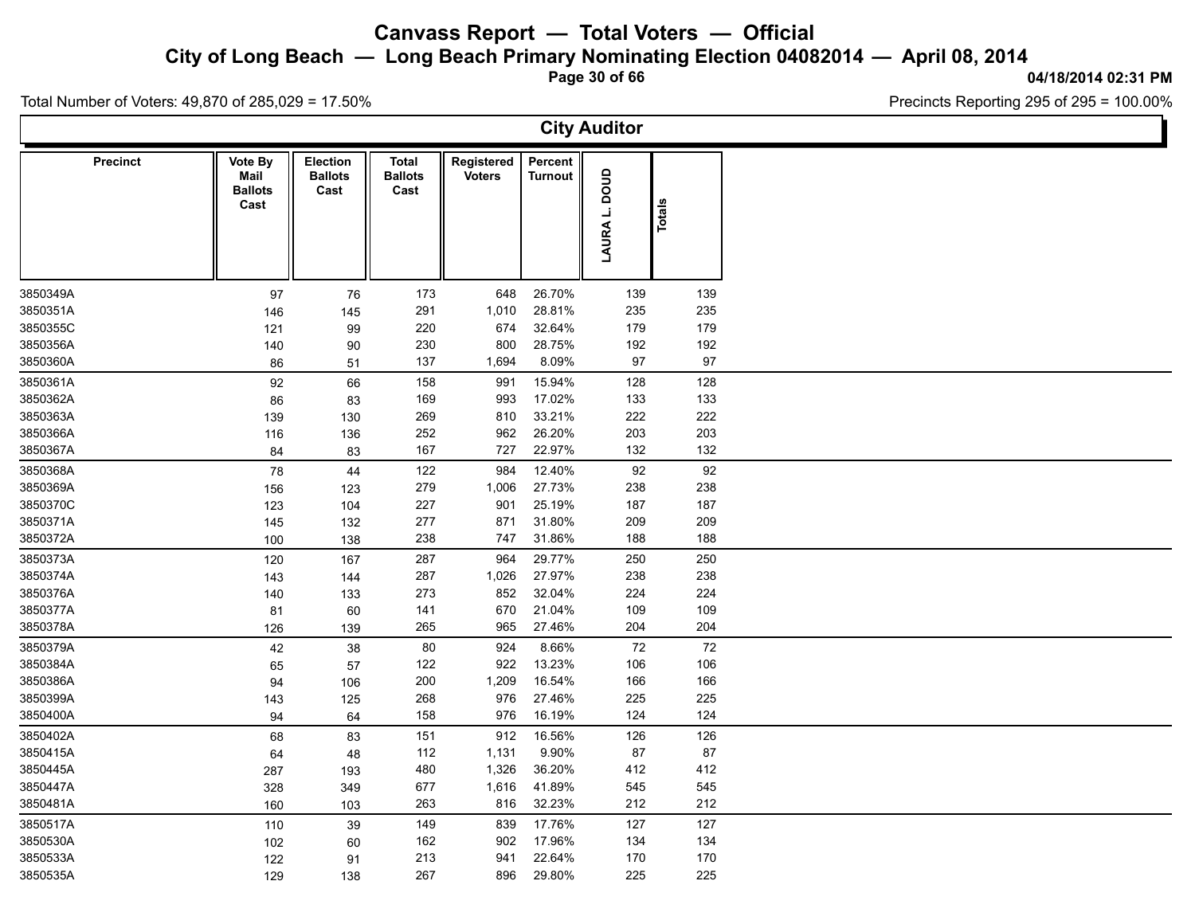# Canvass Report — Total Voters — Official

## City of Long Beach — Long Beach Primary Nominating Election 04082014 — April 08, 2014

**04/18/2014 02:31 PM**

Total Number of Voters: 49,870 of 285,029 = 17.50%

Precincts Reporting 295 of 295 = 100.00%

### City Auditor

| Precinct | Vote By Mail Ballots Cast | Election Ballots Cast | Total Ballots Cast | Registered Voters | Percent Turnout | LAURA L. DOUD | Totals |
|---|---|---|---|---|---|---|---|
| 3850349A | 97 | 76 | 173 | 648 | 26.70% | 139 | 139 |
| 3850351A | 146 | 145 | 291 | 1,010 | 28.81% | 235 | 235 |
| 3850355C | 121 | 99 | 220 | 674 | 32.64% | 179 | 179 |
| 3850356A | 140 | 90 | 230 | 800 | 28.75% | 192 | 192 |
| 3850360A | 86 | 51 | 137 | 1,694 | 8.09% | 97 | 97 |
| 3850361A | 92 | 66 | 158 | 991 | 15.94% | 128 | 128 |
| 3850362A | 86 | 83 | 169 | 993 | 17.02% | 133 | 133 |
| 3850363A | 139 | 130 | 269 | 810 | 33.21% | 222 | 222 |
| 3850366A | 116 | 136 | 252 | 962 | 26.20% | 203 | 203 |
| 3850367A | 84 | 83 | 167 | 727 | 22.97% | 132 | 132 |
| 3850368A | 78 | 44 | 122 | 984 | 12.40% | 92 | 92 |
| 3850369A | 156 | 123 | 279 | 1,006 | 27.73% | 238 | 238 |
| 3850370C | 123 | 104 | 227 | 901 | 25.19% | 187 | 187 |
| 3850371A | 145 | 132 | 277 | 871 | 31.80% | 209 | 209 |
| 3850372A | 100 | 138 | 238 | 747 | 31.86% | 188 | 188 |
| 3850373A | 120 | 167 | 287 | 964 | 29.77% | 250 | 250 |
| 3850374A | 143 | 144 | 287 | 1,026 | 27.97% | 238 | 238 |
| 3850376A | 140 | 133 | 273 | 852 | 32.04% | 224 | 224 |
| 3850377A | 81 | 60 | 141 | 670 | 21.04% | 109 | 109 |
| 3850378A | 126 | 139 | 265 | 965 | 27.46% | 204 | 204 |
| 3850379A | 42 | 38 | 80 | 924 | 8.66% | 72 | 72 |
| 3850384A | 65 | 57 | 122 | 922 | 13.23% | 106 | 106 |
| 3850386A | 94 | 106 | 200 | 1,209 | 16.54% | 166 | 166 |
| 3850399A | 143 | 125 | 268 | 976 | 27.46% | 225 | 225 |
| 3850400A | 94 | 64 | 158 | 976 | 16.19% | 124 | 124 |
| 3850402A | 68 | 83 | 151 | 912 | 16.56% | 126 | 126 |
| 3850415A | 64 | 48 | 112 | 1,131 | 9.90% | 87 | 87 |
| 3850445A | 287 | 193 | 480 | 1,326 | 36.20% | 412 | 412 |
| 3850447A | 328 | 349 | 677 | 1,616 | 41.89% | 545 | 545 |
| 3850481A | 160 | 103 | 263 | 816 | 32.23% | 212 | 212 |
| 3850517A | 110 | 39 | 149 | 839 | 17.76% | 127 | 127 |
| 3850530A | 102 | 60 | 162 | 902 | 17.96% | 134 | 134 |
| 3850533A | 122 | 91 | 213 | 941 | 22.64% | 170 | 170 |
| 3850535A | 129 | 138 | 267 | 896 | 29.80% | 225 | 225 |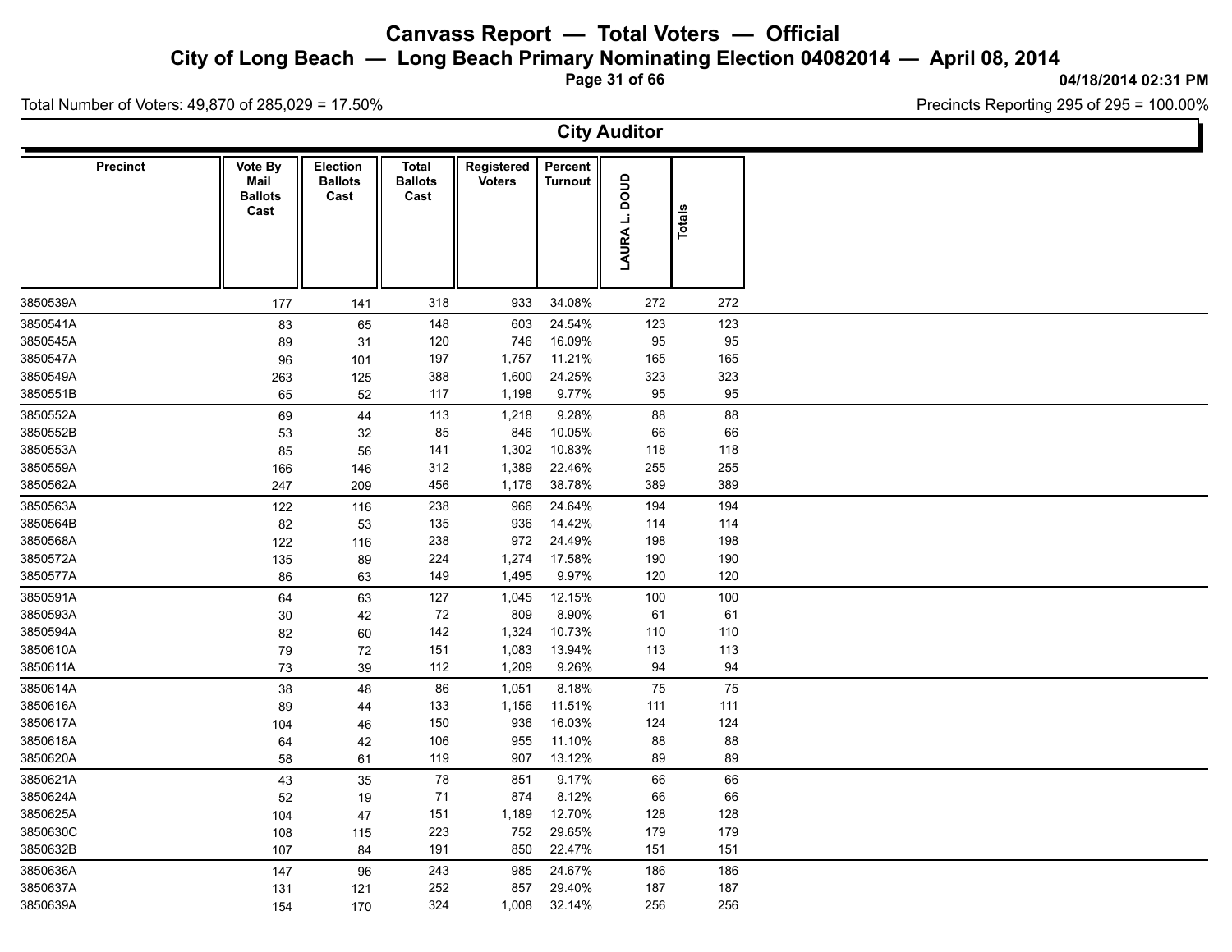# Canvass Report — Total Voters — Official

## City of Long Beach — Long Beach Primary Nominating Election 04082014 — April 08, 2014

04/18/2014 02:31 PM

Total Number of Voters: 49,870 of 285,029 = 17.50%

Precincts Reporting 295 of 295 = 100.00%

### City Auditor

| Precinct | Vote By Mail Ballots Cast | Election Ballots Cast | Total Ballots Cast | Registered Voters | Percent Turnout | LAURA L. DOUD | Totals |
|---|---|---|---|---|---|---|---|
| 3850539A | 177 | 141 | 318 | 933 | 34.08% | 272 | 272 |
| 3850541A | 83 | 65 | 148 | 603 | 24.54% | 123 | 123 |
| 3850545A | 89 | 31 | 120 | 746 | 16.09% | 95 | 95 |
| 3850547A | 96 | 101 | 197 | 1,757 | 11.21% | 165 | 165 |
| 3850549A | 263 | 125 | 388 | 1,600 | 24.25% | 323 | 323 |
| 3850551B | 65 | 52 | 117 | 1,198 | 9.77% | 95 | 95 |
| 3850552A | 69 | 44 | 113 | 1,218 | 9.28% | 88 | 88 |
| 3850552B | 53 | 32 | 85 | 846 | 10.05% | 66 | 66 |
| 3850553A | 85 | 56 | 141 | 1,302 | 10.83% | 118 | 118 |
| 3850559A | 166 | 146 | 312 | 1,389 | 22.46% | 255 | 255 |
| 3850562A | 247 | 209 | 456 | 1,176 | 38.78% | 389 | 389 |
| 3850563A | 122 | 116 | 238 | 966 | 24.64% | 194 | 194 |
| 3850564B | 82 | 53 | 135 | 936 | 14.42% | 114 | 114 |
| 3850568A | 122 | 116 | 238 | 972 | 24.49% | 198 | 198 |
| 3850572A | 135 | 89 | 224 | 1,274 | 17.58% | 190 | 190 |
| 3850577A | 86 | 63 | 149 | 1,495 | 9.97% | 120 | 120 |
| 3850591A | 64 | 63 | 127 | 1,045 | 12.15% | 100 | 100 |
| 3850593A | 30 | 42 | 72 | 809 | 8.90% | 61 | 61 |
| 3850594A | 82 | 60 | 142 | 1,324 | 10.73% | 110 | 110 |
| 3850610A | 79 | 72 | 151 | 1,083 | 13.94% | 113 | 113 |
| 3850611A | 73 | 39 | 112 | 1,209 | 9.26% | 94 | 94 |
| 3850614A | 38 | 48 | 86 | 1,051 | 8.18% | 75 | 75 |
| 3850616A | 89 | 44 | 133 | 1,156 | 11.51% | 111 | 111 |
| 3850617A | 104 | 46 | 150 | 936 | 16.03% | 124 | 124 |
| 3850618A | 64 | 42 | 106 | 955 | 11.10% | 88 | 88 |
| 3850620A | 58 | 61 | 119 | 907 | 13.12% | 89 | 89 |
| 3850621A | 43 | 35 | 78 | 851 | 9.17% | 66 | 66 |
| 3850624A | 52 | 19 | 71 | 874 | 8.12% | 66 | 66 |
| 3850625A | 104 | 47 | 151 | 1,189 | 12.70% | 128 | 128 |
| 3850630C | 108 | 115 | 223 | 752 | 29.65% | 179 | 179 |
| 3850632B | 107 | 84 | 191 | 850 | 22.47% | 151 | 151 |
| 3850636A | 147 | 96 | 243 | 985 | 24.67% | 186 | 186 |
| 3850637A | 131 | 121 | 252 | 857 | 29.40% | 187 | 187 |
| 3850639A | 154 | 170 | 324 | 1,008 | 32.14% | 256 | 256 |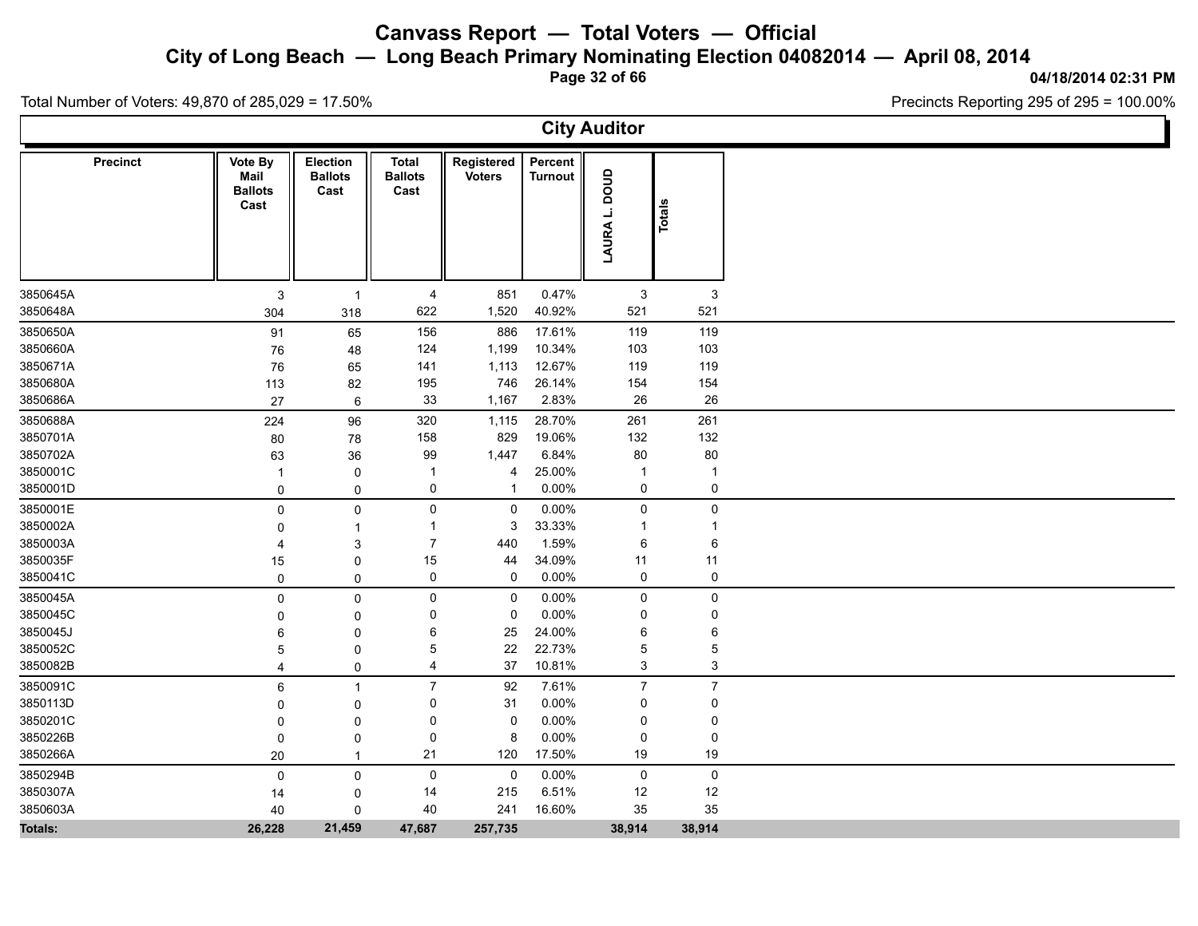# Canvass Report — Total Voters — Official

## City of Long Beach — Long Beach Primary Nominating Election 04082014 — April 08, 2014

04/18/2014 02:31 PM

Total Number of Voters: 49,870 of 285,029 = 17.50%

Precincts Reporting 295 of 295 = 100.00%

### City Auditor

| Precinct | Vote By Mail Ballots Cast | Election Ballots Cast | Total Ballots Cast | Registered Voters | Percent Turnout | LAURA L. DOUD | Totals |
|---|---|---|---|---|---|---|---|
| 3850645A | 3 | 1 | 4 | 851 | 0.47% | 3 | 3 |
| 3850648A | 304 | 318 | 622 | 1,520 | 40.92% | 521 | 521 |
| 3850650A | 91 | 65 | 156 | 886 | 17.61% | 119 | 119 |
| 3850660A | 76 | 48 | 124 | 1,199 | 10.34% | 103 | 103 |
| 3850671A | 76 | 65 | 141 | 1,113 | 12.67% | 119 | 119 |
| 3850680A | 113 | 82 | 195 | 746 | 26.14% | 154 | 154 |
| 3850686A | 27 | 6 | 33 | 1,167 | 2.83% | 26 | 26 |
| 3850688A | 224 | 96 | 320 | 1,115 | 28.70% | 261 | 261 |
| 3850701A | 80 | 78 | 158 | 829 | 19.06% | 132 | 132 |
| 3850702A | 63 | 36 | 99 | 1,447 | 6.84% | 80 | 80 |
| 3850001C | 1 | 0 | 1 | 4 | 25.00% | 1 | 1 |
| 3850001D | 0 | 0 | 0 | 1 | 0.00% | 0 | 0 |
| 3850001E | 0 | 0 | 0 | 0 | 0.00% | 0 | 0 |
| 3850002A | 0 | 1 | 1 | 3 | 33.33% | 1 | 1 |
| 3850003A | 4 | 3 | 7 | 440 | 1.59% | 6 | 6 |
| 3850035F | 15 | 0 | 15 | 44 | 34.09% | 11 | 11 |
| 3850041C | 0 | 0 | 0 | 0 | 0.00% | 0 | 0 |
| 3850045A | 0 | 0 | 0 | 0 | 0.00% | 0 | 0 |
| 3850045C | 0 | 0 | 0 | 0 | 0.00% | 0 | 0 |
| 3850045J | 6 | 0 | 6 | 25 | 24.00% | 6 | 6 |
| 3850052C | 5 | 0 | 5 | 22 | 22.73% | 5 | 5 |
| 3850082B | 4 | 0 | 4 | 37 | 10.81% | 3 | 3 |
| 3850091C | 6 | 1 | 7 | 92 | 7.61% | 7 | 7 |
| 3850113D | 0 | 0 | 0 | 31 | 0.00% | 0 | 0 |
| 3850201C | 0 | 0 | 0 | 0 | 0.00% | 0 | 0 |
| 3850226B | 0 | 0 | 0 | 8 | 0.00% | 0 | 0 |
| 3850266A | 20 | 1 | 21 | 120 | 17.50% | 19 | 19 |
| 3850294B | 0 | 0 | 0 | 0 | 0.00% | 0 | 0 |
| 3850307A | 14 | 0 | 14 | 215 | 6.51% | 12 | 12 |
| 3850603A | 40 | 0 | 40 | 241 | 16.60% | 35 | 35 |
| **Totals:** | **26,228** | **21,459** | **47,687** | **257,735** | | **38,914** | **38,914** |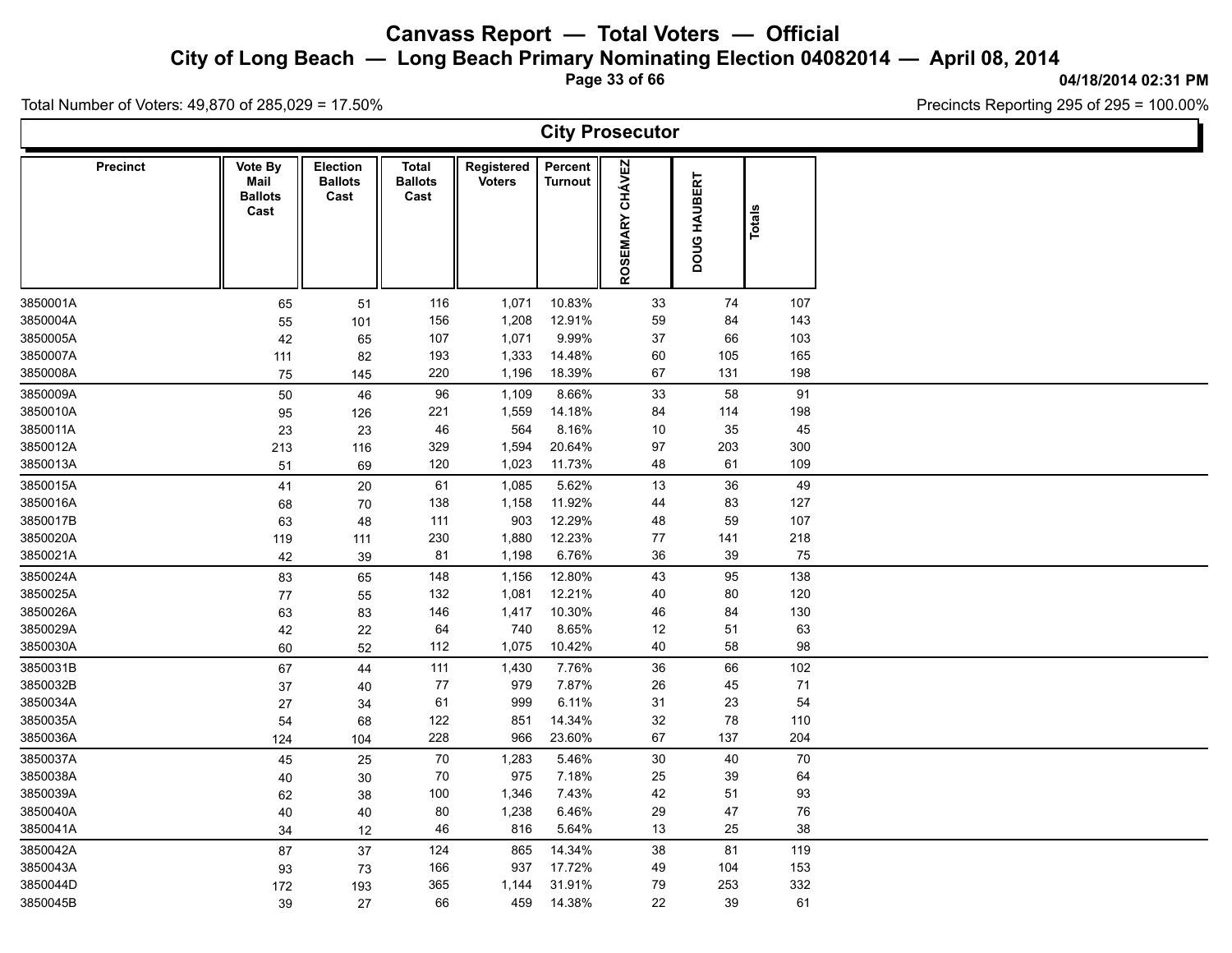# Canvass Report — Total Voters — Official

## City of Long Beach — Long Beach Primary Nominating Election 04082014 — April 08, 2014

04/18/2014 02:31 PM

Total Number of Voters: 49,870 of 285,029 = 17.50%

Precincts Reporting 295 of 295 = 100.00%

### City Prosecutor

| Precinct | Vote By Mail Ballots Cast | Election Ballots Cast | Total Ballots Cast | Registered Voters | Percent Turnout | ROSEMARY CHÁVEZ | DOUG HAUBERT | Totals |
|---|---|---|---|---|---|---|---|---|
| 3850001A | 65 | 51 | 116 | 1,071 | 10.83% | 33 | 74 | 107 |
| 3850004A | 55 | 101 | 156 | 1,208 | 12.91% | 59 | 84 | 143 |
| 3850005A | 42 | 65 | 107 | 1,071 | 9.99% | 37 | 66 | 103 |
| 3850007A | 111 | 82 | 193 | 1,333 | 14.48% | 60 | 105 | 165 |
| 3850008A | 75 | 145 | 220 | 1,196 | 18.39% | 67 | 131 | 198 |
| 3850009A | 50 | 46 | 96 | 1,109 | 8.66% | 33 | 58 | 91 |
| 3850010A | 95 | 126 | 221 | 1,559 | 14.18% | 84 | 114 | 198 |
| 3850011A | 23 | 23 | 46 | 564 | 8.16% | 10 | 35 | 45 |
| 3850012A | 213 | 116 | 329 | 1,594 | 20.64% | 97 | 203 | 300 |
| 3850013A | 51 | 69 | 120 | 1,023 | 11.73% | 48 | 61 | 109 |
| 3850015A | 41 | 20 | 61 | 1,085 | 5.62% | 13 | 36 | 49 |
| 3850016A | 68 | 70 | 138 | 1,158 | 11.92% | 44 | 83 | 127 |
| 3850017B | 63 | 48 | 111 | 903 | 12.29% | 48 | 59 | 107 |
| 3850020A | 119 | 111 | 230 | 1,880 | 12.23% | 77 | 141 | 218 |
| 3850021A | 42 | 39 | 81 | 1,198 | 6.76% | 36 | 39 | 75 |
| 3850024A | 83 | 65 | 148 | 1,156 | 12.80% | 43 | 95 | 138 |
| 3850025A | 77 | 55 | 132 | 1,081 | 12.21% | 40 | 80 | 120 |
| 3850026A | 63 | 83 | 146 | 1,417 | 10.30% | 46 | 84 | 130 |
| 3850029A | 42 | 22 | 64 | 740 | 8.65% | 12 | 51 | 63 |
| 3850030A | 60 | 52 | 112 | 1,075 | 10.42% | 40 | 58 | 98 |
| 3850031B | 67 | 44 | 111 | 1,430 | 7.76% | 36 | 66 | 102 |
| 3850032B | 37 | 40 | 77 | 979 | 7.87% | 26 | 45 | 71 |
| 3850034A | 27 | 34 | 61 | 999 | 6.11% | 31 | 23 | 54 |
| 3850035A | 54 | 68 | 122 | 851 | 14.34% | 32 | 78 | 110 |
| 3850036A | 124 | 104 | 228 | 966 | 23.60% | 67 | 137 | 204 |
| 3850037A | 45 | 25 | 70 | 1,283 | 5.46% | 30 | 40 | 70 |
| 3850038A | 40 | 30 | 70 | 975 | 7.18% | 25 | 39 | 64 |
| 3850039A | 62 | 38 | 100 | 1,346 | 7.43% | 42 | 51 | 93 |
| 3850040A | 40 | 40 | 80 | 1,238 | 6.46% | 29 | 47 | 76 |
| 3850041A | 34 | 12 | 46 | 816 | 5.64% | 13 | 25 | 38 |
| 3850042A | 87 | 37 | 124 | 865 | 14.34% | 38 | 81 | 119 |
| 3850043A | 93 | 73 | 166 | 937 | 17.72% | 49 | 104 | 153 |
| 3850044D | 172 | 193 | 365 | 1,144 | 31.91% | 79 | 253 | 332 |
| 3850045B | 39 | 27 | 66 | 459 | 14.38% | 22 | 39 | 61 |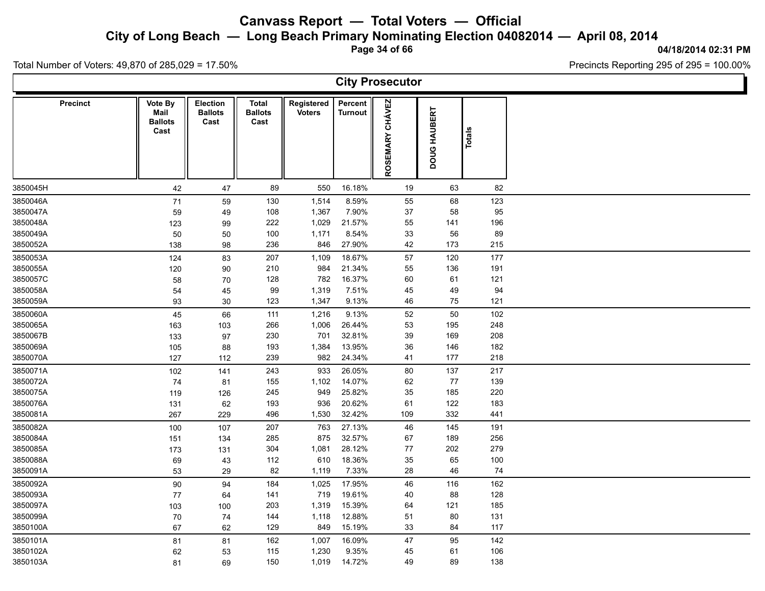# Canvass Report — Total Voters — Official

## City of Long Beach — Long Beach Primary Nominating Election 04082014 — April 08, 2014

04/18/2014 02:31 PM

Total Number of Voters: 49,870 of 285,029 = 17.50%

Precincts Reporting 295 of 295 = 100.00%

### City Prosecutor

| Precinct | Vote By Mail Ballots Cast | Election Ballots Cast | Total Ballots Cast | Registered Voters | Percent Turnout | ROSEMARY CHÁVEZ | DOUG HAUBERT | Totals |
|---|---|---|---|---|---|---|---|---|
| 3850045H | 42 | 47 | 89 | 550 | 16.18% | 19 | 63 | 82 |
| 3850046A | 71 | 59 | 130 | 1,514 | 8.59% | 55 | 68 | 123 |
| 3850047A | 59 | 49 | 108 | 1,367 | 7.90% | 37 | 58 | 95 |
| 3850048A | 123 | 99 | 222 | 1,029 | 21.57% | 55 | 141 | 196 |
| 3850049A | 50 | 50 | 100 | 1,171 | 8.54% | 33 | 56 | 89 |
| 3850052A | 138 | 98 | 236 | 846 | 27.90% | 42 | 173 | 215 |
| 3850053A | 124 | 83 | 207 | 1,109 | 18.67% | 57 | 120 | 177 |
| 3850055A | 120 | 90 | 210 | 984 | 21.34% | 55 | 136 | 191 |
| 3850057C | 58 | 70 | 128 | 782 | 16.37% | 60 | 61 | 121 |
| 3850058A | 54 | 45 | 99 | 1,319 | 7.51% | 45 | 49 | 94 |
| 3850059A | 93 | 30 | 123 | 1,347 | 9.13% | 46 | 75 | 121 |
| 3850060A | 45 | 66 | 111 | 1,216 | 9.13% | 52 | 50 | 102 |
| 3850065A | 163 | 103 | 266 | 1,006 | 26.44% | 53 | 195 | 248 |
| 3850067B | 133 | 97 | 230 | 701 | 32.81% | 39 | 169 | 208 |
| 3850069A | 105 | 88 | 193 | 1,384 | 13.95% | 36 | 146 | 182 |
| 3850070A | 127 | 112 | 239 | 982 | 24.34% | 41 | 177 | 218 |
| 3850071A | 102 | 141 | 243 | 933 | 26.05% | 80 | 137 | 217 |
| 3850072A | 74 | 81 | 155 | 1,102 | 14.07% | 62 | 77 | 139 |
| 3850075A | 119 | 126 | 245 | 949 | 25.82% | 35 | 185 | 220 |
| 3850076A | 131 | 62 | 193 | 936 | 20.62% | 61 | 122 | 183 |
| 3850081A | 267 | 229 | 496 | 1,530 | 32.42% | 109 | 332 | 441 |
| 3850082A | 100 | 107 | 207 | 763 | 27.13% | 46 | 145 | 191 |
| 3850084A | 151 | 134 | 285 | 875 | 32.57% | 67 | 189 | 256 |
| 3850085A | 173 | 131 | 304 | 1,081 | 28.12% | 77 | 202 | 279 |
| 3850088A | 69 | 43 | 112 | 610 | 18.36% | 35 | 65 | 100 |
| 3850091A | 53 | 29 | 82 | 1,119 | 7.33% | 28 | 46 | 74 |
| 3850092A | 90 | 94 | 184 | 1,025 | 17.95% | 46 | 116 | 162 |
| 3850093A | 77 | 64 | 141 | 719 | 19.61% | 40 | 88 | 128 |
| 3850097A | 103 | 100 | 203 | 1,319 | 15.39% | 64 | 121 | 185 |
| 3850099A | 70 | 74 | 144 | 1,118 | 12.88% | 51 | 80 | 131 |
| 3850100A | 67 | 62 | 129 | 849 | 15.19% | 33 | 84 | 117 |
| 3850101A | 81 | 81 | 162 | 1,007 | 16.09% | 47 | 95 | 142 |
| 3850102A | 62 | 53 | 115 | 1,230 | 9.35% | 45 | 61 | 106 |
| 3850103A | 81 | 69 | 150 | 1,019 | 14.72% | 49 | 89 | 138 |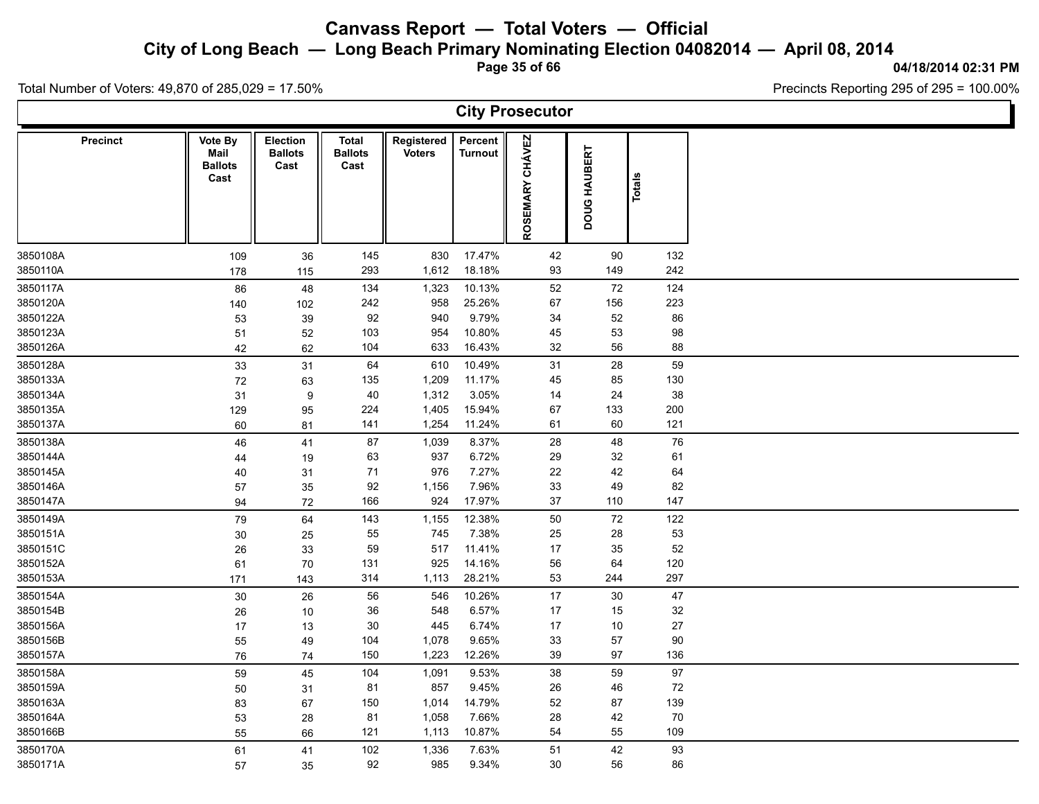# Canvass Report — Total Voters — Official

## City of Long Beach — Long Beach Primary Nominating Election 04082014 — April 08, 2014

04/18/2014 02:31 PM

Total Number of Voters: 49,870 of 285,029 = 17.50%

Precincts Reporting 295 of 295 = 100.00%

### City Prosecutor

| Precinct | Vote By Mail Ballots Cast | Election Ballots Cast | Total Ballots Cast | Registered Voters | Percent Turnout | ROSEMARY CHÁVEZ | DOUG HAUBERT | Totals |
|---|---|---|---|---|---|---|---|---|
| 3850108A | 109 | 36 | 145 | 830 | 17.47% | 42 | 90 | 132 |
| 3850110A | 178 | 115 | 293 | 1,612 | 18.18% | 93 | 149 | 242 |
| 3850117A | 86 | 48 | 134 | 1,323 | 10.13% | 52 | 72 | 124 |
| 3850120A | 140 | 102 | 242 | 958 | 25.26% | 67 | 156 | 223 |
| 3850122A | 53 | 39 | 92 | 940 | 9.79% | 34 | 52 | 86 |
| 3850123A | 51 | 52 | 103 | 954 | 10.80% | 45 | 53 | 98 |
| 3850126A | 42 | 62 | 104 | 633 | 16.43% | 32 | 56 | 88 |
| 3850128A | 33 | 31 | 64 | 610 | 10.49% | 31 | 28 | 59 |
| 3850133A | 72 | 63 | 135 | 1,209 | 11.17% | 45 | 85 | 130 |
| 3850134A | 31 | 9 | 40 | 1,312 | 3.05% | 14 | 24 | 38 |
| 3850135A | 129 | 95 | 224 | 1,405 | 15.94% | 67 | 133 | 200 |
| 3850137A | 60 | 81 | 141 | 1,254 | 11.24% | 61 | 60 | 121 |
| 3850138A | 46 | 41 | 87 | 1,039 | 8.37% | 28 | 48 | 76 |
| 3850144A | 44 | 19 | 63 | 937 | 6.72% | 29 | 32 | 61 |
| 3850145A | 40 | 31 | 71 | 976 | 7.27% | 22 | 42 | 64 |
| 3850146A | 57 | 35 | 92 | 1,156 | 7.96% | 33 | 49 | 82 |
| 3850147A | 94 | 72 | 166 | 924 | 17.97% | 37 | 110 | 147 |
| 3850149A | 79 | 64 | 143 | 1,155 | 12.38% | 50 | 72 | 122 |
| 3850151A | 30 | 25 | 55 | 745 | 7.38% | 25 | 28 | 53 |
| 3850151C | 26 | 33 | 59 | 517 | 11.41% | 17 | 35 | 52 |
| 3850152A | 61 | 70 | 131 | 925 | 14.16% | 56 | 64 | 120 |
| 3850153A | 171 | 143 | 314 | 1,113 | 28.21% | 53 | 244 | 297 |
| 3850154A | 30 | 26 | 56 | 546 | 10.26% | 17 | 30 | 47 |
| 3850154B | 26 | 10 | 36 | 548 | 6.57% | 17 | 15 | 32 |
| 3850156A | 17 | 13 | 30 | 445 | 6.74% | 17 | 10 | 27 |
| 3850156B | 55 | 49 | 104 | 1,078 | 9.65% | 33 | 57 | 90 |
| 3850157A | 76 | 74 | 150 | 1,223 | 12.26% | 39 | 97 | 136 |
| 3850158A | 59 | 45 | 104 | 1,091 | 9.53% | 38 | 59 | 97 |
| 3850159A | 50 | 31 | 81 | 857 | 9.45% | 26 | 46 | 72 |
| 3850163A | 83 | 67 | 150 | 1,014 | 14.79% | 52 | 87 | 139 |
| 3850164A | 53 | 28 | 81 | 1,058 | 7.66% | 28 | 42 | 70 |
| 3850166B | 55 | 66 | 121 | 1,113 | 10.87% | 54 | 55 | 109 |
| 3850170A | 61 | 41 | 102 | 1,336 | 7.63% | 51 | 42 | 93 |
| 3850171A | 57 | 35 | 92 | 985 | 9.34% | 30 | 56 | 86 |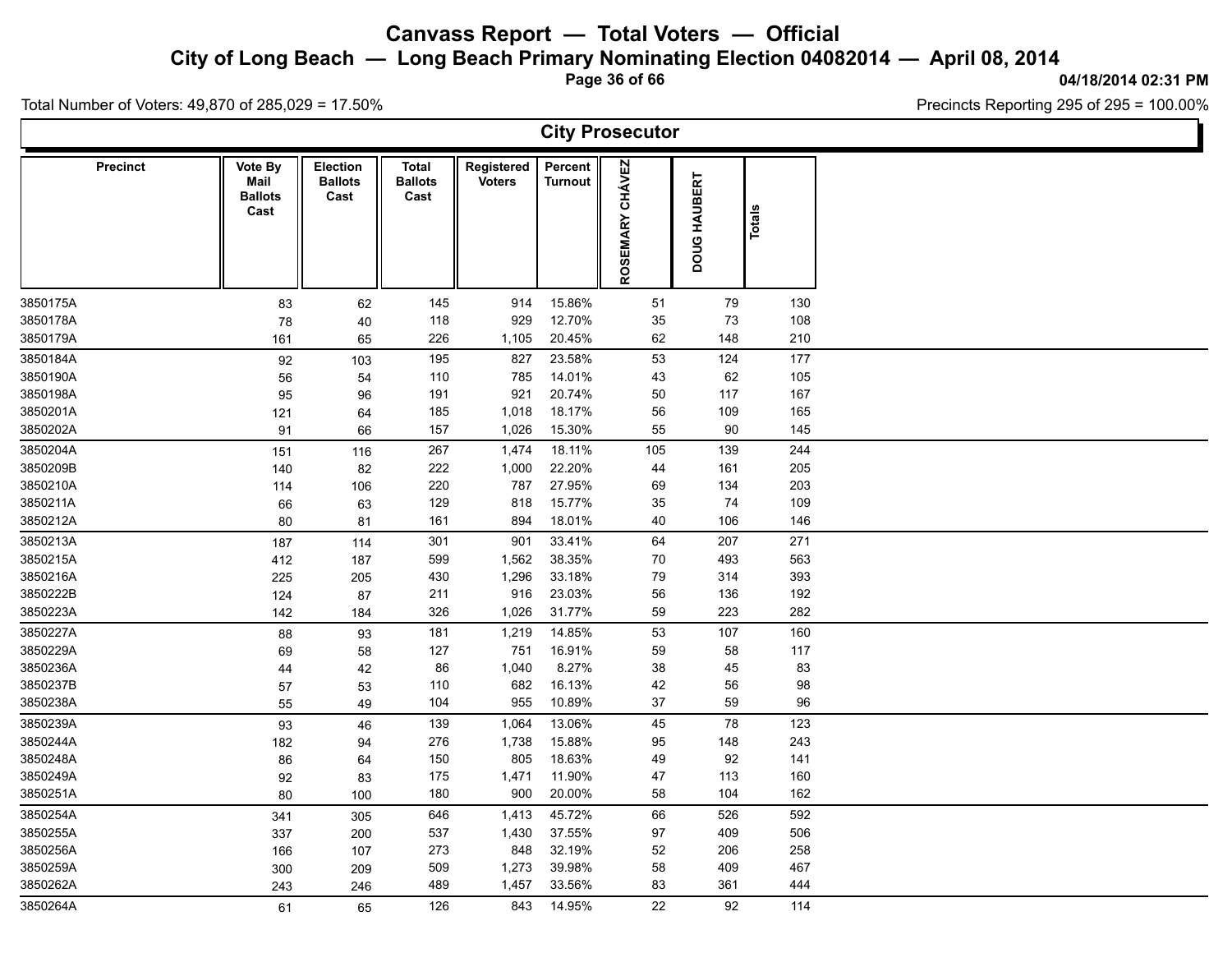# Canvass Report — Total Voters — Official

## City of Long Beach — Long Beach Primary Nominating Election 04082014 — April 08, 2014

04/18/2014 02:31 PM

Total Number of Voters: 49,870 of 285,029 = 17.50%

Precincts Reporting 295 of 295 = 100.00%

### City Prosecutor

| Precinct | Vote By Mail Ballots Cast | Election Ballots Cast | Total Ballots Cast | Registered Voters | Percent Turnout | ROSEMARY CHÁVEZ | DOUG HAUBERT | Totals |
|---|---|---|---|---|---|---|---|---|
| 3850175A | 83 | 62 | 145 | 914 | 15.86% | 51 | 79 | 130 |
| 3850178A | 78 | 40 | 118 | 929 | 12.70% | 35 | 73 | 108 |
| 3850179A | 161 | 65 | 226 | 1,105 | 20.45% | 62 | 148 | 210 |
| 3850184A | 92 | 103 | 195 | 827 | 23.58% | 53 | 124 | 177 |
| 3850190A | 56 | 54 | 110 | 785 | 14.01% | 43 | 62 | 105 |
| 3850198A | 95 | 96 | 191 | 921 | 20.74% | 50 | 117 | 167 |
| 3850201A | 121 | 64 | 185 | 1,018 | 18.17% | 56 | 109 | 165 |
| 3850202A | 91 | 66 | 157 | 1,026 | 15.30% | 55 | 90 | 145 |
| 3850204A | 151 | 116 | 267 | 1,474 | 18.11% | 105 | 139 | 244 |
| 3850209B | 140 | 82 | 222 | 1,000 | 22.20% | 44 | 161 | 205 |
| 3850210A | 114 | 106 | 220 | 787 | 27.95% | 69 | 134 | 203 |
| 3850211A | 66 | 63 | 129 | 818 | 15.77% | 35 | 74 | 109 |
| 3850212A | 80 | 81 | 161 | 894 | 18.01% | 40 | 106 | 146 |
| 3850213A | 187 | 114 | 301 | 901 | 33.41% | 64 | 207 | 271 |
| 3850215A | 412 | 187 | 599 | 1,562 | 38.35% | 70 | 493 | 563 |
| 3850216A | 225 | 205 | 430 | 1,296 | 33.18% | 79 | 314 | 393 |
| 3850222B | 124 | 87 | 211 | 916 | 23.03% | 56 | 136 | 192 |
| 3850223A | 142 | 184 | 326 | 1,026 | 31.77% | 59 | 223 | 282 |
| 3850227A | 88 | 93 | 181 | 1,219 | 14.85% | 53 | 107 | 160 |
| 3850229A | 69 | 58 | 127 | 751 | 16.91% | 59 | 58 | 117 |
| 3850236A | 44 | 42 | 86 | 1,040 | 8.27% | 38 | 45 | 83 |
| 3850237B | 57 | 53 | 110 | 682 | 16.13% | 42 | 56 | 98 |
| 3850238A | 55 | 49 | 104 | 955 | 10.89% | 37 | 59 | 96 |
| 3850239A | 93 | 46 | 139 | 1,064 | 13.06% | 45 | 78 | 123 |
| 3850244A | 182 | 94 | 276 | 1,738 | 15.88% | 95 | 148 | 243 |
| 3850248A | 86 | 64 | 150 | 805 | 18.63% | 49 | 92 | 141 |
| 3850249A | 92 | 83 | 175 | 1,471 | 11.90% | 47 | 113 | 160 |
| 3850251A | 80 | 100 | 180 | 900 | 20.00% | 58 | 104 | 162 |
| 3850254A | 341 | 305 | 646 | 1,413 | 45.72% | 66 | 526 | 592 |
| 3850255A | 337 | 200 | 537 | 1,430 | 37.55% | 97 | 409 | 506 |
| 3850256A | 166 | 107 | 273 | 848 | 32.19% | 52 | 206 | 258 |
| 3850259A | 300 | 209 | 509 | 1,273 | 39.98% | 58 | 409 | 467 |
| 3850262A | 243 | 246 | 489 | 1,457 | 33.56% | 83 | 361 | 444 |
| 3850264A | 61 | 65 | 126 | 843 | 14.95% | 22 | 92 | 114 |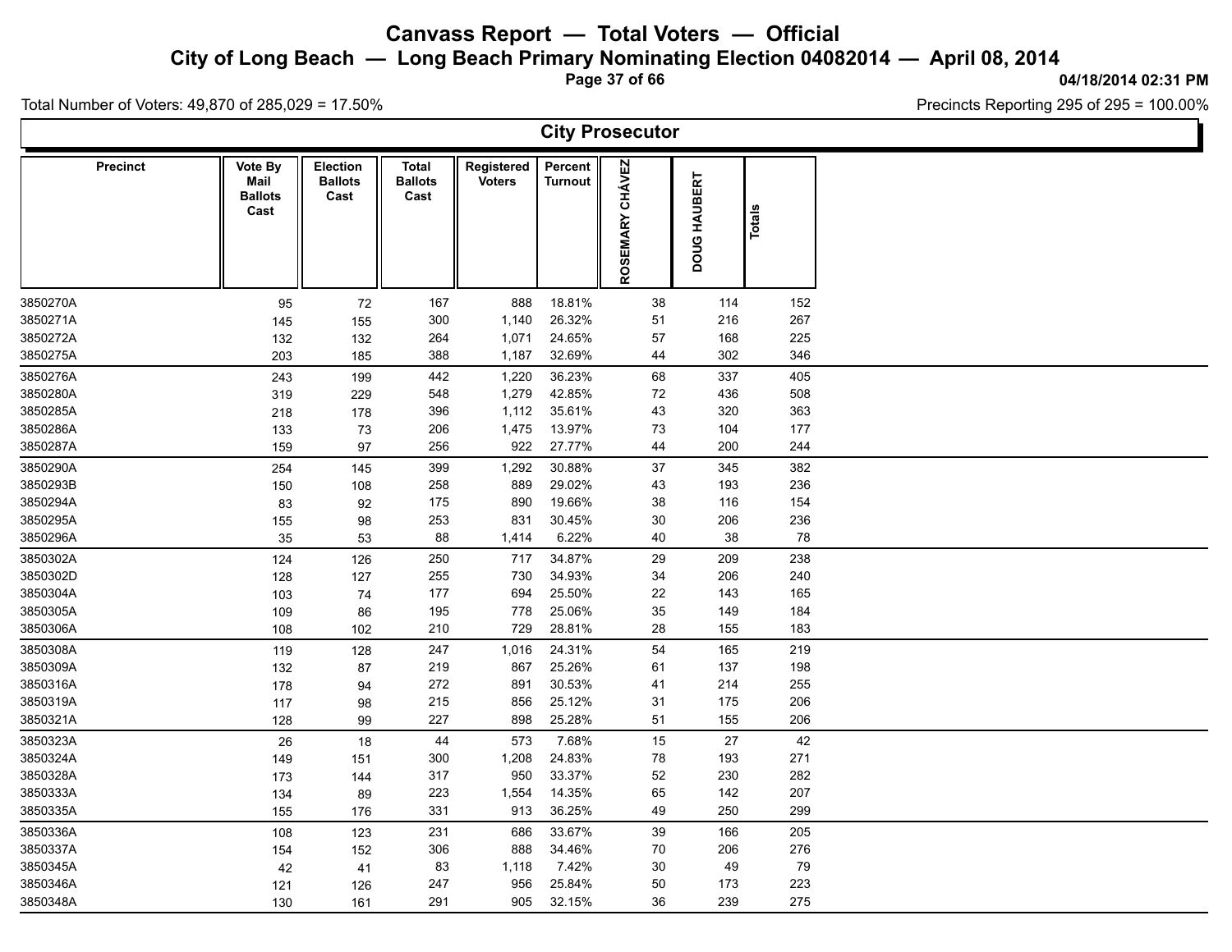# Canvass Report — Total Voters — Official

## City of Long Beach — Long Beach Primary Nominating Election 04082014 — April 08, 2014

04/18/2014 02:31 PM

Total Number of Voters: 49,870 of 285,029 = 17.50%

Precincts Reporting 295 of 295 = 100.00%

### City Prosecutor

| Precinct | Vote By Mail Ballots Cast | Election Ballots Cast | Total Ballots Cast | Registered Voters | Percent Turnout | ROSEMARY CHÁVEZ | DOUG HAUBERT | Totals |
|---|---|---|---|---|---|---|---|---|
| 3850270A | 95 | 72 | 167 | 888 | 18.81% | 38 | 114 | 152 |
| 3850271A | 145 | 155 | 300 | 1,140 | 26.32% | 51 | 216 | 267 |
| 3850272A | 132 | 132 | 264 | 1,071 | 24.65% | 57 | 168 | 225 |
| 3850275A | 203 | 185 | 388 | 1,187 | 32.69% | 44 | 302 | 346 |
| 3850276A | 243 | 199 | 442 | 1,220 | 36.23% | 68 | 337 | 405 |
| 3850280A | 319 | 229 | 548 | 1,279 | 42.85% | 72 | 436 | 508 |
| 3850285A | 218 | 178 | 396 | 1,112 | 35.61% | 43 | 320 | 363 |
| 3850286A | 133 | 73 | 206 | 1,475 | 13.97% | 73 | 104 | 177 |
| 3850287A | 159 | 97 | 256 | 922 | 27.77% | 44 | 200 | 244 |
| 3850290A | 254 | 145 | 399 | 1,292 | 30.88% | 37 | 345 | 382 |
| 3850293B | 150 | 108 | 258 | 889 | 29.02% | 43 | 193 | 236 |
| 3850294A | 83 | 92 | 175 | 890 | 19.66% | 38 | 116 | 154 |
| 3850295A | 155 | 98 | 253 | 831 | 30.45% | 30 | 206 | 236 |
| 3850296A | 35 | 53 | 88 | 1,414 | 6.22% | 40 | 38 | 78 |
| 3850302A | 124 | 126 | 250 | 717 | 34.87% | 29 | 209 | 238 |
| 3850302D | 128 | 127 | 255 | 730 | 34.93% | 34 | 206 | 240 |
| 3850304A | 103 | 74 | 177 | 694 | 25.50% | 22 | 143 | 165 |
| 3850305A | 109 | 86 | 195 | 778 | 25.06% | 35 | 149 | 184 |
| 3850306A | 108 | 102 | 210 | 729 | 28.81% | 28 | 155 | 183 |
| 3850308A | 119 | 128 | 247 | 1,016 | 24.31% | 54 | 165 | 219 |
| 3850309A | 132 | 87 | 219 | 867 | 25.26% | 61 | 137 | 198 |
| 3850316A | 178 | 94 | 272 | 891 | 30.53% | 41 | 214 | 255 |
| 3850319A | 117 | 98 | 215 | 856 | 25.12% | 31 | 175 | 206 |
| 3850321A | 128 | 99 | 227 | 898 | 25.28% | 51 | 155 | 206 |
| 3850323A | 26 | 18 | 44 | 573 | 7.68% | 15 | 27 | 42 |
| 3850324A | 149 | 151 | 300 | 1,208 | 24.83% | 78 | 193 | 271 |
| 3850328A | 173 | 144 | 317 | 950 | 33.37% | 52 | 230 | 282 |
| 3850333A | 134 | 89 | 223 | 1,554 | 14.35% | 65 | 142 | 207 |
| 3850335A | 155 | 176 | 331 | 913 | 36.25% | 49 | 250 | 299 |
| 3850336A | 108 | 123 | 231 | 686 | 33.67% | 39 | 166 | 205 |
| 3850337A | 154 | 152 | 306 | 888 | 34.46% | 70 | 206 | 276 |
| 3850345A | 42 | 41 | 83 | 1,118 | 7.42% | 30 | 49 | 79 |
| 3850346A | 121 | 126 | 247 | 956 | 25.84% | 50 | 173 | 223 |
| 3850348A | 130 | 161 | 291 | 905 | 32.15% | 36 | 239 | 275 |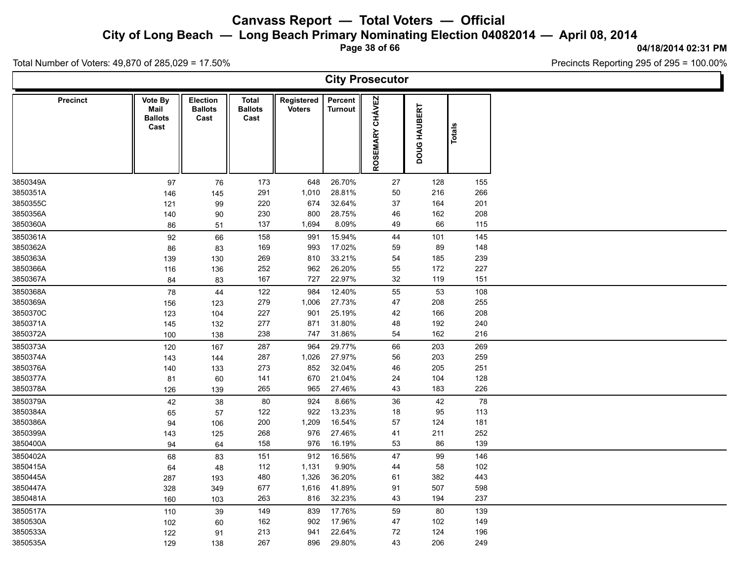# Canvass Report — Total Voters — Official

## City of Long Beach — Long Beach Primary Nominating Election 04082014 — April 08, 2014

04/18/2014 02:31 PM

Total Number of Voters: 49,870 of 285,029 = 17.50%

Precincts Reporting 295 of 295 = 100.00%

### City Prosecutor

| Precinct | Vote By Mail Ballots Cast | Election Ballots Cast | Total Ballots Cast | Registered Voters | Percent Turnout | ROSEMARY CHÁVEZ | DOUG HAUBERT | Totals |
|---|---|---|---|---|---|---|---|---|
| 3850349A | 97 | 76 | 173 | 648 | 26.70% | 27 | 128 | 155 |
| 3850351A | 146 | 145 | 291 | 1,010 | 28.81% | 50 | 216 | 266 |
| 3850355C | 121 | 99 | 220 | 674 | 32.64% | 37 | 164 | 201 |
| 3850356A | 140 | 90 | 230 | 800 | 28.75% | 46 | 162 | 208 |
| 3850360A | 86 | 51 | 137 | 1,694 | 8.09% | 49 | 66 | 115 |
| 3850361A | 92 | 66 | 158 | 991 | 15.94% | 44 | 101 | 145 |
| 3850362A | 86 | 83 | 169 | 993 | 17.02% | 59 | 89 | 148 |
| 3850363A | 139 | 130 | 269 | 810 | 33.21% | 54 | 185 | 239 |
| 3850366A | 116 | 136 | 252 | 962 | 26.20% | 55 | 172 | 227 |
| 3850367A | 84 | 83 | 167 | 727 | 22.97% | 32 | 119 | 151 |
| 3850368A | 78 | 44 | 122 | 984 | 12.40% | 55 | 53 | 108 |
| 3850369A | 156 | 123 | 279 | 1,006 | 27.73% | 47 | 208 | 255 |
| 3850370C | 123 | 104 | 227 | 901 | 25.19% | 42 | 166 | 208 |
| 3850371A | 145 | 132 | 277 | 871 | 31.80% | 48 | 192 | 240 |
| 3850372A | 100 | 138 | 238 | 747 | 31.86% | 54 | 162 | 216 |
| 3850373A | 120 | 167 | 287 | 964 | 29.77% | 66 | 203 | 269 |
| 3850374A | 143 | 144 | 287 | 1,026 | 27.97% | 56 | 203 | 259 |
| 3850376A | 140 | 133 | 273 | 852 | 32.04% | 46 | 205 | 251 |
| 3850377A | 81 | 60 | 141 | 670 | 21.04% | 24 | 104 | 128 |
| 3850378A | 126 | 139 | 265 | 965 | 27.46% | 43 | 183 | 226 |
| 3850379A | 42 | 38 | 80 | 924 | 8.66% | 36 | 42 | 78 |
| 3850384A | 65 | 57 | 122 | 922 | 13.23% | 18 | 95 | 113 |
| 3850386A | 94 | 106 | 200 | 1,209 | 16.54% | 57 | 124 | 181 |
| 3850399A | 143 | 125 | 268 | 976 | 27.46% | 41 | 211 | 252 |
| 3850400A | 94 | 64 | 158 | 976 | 16.19% | 53 | 86 | 139 |
| 3850402A | 68 | 83 | 151 | 912 | 16.56% | 47 | 99 | 146 |
| 3850415A | 64 | 48 | 112 | 1,131 | 9.90% | 44 | 58 | 102 |
| 3850445A | 287 | 193 | 480 | 1,326 | 36.20% | 61 | 382 | 443 |
| 3850447A | 328 | 349 | 677 | 1,616 | 41.89% | 91 | 507 | 598 |
| 3850481A | 160 | 103 | 263 | 816 | 32.23% | 43 | 194 | 237 |
| 3850517A | 110 | 39 | 149 | 839 | 17.76% | 59 | 80 | 139 |
| 3850530A | 102 | 60 | 162 | 902 | 17.96% | 47 | 102 | 149 |
| 3850533A | 122 | 91 | 213 | 941 | 22.64% | 72 | 124 | 196 |
| 3850535A | 129 | 138 | 267 | 896 | 29.80% | 43 | 206 | 249 |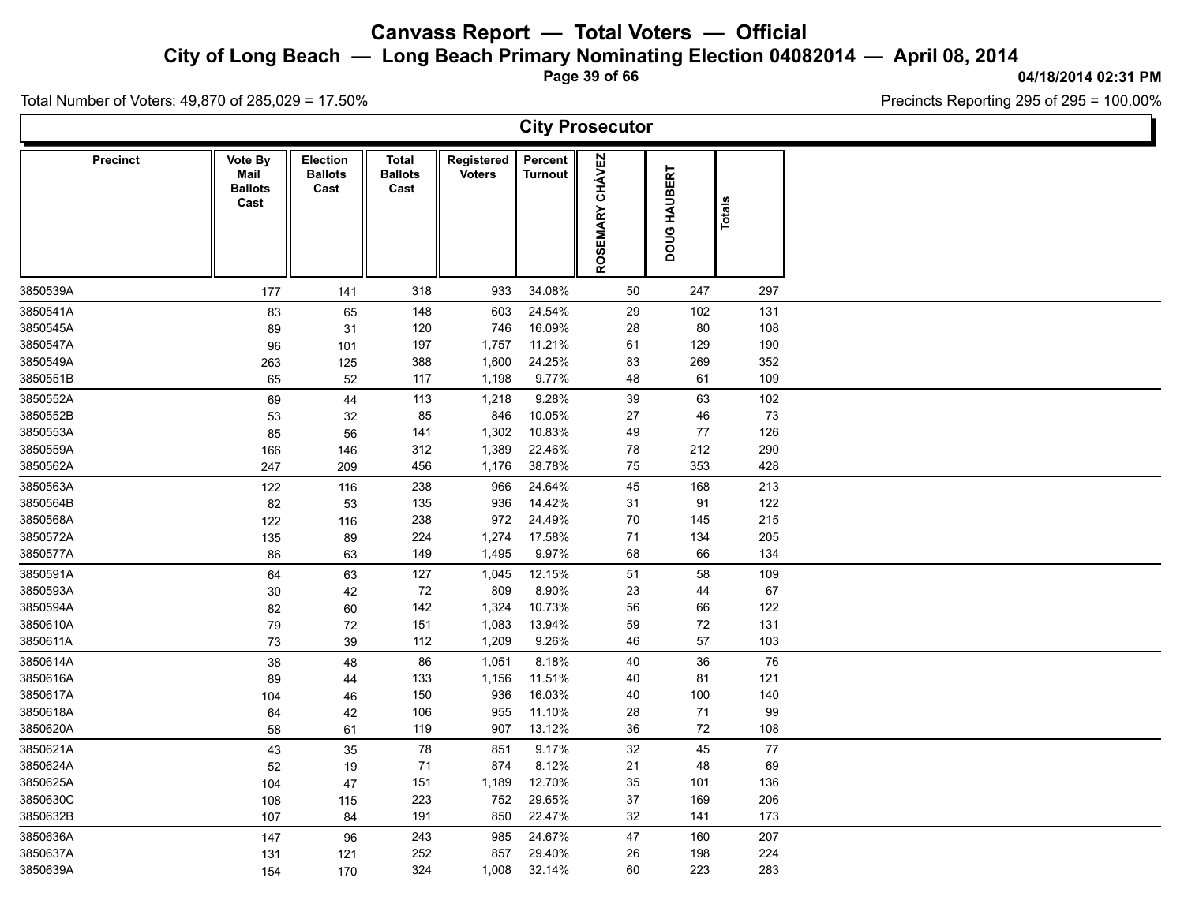# Canvass Report — Total Voters — Official

## City of Long Beach — Long Beach Primary Nominating Election 04082014 — April 08, 2014

04/18/2014 02:31 PM

Total Number of Voters: 49,870 of 285,029 = 17.50%

Precincts Reporting 295 of 295 = 100.00%

### City Prosecutor

| Precinct | Vote By Mail Ballots Cast | Election Ballots Cast | Total Ballots Cast | Registered Voters | Percent Turnout | ROSEMARY CHÁVEZ | DOUG HAUBERT | Totals |
|---|---|---|---|---|---|---|---|---|
| 3850539A | 177 | 141 | 318 | 933 | 34.08% | 50 | 247 | 297 |
| 3850541A | 83 | 65 | 148 | 603 | 24.54% | 29 | 102 | 131 |
| 3850545A | 89 | 31 | 120 | 746 | 16.09% | 28 | 80 | 108 |
| 3850547A | 96 | 101 | 197 | 1,757 | 11.21% | 61 | 129 | 190 |
| 3850549A | 263 | 125 | 388 | 1,600 | 24.25% | 83 | 269 | 352 |
| 3850551B | 65 | 52 | 117 | 1,198 | 9.77% | 48 | 61 | 109 |
| 3850552A | 69 | 44 | 113 | 1,218 | 9.28% | 39 | 63 | 102 |
| 3850552B | 53 | 32 | 85 | 846 | 10.05% | 27 | 46 | 73 |
| 3850553A | 85 | 56 | 141 | 1,302 | 10.83% | 49 | 77 | 126 |
| 3850559A | 166 | 146 | 312 | 1,389 | 22.46% | 78 | 212 | 290 |
| 3850562A | 247 | 209 | 456 | 1,176 | 38.78% | 75 | 353 | 428 |
| 3850563A | 122 | 116 | 238 | 966 | 24.64% | 45 | 168 | 213 |
| 3850564B | 82 | 53 | 135 | 936 | 14.42% | 31 | 91 | 122 |
| 3850568A | 122 | 116 | 238 | 972 | 24.49% | 70 | 145 | 215 |
| 3850572A | 135 | 89 | 224 | 1,274 | 17.58% | 71 | 134 | 205 |
| 3850577A | 86 | 63 | 149 | 1,495 | 9.97% | 68 | 66 | 134 |
| 3850591A | 64 | 63 | 127 | 1,045 | 12.15% | 51 | 58 | 109 |
| 3850593A | 30 | 42 | 72 | 809 | 8.90% | 23 | 44 | 67 |
| 3850594A | 82 | 60 | 142 | 1,324 | 10.73% | 56 | 66 | 122 |
| 3850610A | 79 | 72 | 151 | 1,083 | 13.94% | 59 | 72 | 131 |
| 3850611A | 73 | 39 | 112 | 1,209 | 9.26% | 46 | 57 | 103 |
| 3850614A | 38 | 48 | 86 | 1,051 | 8.18% | 40 | 36 | 76 |
| 3850616A | 89 | 44 | 133 | 1,156 | 11.51% | 40 | 81 | 121 |
| 3850617A | 104 | 46 | 150 | 936 | 16.03% | 40 | 100 | 140 |
| 3850618A | 64 | 42 | 106 | 955 | 11.10% | 28 | 71 | 99 |
| 3850620A | 58 | 61 | 119 | 907 | 13.12% | 36 | 72 | 108 |
| 3850621A | 43 | 35 | 78 | 851 | 9.17% | 32 | 45 | 77 |
| 3850624A | 52 | 19 | 71 | 874 | 8.12% | 21 | 48 | 69 |
| 3850625A | 104 | 47 | 151 | 1,189 | 12.70% | 35 | 101 | 136 |
| 3850630C | 108 | 115 | 223 | 752 | 29.65% | 37 | 169 | 206 |
| 3850632B | 107 | 84 | 191 | 850 | 22.47% | 32 | 141 | 173 |
| 3850636A | 147 | 96 | 243 | 985 | 24.67% | 47 | 160 | 207 |
| 3850637A | 131 | 121 | 252 | 857 | 29.40% | 26 | 198 | 224 |
| 3850639A | 154 | 170 | 324 | 1,008 | 32.14% | 60 | 223 | 283 |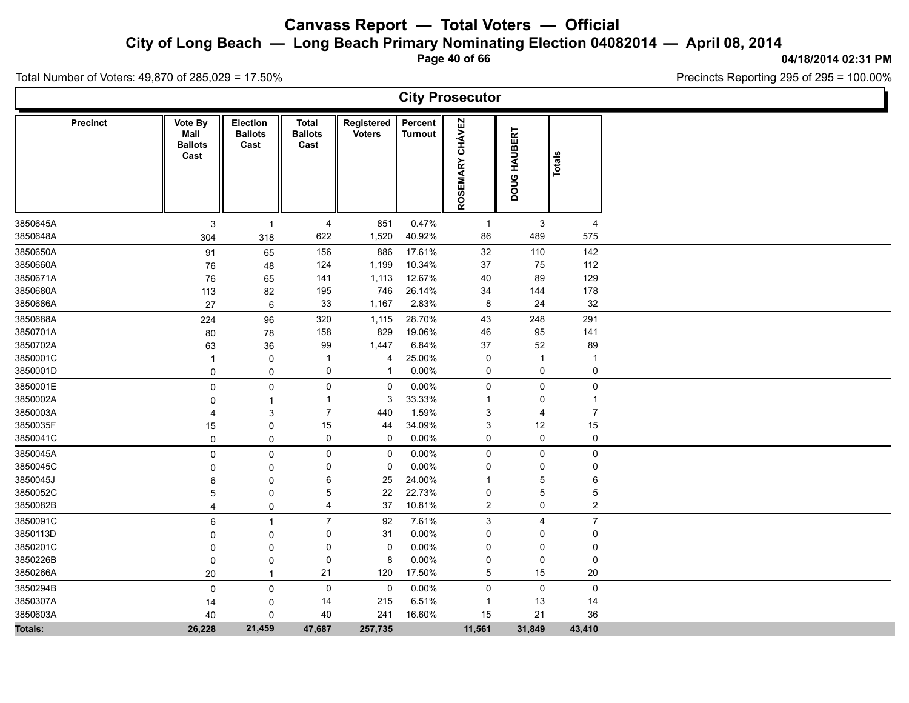# Canvass Report — Total Voters — Official

## City of Long Beach — Long Beach Primary Nominating Election 04082014 — April 08, 2014

04/18/2014 02:31 PM

Total Number of Voters: 49,870 of 285,029 = 17.50%

Precincts Reporting 295 of 295 = 100.00%

### City Prosecutor

| Precinct | Vote By Mail Ballots Cast | Election Ballots Cast | Total Ballots Cast | Registered Voters | Percent Turnout | ROSEMARY CHÁVEZ | DOUG HAUBERT | Totals |
|---|---|---|---|---|---|---|---|---|
| 3850645A | 3 | 1 | 4 | 851 | 0.47% | 1 | 3 | 4 |
| 3850648A | 304 | 318 | 622 | 1,520 | 40.92% | 86 | 489 | 575 |
| 3850650A | 91 | 65 | 156 | 886 | 17.61% | 32 | 110 | 142 |
| 3850660A | 76 | 48 | 124 | 1,199 | 10.34% | 37 | 75 | 112 |
| 3850671A | 76 | 65 | 141 | 1,113 | 12.67% | 40 | 89 | 129 |
| 3850680A | 113 | 82 | 195 | 746 | 26.14% | 34 | 144 | 178 |
| 3850686A | 27 | 6 | 33 | 1,167 | 2.83% | 8 | 24 | 32 |
| 3850688A | 224 | 96 | 320 | 1,115 | 28.70% | 43 | 248 | 291 |
| 3850701A | 80 | 78 | 158 | 829 | 19.06% | 46 | 95 | 141 |
| 3850702A | 63 | 36 | 99 | 1,447 | 6.84% | 37 | 52 | 89 |
| 3850001C | 1 | 0 | 1 | 4 | 25.00% | 0 | 1 | 1 |
| 3850001D | 0 | 0 | 0 | 1 | 0.00% | 0 | 0 | 0 |
| 3850001E | 0 | 0 | 0 | 0 | 0.00% | 0 | 0 | 0 |
| 3850002A | 0 | 1 | 1 | 3 | 33.33% | 1 | 0 | 1 |
| 3850003A | 4 | 3 | 7 | 440 | 1.59% | 3 | 4 | 7 |
| 3850035F | 15 | 0 | 15 | 44 | 34.09% | 3 | 12 | 15 |
| 3850041C | 0 | 0 | 0 | 0 | 0.00% | 0 | 0 | 0 |
| 3850045A | 0 | 0 | 0 | 0 | 0.00% | 0 | 0 | 0 |
| 3850045C | 0 | 0 | 0 | 0 | 0.00% | 0 | 0 | 0 |
| 3850045J | 6 | 0 | 6 | 25 | 24.00% | 1 | 5 | 6 |
| 3850052C | 5 | 0 | 5 | 22 | 22.73% | 0 | 5 | 5 |
| 3850082B | 4 | 0 | 4 | 37 | 10.81% | 2 | 0 | 2 |
| 3850091C | 6 | 1 | 7 | 92 | 7.61% | 3 | 4 | 7 |
| 3850113D | 0 | 0 | 0 | 31 | 0.00% | 0 | 0 | 0 |
| 3850201C | 0 | 0 | 0 | 0 | 0.00% | 0 | 0 | 0 |
| 3850226B | 0 | 0 | 0 | 8 | 0.00% | 0 | 0 | 0 |
| 3850266A | 20 | 1 | 21 | 120 | 17.50% | 5 | 15 | 20 |
| 3850294B | 0 | 0 | 0 | 0 | 0.00% | 0 | 0 | 0 |
| 3850307A | 14 | 0 | 14 | 215 | 6.51% | 1 | 13 | 14 |
| 3850603A | 40 | 0 | 40 | 241 | 16.60% | 15 | 21 | 36 |
| **Totals:** | **26,228** | **21,459** | **47,687** | **257,735** | | **11,561** | **31,849** | **43,410** |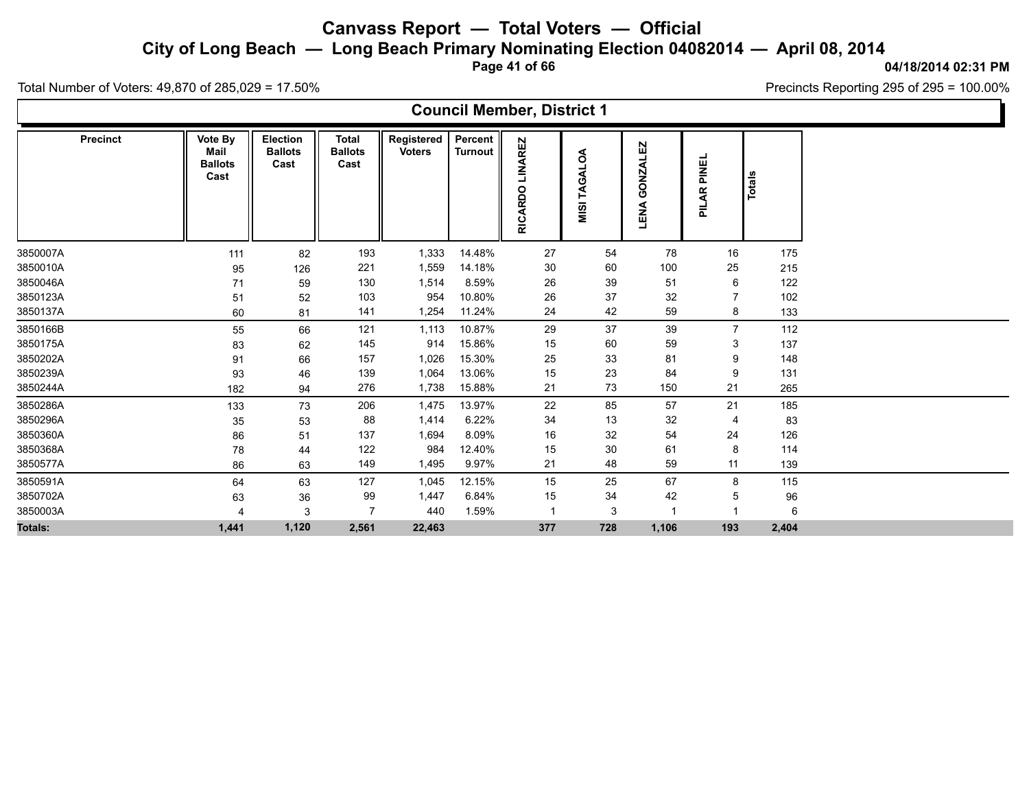# Canvass Report — Total Voters — Official

## City of Long Beach — Long Beach Primary Nominating Election 04082014 — April 08, 2014

04/18/2014 02:31 PM

Total Number of Voters: 49,870 of 285,029 = 17.50%

Precincts Reporting 295 of 295 = 100.00%

### Council Member, District 1

| Precinct | Vote By Mail Ballots Cast | Election Ballots Cast | Total Ballots Cast | Registered Voters | Percent Turnout | RICARDO LINAREZ | MISI TAGALOA | LENA GONZALEZ | PILAR PINEL | Totals |
|---|---|---|---|---|---|---|---|---|---|---|
| 3850007A | 111 | 82 | 193 | 1,333 | 14.48% | 27 | 54 | 78 | 16 | 175 |
| 3850010A | 95 | 126 | 221 | 1,559 | 14.18% | 30 | 60 | 100 | 25 | 215 |
| 3850046A | 71 | 59 | 130 | 1,514 | 8.59% | 26 | 39 | 51 | 6 | 122 |
| 3850123A | 51 | 52 | 103 | 954 | 10.80% | 26 | 37 | 32 | 7 | 102 |
| 3850137A | 60 | 81 | 141 | 1,254 | 11.24% | 24 | 42 | 59 | 8 | 133 |
| 3850166B | 55 | 66 | 121 | 1,113 | 10.87% | 29 | 37 | 39 | 7 | 112 |
| 3850175A | 83 | 62 | 145 | 914 | 15.86% | 15 | 60 | 59 | 3 | 137 |
| 3850202A | 91 | 66 | 157 | 1,026 | 15.30% | 25 | 33 | 81 | 9 | 148 |
| 3850239A | 93 | 46 | 139 | 1,064 | 13.06% | 15 | 23 | 84 | 9 | 131 |
| 3850244A | 182 | 94 | 276 | 1,738 | 15.88% | 21 | 73 | 150 | 21 | 265 |
| 3850286A | 133 | 73 | 206 | 1,475 | 13.97% | 22 | 85 | 57 | 21 | 185 |
| 3850296A | 35 | 53 | 88 | 1,414 | 6.22% | 34 | 13 | 32 | 4 | 83 |
| 3850360A | 86 | 51 | 137 | 1,694 | 8.09% | 16 | 32 | 54 | 24 | 126 |
| 3850368A | 78 | 44 | 122 | 984 | 12.40% | 15 | 30 | 61 | 8 | 114 |
| 3850577A | 86 | 63 | 149 | 1,495 | 9.97% | 21 | 48 | 59 | 11 | 139 |
| 3850591A | 64 | 63 | 127 | 1,045 | 12.15% | 15 | 25 | 67 | 8 | 115 |
| 3850702A | 63 | 36 | 99 | 1,447 | 6.84% | 15 | 34 | 42 | 5 | 96 |
| 3850003A | 4 | 3 | 7 | 440 | 1.59% | 1 | 3 | 1 | 1 | 6 |
| **Totals:** | **1,441** | **1,120** | **2,561** | **22,463** | | **377** | **728** | **1,106** | **193** | **2,404** |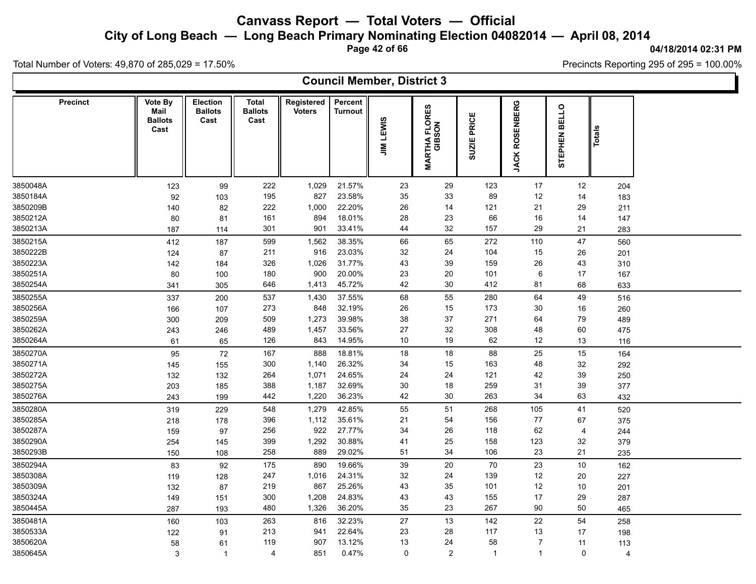# Canvass Report — Total Voters — Official

## City of Long Beach — Long Beach Primary Nominating Election 04082014 — April 08, 2014

04/18/2014 02:31 PM

Total Number of Voters: 49,870 of 285,029 = 17.50%

Precincts Reporting 295 of 295 = 100.00%

### Council Member, District 3

| Precinct | Vote By Mail Ballots Cast | Election Ballots Cast | Total Ballots Cast | Registered Voters | Percent Turnout | JIM LEWIS | MARTHA FLORES GIBSON | SUZIE PRICE | JACK ROSENBERG | STEPHEN BELLO | Totals |
|---|---|---|---|---|---|---|---|---|---|---|---|
| 3850048A | 123 | 99 | 222 | 1,029 | 21.57% | 23 | 29 | 123 | 17 | 12 | 204 |
| 3850184A | 92 | 103 | 195 | 827 | 23.58% | 35 | 33 | 89 | 12 | 14 | 183 |
| 3850209B | 140 | 82 | 222 | 1,000 | 22.20% | 26 | 14 | 121 | 21 | 29 | 211 |
| 3850212A | 80 | 81 | 161 | 894 | 18.01% | 28 | 23 | 66 | 16 | 14 | 147 |
| 3850213A | 187 | 114 | 301 | 901 | 33.41% | 44 | 32 | 157 | 29 | 21 | 283 |
| 3850215A | 412 | 187 | 599 | 1,562 | 38.35% | 66 | 65 | 272 | 110 | 47 | 560 |
| 3850222B | 124 | 87 | 211 | 916 | 23.03% | 32 | 24 | 104 | 15 | 26 | 201 |
| 3850223A | 142 | 184 | 326 | 1,026 | 31.77% | 43 | 39 | 159 | 26 | 43 | 310 |
| 3850251A | 80 | 100 | 180 | 900 | 20.00% | 23 | 20 | 101 | 6 | 17 | 167 |
| 3850254A | 341 | 305 | 646 | 1,413 | 45.72% | 42 | 30 | 412 | 81 | 68 | 633 |
| 3850255A | 337 | 200 | 537 | 1,430 | 37.55% | 68 | 55 | 280 | 64 | 49 | 516 |
| 3850256A | 166 | 107 | 273 | 848 | 32.19% | 26 | 15 | 173 | 30 | 16 | 260 |
| 3850259A | 300 | 209 | 509 | 1,273 | 39.98% | 38 | 37 | 271 | 64 | 79 | 489 |
| 3850262A | 243 | 246 | 489 | 1,457 | 33.56% | 27 | 32 | 308 | 48 | 60 | 475 |
| 3850264A | 61 | 65 | 126 | 843 | 14.95% | 10 | 19 | 62 | 12 | 13 | 116 |
| 3850270A | 95 | 72 | 167 | 888 | 18.81% | 18 | 18 | 88 | 25 | 15 | 164 |
| 3850271A | 145 | 155 | 300 | 1,140 | 26.32% | 34 | 15 | 163 | 48 | 32 | 292 |
| 3850272A | 132 | 132 | 264 | 1,071 | 24.65% | 24 | 24 | 121 | 42 | 39 | 250 |
| 3850275A | 203 | 185 | 388 | 1,187 | 32.69% | 30 | 18 | 259 | 31 | 39 | 377 |
| 3850276A | 243 | 199 | 442 | 1,220 | 36.23% | 42 | 30 | 263 | 34 | 63 | 432 |
| 3850280A | 319 | 229 | 548 | 1,279 | 42.85% | 55 | 51 | 268 | 105 | 41 | 520 |
| 3850285A | 218 | 178 | 396 | 1,112 | 35.61% | 21 | 54 | 156 | 77 | 67 | 375 |
| 3850287A | 159 | 97 | 256 | 922 | 27.77% | 34 | 26 | 118 | 62 | 4 | 244 |
| 3850290A | 254 | 145 | 399 | 1,292 | 30.88% | 41 | 25 | 158 | 123 | 32 | 379 |
| 3850293B | 150 | 108 | 258 | 889 | 29.02% | 51 | 34 | 106 | 23 | 21 | 235 |
| 3850294A | 83 | 92 | 175 | 890 | 19.66% | 39 | 20 | 70 | 23 | 10 | 162 |
| 3850308A | 119 | 128 | 247 | 1,016 | 24.31% | 32 | 24 | 139 | 12 | 20 | 227 |
| 3850309A | 132 | 87 | 219 | 867 | 25.26% | 43 | 35 | 101 | 12 | 10 | 201 |
| 3850324A | 149 | 151 | 300 | 1,208 | 24.83% | 43 | 43 | 155 | 17 | 29 | 287 |
| 3850445A | 287 | 193 | 480 | 1,326 | 36.20% | 35 | 23 | 267 | 90 | 50 | 465 |
| 3850481A | 160 | 103 | 263 | 816 | 32.23% | 27 | 13 | 142 | 22 | 54 | 258 |
| 3850533A | 122 | 91 | 213 | 941 | 22.64% | 23 | 28 | 117 | 13 | 17 | 198 |
| 3850620A | 58 | 61 | 119 | 907 | 13.12% | 13 | 24 | 58 | 7 | 11 | 113 |
| 3850645A | 3 | 1 | 4 | 851 | 0.47% | 0 | 2 | 1 | 1 | 0 | 4 |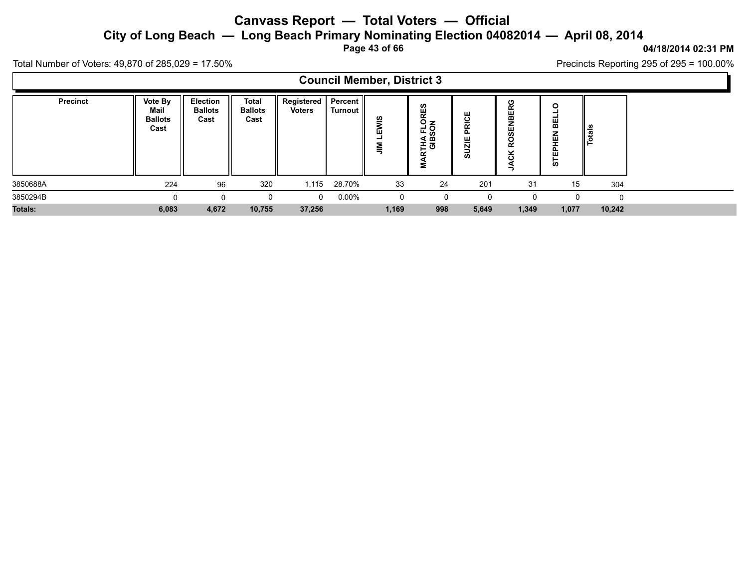# Canvass Report — Total Voters — Official

## City of Long Beach — Long Beach Primary Nominating Election 04082014 — April 08, 2014

04/18/2014 02:31 PM

Total Number of Voters: 49,870 of 285,029 = 17.50%

Precincts Reporting 295 of 295 = 100.00%

### Council Member, District 3

| Precinct | Vote By Mail Ballots Cast | Election Ballots Cast | Total Ballots Cast | Registered Voters | Percent Turnout | JIM LEWIS | MARTHA FLORES GIBSON | SUZIE PRICE | JACK ROSENBERG | STEPHEN BELLO | Totals |
|---|---|---|---|---|---|---|---|---|---|---|---|
| 3850688A | 224 | 96 | 320 | 1,115 | 28.70% | 33 | 24 | 201 | 31 | 15 | 304 |
| 3850294B | 0 | 0 | 0 | 0 | 0.00% | 0 | 0 | 0 | 0 | 0 | 0 |
| **Totals:** | **6,083** | **4,672** | **10,755** | **37,256** | | **1,169** | **998** | **5,649** | **1,349** | **1,077** | **10,242** |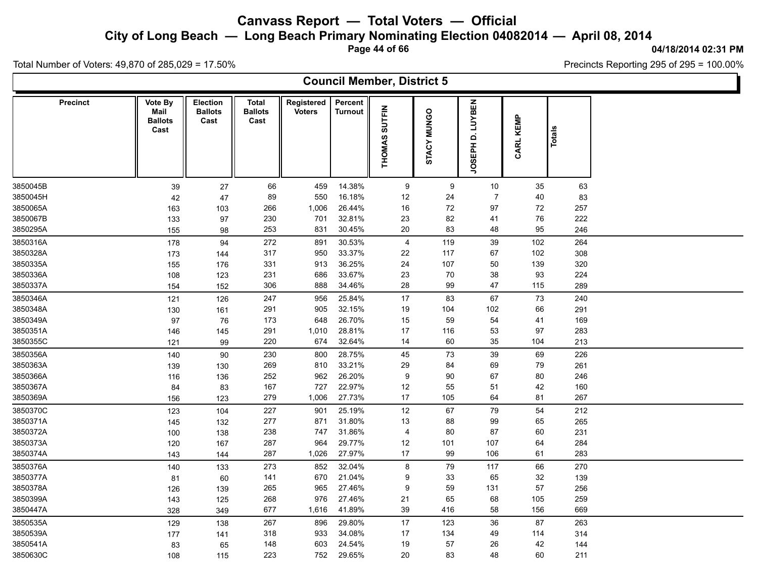# Canvass Report — Total Voters — Official

## City of Long Beach — Long Beach Primary Nominating Election 04082014 — April 08, 2014

04/18/2014 02:31 PM

Total Number of Voters: 49,870 of 285,029 = 17.50%

Precincts Reporting 295 of 295 = 100.00%

### Council Member, District 5

| Precinct | Vote By Mail Ballots Cast | Election Ballots Cast | Total Ballots Cast | Registered Voters | Percent Turnout | THOMAS SUTFIN | STACY MUNGO | JOSEPH D. LUYBEN | CARL KEMP | Totals |
|---|---|---|---|---|---|---|---|---|---|---|
| 3850045B | 39 | 27 | 66 | 459 | 14.38% | 9 | 9 | 10 | 35 | 63 |
| 3850045H | 42 | 47 | 89 | 550 | 16.18% | 12 | 24 | 7 | 40 | 83 |
| 3850065A | 163 | 103 | 266 | 1,006 | 26.44% | 16 | 72 | 97 | 72 | 257 |
| 3850067B | 133 | 97 | 230 | 701 | 32.81% | 23 | 82 | 41 | 76 | 222 |
| 3850295A | 155 | 98 | 253 | 831 | 30.45% | 20 | 83 | 48 | 95 | 246 |
| 3850316A | 178 | 94 | 272 | 891 | 30.53% | 4 | 119 | 39 | 102 | 264 |
| 3850328A | 173 | 144 | 317 | 950 | 33.37% | 22 | 117 | 67 | 102 | 308 |
| 3850335A | 155 | 176 | 331 | 913 | 36.25% | 24 | 107 | 50 | 139 | 320 |
| 3850336A | 108 | 123 | 231 | 686 | 33.67% | 23 | 70 | 38 | 93 | 224 |
| 3850337A | 154 | 152 | 306 | 888 | 34.46% | 28 | 99 | 47 | 115 | 289 |
| 3850346A | 121 | 126 | 247 | 956 | 25.84% | 17 | 83 | 67 | 73 | 240 |
| 3850348A | 130 | 161 | 291 | 905 | 32.15% | 19 | 104 | 102 | 66 | 291 |
| 3850349A | 97 | 76 | 173 | 648 | 26.70% | 15 | 59 | 54 | 41 | 169 |
| 3850351A | 146 | 145 | 291 | 1,010 | 28.81% | 17 | 116 | 53 | 97 | 283 |
| 3850355C | 121 | 99 | 220 | 674 | 32.64% | 14 | 60 | 35 | 104 | 213 |
| 3850356A | 140 | 90 | 230 | 800 | 28.75% | 45 | 73 | 39 | 69 | 226 |
| 3850363A | 139 | 130 | 269 | 810 | 33.21% | 29 | 84 | 69 | 79 | 261 |
| 3850366A | 116 | 136 | 252 | 962 | 26.20% | 9 | 90 | 67 | 80 | 246 |
| 3850367A | 84 | 83 | 167 | 727 | 22.97% | 12 | 55 | 51 | 42 | 160 |
| 3850369A | 156 | 123 | 279 | 1,006 | 27.73% | 17 | 105 | 64 | 81 | 267 |
| 3850370C | 123 | 104 | 227 | 901 | 25.19% | 12 | 67 | 79 | 54 | 212 |
| 3850371A | 145 | 132 | 277 | 871 | 31.80% | 13 | 88 | 99 | 65 | 265 |
| 3850372A | 100 | 138 | 238 | 747 | 31.86% | 4 | 80 | 87 | 60 | 231 |
| 3850373A | 120 | 167 | 287 | 964 | 29.77% | 12 | 101 | 107 | 64 | 284 |
| 3850374A | 143 | 144 | 287 | 1,026 | 27.97% | 17 | 99 | 106 | 61 | 283 |
| 3850376A | 140 | 133 | 273 | 852 | 32.04% | 8 | 79 | 117 | 66 | 270 |
| 3850377A | 81 | 60 | 141 | 670 | 21.04% | 9 | 33 | 65 | 32 | 139 |
| 3850378A | 126 | 139 | 265 | 965 | 27.46% | 9 | 59 | 131 | 57 | 256 |
| 3850399A | 143 | 125 | 268 | 976 | 27.46% | 21 | 65 | 68 | 105 | 259 |
| 3850447A | 328 | 349 | 677 | 1,616 | 41.89% | 39 | 416 | 58 | 156 | 669 |
| 3850535A | 129 | 138 | 267 | 896 | 29.80% | 17 | 123 | 36 | 87 | 263 |
| 3850539A | 177 | 141 | 318 | 933 | 34.08% | 17 | 134 | 49 | 114 | 314 |
| 3850541A | 83 | 65 | 148 | 603 | 24.54% | 19 | 57 | 26 | 42 | 144 |
| 3850630C | 108 | 115 | 223 | 752 | 29.65% | 20 | 83 | 48 | 60 | 211 |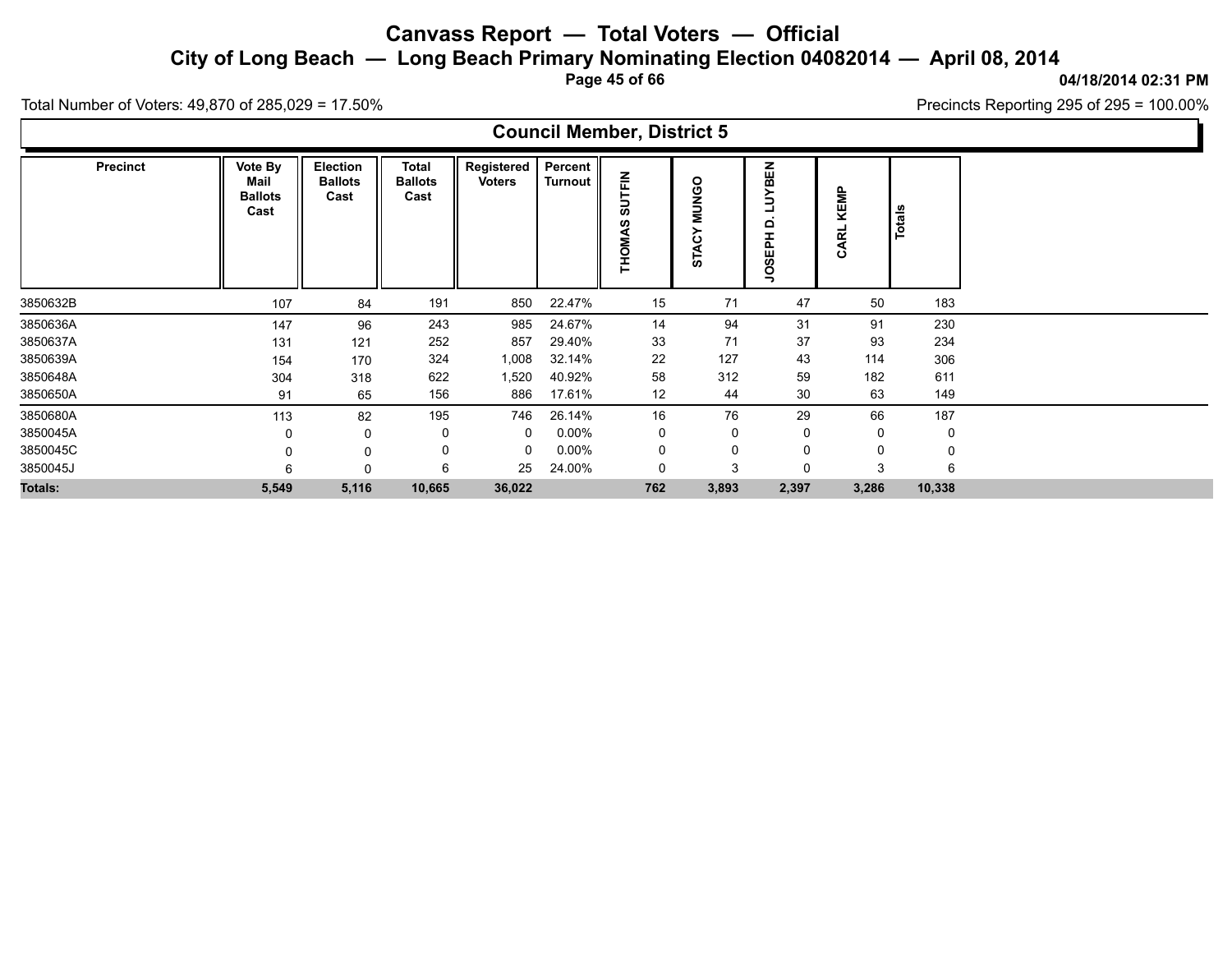# Canvass Report — Total Voters — Official

## City of Long Beach — Long Beach Primary Nominating Election 04082014 — April 08, 2014

04/18/2014 02:31 PM

Total Number of Voters: 49,870 of 285,029 = 17.50%

Precincts Reporting 295 of 295 = 100.00%

### Council Member, District 5

| Precinct | Vote By Mail Ballots Cast | Election Ballots Cast | Total Ballots Cast | Registered Voters | Percent Turnout | THOMAS SUTFIN | STACY MUNGO | JOSEPH D. LUYBEN | CARL KEMP | Totals |
|---|---|---|---|---|---|---|---|---|---|---|
| 3850632B | 107 | 84 | 191 | 850 | 22.47% | 15 | 71 | 47 | 50 | 183 |
| 3850636A | 147 | 96 | 243 | 985 | 24.67% | 14 | 94 | 31 | 91 | 230 |
| 3850637A | 131 | 121 | 252 | 857 | 29.40% | 33 | 71 | 37 | 93 | 234 |
| 3850639A | 154 | 170 | 324 | 1,008 | 32.14% | 22 | 127 | 43 | 114 | 306 |
| 3850648A | 304 | 318 | 622 | 1,520 | 40.92% | 58 | 312 | 59 | 182 | 611 |
| 3850650A | 91 | 65 | 156 | 886 | 17.61% | 12 | 44 | 30 | 63 | 149 |
| 3850680A | 113 | 82 | 195 | 746 | 26.14% | 16 | 76 | 29 | 66 | 187 |
| 3850045A | 0 | 0 | 0 | 0 | 0.00% | 0 | 0 | 0 | 0 | 0 |
| 3850045C | 0 | 0 | 0 | 0 | 0.00% | 0 | 0 | 0 | 0 | 0 |
| 3850045J | 6 | 0 | 6 | 25 | 24.00% | 0 | 3 | 0 | 3 | 6 |
| **Totals:** | **5,549** | **5,116** | **10,665** | **36,022** | | **762** | **3,893** | **2,397** | **3,286** | **10,338** |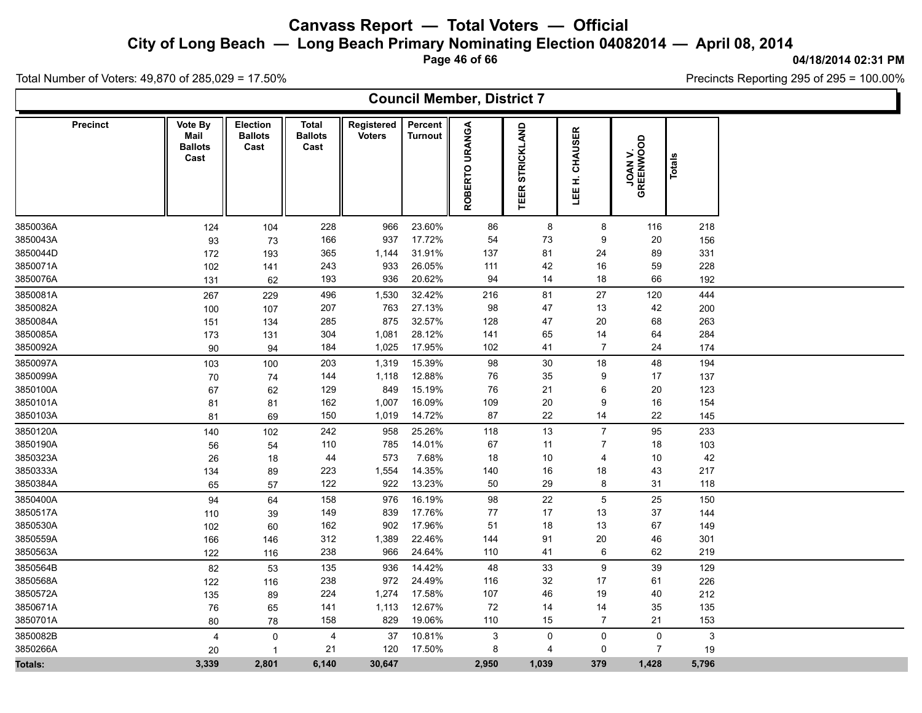# Canvass Report — Total Voters — Official

## City of Long Beach — Long Beach Primary Nominating Election 04082014 — April 08, 2014

04/18/2014 02:31 PM

Total Number of Voters: 49,870 of 285,029 = 17.50%

Precincts Reporting 295 of 295 = 100.00%

### Council Member, District 7

| Precinct | Vote By Mail Ballots Cast | Election Ballots Cast | Total Ballots Cast | Registered Voters | Percent Turnout | ROBERTO URANGA | TEER STRICKLAND | LEE H. CHAUSER | JOAN V. GREENWOOD | Totals |
|---|---|---|---|---|---|---|---|---|---|---|
| 3850036A | 124 | 104 | 228 | 966 | 23.60% | 86 | 8 | 8 | 116 | 218 |
| 3850043A | 93 | 73 | 166 | 937 | 17.72% | 54 | 73 | 9 | 20 | 156 |
| 3850044D | 172 | 193 | 365 | 1,144 | 31.91% | 137 | 81 | 24 | 89 | 331 |
| 3850071A | 102 | 141 | 243 | 933 | 26.05% | 111 | 42 | 16 | 59 | 228 |
| 3850076A | 131 | 62 | 193 | 936 | 20.62% | 94 | 14 | 18 | 66 | 192 |
| 3850081A | 267 | 229 | 496 | 1,530 | 32.42% | 216 | 81 | 27 | 120 | 444 |
| 3850082A | 100 | 107 | 207 | 763 | 27.13% | 98 | 47 | 13 | 42 | 200 |
| 3850084A | 151 | 134 | 285 | 875 | 32.57% | 128 | 47 | 20 | 68 | 263 |
| 3850085A | 173 | 131 | 304 | 1,081 | 28.12% | 141 | 65 | 14 | 64 | 284 |
| 3850092A | 90 | 94 | 184 | 1,025 | 17.95% | 102 | 41 | 7 | 24 | 174 |
| 3850097A | 103 | 100 | 203 | 1,319 | 15.39% | 98 | 30 | 18 | 48 | 194 |
| 3850099A | 70 | 74 | 144 | 1,118 | 12.88% | 76 | 35 | 9 | 17 | 137 |
| 3850100A | 67 | 62 | 129 | 849 | 15.19% | 76 | 21 | 6 | 20 | 123 |
| 3850101A | 81 | 81 | 162 | 1,007 | 16.09% | 109 | 20 | 9 | 16 | 154 |
| 3850103A | 81 | 69 | 150 | 1,019 | 14.72% | 87 | 22 | 14 | 22 | 145 |
| 3850120A | 140 | 102 | 242 | 958 | 25.26% | 118 | 13 | 7 | 95 | 233 |
| 3850190A | 56 | 54 | 110 | 785 | 14.01% | 67 | 11 | 7 | 18 | 103 |
| 3850323A | 26 | 18 | 44 | 573 | 7.68% | 18 | 10 | 4 | 10 | 42 |
| 3850333A | 134 | 89 | 223 | 1,554 | 14.35% | 140 | 16 | 18 | 43 | 217 |
| 3850384A | 65 | 57 | 122 | 922 | 13.23% | 50 | 29 | 8 | 31 | 118 |
| 3850400A | 94 | 64 | 158 | 976 | 16.19% | 98 | 22 | 5 | 25 | 150 |
| 3850517A | 110 | 39 | 149 | 839 | 17.76% | 77 | 17 | 13 | 37 | 144 |
| 3850530A | 102 | 60 | 162 | 902 | 17.96% | 51 | 18 | 13 | 67 | 149 |
| 3850559A | 166 | 146 | 312 | 1,389 | 22.46% | 144 | 91 | 20 | 46 | 301 |
| 3850563A | 122 | 116 | 238 | 966 | 24.64% | 110 | 41 | 6 | 62 | 219 |
| 3850564B | 82 | 53 | 135 | 936 | 14.42% | 48 | 33 | 9 | 39 | 129 |
| 3850568A | 122 | 116 | 238 | 972 | 24.49% | 116 | 32 | 17 | 61 | 226 |
| 3850572A | 135 | 89 | 224 | 1,274 | 17.58% | 107 | 46 | 19 | 40 | 212 |
| 3850671A | 76 | 65 | 141 | 1,113 | 12.67% | 72 | 14 | 14 | 35 | 135 |
| 3850701A | 80 | 78 | 158 | 829 | 19.06% | 110 | 15 | 7 | 21 | 153 |
| 3850082B | 4 | 0 | 4 | 37 | 10.81% | 3 | 0 | 0 | 0 | 3 |
| 3850266A | 20 | 1 | 21 | 120 | 17.50% | 8 | 4 | 0 | 7 | 19 |
| **Totals:** | **3,339** | **2,801** | **6,140** | **30,647** | | **2,950** | **1,039** | **379** | **1,428** | **5,796** |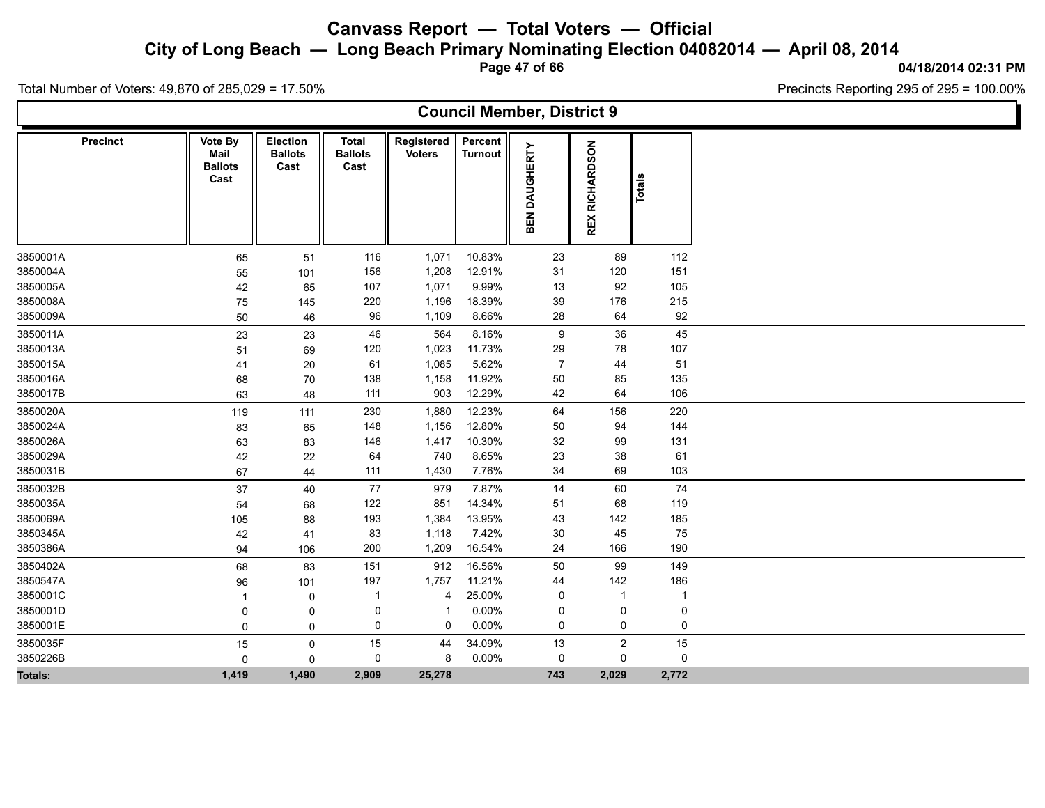# Canvass Report — Total Voters — Official

## City of Long Beach — Long Beach Primary Nominating Election 04082014 — April 08, 2014

04/18/2014 02:31 PM

Total Number of Voters: 49,870 of 285,029 = 17.50%

Precincts Reporting 295 of 295 = 100.00%

### Council Member, District 9

| Precinct | Vote By Mail Ballots Cast | Election Ballots Cast | Total Ballots Cast | Registered Voters | Percent Turnout | BEN DAUGHERTY | REX RICHARDSON | Totals |
|---|---|---|---|---|---|---|---|---|
| 3850001A | 65 | 51 | 116 | 1,071 | 10.83% | 23 | 89 | 112 |
| 3850004A | 55 | 101 | 156 | 1,208 | 12.91% | 31 | 120 | 151 |
| 3850005A | 42 | 65 | 107 | 1,071 | 9.99% | 13 | 92 | 105 |
| 3850008A | 75 | 145 | 220 | 1,196 | 18.39% | 39 | 176 | 215 |
| 3850009A | 50 | 46 | 96 | 1,109 | 8.66% | 28 | 64 | 92 |
| 3850011A | 23 | 23 | 46 | 564 | 8.16% | 9 | 36 | 45 |
| 3850013A | 51 | 69 | 120 | 1,023 | 11.73% | 29 | 78 | 107 |
| 3850015A | 41 | 20 | 61 | 1,085 | 5.62% | 7 | 44 | 51 |
| 3850016A | 68 | 70 | 138 | 1,158 | 11.92% | 50 | 85 | 135 |
| 3850017B | 63 | 48 | 111 | 903 | 12.29% | 42 | 64 | 106 |
| 3850020A | 119 | 111 | 230 | 1,880 | 12.23% | 64 | 156 | 220 |
| 3850024A | 83 | 65 | 148 | 1,156 | 12.80% | 50 | 94 | 144 |
| 3850026A | 63 | 83 | 146 | 1,417 | 10.30% | 32 | 99 | 131 |
| 3850029A | 42 | 22 | 64 | 740 | 8.65% | 23 | 38 | 61 |
| 3850031B | 67 | 44 | 111 | 1,430 | 7.76% | 34 | 69 | 103 |
| 3850032B | 37 | 40 | 77 | 979 | 7.87% | 14 | 60 | 74 |
| 3850035A | 54 | 68 | 122 | 851 | 14.34% | 51 | 68 | 119 |
| 3850069A | 105 | 88 | 193 | 1,384 | 13.95% | 43 | 142 | 185 |
| 3850345A | 42 | 41 | 83 | 1,118 | 7.42% | 30 | 45 | 75 |
| 3850386A | 94 | 106 | 200 | 1,209 | 16.54% | 24 | 166 | 190 |
| 3850402A | 68 | 83 | 151 | 912 | 16.56% | 50 | 99 | 149 |
| 3850547A | 96 | 101 | 197 | 1,757 | 11.21% | 44 | 142 | 186 |
| 3850001C | 1 | 0 | 1 | 4 | 25.00% | 0 | 1 | 1 |
| 3850001D | 0 | 0 | 0 | 1 | 0.00% | 0 | 0 | 0 |
| 3850001E | 0 | 0 | 0 | 0 | 0.00% | 0 | 0 | 0 |
| 3850035F | 15 | 0 | 15 | 44 | 34.09% | 13 | 2 | 15 |
| 3850226B | 0 | 0 | 0 | 8 | 0.00% | 0 | 0 | 0 |
| **Totals:** | **1,419** | **1,490** | **2,909** | **25,278** | | **743** | **2,029** | **2,772** |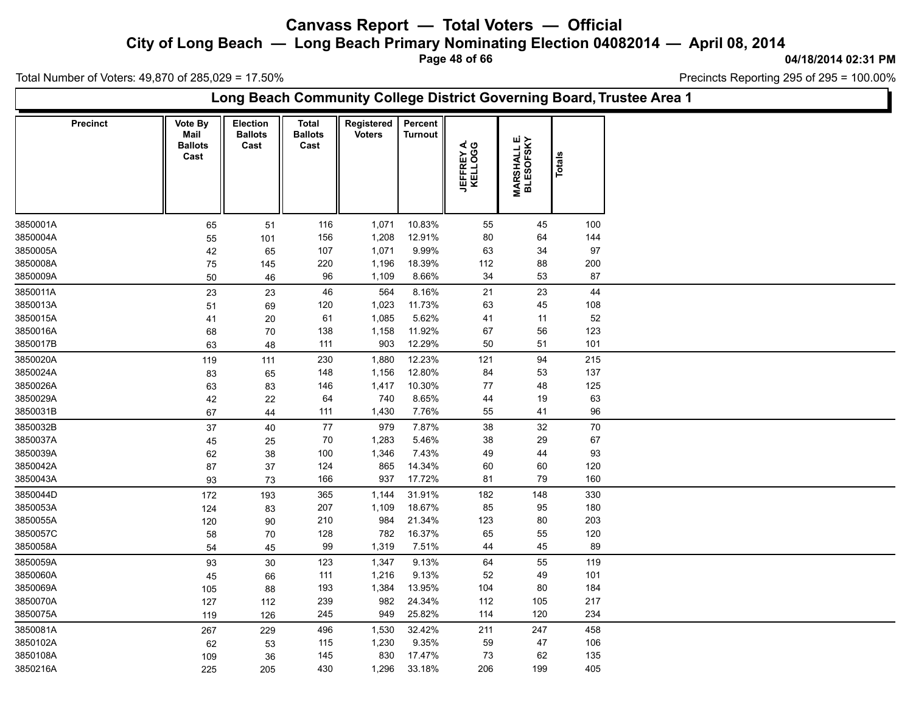# Canvass Report — Total Voters — Official

## City of Long Beach — Long Beach Primary Nominating Election 04082014 — April 08, 2014

04/18/2014 02:31 PM

Total Number of Voters: 49,870 of 285,029 = 17.50%

Precincts Reporting 295 of 295 = 100.00%

### Long Beach Community College District Governing Board, Trustee Area 1

| Precinct | Vote By Mail Ballots Cast | Election Ballots Cast | Total Ballots Cast | Registered Voters | Percent Turnout | JEFFREY A. KELLOGG | MARSHALL E. BLESOFSKY | Totals |
|---|---|---|---|---|---|---|---|---|
| 3850001A | 65 | 51 | 116 | 1,071 | 10.83% | 55 | 45 | 100 |
| 3850004A | 55 | 101 | 156 | 1,208 | 12.91% | 80 | 64 | 144 |
| 3850005A | 42 | 65 | 107 | 1,071 | 9.99% | 63 | 34 | 97 |
| 3850008A | 75 | 145 | 220 | 1,196 | 18.39% | 112 | 88 | 200 |
| 3850009A | 50 | 46 | 96 | 1,109 | 8.66% | 34 | 53 | 87 |
| 3850011A | 23 | 23 | 46 | 564 | 8.16% | 21 | 23 | 44 |
| 3850013A | 51 | 69 | 120 | 1,023 | 11.73% | 63 | 45 | 108 |
| 3850015A | 41 | 20 | 61 | 1,085 | 5.62% | 41 | 11 | 52 |
| 3850016A | 68 | 70 | 138 | 1,158 | 11.92% | 67 | 56 | 123 |
| 3850017B | 63 | 48 | 111 | 903 | 12.29% | 50 | 51 | 101 |
| 3850020A | 119 | 111 | 230 | 1,880 | 12.23% | 121 | 94 | 215 |
| 3850024A | 83 | 65 | 148 | 1,156 | 12.80% | 84 | 53 | 137 |
| 3850026A | 63 | 83 | 146 | 1,417 | 10.30% | 77 | 48 | 125 |
| 3850029A | 42 | 22 | 64 | 740 | 8.65% | 44 | 19 | 63 |
| 3850031B | 67 | 44 | 111 | 1,430 | 7.76% | 55 | 41 | 96 |
| 3850032B | 37 | 40 | 77 | 979 | 7.87% | 38 | 32 | 70 |
| 3850037A | 45 | 25 | 70 | 1,283 | 5.46% | 38 | 29 | 67 |
| 3850039A | 62 | 38 | 100 | 1,346 | 7.43% | 49 | 44 | 93 |
| 3850042A | 87 | 37 | 124 | 865 | 14.34% | 60 | 60 | 120 |
| 3850043A | 93 | 73 | 166 | 937 | 17.72% | 81 | 79 | 160 |
| 3850044D | 172 | 193 | 365 | 1,144 | 31.91% | 182 | 148 | 330 |
| 3850053A | 124 | 83 | 207 | 1,109 | 18.67% | 85 | 95 | 180 |
| 3850055A | 120 | 90 | 210 | 984 | 21.34% | 123 | 80 | 203 |
| 3850057C | 58 | 70 | 128 | 782 | 16.37% | 65 | 55 | 120 |
| 3850058A | 54 | 45 | 99 | 1,319 | 7.51% | 44 | 45 | 89 |
| 3850059A | 93 | 30 | 123 | 1,347 | 9.13% | 64 | 55 | 119 |
| 3850060A | 45 | 66 | 111 | 1,216 | 9.13% | 52 | 49 | 101 |
| 3850069A | 105 | 88 | 193 | 1,384 | 13.95% | 104 | 80 | 184 |
| 3850070A | 127 | 112 | 239 | 982 | 24.34% | 112 | 105 | 217 |
| 3850075A | 119 | 126 | 245 | 949 | 25.82% | 114 | 120 | 234 |
| 3850081A | 267 | 229 | 496 | 1,530 | 32.42% | 211 | 247 | 458 |
| 3850102A | 62 | 53 | 115 | 1,230 | 9.35% | 59 | 47 | 106 |
| 3850108A | 109 | 36 | 145 | 830 | 17.47% | 73 | 62 | 135 |
| 3850216A | 225 | 205 | 430 | 1,296 | 33.18% | 206 | 199 | 405 |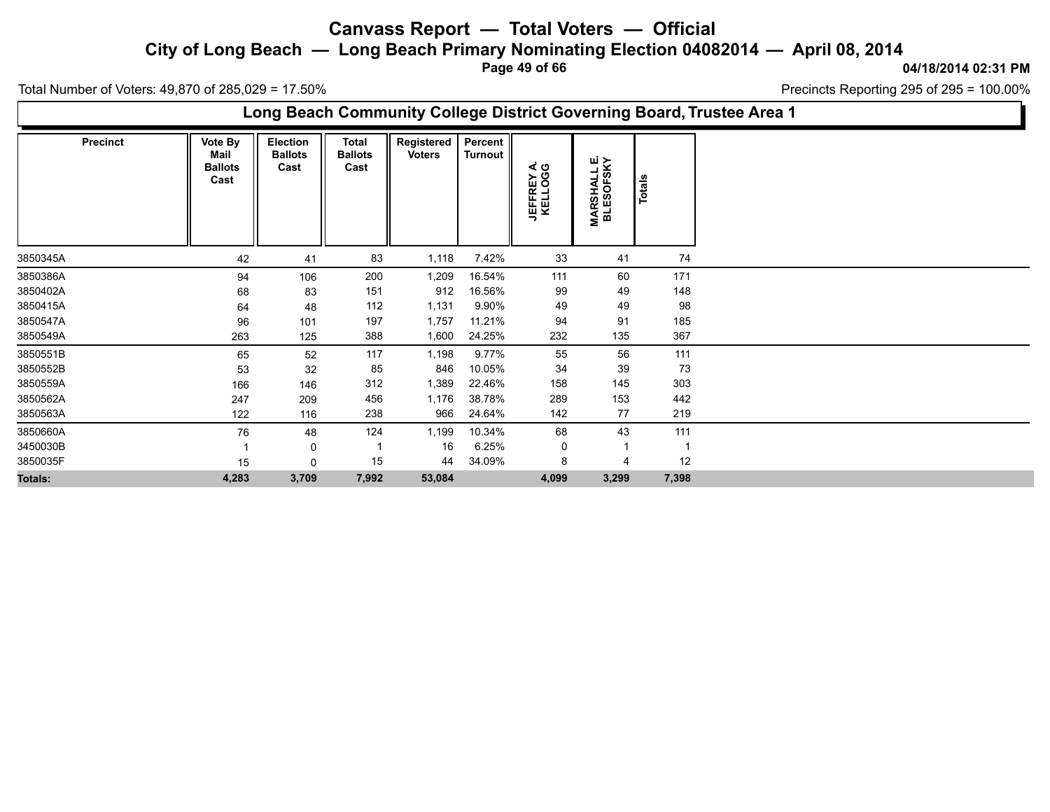# Canvass Report — Total Voters — Official

## City of Long Beach — Long Beach Primary Nominating Election 04082014 — April 08, 2014

04/18/2014 02:31 PM

Total Number of Voters: 49,870 of 285,029 = 17.50%

Precincts Reporting 295 of 295 = 100.00%

### Long Beach Community College District Governing Board, Trustee Area 1

| Precinct | Vote By Mail Ballots Cast | Election Ballots Cast | Total Ballots Cast | Registered Voters | Percent Turnout | JEFFREY A. KELLOGG | MARSHALL E. BLESOFSKY | Totals |
|---|---|---|---|---|---|---|---|---|
| 3850345A | 42 | 41 | 83 | 1,118 | 7.42% | 33 | 41 | 74 |
| 3850386A | 94 | 106 | 200 | 1,209 | 16.54% | 111 | 60 | 171 |
| 3850402A | 68 | 83 | 151 | 912 | 16.56% | 99 | 49 | 148 |
| 3850415A | 64 | 48 | 112 | 1,131 | 9.90% | 49 | 49 | 98 |
| 3850547A | 96 | 101 | 197 | 1,757 | 11.21% | 94 | 91 | 185 |
| 3850549A | 263 | 125 | 388 | 1,600 | 24.25% | 232 | 135 | 367 |
| 3850551B | 65 | 52 | 117 | 1,198 | 9.77% | 55 | 56 | 111 |
| 3850552B | 53 | 32 | 85 | 846 | 10.05% | 34 | 39 | 73 |
| 3850559A | 166 | 146 | 312 | 1,389 | 22.46% | 158 | 145 | 303 |
| 3850562A | 247 | 209 | 456 | 1,176 | 38.78% | 289 | 153 | 442 |
| 3850563A | 122 | 116 | 238 | 966 | 24.64% | 142 | 77 | 219 |
| 3850660A | 76 | 48 | 124 | 1,199 | 10.34% | 68 | 43 | 111 |
| 3450030B | 1 | 0 | 1 | 16 | 6.25% | 0 | 1 | 1 |
| 3850035F | 15 | 0 | 15 | 44 | 34.09% | 8 | 4 | 12 |
| **Totals:** | **4,283** | **3,709** | **7,992** | **53,084** | | **4,099** | **3,299** | **7,398** |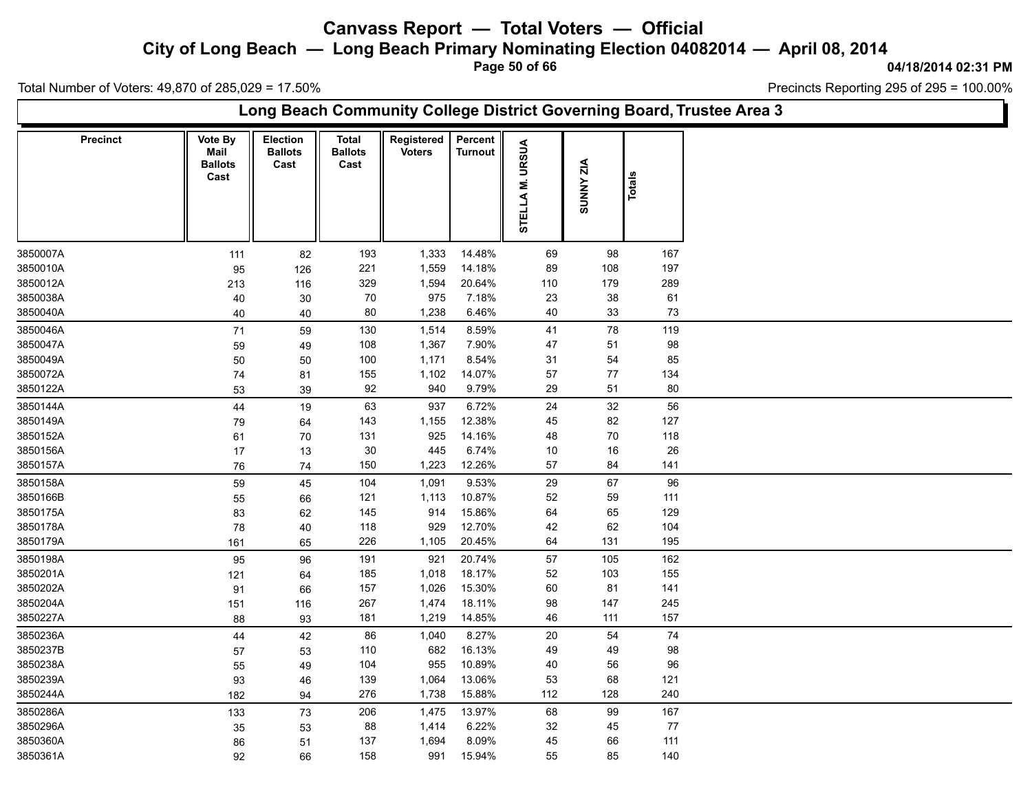# Canvass Report — Total Voters — Official

## City of Long Beach — Long Beach Primary Nominating Election 04082014 — April 08, 2014

04/18/2014 02:31 PM

Total Number of Voters: 49,870 of 285,029 = 17.50%

Precincts Reporting 295 of 295 = 100.00%

### Long Beach Community College District Governing Board, Trustee Area 3

| Precinct | Vote By Mail Ballots Cast | Election Ballots Cast | Total Ballots Cast | Registered Voters | Percent Turnout | STELLA M. URSUA | SUNNY ZIA | Totals |
|---|---|---|---|---|---|---|---|---|
| 3850007A | 111 | 82 | 193 | 1,333 | 14.48% | 69 | 98 | 167 |
| 3850010A | 95 | 126 | 221 | 1,559 | 14.18% | 89 | 108 | 197 |
| 3850012A | 213 | 116 | 329 | 1,594 | 20.64% | 110 | 179 | 289 |
| 3850038A | 40 | 30 | 70 | 975 | 7.18% | 23 | 38 | 61 |
| 3850040A | 40 | 40 | 80 | 1,238 | 6.46% | 40 | 33 | 73 |
| 3850046A | 71 | 59 | 130 | 1,514 | 8.59% | 41 | 78 | 119 |
| 3850047A | 59 | 49 | 108 | 1,367 | 7.90% | 47 | 51 | 98 |
| 3850049A | 50 | 50 | 100 | 1,171 | 8.54% | 31 | 54 | 85 |
| 3850072A | 74 | 81 | 155 | 1,102 | 14.07% | 57 | 77 | 134 |
| 3850122A | 53 | 39 | 92 | 940 | 9.79% | 29 | 51 | 80 |
| 3850144A | 44 | 19 | 63 | 937 | 6.72% | 24 | 32 | 56 |
| 3850149A | 79 | 64 | 143 | 1,155 | 12.38% | 45 | 82 | 127 |
| 3850152A | 61 | 70 | 131 | 925 | 14.16% | 48 | 70 | 118 |
| 3850156A | 17 | 13 | 30 | 445 | 6.74% | 10 | 16 | 26 |
| 3850157A | 76 | 74 | 150 | 1,223 | 12.26% | 57 | 84 | 141 |
| 3850158A | 59 | 45 | 104 | 1,091 | 9.53% | 29 | 67 | 96 |
| 3850166B | 55 | 66 | 121 | 1,113 | 10.87% | 52 | 59 | 111 |
| 3850175A | 83 | 62 | 145 | 914 | 15.86% | 64 | 65 | 129 |
| 3850178A | 78 | 40 | 118 | 929 | 12.70% | 42 | 62 | 104 |
| 3850179A | 161 | 65 | 226 | 1,105 | 20.45% | 64 | 131 | 195 |
| 3850198A | 95 | 96 | 191 | 921 | 20.74% | 57 | 105 | 162 |
| 3850201A | 121 | 64 | 185 | 1,018 | 18.17% | 52 | 103 | 155 |
| 3850202A | 91 | 66 | 157 | 1,026 | 15.30% | 60 | 81 | 141 |
| 3850204A | 151 | 116 | 267 | 1,474 | 18.11% | 98 | 147 | 245 |
| 3850227A | 88 | 93 | 181 | 1,219 | 14.85% | 46 | 111 | 157 |
| 3850236A | 44 | 42 | 86 | 1,040 | 8.27% | 20 | 54 | 74 |
| 3850237B | 57 | 53 | 110 | 682 | 16.13% | 49 | 49 | 98 |
| 3850238A | 55 | 49 | 104 | 955 | 10.89% | 40 | 56 | 96 |
| 3850239A | 93 | 46 | 139 | 1,064 | 13.06% | 53 | 68 | 121 |
| 3850244A | 182 | 94 | 276 | 1,738 | 15.88% | 112 | 128 | 240 |
| 3850286A | 133 | 73 | 206 | 1,475 | 13.97% | 68 | 99 | 167 |
| 3850296A | 35 | 53 | 88 | 1,414 | 6.22% | 32 | 45 | 77 |
| 3850360A | 86 | 51 | 137 | 1,694 | 8.09% | 45 | 66 | 111 |
| 3850361A | 92 | 66 | 158 | 991 | 15.94% | 55 | 85 | 140 |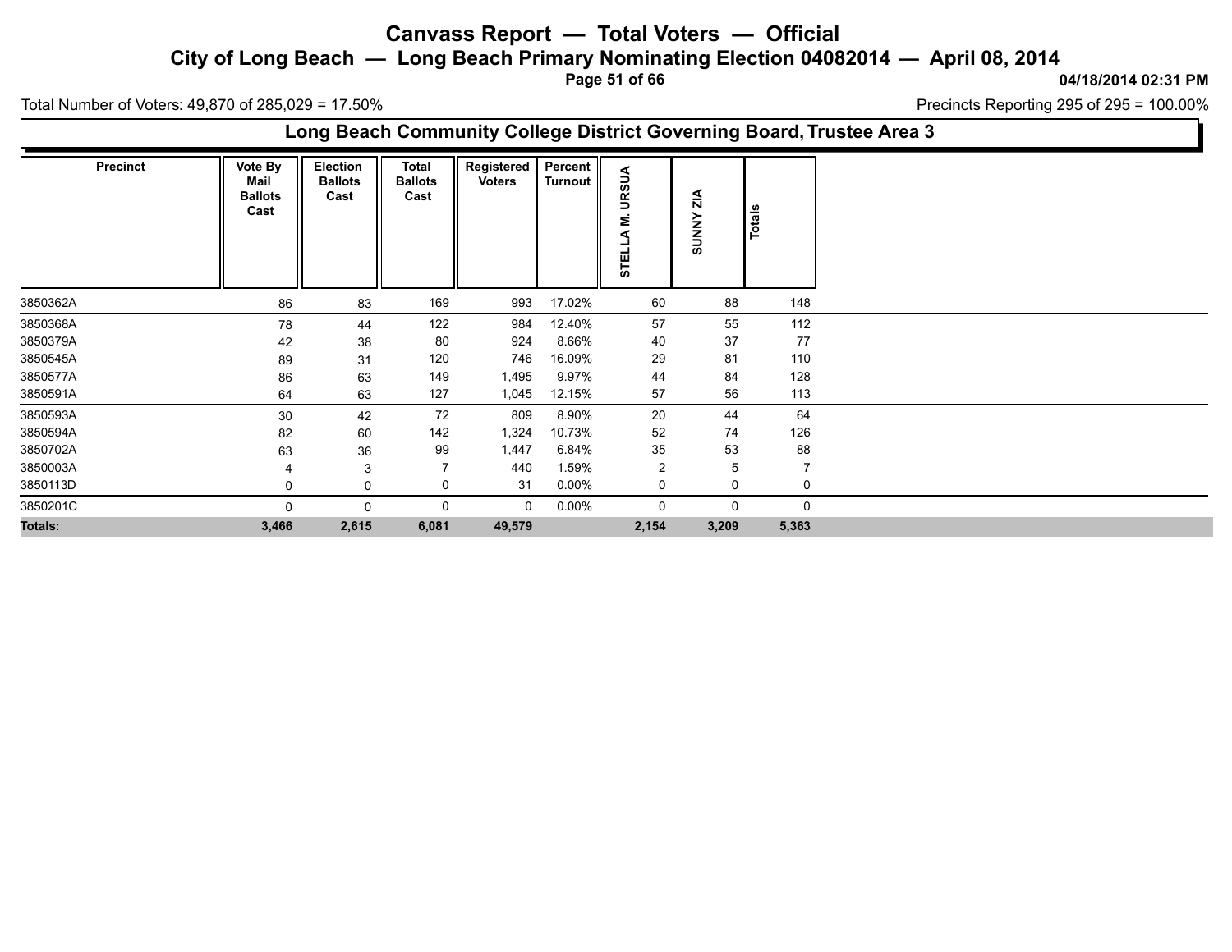# Canvass Report — Total Voters — Official

## City of Long Beach — Long Beach Primary Nominating Election 04082014 — April 08, 2014

04/18/2014 02:31 PM

Total Number of Voters: 49,870 of 285,029 = 17.50%

Precincts Reporting 295 of 295 = 100.00%

### Long Beach Community College District Governing Board, Trustee Area 3

| Precinct | Vote By Mail Ballots Cast | Election Ballots Cast | Total Ballots Cast | Registered Voters | Percent Turnout | STELLA M. URSUA | SUNNY ZIA | Totals |
|---|---|---|---|---|---|---|---|---|
| 3850362A | 86 | 83 | 169 | 993 | 17.02% | 60 | 88 | 148 |
| 3850368A | 78 | 44 | 122 | 984 | 12.40% | 57 | 55 | 112 |
| 3850379A | 42 | 38 | 80 | 924 | 8.66% | 40 | 37 | 77 |
| 3850545A | 89 | 31 | 120 | 746 | 16.09% | 29 | 81 | 110 |
| 3850577A | 86 | 63 | 149 | 1,495 | 9.97% | 44 | 84 | 128 |
| 3850591A | 64 | 63 | 127 | 1,045 | 12.15% | 57 | 56 | 113 |
| 3850593A | 30 | 42 | 72 | 809 | 8.90% | 20 | 44 | 64 |
| 3850594A | 82 | 60 | 142 | 1,324 | 10.73% | 52 | 74 | 126 |
| 3850702A | 63 | 36 | 99 | 1,447 | 6.84% | 35 | 53 | 88 |
| 3850003A | 4 | 3 | 7 | 440 | 1.59% | 2 | 5 | 7 |
| 3850113D | 0 | 0 | 0 | 31 | 0.00% | 0 | 0 | 0 |
| 3850201C | 0 | 0 | 0 | 0 | 0.00% | 0 | 0 | 0 |
| **Totals:** | **3,466** | **2,615** | **6,081** | **49,579** | | **2,154** | **3,209** | **5,363** |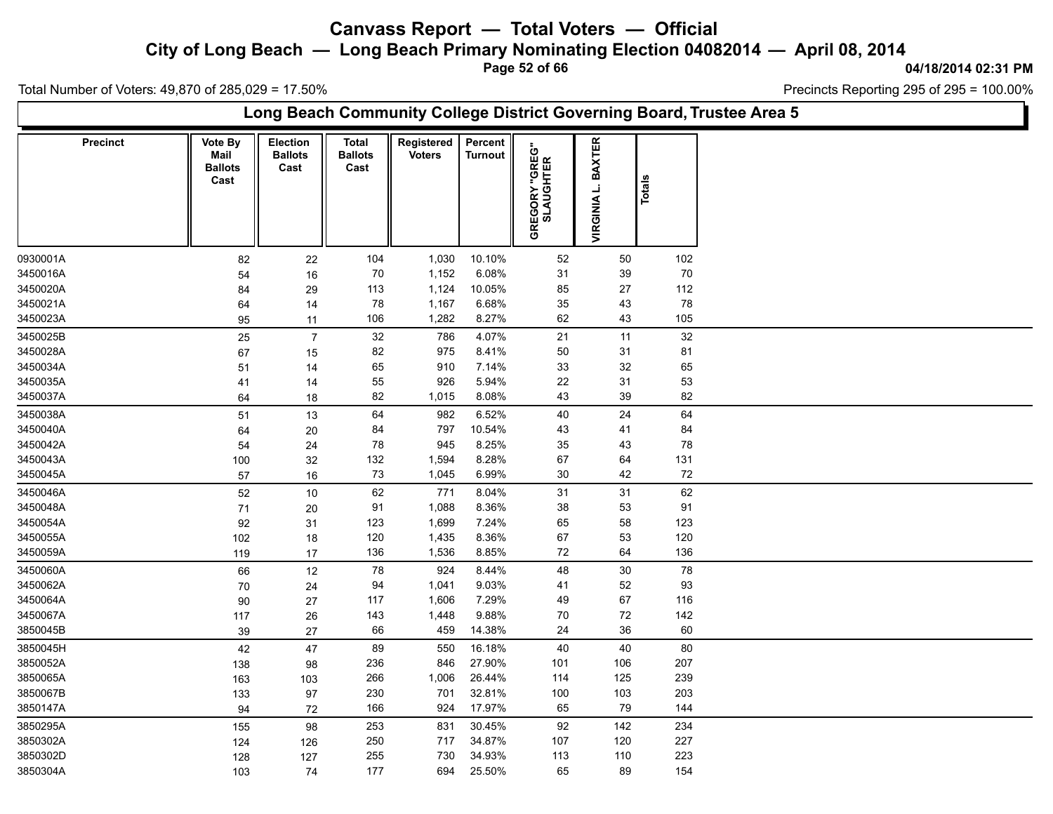# Canvass Report — Total Voters — Official

## City of Long Beach — Long Beach Primary Nominating Election 04082014 — April 08, 2014

04/18/2014 02:31 PM

Total Number of Voters: 49,870 of 285,029 = 17.50%

Precincts Reporting 295 of 295 = 100.00%

### Long Beach Community College District Governing Board, Trustee Area 5

| Precinct | Vote By Mail Ballots Cast | Election Ballots Cast | Total Ballots Cast | Registered Voters | Percent Turnout | GREGORY "GREG" SLAUGHTER | VIRGINIA L. BAXTER | Totals |
|---|---|---|---|---|---|---|---|---|
| 0930001A | 82 | 22 | 104 | 1,030 | 10.10% | 52 | 50 | 102 |
| 3450016A | 54 | 16 | 70 | 1,152 | 6.08% | 31 | 39 | 70 |
| 3450020A | 84 | 29 | 113 | 1,124 | 10.05% | 85 | 27 | 112 |
| 3450021A | 64 | 14 | 78 | 1,167 | 6.68% | 35 | 43 | 78 |
| 3450023A | 95 | 11 | 106 | 1,282 | 8.27% | 62 | 43 | 105 |
| 3450025B | 25 | 7 | 32 | 786 | 4.07% | 21 | 11 | 32 |
| 3450028A | 67 | 15 | 82 | 975 | 8.41% | 50 | 31 | 81 |
| 3450034A | 51 | 14 | 65 | 910 | 7.14% | 33 | 32 | 65 |
| 3450035A | 41 | 14 | 55 | 926 | 5.94% | 22 | 31 | 53 |
| 3450037A | 64 | 18 | 82 | 1,015 | 8.08% | 43 | 39 | 82 |
| 3450038A | 51 | 13 | 64 | 982 | 6.52% | 40 | 24 | 64 |
| 3450040A | 64 | 20 | 84 | 797 | 10.54% | 43 | 41 | 84 |
| 3450042A | 54 | 24 | 78 | 945 | 8.25% | 35 | 43 | 78 |
| 3450043A | 100 | 32 | 132 | 1,594 | 8.28% | 67 | 64 | 131 |
| 3450045A | 57 | 16 | 73 | 1,045 | 6.99% | 30 | 42 | 72 |
| 3450046A | 52 | 10 | 62 | 771 | 8.04% | 31 | 31 | 62 |
| 3450048A | 71 | 20 | 91 | 1,088 | 8.36% | 38 | 53 | 91 |
| 3450054A | 92 | 31 | 123 | 1,699 | 7.24% | 65 | 58 | 123 |
| 3450055A | 102 | 18 | 120 | 1,435 | 8.36% | 67 | 53 | 120 |
| 3450059A | 119 | 17 | 136 | 1,536 | 8.85% | 72 | 64 | 136 |
| 3450060A | 66 | 12 | 78 | 924 | 8.44% | 48 | 30 | 78 |
| 3450062A | 70 | 24 | 94 | 1,041 | 9.03% | 41 | 52 | 93 |
| 3450064A | 90 | 27 | 117 | 1,606 | 7.29% | 49 | 67 | 116 |
| 3450067A | 117 | 26 | 143 | 1,448 | 9.88% | 70 | 72 | 142 |
| 3850045B | 39 | 27 | 66 | 459 | 14.38% | 24 | 36 | 60 |
| 3850045H | 42 | 47 | 89 | 550 | 16.18% | 40 | 40 | 80 |
| 3850052A | 138 | 98 | 236 | 846 | 27.90% | 101 | 106 | 207 |
| 3850065A | 163 | 103 | 266 | 1,006 | 26.44% | 114 | 125 | 239 |
| 3850067B | 133 | 97 | 230 | 701 | 32.81% | 100 | 103 | 203 |
| 3850147A | 94 | 72 | 166 | 924 | 17.97% | 65 | 79 | 144 |
| 3850295A | 155 | 98 | 253 | 831 | 30.45% | 92 | 142 | 234 |
| 3850302A | 124 | 126 | 250 | 717 | 34.87% | 107 | 120 | 227 |
| 3850302D | 128 | 127 | 255 | 730 | 34.93% | 113 | 110 | 223 |
| 3850304A | 103 | 74 | 177 | 694 | 25.50% | 65 | 89 | 154 |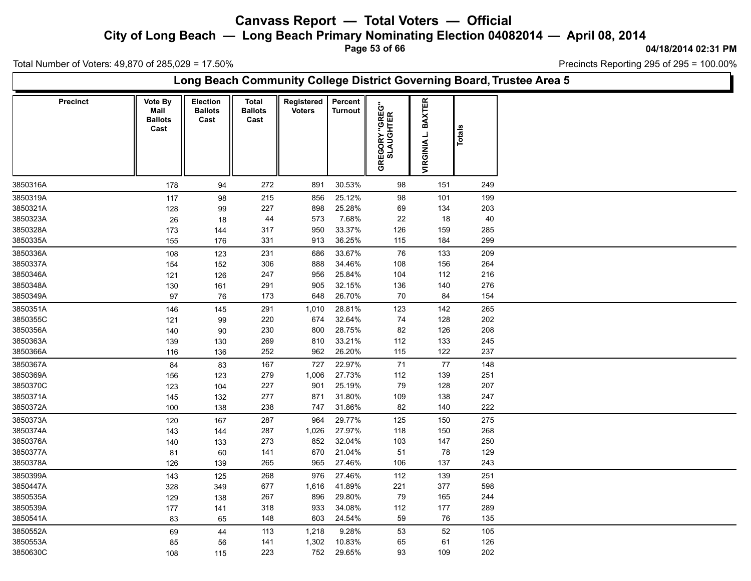# Canvass Report — Total Voters — Official

## City of Long Beach — Long Beach Primary Nominating Election 04082014 — April 08, 2014

04/18/2014 02:31 PM

Total Number of Voters: 49,870 of 285,029 = 17.50%

Precincts Reporting 295 of 295 = 100.00%

### Long Beach Community College District Governing Board, Trustee Area 5

| Precinct | Vote By Mail Ballots Cast | Election Ballots Cast | Total Ballots Cast | Registered Voters | Percent Turnout | GREGORY "GREG" SLAUGHTER | VIRGINIA L. BAXTER | Totals |
|---|---|---|---|---|---|---|---|---|
| 3850316A | 178 | 94 | 272 | 891 | 30.53% | 98 | 151 | 249 |
| 3850319A | 117 | 98 | 215 | 856 | 25.12% | 98 | 101 | 199 |
| 3850321A | 128 | 99 | 227 | 898 | 25.28% | 69 | 134 | 203 |
| 3850323A | 26 | 18 | 44 | 573 | 7.68% | 22 | 18 | 40 |
| 3850328A | 173 | 144 | 317 | 950 | 33.37% | 126 | 159 | 285 |
| 3850335A | 155 | 176 | 331 | 913 | 36.25% | 115 | 184 | 299 |
| 3850336A | 108 | 123 | 231 | 686 | 33.67% | 76 | 133 | 209 |
| 3850337A | 154 | 152 | 306 | 888 | 34.46% | 108 | 156 | 264 |
| 3850346A | 121 | 126 | 247 | 956 | 25.84% | 104 | 112 | 216 |
| 3850348A | 130 | 161 | 291 | 905 | 32.15% | 136 | 140 | 276 |
| 3850349A | 97 | 76 | 173 | 648 | 26.70% | 70 | 84 | 154 |
| 3850351A | 146 | 145 | 291 | 1,010 | 28.81% | 123 | 142 | 265 |
| 3850355C | 121 | 99 | 220 | 674 | 32.64% | 74 | 128 | 202 |
| 3850356A | 140 | 90 | 230 | 800 | 28.75% | 82 | 126 | 208 |
| 3850363A | 139 | 130 | 269 | 810 | 33.21% | 112 | 133 | 245 |
| 3850366A | 116 | 136 | 252 | 962 | 26.20% | 115 | 122 | 237 |
| 3850367A | 84 | 83 | 167 | 727 | 22.97% | 71 | 77 | 148 |
| 3850369A | 156 | 123 | 279 | 1,006 | 27.73% | 112 | 139 | 251 |
| 3850370C | 123 | 104 | 227 | 901 | 25.19% | 79 | 128 | 207 |
| 3850371A | 145 | 132 | 277 | 871 | 31.80% | 109 | 138 | 247 |
| 3850372A | 100 | 138 | 238 | 747 | 31.86% | 82 | 140 | 222 |
| 3850373A | 120 | 167 | 287 | 964 | 29.77% | 125 | 150 | 275 |
| 3850374A | 143 | 144 | 287 | 1,026 | 27.97% | 118 | 150 | 268 |
| 3850376A | 140 | 133 | 273 | 852 | 32.04% | 103 | 147 | 250 |
| 3850377A | 81 | 60 | 141 | 670 | 21.04% | 51 | 78 | 129 |
| 3850378A | 126 | 139 | 265 | 965 | 27.46% | 106 | 137 | 243 |
| 3850399A | 143 | 125 | 268 | 976 | 27.46% | 112 | 139 | 251 |
| 3850447A | 328 | 349 | 677 | 1,616 | 41.89% | 221 | 377 | 598 |
| 3850535A | 129 | 138 | 267 | 896 | 29.80% | 79 | 165 | 244 |
| 3850539A | 177 | 141 | 318 | 933 | 34.08% | 112 | 177 | 289 |
| 3850541A | 83 | 65 | 148 | 603 | 24.54% | 59 | 76 | 135 |
| 3850552A | 69 | 44 | 113 | 1,218 | 9.28% | 53 | 52 | 105 |
| 3850553A | 85 | 56 | 141 | 1,302 | 10.83% | 65 | 61 | 126 |
| 3850630C | 108 | 115 | 223 | 752 | 29.65% | 93 | 109 | 202 |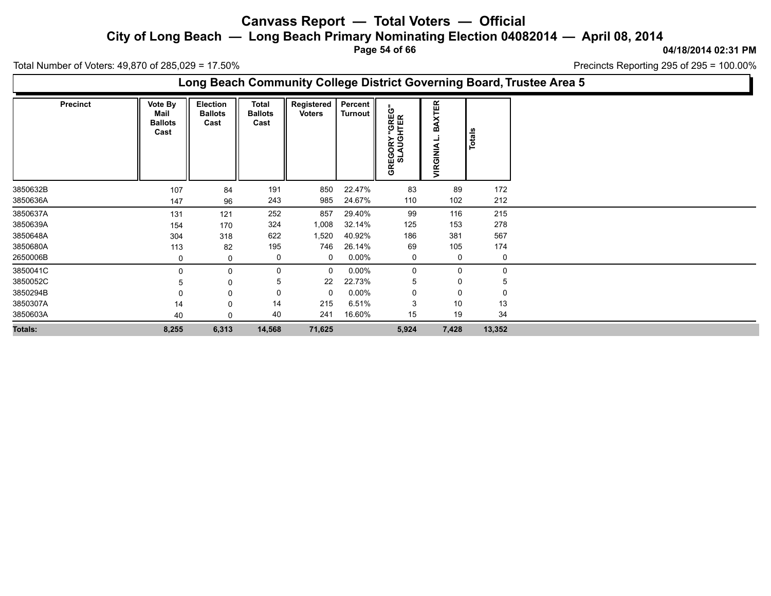# Canvass Report — Total Voters — Official

## City of Long Beach — Long Beach Primary Nominating Election 04082014 — April 08, 2014

04/18/2014 02:31 PM

Total Number of Voters: 49,870 of 285,029 = 17.50%

Precincts Reporting 295 of 295 = 100.00%

### Long Beach Community College District Governing Board, Trustee Area 5

| Precinct | Vote By Mail Ballots Cast | Election Ballots Cast | Total Ballots Cast | Registered Voters | Percent Turnout | GREGORY "GREG" SLAUGHTER | VIRGINIA L. BAXTER | Totals |
|---|---|---|---|---|---|---|---|---|
| 3850632B | 107 | 84 | 191 | 850 | 22.47% | 83 | 89 | 172 |
| 3850636A | 147 | 96 | 243 | 985 | 24.67% | 110 | 102 | 212 |
| 3850637A | 131 | 121 | 252 | 857 | 29.40% | 99 | 116 | 215 |
| 3850639A | 154 | 170 | 324 | 1,008 | 32.14% | 125 | 153 | 278 |
| 3850648A | 304 | 318 | 622 | 1,520 | 40.92% | 186 | 381 | 567 |
| 3850680A | 113 | 82 | 195 | 746 | 26.14% | 69 | 105 | 174 |
| 2650006B | 0 | 0 | 0 | 0 | 0.00% | 0 | 0 | 0 |
| 3850041C | 0 | 0 | 0 | 0 | 0.00% | 0 | 0 | 0 |
| 3850052C | 5 | 0 | 5 | 22 | 22.73% | 5 | 0 | 5 |
| 3850294B | 0 | 0 | 0 | 0 | 0.00% | 0 | 0 | 0 |
| 3850307A | 14 | 0 | 14 | 215 | 6.51% | 3 | 10 | 13 |
| 3850603A | 40 | 0 | 40 | 241 | 16.60% | 15 | 19 | 34 |
| **Totals:** | **8,255** | **6,313** | **14,568** | **71,625** | | **5,924** | **7,428** | **13,352** |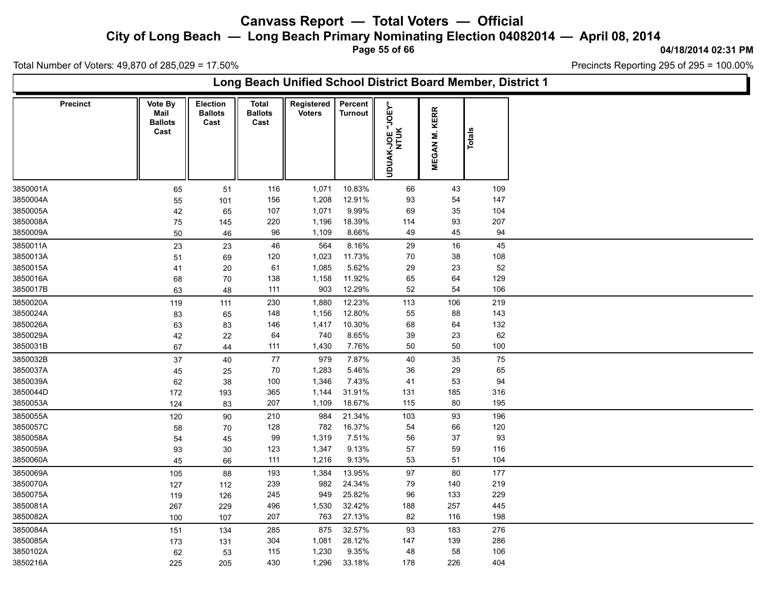# Canvass Report — Total Voters — Official

## City of Long Beach — Long Beach Primary Nominating Election 04082014 — April 08, 2014

04/18/2014 02:31 PM

Total Number of Voters: 49,870 of 285,029 = 17.50%

Precincts Reporting 295 of 295 = 100.00%

### Long Beach Unified School District Board Member, District 1

| Precinct | Vote By Mail Ballots Cast | Election Ballots Cast | Total Ballots Cast | Registered Voters | Percent Turnout | UDUAK-JOE "JOEY" NTUK | MEGAN M. KERR | Totals |
|---|---|---|---|---|---|---|---|---|
| 3850001A | 65 | 51 | 116 | 1,071 | 10.83% | 66 | 43 | 109 |
| 3850004A | 55 | 101 | 156 | 1,208 | 12.91% | 93 | 54 | 147 |
| 3850005A | 42 | 65 | 107 | 1,071 | 9.99% | 69 | 35 | 104 |
| 3850008A | 75 | 145 | 220 | 1,196 | 18.39% | 114 | 93 | 207 |
| 3850009A | 50 | 46 | 96 | 1,109 | 8.66% | 49 | 45 | 94 |
| 3850011A | 23 | 23 | 46 | 564 | 8.16% | 29 | 16 | 45 |
| 3850013A | 51 | 69 | 120 | 1,023 | 11.73% | 70 | 38 | 108 |
| 3850015A | 41 | 20 | 61 | 1,085 | 5.62% | 29 | 23 | 52 |
| 3850016A | 68 | 70 | 138 | 1,158 | 11.92% | 65 | 64 | 129 |
| 3850017B | 63 | 48 | 111 | 903 | 12.29% | 52 | 54 | 106 |
| 3850020A | 119 | 111 | 230 | 1,880 | 12.23% | 113 | 106 | 219 |
| 3850024A | 83 | 65 | 148 | 1,156 | 12.80% | 55 | 88 | 143 |
| 3850026A | 63 | 83 | 146 | 1,417 | 10.30% | 68 | 64 | 132 |
| 3850029A | 42 | 22 | 64 | 740 | 8.65% | 39 | 23 | 62 |
| 3850031B | 67 | 44 | 111 | 1,430 | 7.76% | 50 | 50 | 100 |
| 3850032B | 37 | 40 | 77 | 979 | 7.87% | 40 | 35 | 75 |
| 3850037A | 45 | 25 | 70 | 1,283 | 5.46% | 36 | 29 | 65 |
| 3850039A | 62 | 38 | 100 | 1,346 | 7.43% | 41 | 53 | 94 |
| 3850044D | 172 | 193 | 365 | 1,144 | 31.91% | 131 | 185 | 316 |
| 3850053A | 124 | 83 | 207 | 1,109 | 18.67% | 115 | 80 | 195 |
| 3850055A | 120 | 90 | 210 | 984 | 21.34% | 103 | 93 | 196 |
| 3850057C | 58 | 70 | 128 | 782 | 16.37% | 54 | 66 | 120 |
| 3850058A | 54 | 45 | 99 | 1,319 | 7.51% | 56 | 37 | 93 |
| 3850059A | 93 | 30 | 123 | 1,347 | 9.13% | 57 | 59 | 116 |
| 3850060A | 45 | 66 | 111 | 1,216 | 9.13% | 53 | 51 | 104 |
| 3850069A | 105 | 88 | 193 | 1,384 | 13.95% | 97 | 80 | 177 |
| 3850070A | 127 | 112 | 239 | 982 | 24.34% | 79 | 140 | 219 |
| 3850075A | 119 | 126 | 245 | 949 | 25.82% | 96 | 133 | 229 |
| 3850081A | 267 | 229 | 496 | 1,530 | 32.42% | 188 | 257 | 445 |
| 3850082A | 100 | 107 | 207 | 763 | 27.13% | 82 | 116 | 198 |
| 3850084A | 151 | 134 | 285 | 875 | 32.57% | 93 | 183 | 276 |
| 3850085A | 173 | 131 | 304 | 1,081 | 28.12% | 147 | 139 | 286 |
| 3850102A | 62 | 53 | 115 | 1,230 | 9.35% | 48 | 58 | 106 |
| 3850216A | 225 | 205 | 430 | 1,296 | 33.18% | 178 | 226 | 404 |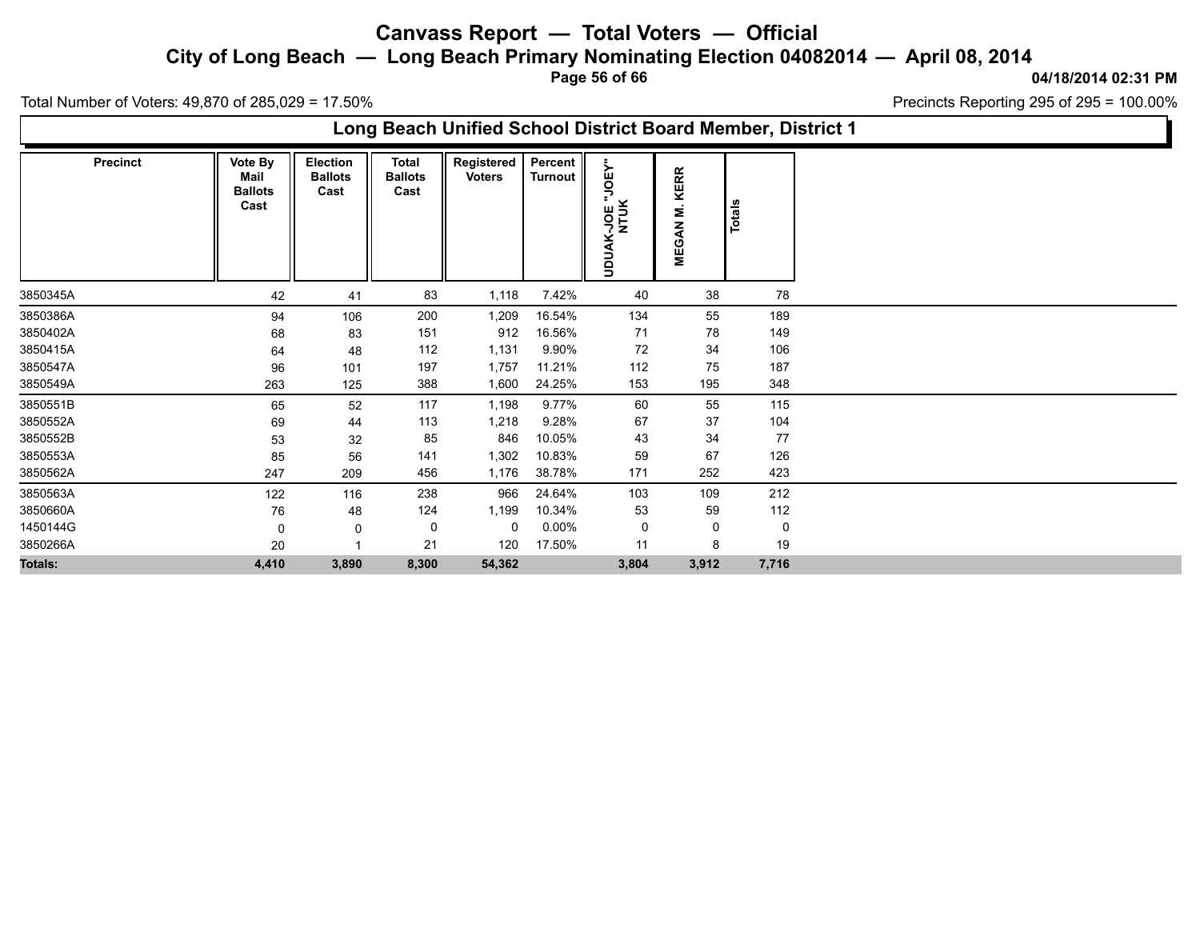# Canvass Report — Total Voters — Official

## City of Long Beach — Long Beach Primary Nominating Election 04082014 — April 08, 2014

04/18/2014 02:31 PM

Total Number of Voters: 49,870 of 285,029 = 17.50%

Precincts Reporting 295 of 295 = 100.00%

### Long Beach Unified School District Board Member, District 1

| Precinct | Vote By Mail Ballots Cast | Election Ballots Cast | Total Ballots Cast | Registered Voters | Percent Turnout | UDUAK-JOE "JOEY" NTUK | MEGAN M. KERR | Totals |
|---|---|---|---|---|---|---|---|---|
| 3850345A | 42 | 41 | 83 | 1,118 | 7.42% | 40 | 38 | 78 |
| 3850386A | 94 | 106 | 200 | 1,209 | 16.54% | 134 | 55 | 189 |
| 3850402A | 68 | 83 | 151 | 912 | 16.56% | 71 | 78 | 149 |
| 3850415A | 64 | 48 | 112 | 1,131 | 9.90% | 72 | 34 | 106 |
| 3850547A | 96 | 101 | 197 | 1,757 | 11.21% | 112 | 75 | 187 |
| 3850549A | 263 | 125 | 388 | 1,600 | 24.25% | 153 | 195 | 348 |
| 3850551B | 65 | 52 | 117 | 1,198 | 9.77% | 60 | 55 | 115 |
| 3850552A | 69 | 44 | 113 | 1,218 | 9.28% | 67 | 37 | 104 |
| 3850552B | 53 | 32 | 85 | 846 | 10.05% | 43 | 34 | 77 |
| 3850553A | 85 | 56 | 141 | 1,302 | 10.83% | 59 | 67 | 126 |
| 3850562A | 247 | 209 | 456 | 1,176 | 38.78% | 171 | 252 | 423 |
| 3850563A | 122 | 116 | 238 | 966 | 24.64% | 103 | 109 | 212 |
| 3850660A | 76 | 48 | 124 | 1,199 | 10.34% | 53 | 59 | 112 |
| 1450144G | 0 | 0 | 0 | 0 | 0.00% | 0 | 0 | 0 |
| 3850266A | 20 | 1 | 21 | 120 | 17.50% | 11 | 8 | 19 |
| **Totals:** | **4,410** | **3,890** | **8,300** | **54,362** | | **3,804** | **3,912** | **7,716** |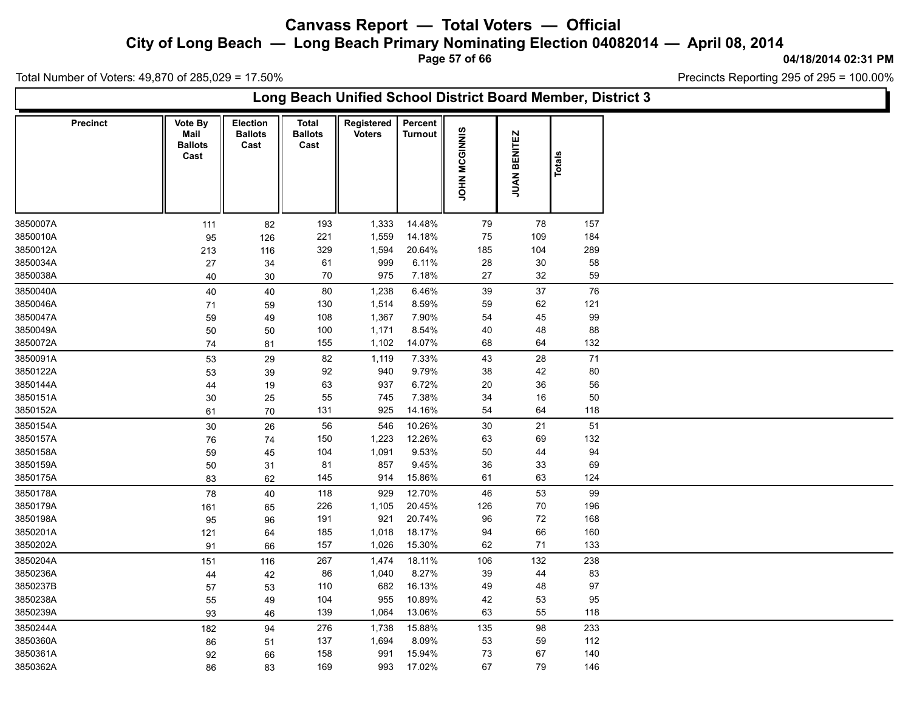# Canvass Report — Total Voters — Official

## City of Long Beach — Long Beach Primary Nominating Election 04082014 — April 08, 2014

04/18/2014 02:31 PM

Total Number of Voters: 49,870 of 285,029 = 17.50%

Precincts Reporting 295 of 295 = 100.00%

### Long Beach Unified School District Board Member, District 3

| Precinct | Vote By Mail Ballots Cast | Election Ballots Cast | Total Ballots Cast | Registered Voters | Percent Turnout | JOHN MCGINNIS | JUAN BENITEZ | Totals |
|---|---|---|---|---|---|---|---|---|
| 3850007A | 111 | 82 | 193 | 1,333 | 14.48% | 79 | 78 | 157 |
| 3850010A | 95 | 126 | 221 | 1,559 | 14.18% | 75 | 109 | 184 |
| 3850012A | 213 | 116 | 329 | 1,594 | 20.64% | 185 | 104 | 289 |
| 3850034A | 27 | 34 | 61 | 999 | 6.11% | 28 | 30 | 58 |
| 3850038A | 40 | 30 | 70 | 975 | 7.18% | 27 | 32 | 59 |
| 3850040A | 40 | 40 | 80 | 1,238 | 6.46% | 39 | 37 | 76 |
| 3850046A | 71 | 59 | 130 | 1,514 | 8.59% | 59 | 62 | 121 |
| 3850047A | 59 | 49 | 108 | 1,367 | 7.90% | 54 | 45 | 99 |
| 3850049A | 50 | 50 | 100 | 1,171 | 8.54% | 40 | 48 | 88 |
| 3850072A | 74 | 81 | 155 | 1,102 | 14.07% | 68 | 64 | 132 |
| 3850091A | 53 | 29 | 82 | 1,119 | 7.33% | 43 | 28 | 71 |
| 3850122A | 53 | 39 | 92 | 940 | 9.79% | 38 | 42 | 80 |
| 3850144A | 44 | 19 | 63 | 937 | 6.72% | 20 | 36 | 56 |
| 3850151A | 30 | 25 | 55 | 745 | 7.38% | 34 | 16 | 50 |
| 3850152A | 61 | 70 | 131 | 925 | 14.16% | 54 | 64 | 118 |
| 3850154A | 30 | 26 | 56 | 546 | 10.26% | 30 | 21 | 51 |
| 3850157A | 76 | 74 | 150 | 1,223 | 12.26% | 63 | 69 | 132 |
| 3850158A | 59 | 45 | 104 | 1,091 | 9.53% | 50 | 44 | 94 |
| 3850159A | 50 | 31 | 81 | 857 | 9.45% | 36 | 33 | 69 |
| 3850175A | 83 | 62 | 145 | 914 | 15.86% | 61 | 63 | 124 |
| 3850178A | 78 | 40 | 118 | 929 | 12.70% | 46 | 53 | 99 |
| 3850179A | 161 | 65 | 226 | 1,105 | 20.45% | 126 | 70 | 196 |
| 3850198A | 95 | 96 | 191 | 921 | 20.74% | 96 | 72 | 168 |
| 3850201A | 121 | 64 | 185 | 1,018 | 18.17% | 94 | 66 | 160 |
| 3850202A | 91 | 66 | 157 | 1,026 | 15.30% | 62 | 71 | 133 |
| 3850204A | 151 | 116 | 267 | 1,474 | 18.11% | 106 | 132 | 238 |
| 3850236A | 44 | 42 | 86 | 1,040 | 8.27% | 39 | 44 | 83 |
| 3850237B | 57 | 53 | 110 | 682 | 16.13% | 49 | 48 | 97 |
| 3850238A | 55 | 49 | 104 | 955 | 10.89% | 42 | 53 | 95 |
| 3850239A | 93 | 46 | 139 | 1,064 | 13.06% | 63 | 55 | 118 |
| 3850244A | 182 | 94 | 276 | 1,738 | 15.88% | 135 | 98 | 233 |
| 3850360A | 86 | 51 | 137 | 1,694 | 8.09% | 53 | 59 | 112 |
| 3850361A | 92 | 66 | 158 | 991 | 15.94% | 73 | 67 | 140 |
| 3850362A | 86 | 83 | 169 | 993 | 17.02% | 67 | 79 | 146 |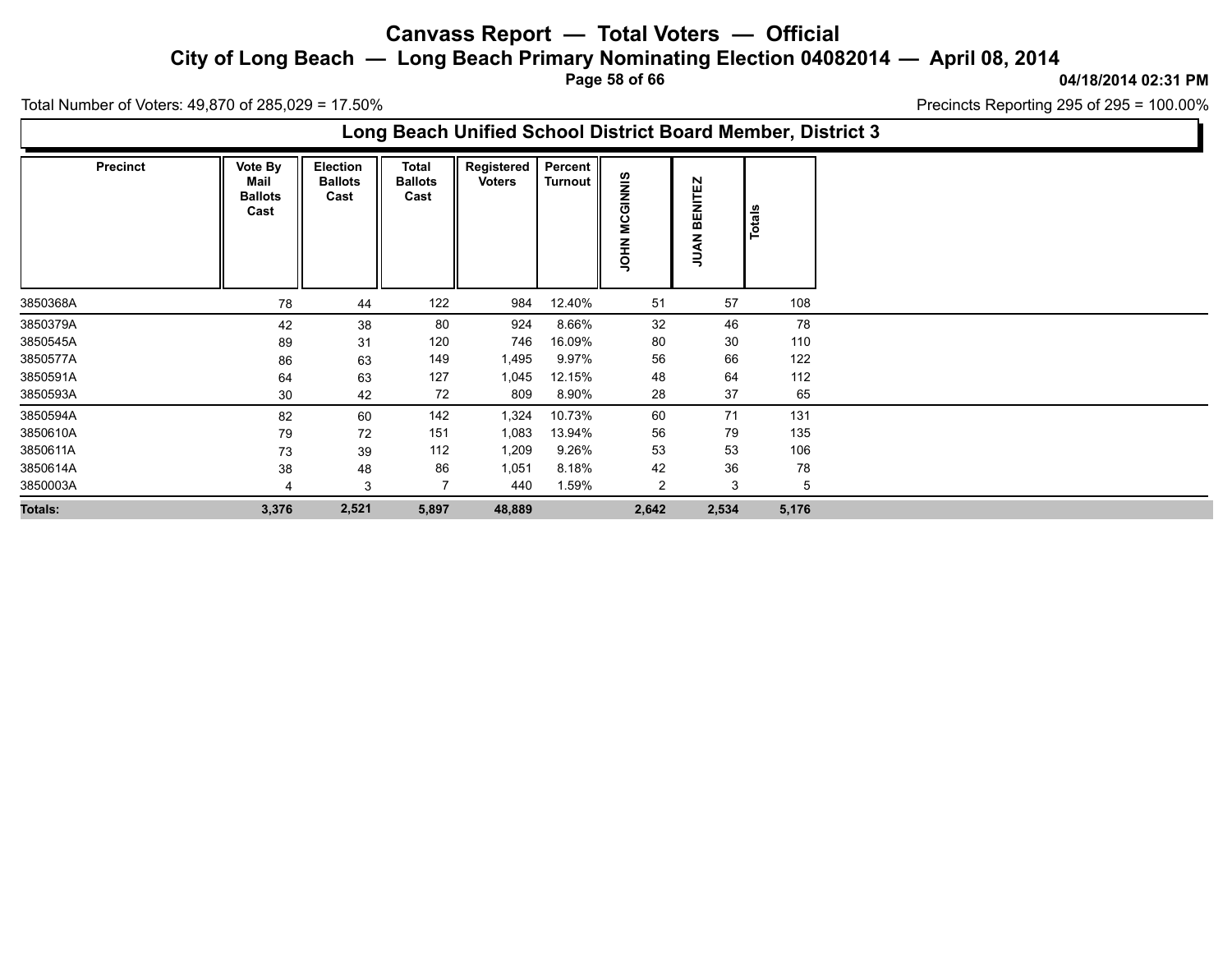# Canvass Report — Total Voters — Official

## City of Long Beach — Long Beach Primary Nominating Election 04082014 — April 08, 2014

04/18/2014 02:31 PM

Total Number of Voters: 49,870 of 285,029 = 17.50%

Precincts Reporting 295 of 295 = 100.00%

### Long Beach Unified School District Board Member, District 3

| Precinct | Vote By Mail Ballots Cast | Election Ballots Cast | Total Ballots Cast | Registered Voters | Percent Turnout | JOHN MCGINNIS | JUAN BENITEZ | Totals |
|---|---|---|---|---|---|---|---|---|
| 3850368A | 78 | 44 | 122 | 984 | 12.40% | 51 | 57 | 108 |
| 3850379A | 42 | 38 | 80 | 924 | 8.66% | 32 | 46 | 78 |
| 3850545A | 89 | 31 | 120 | 746 | 16.09% | 80 | 30 | 110 |
| 3850577A | 86 | 63 | 149 | 1,495 | 9.97% | 56 | 66 | 122 |
| 3850591A | 64 | 63 | 127 | 1,045 | 12.15% | 48 | 64 | 112 |
| 3850593A | 30 | 42 | 72 | 809 | 8.90% | 28 | 37 | 65 |
| 3850594A | 82 | 60 | 142 | 1,324 | 10.73% | 60 | 71 | 131 |
| 3850610A | 79 | 72 | 151 | 1,083 | 13.94% | 56 | 79 | 135 |
| 3850611A | 73 | 39 | 112 | 1,209 | 9.26% | 53 | 53 | 106 |
| 3850614A | 38 | 48 | 86 | 1,051 | 8.18% | 42 | 36 | 78 |
| 3850003A | 4 | 3 | 7 | 440 | 1.59% | 2 | 3 | 5 |
| **Totals:** | **3,376** | **2,521** | **5,897** | **48,889** | | **2,642** | **2,534** | **5,176** |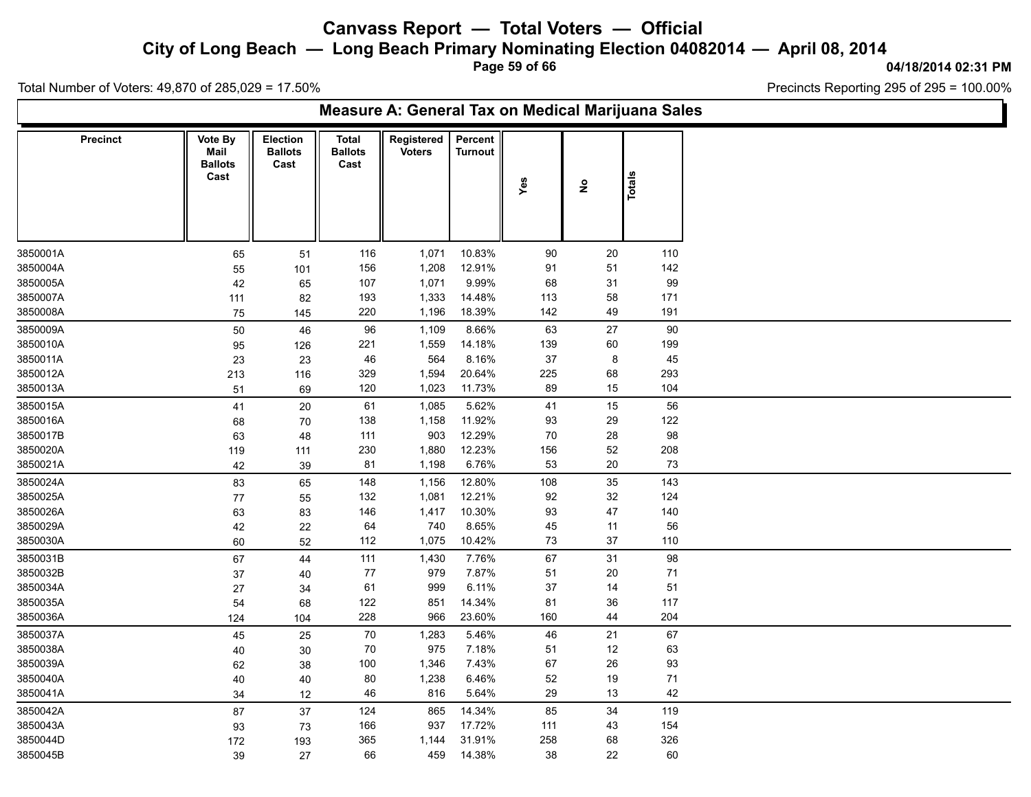# Canvass Report — Total Voters — Official

## City of Long Beach — Long Beach Primary Nominating Election 04082014 — April 08, 2014

04/18/2014 02:31 PM

Total Number of Voters: 49,870 of 285,029 = 17.50%

Precincts Reporting 295 of 295 = 100.00%

### Measure A: General Tax on Medical Marijuana Sales

| Precinct | Vote By Mail Ballots Cast | Election Ballots Cast | Total Ballots Cast | Registered Voters | Percent Turnout | Yes | No | Totals |
|---|---|---|---|---|---|---|---|---|
| 3850001A | 65 | 51 | 116 | 1,071 | 10.83% | 90 | 20 | 110 |
| 3850004A | 55 | 101 | 156 | 1,208 | 12.91% | 91 | 51 | 142 |
| 3850005A | 42 | 65 | 107 | 1,071 | 9.99% | 68 | 31 | 99 |
| 3850007A | 111 | 82 | 193 | 1,333 | 14.48% | 113 | 58 | 171 |
| 3850008A | 75 | 145 | 220 | 1,196 | 18.39% | 142 | 49 | 191 |
| 3850009A | 50 | 46 | 96 | 1,109 | 8.66% | 63 | 27 | 90 |
| 3850010A | 95 | 126 | 221 | 1,559 | 14.18% | 139 | 60 | 199 |
| 3850011A | 23 | 23 | 46 | 564 | 8.16% | 37 | 8 | 45 |
| 3850012A | 213 | 116 | 329 | 1,594 | 20.64% | 225 | 68 | 293 |
| 3850013A | 51 | 69 | 120 | 1,023 | 11.73% | 89 | 15 | 104 |
| 3850015A | 41 | 20 | 61 | 1,085 | 5.62% | 41 | 15 | 56 |
| 3850016A | 68 | 70 | 138 | 1,158 | 11.92% | 93 | 29 | 122 |
| 3850017B | 63 | 48 | 111 | 903 | 12.29% | 70 | 28 | 98 |
| 3850020A | 119 | 111 | 230 | 1,880 | 12.23% | 156 | 52 | 208 |
| 3850021A | 42 | 39 | 81 | 1,198 | 6.76% | 53 | 20 | 73 |
| 3850024A | 83 | 65 | 148 | 1,156 | 12.80% | 108 | 35 | 143 |
| 3850025A | 77 | 55 | 132 | 1,081 | 12.21% | 92 | 32 | 124 |
| 3850026A | 63 | 83 | 146 | 1,417 | 10.30% | 93 | 47 | 140 |
| 3850029A | 42 | 22 | 64 | 740 | 8.65% | 45 | 11 | 56 |
| 3850030A | 60 | 52 | 112 | 1,075 | 10.42% | 73 | 37 | 110 |
| 3850031B | 67 | 44 | 111 | 1,430 | 7.76% | 67 | 31 | 98 |
| 3850032B | 37 | 40 | 77 | 979 | 7.87% | 51 | 20 | 71 |
| 3850034A | 27 | 34 | 61 | 999 | 6.11% | 37 | 14 | 51 |
| 3850035A | 54 | 68 | 122 | 851 | 14.34% | 81 | 36 | 117 |
| 3850036A | 124 | 104 | 228 | 966 | 23.60% | 160 | 44 | 204 |
| 3850037A | 45 | 25 | 70 | 1,283 | 5.46% | 46 | 21 | 67 |
| 3850038A | 40 | 30 | 70 | 975 | 7.18% | 51 | 12 | 63 |
| 3850039A | 62 | 38 | 100 | 1,346 | 7.43% | 67 | 26 | 93 |
| 3850040A | 40 | 40 | 80 | 1,238 | 6.46% | 52 | 19 | 71 |
| 3850041A | 34 | 12 | 46 | 816 | 5.64% | 29 | 13 | 42 |
| 3850042A | 87 | 37 | 124 | 865 | 14.34% | 85 | 34 | 119 |
| 3850043A | 93 | 73 | 166 | 937 | 17.72% | 111 | 43 | 154 |
| 3850044D | 172 | 193 | 365 | 1,144 | 31.91% | 258 | 68 | 326 |
| 3850045B | 39 | 27 | 66 | 459 | 14.38% | 38 | 22 | 60 |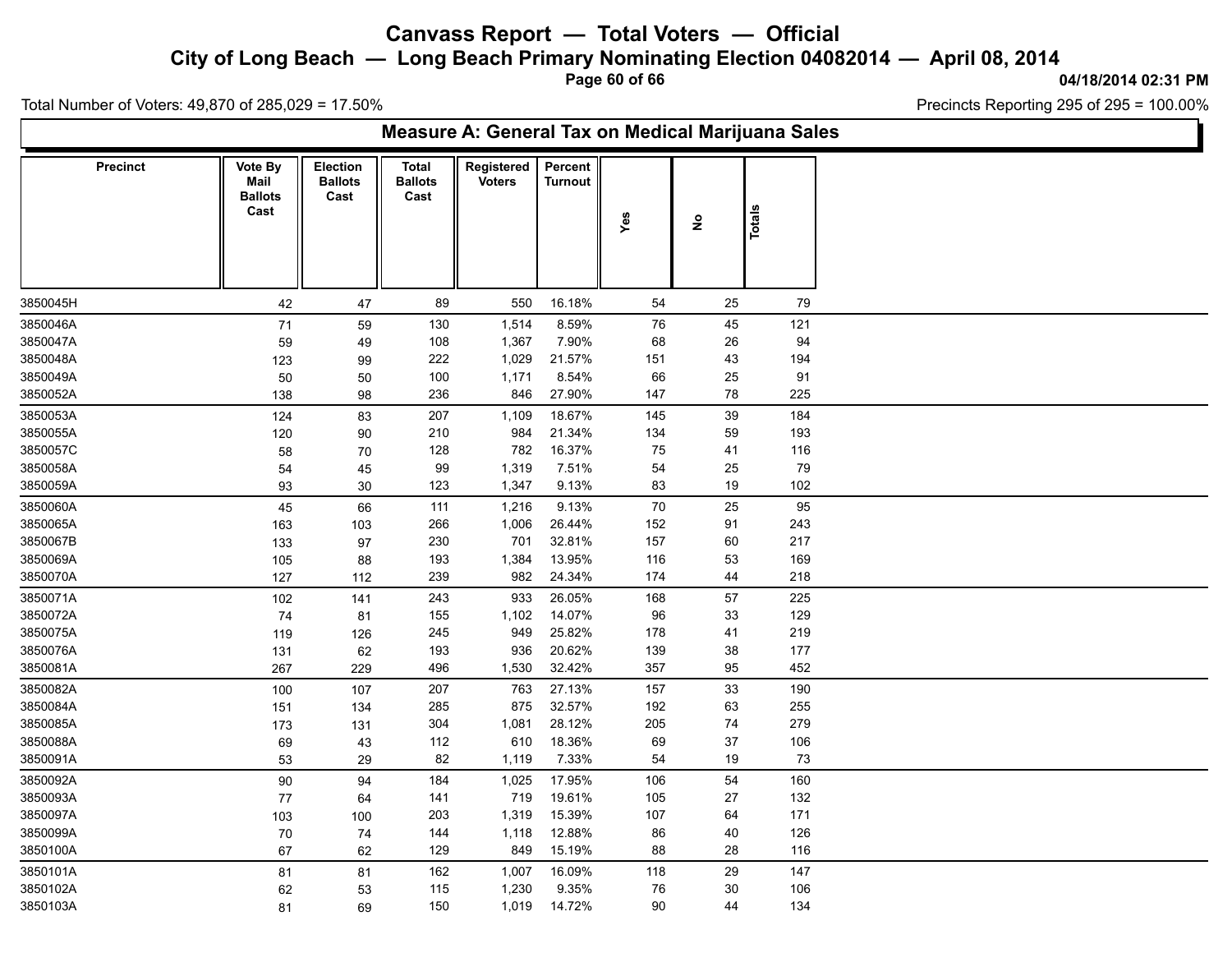# Canvass Report — Total Voters — Official

## City of Long Beach — Long Beach Primary Nominating Election 04082014 — April 08, 2014

04/18/2014 02:31 PM

Total Number of Voters: 49,870 of 285,029 = 17.50%

Precincts Reporting 295 of 295 = 100.00%

### Measure A: General Tax on Medical Marijuana Sales

| Precinct | Vote By Mail Ballots Cast | Election Ballots Cast | Total Ballots Cast | Registered Voters | Percent Turnout | Yes | No | Totals |
|---|---|---|---|---|---|---|---|---|
| 3850045H | 42 | 47 | 89 | 550 | 16.18% | 54 | 25 | 79 |
| 3850046A | 71 | 59 | 130 | 1,514 | 8.59% | 76 | 45 | 121 |
| 3850047A | 59 | 49 | 108 | 1,367 | 7.90% | 68 | 26 | 94 |
| 3850048A | 123 | 99 | 222 | 1,029 | 21.57% | 151 | 43 | 194 |
| 3850049A | 50 | 50 | 100 | 1,171 | 8.54% | 66 | 25 | 91 |
| 3850052A | 138 | 98 | 236 | 846 | 27.90% | 147 | 78 | 225 |
| 3850053A | 124 | 83 | 207 | 1,109 | 18.67% | 145 | 39 | 184 |
| 3850055A | 120 | 90 | 210 | 984 | 21.34% | 134 | 59 | 193 |
| 3850057C | 58 | 70 | 128 | 782 | 16.37% | 75 | 41 | 116 |
| 3850058A | 54 | 45 | 99 | 1,319 | 7.51% | 54 | 25 | 79 |
| 3850059A | 93 | 30 | 123 | 1,347 | 9.13% | 83 | 19 | 102 |
| 3850060A | 45 | 66 | 111 | 1,216 | 9.13% | 70 | 25 | 95 |
| 3850065A | 163 | 103 | 266 | 1,006 | 26.44% | 152 | 91 | 243 |
| 3850067B | 133 | 97 | 230 | 701 | 32.81% | 157 | 60 | 217 |
| 3850069A | 105 | 88 | 193 | 1,384 | 13.95% | 116 | 53 | 169 |
| 3850070A | 127 | 112 | 239 | 982 | 24.34% | 174 | 44 | 218 |
| 3850071A | 102 | 141 | 243 | 933 | 26.05% | 168 | 57 | 225 |
| 3850072A | 74 | 81 | 155 | 1,102 | 14.07% | 96 | 33 | 129 |
| 3850075A | 119 | 126 | 245 | 949 | 25.82% | 178 | 41 | 219 |
| 3850076A | 131 | 62 | 193 | 936 | 20.62% | 139 | 38 | 177 |
| 3850081A | 267 | 229 | 496 | 1,530 | 32.42% | 357 | 95 | 452 |
| 3850082A | 100 | 107 | 207 | 763 | 27.13% | 157 | 33 | 190 |
| 3850084A | 151 | 134 | 285 | 875 | 32.57% | 192 | 63 | 255 |
| 3850085A | 173 | 131 | 304 | 1,081 | 28.12% | 205 | 74 | 279 |
| 3850088A | 69 | 43 | 112 | 610 | 18.36% | 69 | 37 | 106 |
| 3850091A | 53 | 29 | 82 | 1,119 | 7.33% | 54 | 19 | 73 |
| 3850092A | 90 | 94 | 184 | 1,025 | 17.95% | 106 | 54 | 160 |
| 3850093A | 77 | 64 | 141 | 719 | 19.61% | 105 | 27 | 132 |
| 3850097A | 103 | 100 | 203 | 1,319 | 15.39% | 107 | 64 | 171 |
| 3850099A | 70 | 74 | 144 | 1,118 | 12.88% | 86 | 40 | 126 |
| 3850100A | 67 | 62 | 129 | 849 | 15.19% | 88 | 28 | 116 |
| 3850101A | 81 | 81 | 162 | 1,007 | 16.09% | 118 | 29 | 147 |
| 3850102A | 62 | 53 | 115 | 1,230 | 9.35% | 76 | 30 | 106 |
| 3850103A | 81 | 69 | 150 | 1,019 | 14.72% | 90 | 44 | 134 |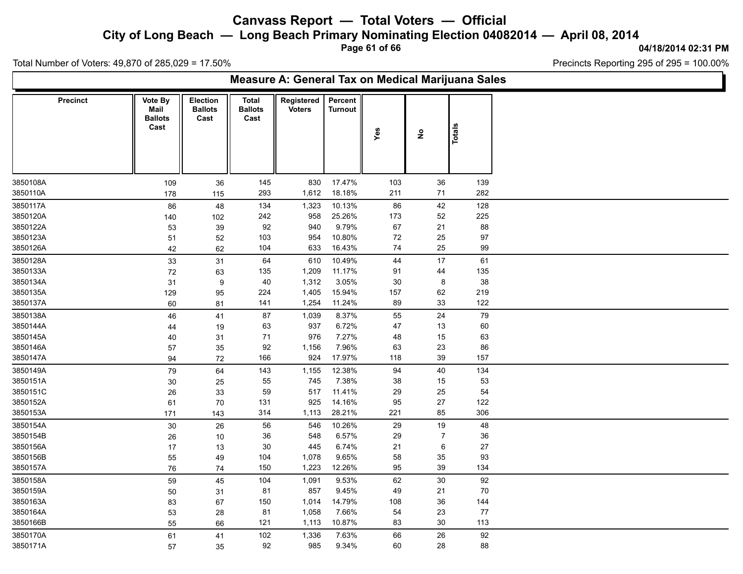# Canvass Report — Total Voters — Official

## City of Long Beach — Long Beach Primary Nominating Election 04082014 — April 08, 2014

04/18/2014 02:31 PM

Total Number of Voters: 49,870 of 285,029 = 17.50%

Precincts Reporting 295 of 295 = 100.00%

### Measure A: General Tax on Medical Marijuana Sales

| Precinct | Vote By Mail Ballots Cast | Election Ballots Cast | Total Ballots Cast | Registered Voters | Percent Turnout | Yes | No | Totals |
|---|---|---|---|---|---|---|---|---|
| 3850108A | 109 | 36 | 145 | 830 | 17.47% | 103 | 36 | 139 |
| 3850110A | 178 | 115 | 293 | 1,612 | 18.18% | 211 | 71 | 282 |
| 3850117A | 86 | 48 | 134 | 1,323 | 10.13% | 86 | 42 | 128 |
| 3850120A | 140 | 102 | 242 | 958 | 25.26% | 173 | 52 | 225 |
| 3850122A | 53 | 39 | 92 | 940 | 9.79% | 67 | 21 | 88 |
| 3850123A | 51 | 52 | 103 | 954 | 10.80% | 72 | 25 | 97 |
| 3850126A | 42 | 62 | 104 | 633 | 16.43% | 74 | 25 | 99 |
| 3850128A | 33 | 31 | 64 | 610 | 10.49% | 44 | 17 | 61 |
| 3850133A | 72 | 63 | 135 | 1,209 | 11.17% | 91 | 44 | 135 |
| 3850134A | 31 | 9 | 40 | 1,312 | 3.05% | 30 | 8 | 38 |
| 3850135A | 129 | 95 | 224 | 1,405 | 15.94% | 157 | 62 | 219 |
| 3850137A | 60 | 81 | 141 | 1,254 | 11.24% | 89 | 33 | 122 |
| 3850138A | 46 | 41 | 87 | 1,039 | 8.37% | 55 | 24 | 79 |
| 3850144A | 44 | 19 | 63 | 937 | 6.72% | 47 | 13 | 60 |
| 3850145A | 40 | 31 | 71 | 976 | 7.27% | 48 | 15 | 63 |
| 3850146A | 57 | 35 | 92 | 1,156 | 7.96% | 63 | 23 | 86 |
| 3850147A | 94 | 72 | 166 | 924 | 17.97% | 118 | 39 | 157 |
| 3850149A | 79 | 64 | 143 | 1,155 | 12.38% | 94 | 40 | 134 |
| 3850151A | 30 | 25 | 55 | 745 | 7.38% | 38 | 15 | 53 |
| 3850151C | 26 | 33 | 59 | 517 | 11.41% | 29 | 25 | 54 |
| 3850152A | 61 | 70 | 131 | 925 | 14.16% | 95 | 27 | 122 |
| 3850153A | 171 | 143 | 314 | 1,113 | 28.21% | 221 | 85 | 306 |
| 3850154A | 30 | 26 | 56 | 546 | 10.26% | 29 | 19 | 48 |
| 3850154B | 26 | 10 | 36 | 548 | 6.57% | 29 | 7 | 36 |
| 3850156A | 17 | 13 | 30 | 445 | 6.74% | 21 | 6 | 27 |
| 3850156B | 55 | 49 | 104 | 1,078 | 9.65% | 58 | 35 | 93 |
| 3850157A | 76 | 74 | 150 | 1,223 | 12.26% | 95 | 39 | 134 |
| 3850158A | 59 | 45 | 104 | 1,091 | 9.53% | 62 | 30 | 92 |
| 3850159A | 50 | 31 | 81 | 857 | 9.45% | 49 | 21 | 70 |
| 3850163A | 83 | 67 | 150 | 1,014 | 14.79% | 108 | 36 | 144 |
| 3850164A | 53 | 28 | 81 | 1,058 | 7.66% | 54 | 23 | 77 |
| 3850166B | 55 | 66 | 121 | 1,113 | 10.87% | 83 | 30 | 113 |
| 3850170A | 61 | 41 | 102 | 1,336 | 7.63% | 66 | 26 | 92 |
| 3850171A | 57 | 35 | 92 | 985 | 9.34% | 60 | 28 | 88 |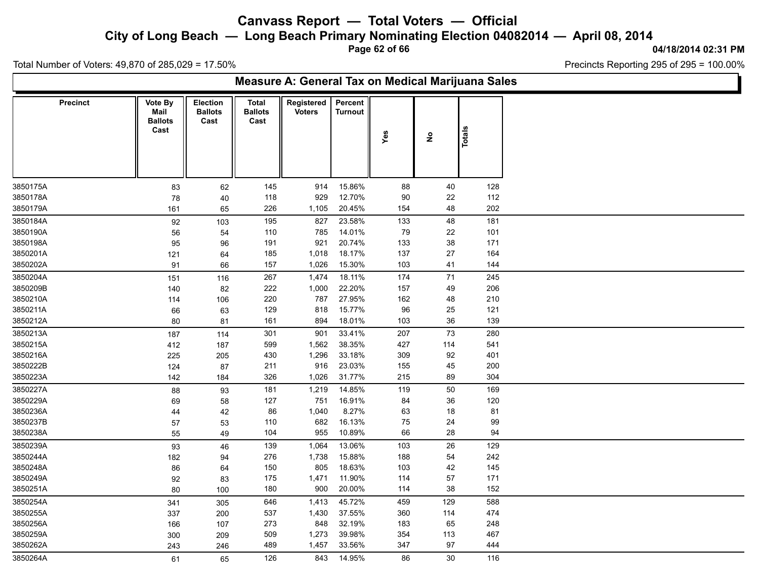# Canvass Report — Total Voters — Official

## City of Long Beach — Long Beach Primary Nominating Election 04082014 — April 08, 2014

04/18/2014 02:31 PM

Total Number of Voters: 49,870 of 285,029 = 17.50%

Precincts Reporting 295 of 295 = 100.00%

### Measure A: General Tax on Medical Marijuana Sales

| Precinct | Vote By Mail Ballots Cast | Election Ballots Cast | Total Ballots Cast | Registered Voters | Percent Turnout | Yes | No | Totals |
|---|---|---|---|---|---|---|---|---|
| 3850175A | 83 | 62 | 145 | 914 | 15.86% | 88 | 40 | 128 |
| 3850178A | 78 | 40 | 118 | 929 | 12.70% | 90 | 22 | 112 |
| 3850179A | 161 | 65 | 226 | 1,105 | 20.45% | 154 | 48 | 202 |
| 3850184A | 92 | 103 | 195 | 827 | 23.58% | 133 | 48 | 181 |
| 3850190A | 56 | 54 | 110 | 785 | 14.01% | 79 | 22 | 101 |
| 3850198A | 95 | 96 | 191 | 921 | 20.74% | 133 | 38 | 171 |
| 3850201A | 121 | 64 | 185 | 1,018 | 18.17% | 137 | 27 | 164 |
| 3850202A | 91 | 66 | 157 | 1,026 | 15.30% | 103 | 41 | 144 |
| 3850204A | 151 | 116 | 267 | 1,474 | 18.11% | 174 | 71 | 245 |
| 3850209B | 140 | 82 | 222 | 1,000 | 22.20% | 157 | 49 | 206 |
| 3850210A | 114 | 106 | 220 | 787 | 27.95% | 162 | 48 | 210 |
| 3850211A | 66 | 63 | 129 | 818 | 15.77% | 96 | 25 | 121 |
| 3850212A | 80 | 81 | 161 | 894 | 18.01% | 103 | 36 | 139 |
| 3850213A | 187 | 114 | 301 | 901 | 33.41% | 207 | 73 | 280 |
| 3850215A | 412 | 187 | 599 | 1,562 | 38.35% | 427 | 114 | 541 |
| 3850216A | 225 | 205 | 430 | 1,296 | 33.18% | 309 | 92 | 401 |
| 3850222B | 124 | 87 | 211 | 916 | 23.03% | 155 | 45 | 200 |
| 3850223A | 142 | 184 | 326 | 1,026 | 31.77% | 215 | 89 | 304 |
| 3850227A | 88 | 93 | 181 | 1,219 | 14.85% | 119 | 50 | 169 |
| 3850229A | 69 | 58 | 127 | 751 | 16.91% | 84 | 36 | 120 |
| 3850236A | 44 | 42 | 86 | 1,040 | 8.27% | 63 | 18 | 81 |
| 3850237B | 57 | 53 | 110 | 682 | 16.13% | 75 | 24 | 99 |
| 3850238A | 55 | 49 | 104 | 955 | 10.89% | 66 | 28 | 94 |
| 3850239A | 93 | 46 | 139 | 1,064 | 13.06% | 103 | 26 | 129 |
| 3850244A | 182 | 94 | 276 | 1,738 | 15.88% | 188 | 54 | 242 |
| 3850248A | 86 | 64 | 150 | 805 | 18.63% | 103 | 42 | 145 |
| 3850249A | 92 | 83 | 175 | 1,471 | 11.90% | 114 | 57 | 171 |
| 3850251A | 80 | 100 | 180 | 900 | 20.00% | 114 | 38 | 152 |
| 3850254A | 341 | 305 | 646 | 1,413 | 45.72% | 459 | 129 | 588 |
| 3850255A | 337 | 200 | 537 | 1,430 | 37.55% | 360 | 114 | 474 |
| 3850256A | 166 | 107 | 273 | 848 | 32.19% | 183 | 65 | 248 |
| 3850259A | 300 | 209 | 509 | 1,273 | 39.98% | 354 | 113 | 467 |
| 3850262A | 243 | 246 | 489 | 1,457 | 33.56% | 347 | 97 | 444 |
| 3850264A | 61 | 65 | 126 | 843 | 14.95% | 86 | 30 | 116 |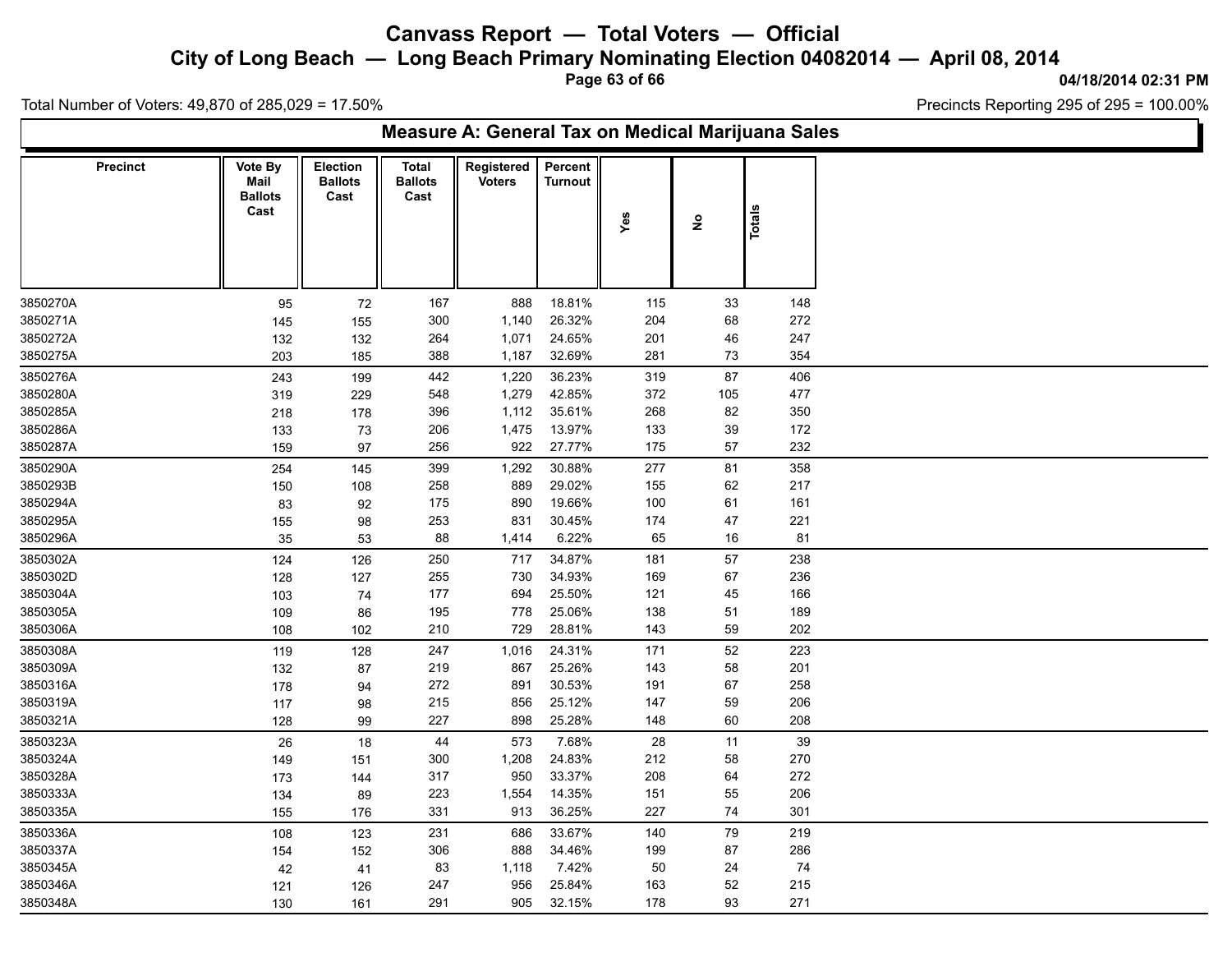# Canvass Report — Total Voters — Official

## City of Long Beach — Long Beach Primary Nominating Election 04082014 — April 08, 2014

04/18/2014 02:31 PM

Total Number of Voters: 49,870 of 285,029 = 17.50%

Precincts Reporting 295 of 295 = 100.00%

### Measure A: General Tax on Medical Marijuana Sales

| Precinct | Vote By Mail Ballots Cast | Election Ballots Cast | Total Ballots Cast | Registered Voters | Percent Turnout | Yes | No | Totals |
|---|---|---|---|---|---|---|---|---|
| 3850270A | 95 | 72 | 167 | 888 | 18.81% | 115 | 33 | 148 |
| 3850271A | 145 | 155 | 300 | 1,140 | 26.32% | 204 | 68 | 272 |
| 3850272A | 132 | 132 | 264 | 1,071 | 24.65% | 201 | 46 | 247 |
| 3850275A | 203 | 185 | 388 | 1,187 | 32.69% | 281 | 73 | 354 |
| 3850276A | 243 | 199 | 442 | 1,220 | 36.23% | 319 | 87 | 406 |
| 3850280A | 319 | 229 | 548 | 1,279 | 42.85% | 372 | 105 | 477 |
| 3850285A | 218 | 178 | 396 | 1,112 | 35.61% | 268 | 82 | 350 |
| 3850286A | 133 | 73 | 206 | 1,475 | 13.97% | 133 | 39 | 172 |
| 3850287A | 159 | 97 | 256 | 922 | 27.77% | 175 | 57 | 232 |
| 3850290A | 254 | 145 | 399 | 1,292 | 30.88% | 277 | 81 | 358 |
| 3850293B | 150 | 108 | 258 | 889 | 29.02% | 155 | 62 | 217 |
| 3850294A | 83 | 92 | 175 | 890 | 19.66% | 100 | 61 | 161 |
| 3850295A | 155 | 98 | 253 | 831 | 30.45% | 174 | 47 | 221 |
| 3850296A | 35 | 53 | 88 | 1,414 | 6.22% | 65 | 16 | 81 |
| 3850302A | 124 | 126 | 250 | 717 | 34.87% | 181 | 57 | 238 |
| 3850302D | 128 | 127 | 255 | 730 | 34.93% | 169 | 67 | 236 |
| 3850304A | 103 | 74 | 177 | 694 | 25.50% | 121 | 45 | 166 |
| 3850305A | 109 | 86 | 195 | 778 | 25.06% | 138 | 51 | 189 |
| 3850306A | 108 | 102 | 210 | 729 | 28.81% | 143 | 59 | 202 |
| 3850308A | 119 | 128 | 247 | 1,016 | 24.31% | 171 | 52 | 223 |
| 3850309A | 132 | 87 | 219 | 867 | 25.26% | 143 | 58 | 201 |
| 3850316A | 178 | 94 | 272 | 891 | 30.53% | 191 | 67 | 258 |
| 3850319A | 117 | 98 | 215 | 856 | 25.12% | 147 | 59 | 206 |
| 3850321A | 128 | 99 | 227 | 898 | 25.28% | 148 | 60 | 208 |
| 3850323A | 26 | 18 | 44 | 573 | 7.68% | 28 | 11 | 39 |
| 3850324A | 149 | 151 | 300 | 1,208 | 24.83% | 212 | 58 | 270 |
| 3850328A | 173 | 144 | 317 | 950 | 33.37% | 208 | 64 | 272 |
| 3850333A | 134 | 89 | 223 | 1,554 | 14.35% | 151 | 55 | 206 |
| 3850335A | 155 | 176 | 331 | 913 | 36.25% | 227 | 74 | 301 |
| 3850336A | 108 | 123 | 231 | 686 | 33.67% | 140 | 79 | 219 |
| 3850337A | 154 | 152 | 306 | 888 | 34.46% | 199 | 87 | 286 |
| 3850345A | 42 | 41 | 83 | 1,118 | 7.42% | 50 | 24 | 74 |
| 3850346A | 121 | 126 | 247 | 956 | 25.84% | 163 | 52 | 215 |
| 3850348A | 130 | 161 | 291 | 905 | 32.15% | 178 | 93 | 271 |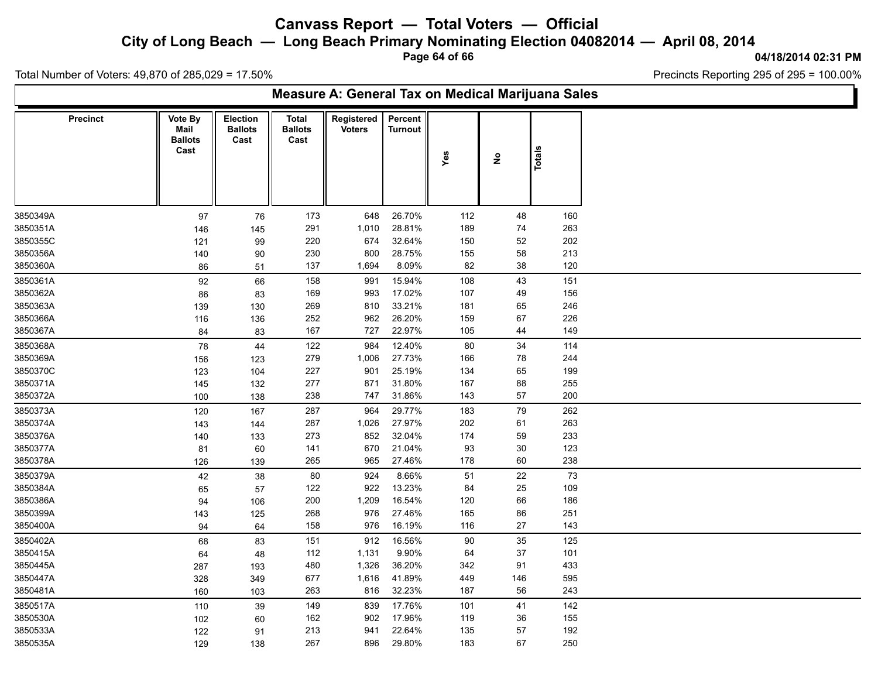# Canvass Report — Total Voters — Official

## City of Long Beach — Long Beach Primary Nominating Election 04082014 — April 08, 2014

04/18/2014 02:31 PM

Total Number of Voters: 49,870 of 285,029 = 17.50%

Precincts Reporting 295 of 295 = 100.00%

### Measure A: General Tax on Medical Marijuana Sales

| Precinct | Vote By Mail Ballots Cast | Election Ballots Cast | Total Ballots Cast | Registered Voters | Percent Turnout | Yes | No | Totals |
|---|---|---|---|---|---|---|---|---|
| 3850349A | 97 | 76 | 173 | 648 | 26.70% | 112 | 48 | 160 |
| 3850351A | 146 | 145 | 291 | 1,010 | 28.81% | 189 | 74 | 263 |
| 3850355C | 121 | 99 | 220 | 674 | 32.64% | 150 | 52 | 202 |
| 3850356A | 140 | 90 | 230 | 800 | 28.75% | 155 | 58 | 213 |
| 3850360A | 86 | 51 | 137 | 1,694 | 8.09% | 82 | 38 | 120 |
| 3850361A | 92 | 66 | 158 | 991 | 15.94% | 108 | 43 | 151 |
| 3850362A | 86 | 83 | 169 | 993 | 17.02% | 107 | 49 | 156 |
| 3850363A | 139 | 130 | 269 | 810 | 33.21% | 181 | 65 | 246 |
| 3850366A | 116 | 136 | 252 | 962 | 26.20% | 159 | 67 | 226 |
| 3850367A | 84 | 83 | 167 | 727 | 22.97% | 105 | 44 | 149 |
| 3850368A | 78 | 44 | 122 | 984 | 12.40% | 80 | 34 | 114 |
| 3850369A | 156 | 123 | 279 | 1,006 | 27.73% | 166 | 78 | 244 |
| 3850370C | 123 | 104 | 227 | 901 | 25.19% | 134 | 65 | 199 |
| 3850371A | 145 | 132 | 277 | 871 | 31.80% | 167 | 88 | 255 |
| 3850372A | 100 | 138 | 238 | 747 | 31.86% | 143 | 57 | 200 |
| 3850373A | 120 | 167 | 287 | 964 | 29.77% | 183 | 79 | 262 |
| 3850374A | 143 | 144 | 287 | 1,026 | 27.97% | 202 | 61 | 263 |
| 3850376A | 140 | 133 | 273 | 852 | 32.04% | 174 | 59 | 233 |
| 3850377A | 81 | 60 | 141 | 670 | 21.04% | 93 | 30 | 123 |
| 3850378A | 126 | 139 | 265 | 965 | 27.46% | 178 | 60 | 238 |
| 3850379A | 42 | 38 | 80 | 924 | 8.66% | 51 | 22 | 73 |
| 3850384A | 65 | 57 | 122 | 922 | 13.23% | 84 | 25 | 109 |
| 3850386A | 94 | 106 | 200 | 1,209 | 16.54% | 120 | 66 | 186 |
| 3850399A | 143 | 125 | 268 | 976 | 27.46% | 165 | 86 | 251 |
| 3850400A | 94 | 64 | 158 | 976 | 16.19% | 116 | 27 | 143 |
| 3850402A | 68 | 83 | 151 | 912 | 16.56% | 90 | 35 | 125 |
| 3850415A | 64 | 48 | 112 | 1,131 | 9.90% | 64 | 37 | 101 |
| 3850445A | 287 | 193 | 480 | 1,326 | 36.20% | 342 | 91 | 433 |
| 3850447A | 328 | 349 | 677 | 1,616 | 41.89% | 449 | 146 | 595 |
| 3850481A | 160 | 103 | 263 | 816 | 32.23% | 187 | 56 | 243 |
| 3850517A | 110 | 39 | 149 | 839 | 17.76% | 101 | 41 | 142 |
| 3850530A | 102 | 60 | 162 | 902 | 17.96% | 119 | 36 | 155 |
| 3850533A | 122 | 91 | 213 | 941 | 22.64% | 135 | 57 | 192 |
| 3850535A | 129 | 138 | 267 | 896 | 29.80% | 183 | 67 | 250 |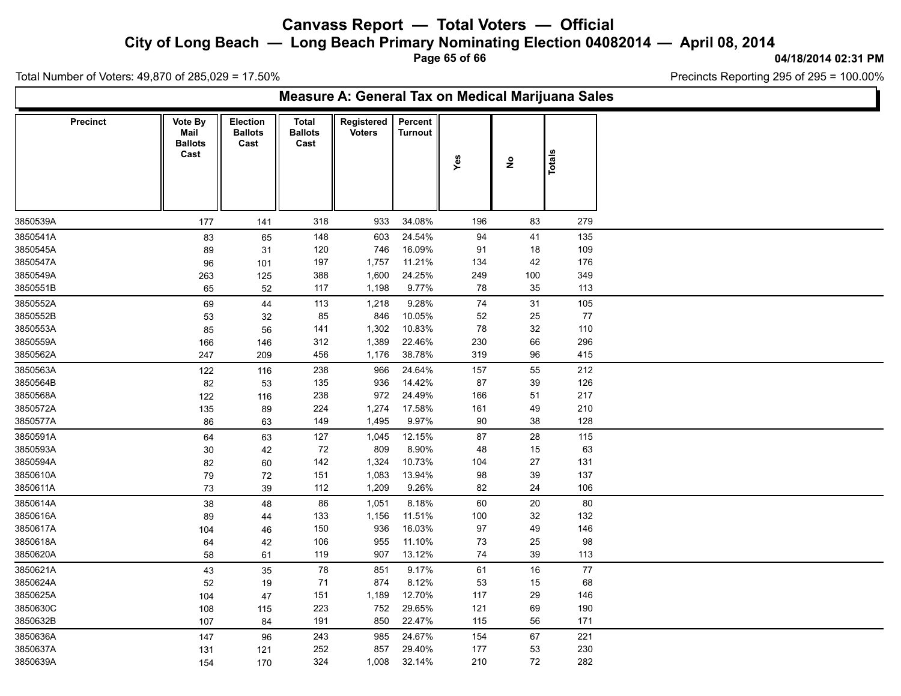# Canvass Report — Total Voters — Official

## City of Long Beach — Long Beach Primary Nominating Election 04082014 — April 08, 2014

04/18/2014 02:31 PM

Total Number of Voters: 49,870 of 285,029 = 17.50%

Precincts Reporting 295 of 295 = 100.00%

### Measure A: General Tax on Medical Marijuana Sales

| Precinct | Vote By Mail Ballots Cast | Election Ballots Cast | Total Ballots Cast | Registered Voters | Percent Turnout | Yes | No | Totals |
|---|---|---|---|---|---|---|---|---|
| 3850539A | 177 | 141 | 318 | 933 | 34.08% | 196 | 83 | 279 |
| 3850541A | 83 | 65 | 148 | 603 | 24.54% | 94 | 41 | 135 |
| 3850545A | 89 | 31 | 120 | 746 | 16.09% | 91 | 18 | 109 |
| 3850547A | 96 | 101 | 197 | 1,757 | 11.21% | 134 | 42 | 176 |
| 3850549A | 263 | 125 | 388 | 1,600 | 24.25% | 249 | 100 | 349 |
| 3850551B | 65 | 52 | 117 | 1,198 | 9.77% | 78 | 35 | 113 |
| 3850552A | 69 | 44 | 113 | 1,218 | 9.28% | 74 | 31 | 105 |
| 3850552B | 53 | 32 | 85 | 846 | 10.05% | 52 | 25 | 77 |
| 3850553A | 85 | 56 | 141 | 1,302 | 10.83% | 78 | 32 | 110 |
| 3850559A | 166 | 146 | 312 | 1,389 | 22.46% | 230 | 66 | 296 |
| 3850562A | 247 | 209 | 456 | 1,176 | 38.78% | 319 | 96 | 415 |
| 3850563A | 122 | 116 | 238 | 966 | 24.64% | 157 | 55 | 212 |
| 3850564B | 82 | 53 | 135 | 936 | 14.42% | 87 | 39 | 126 |
| 3850568A | 122 | 116 | 238 | 972 | 24.49% | 166 | 51 | 217 |
| 3850572A | 135 | 89 | 224 | 1,274 | 17.58% | 161 | 49 | 210 |
| 3850577A | 86 | 63 | 149 | 1,495 | 9.97% | 90 | 38 | 128 |
| 3850591A | 64 | 63 | 127 | 1,045 | 12.15% | 87 | 28 | 115 |
| 3850593A | 30 | 42 | 72 | 809 | 8.90% | 48 | 15 | 63 |
| 3850594A | 82 | 60 | 142 | 1,324 | 10.73% | 104 | 27 | 131 |
| 3850610A | 79 | 72 | 151 | 1,083 | 13.94% | 98 | 39 | 137 |
| 3850611A | 73 | 39 | 112 | 1,209 | 9.26% | 82 | 24 | 106 |
| 3850614A | 38 | 48 | 86 | 1,051 | 8.18% | 60 | 20 | 80 |
| 3850616A | 89 | 44 | 133 | 1,156 | 11.51% | 100 | 32 | 132 |
| 3850617A | 104 | 46 | 150 | 936 | 16.03% | 97 | 49 | 146 |
| 3850618A | 64 | 42 | 106 | 955 | 11.10% | 73 | 25 | 98 |
| 3850620A | 58 | 61 | 119 | 907 | 13.12% | 74 | 39 | 113 |
| 3850621A | 43 | 35 | 78 | 851 | 9.17% | 61 | 16 | 77 |
| 3850624A | 52 | 19 | 71 | 874 | 8.12% | 53 | 15 | 68 |
| 3850625A | 104 | 47 | 151 | 1,189 | 12.70% | 117 | 29 | 146 |
| 3850630C | 108 | 115 | 223 | 752 | 29.65% | 121 | 69 | 190 |
| 3850632B | 107 | 84 | 191 | 850 | 22.47% | 115 | 56 | 171 |
| 3850636A | 147 | 96 | 243 | 985 | 24.67% | 154 | 67 | 221 |
| 3850637A | 131 | 121 | 252 | 857 | 29.40% | 177 | 53 | 230 |
| 3850639A | 154 | 170 | 324 | 1,008 | 32.14% | 210 | 72 | 282 |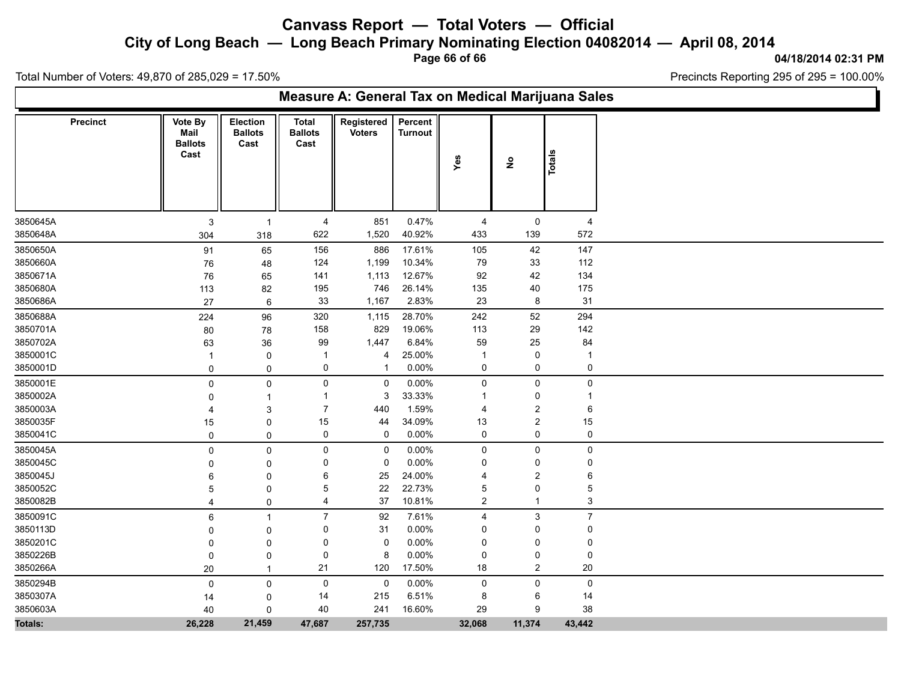# Canvass Report — Total Voters — Official

## City of Long Beach — Long Beach Primary Nominating Election 04082014 — April 08, 2014

04/18/2014 02:31 PM

Total Number of Voters: 49,870 of 285,029 = 17.50%

Precincts Reporting 295 of 295 = 100.00%

### Measure A: General Tax on Medical Marijuana Sales

| Precinct | Vote By Mail Ballots Cast | Election Ballots Cast | Total Ballots Cast | Registered Voters | Percent Turnout | Yes | No | Totals |
|---|---|---|---|---|---|---|---|---|
| 3850645A | 3 | 1 | 4 | 851 | 0.47% | 4 | 0 | 4 |
| 3850648A | 304 | 318 | 622 | 1,520 | 40.92% | 433 | 139 | 572 |
| 3850650A | 91 | 65 | 156 | 886 | 17.61% | 105 | 42 | 147 |
| 3850660A | 76 | 48 | 124 | 1,199 | 10.34% | 79 | 33 | 112 |
| 3850671A | 76 | 65 | 141 | 1,113 | 12.67% | 92 | 42 | 134 |
| 3850680A | 113 | 82 | 195 | 746 | 26.14% | 135 | 40 | 175 |
| 3850686A | 27 | 6 | 33 | 1,167 | 2.83% | 23 | 8 | 31 |
| 3850688A | 224 | 96 | 320 | 1,115 | 28.70% | 242 | 52 | 294 |
| 3850701A | 80 | 78 | 158 | 829 | 19.06% | 113 | 29 | 142 |
| 3850702A | 63 | 36 | 99 | 1,447 | 6.84% | 59 | 25 | 84 |
| 3850001C | 1 | 0 | 1 | 4 | 25.00% | 1 | 0 | 1 |
| 3850001D | 0 | 0 | 0 | 1 | 0.00% | 0 | 0 | 0 |
| 3850001E | 0 | 0 | 0 | 0 | 0.00% | 0 | 0 | 0 |
| 3850002A | 0 | 1 | 1 | 3 | 33.33% | 1 | 0 | 1 |
| 3850003A | 4 | 3 | 7 | 440 | 1.59% | 4 | 2 | 6 |
| 3850035F | 15 | 0 | 15 | 44 | 34.09% | 13 | 2 | 15 |
| 3850041C | 0 | 0 | 0 | 0 | 0.00% | 0 | 0 | 0 |
| 3850045A | 0 | 0 | 0 | 0 | 0.00% | 0 | 0 | 0 |
| 3850045C | 0 | 0 | 0 | 0 | 0.00% | 0 | 0 | 0 |
| 3850045J | 6 | 0 | 6 | 25 | 24.00% | 4 | 2 | 6 |
| 3850052C | 5 | 0 | 5 | 22 | 22.73% | 5 | 0 | 5 |
| 3850082B | 4 | 0 | 4 | 37 | 10.81% | 2 | 1 | 3 |
| 3850091C | 6 | 1 | 7 | 92 | 7.61% | 4 | 3 | 7 |
| 3850113D | 0 | 0 | 0 | 31 | 0.00% | 0 | 0 | 0 |
| 3850201C | 0 | 0 | 0 | 0 | 0.00% | 0 | 0 | 0 |
| 3850226B | 0 | 0 | 0 | 8 | 0.00% | 0 | 0 | 0 |
| 3850266A | 20 | 1 | 21 | 120 | 17.50% | 18 | 2 | 20 |
| 3850294B | 0 | 0 | 0 | 0 | 0.00% | 0 | 0 | 0 |
| 3850307A | 14 | 0 | 14 | 215 | 6.51% | 8 | 6 | 14 |
| 3850603A | 40 | 0 | 40 | 241 | 16.60% | 29 | 9 | 38 |
| **Totals:** | **26,228** | **21,459** | **47,687** | **257,735** | | **32,068** | **11,374** | **43,442** |